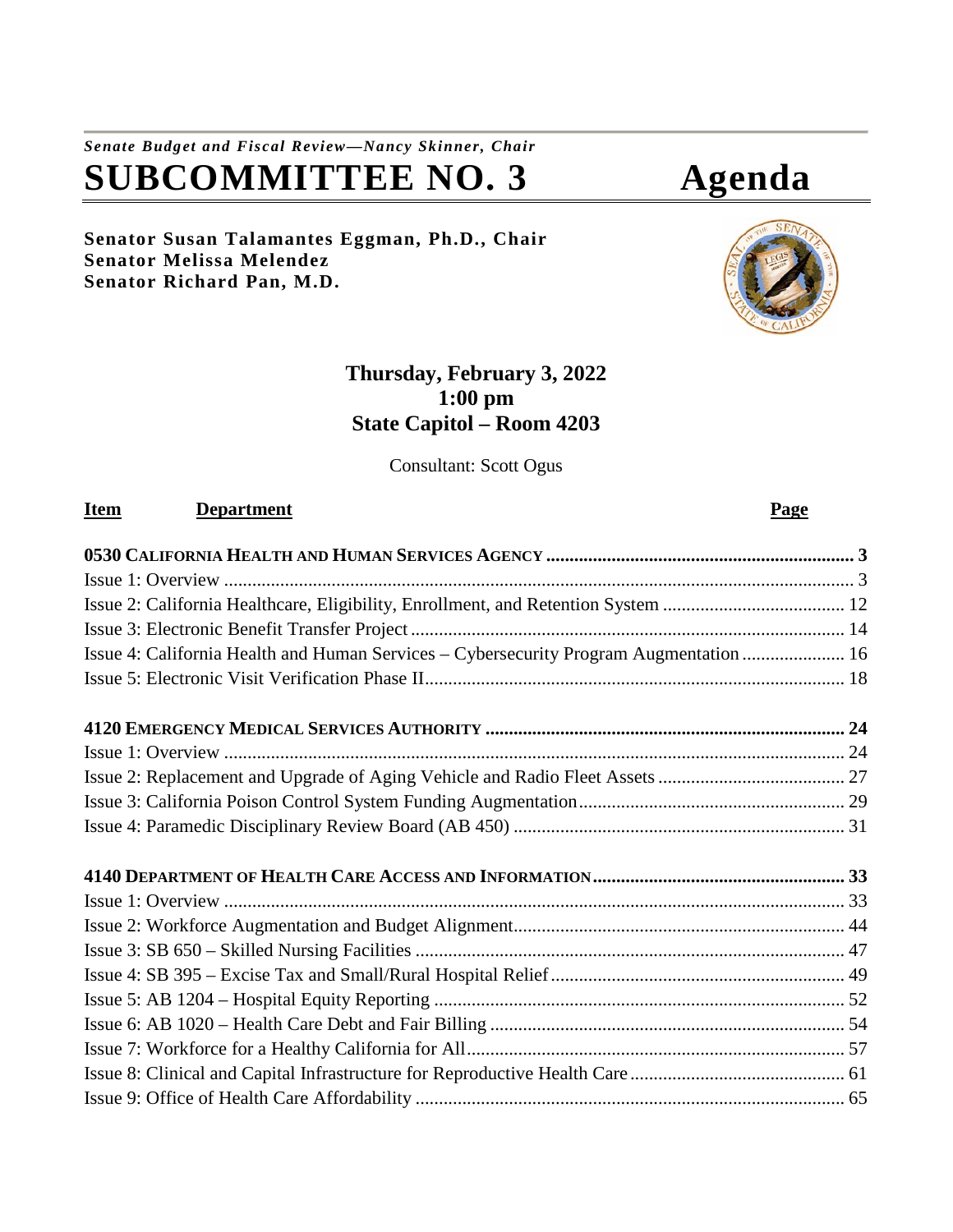***Senate Budget and Fiscal Review—Nancy Skinner, Chair***

# SUBCOMMITTEE NO. 3 Agenda

**Senator Susan Talamantes Eggman, Ph.D., Chair**
**Senator Melissa Melendez**
**Senator Richard Pan, M.D.**

**Thursday, February 3, 2022**
**1:00 pm**
**State Capitol – Room 4203**

Consultant: Scott Ogus

| Item | Department | Page |
|---|---|---|
| **0530 California Health and Human Services Agency** | | **3** |
| | Issue 1: Overview | 3 |
| | Issue 2: California Healthcare, Eligibility, Enrollment, and Retention System | 12 |
| | Issue 3: Electronic Benefit Transfer Project | 14 |
| | Issue 4: California Health and Human Services – Cybersecurity Program Augmentation | 16 |
| | Issue 5: Electronic Visit Verification Phase II | 18 |
| **4120 Emergency Medical Services Authority** | | **24** |
| | Issue 1: Overview | 24 |
| | Issue 2: Replacement and Upgrade of Aging Vehicle and Radio Fleet Assets | 27 |
| | Issue 3: California Poison Control System Funding Augmentation | 29 |
| | Issue 4: Paramedic Disciplinary Review Board (AB 450) | 31 |
| **4140 Department of Health Care Access and Information** | | **33** |
| | Issue 1: Overview | 33 |
| | Issue 2: Workforce Augmentation and Budget Alignment | 44 |
| | Issue 3: SB 650 – Skilled Nursing Facilities | 47 |
| | Issue 4: SB 395 – Excise Tax and Small/Rural Hospital Relief | 49 |
| | Issue 5: AB 1204 – Hospital Equity Reporting | 52 |
| | Issue 6: AB 1020 – Health Care Debt and Fair Billing | 54 |
| | Issue 7: Workforce for a Healthy California for All | 57 |
| | Issue 8: Clinical and Capital Infrastructure for Reproductive Health Care | 61 |
| | Issue 9: Office of Health Care Affordability | 65 |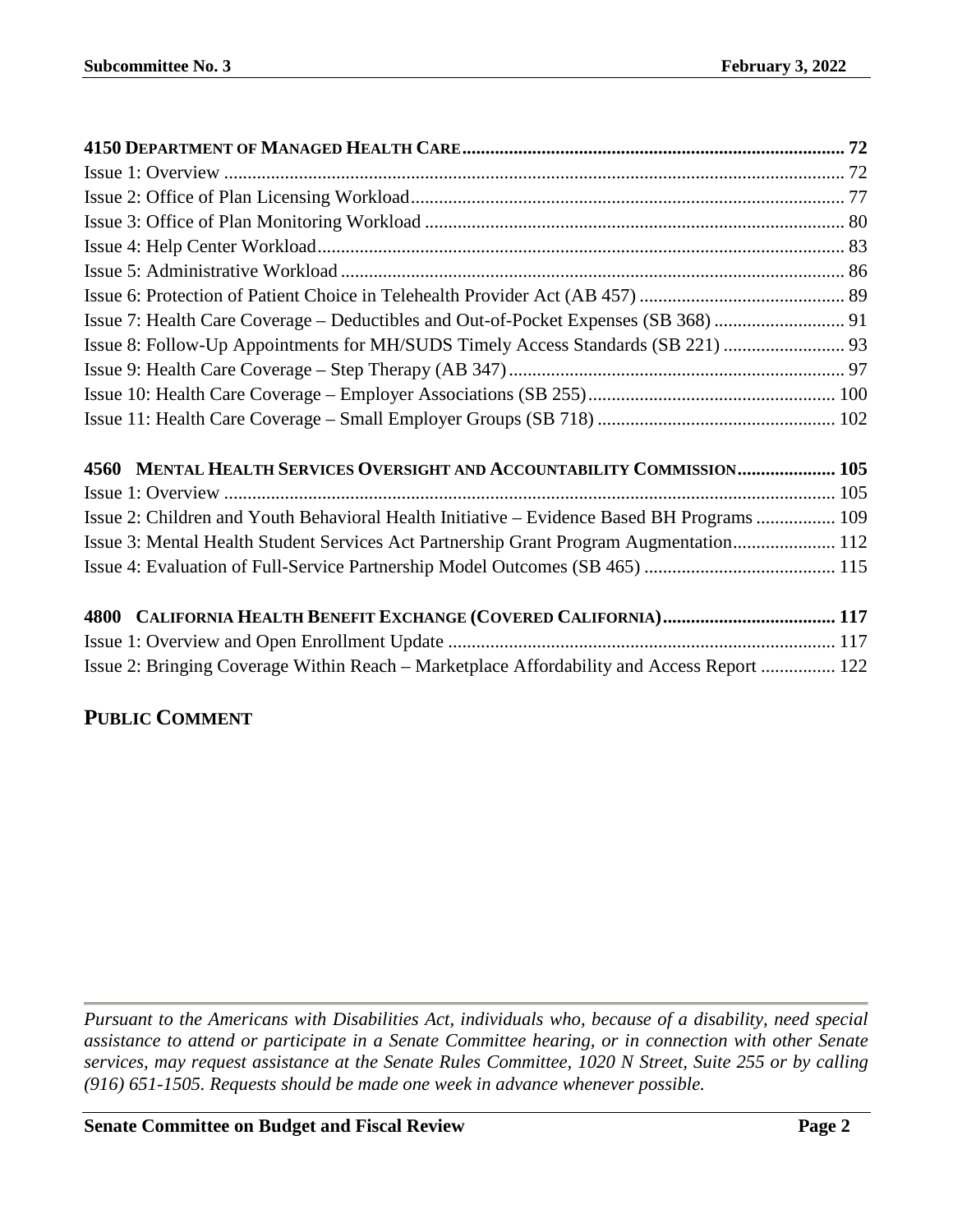**4150 DEPARTMENT OF MANAGED HEALTH CARE** .......... 72

Issue 1: Overview .......... 72

Issue 2: Office of Plan Licensing Workload .......... 77

Issue 3: Office of Plan Monitoring Workload .......... 80

Issue 4: Help Center Workload .......... 83

Issue 5: Administrative Workload .......... 86

Issue 6: Protection of Patient Choice in Telehealth Provider Act (AB 457) .......... 89

Issue 7: Health Care Coverage – Deductibles and Out-of-Pocket Expenses (SB 368) .......... 91

Issue 8: Follow-Up Appointments for MH/SUDS Timely Access Standards (SB 221) .......... 93

Issue 9: Health Care Coverage – Step Therapy (AB 347) .......... 97

Issue 10: Health Care Coverage – Employer Associations (SB 255) .......... 100

Issue 11: Health Care Coverage – Small Employer Groups (SB 718) .......... 102

**4560 MENTAL HEALTH SERVICES OVERSIGHT AND ACCOUNTABILITY COMMISSION** .......... 105

Issue 1: Overview .......... 105

Issue 2: Children and Youth Behavioral Health Initiative – Evidence Based BH Programs .......... 109

Issue 3: Mental Health Student Services Act Partnership Grant Program Augmentation .......... 112

Issue 4: Evaluation of Full-Service Partnership Model Outcomes (SB 465) .......... 115

**4800 CALIFORNIA HEALTH BENEFIT EXCHANGE (COVERED CALIFORNIA)** .......... 117

Issue 1: Overview and Open Enrollment Update .......... 117

Issue 2: Bringing Coverage Within Reach – Marketplace Affordability and Access Report .......... 122

## PUBLIC COMMENT

---

*Pursuant to the Americans with Disabilities Act, individuals who, because of a disability, need special assistance to attend or participate in a Senate Committee hearing, or in connection with other Senate services, may request assistance at the Senate Rules Committee, 1020 N Street, Suite 255 or by calling (916) 651-1505. Requests should be made one week in advance whenever possible.*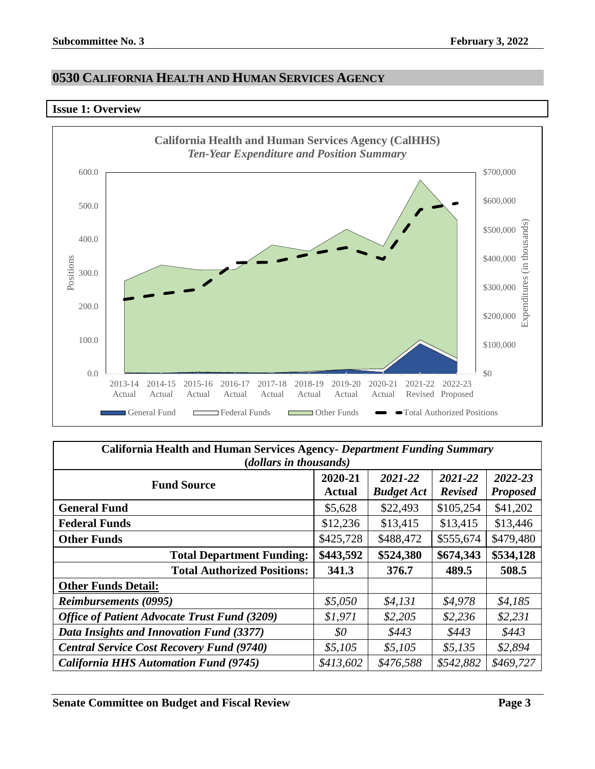## 0530 California Health and Human Services Agency

### Issue 1: Overview

California Health and Human Services Agency (CalHHS)
*Ten-Year Expenditure and Position Summary*

| California Health and Human Services Agency- *Department Funding Summary* (*dollars in thousands*) | | | | |
|---|---|---|---|---|
| **Fund Source** | **2020-21 Actual** | ***2021-22 Budget Act*** | ***2021-22 Revised*** | ***2022-23 Proposed*** |
| **General Fund** | $5,628 | $22,493 | $105,254 | $41,202 |
| **Federal Funds** | $12,236 | $13,415 | $13,415 | $13,446 |
| **Other Funds** | $425,728 | $488,472 | $555,674 | $479,480 |
| **Total Department Funding:** | **$443,592** | **$524,380** | **$674,343** | **$534,128** |
| **Total Authorized Positions:** | **341.3** | **376.7** | **489.5** | **508.5** |
| **Other Funds Detail:** | | | | |
| ***Reimbursements (0995)*** | *$5,050* | *$4,131* | *$4,978* | *$4,185* |
| ***Office of Patient Advocate Trust Fund (3209)*** | *$1,971* | *$2,205* | *$2,236* | *$2,231* |
| ***Data Insights and Innovation Fund (3377)*** | *$0* | *$443* | *$443* | *$443* |
| ***Central Service Cost Recovery Fund (9740)*** | *$5,105* | *$5,105* | *$5,135* | *$2,894* |
| ***California HHS Automation Fund (9745)*** | *$413,602* | *$476,588* | *$542,882* | *$469,727* |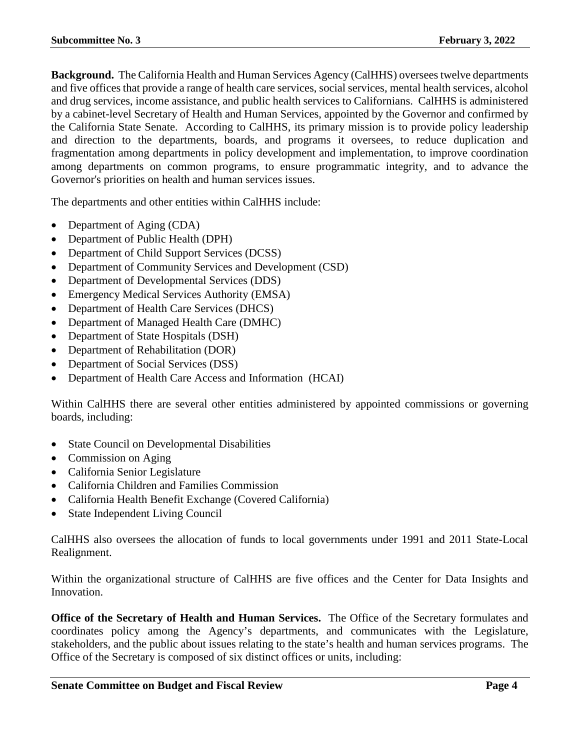**Background.** The California Health and Human Services Agency (CalHHS) oversees twelve departments and five offices that provide a range of health care services, social services, mental health services, alcohol and drug services, income assistance, and public health services to Californians. CalHHS is administered by a cabinet-level Secretary of Health and Human Services, appointed by the Governor and confirmed by the California State Senate. According to CalHHS, its primary mission is to provide policy leadership and direction to the departments, boards, and programs it oversees, to reduce duplication and fragmentation among departments in policy development and implementation, to improve coordination among departments on common programs, to ensure programmatic integrity, and to advance the Governor's priorities on health and human services issues.

The departments and other entities within CalHHS include:

- Department of Aging (CDA)
- Department of Public Health (DPH)
- Department of Child Support Services (DCSS)
- Department of Community Services and Development (CSD)
- Department of Developmental Services (DDS)
- Emergency Medical Services Authority (EMSA)
- Department of Health Care Services (DHCS)
- Department of Managed Health Care (DMHC)
- Department of State Hospitals (DSH)
- Department of Rehabilitation (DOR)
- Department of Social Services (DSS)
- Department of Health Care Access and Information (HCAI)

Within CalHHS there are several other entities administered by appointed commissions or governing boards, including:

- State Council on Developmental Disabilities
- Commission on Aging
- California Senior Legislature
- California Children and Families Commission
- California Health Benefit Exchange (Covered California)
- State Independent Living Council

CalHHS also oversees the allocation of funds to local governments under 1991 and 2011 State-Local Realignment.

Within the organizational structure of CalHHS are five offices and the Center for Data Insights and Innovation.

**Office of the Secretary of Health and Human Services.** The Office of the Secretary formulates and coordinates policy among the Agency's departments, and communicates with the Legislature, stakeholders, and the public about issues relating to the state's health and human services programs. The Office of the Secretary is composed of six distinct offices or units, including: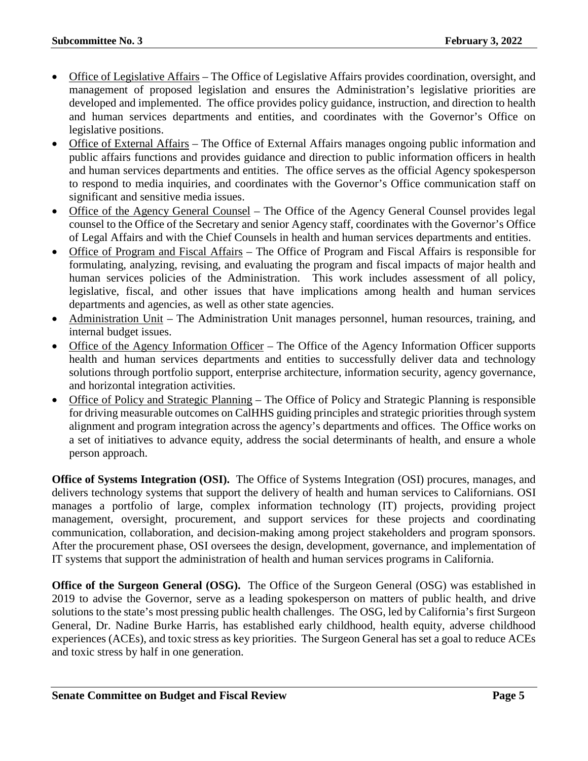- Office of Legislative Affairs – The Office of Legislative Affairs provides coordination, oversight, and management of proposed legislation and ensures the Administration's legislative priorities are developed and implemented. The office provides policy guidance, instruction, and direction to health and human services departments and entities, and coordinates with the Governor's Office on legislative positions.
- Office of External Affairs – The Office of External Affairs manages ongoing public information and public affairs functions and provides guidance and direction to public information officers in health and human services departments and entities. The office serves as the official Agency spokesperson to respond to media inquiries, and coordinates with the Governor's Office communication staff on significant and sensitive media issues.
- Office of the Agency General Counsel – The Office of the Agency General Counsel provides legal counsel to the Office of the Secretary and senior Agency staff, coordinates with the Governor's Office of Legal Affairs and with the Chief Counsels in health and human services departments and entities.
- Office of Program and Fiscal Affairs – The Office of Program and Fiscal Affairs is responsible for formulating, analyzing, revising, and evaluating the program and fiscal impacts of major health and human services policies of the Administration. This work includes assessment of all policy, legislative, fiscal, and other issues that have implications among health and human services departments and agencies, as well as other state agencies.
- Administration Unit – The Administration Unit manages personnel, human resources, training, and internal budget issues.
- Office of the Agency Information Officer – The Office of the Agency Information Officer supports health and human services departments and entities to successfully deliver data and technology solutions through portfolio support, enterprise architecture, information security, agency governance, and horizontal integration activities.
- Office of Policy and Strategic Planning – The Office of Policy and Strategic Planning is responsible for driving measurable outcomes on CalHHS guiding principles and strategic priorities through system alignment and program integration across the agency's departments and offices. The Office works on a set of initiatives to advance equity, address the social determinants of health, and ensure a whole person approach.

**Office of Systems Integration (OSI).** The Office of Systems Integration (OSI) procures, manages, and delivers technology systems that support the delivery of health and human services to Californians. OSI manages a portfolio of large, complex information technology (IT) projects, providing project management, oversight, procurement, and support services for these projects and coordinating communication, collaboration, and decision-making among project stakeholders and program sponsors. After the procurement phase, OSI oversees the design, development, governance, and implementation of IT systems that support the administration of health and human services programs in California.

**Office of the Surgeon General (OSG).** The Office of the Surgeon General (OSG) was established in 2019 to advise the Governor, serve as a leading spokesperson on matters of public health, and drive solutions to the state's most pressing public health challenges. The OSG, led by California's first Surgeon General, Dr. Nadine Burke Harris, has established early childhood, health equity, adverse childhood experiences (ACEs), and toxic stress as key priorities. The Surgeon General has set a goal to reduce ACEs and toxic stress by half in one generation.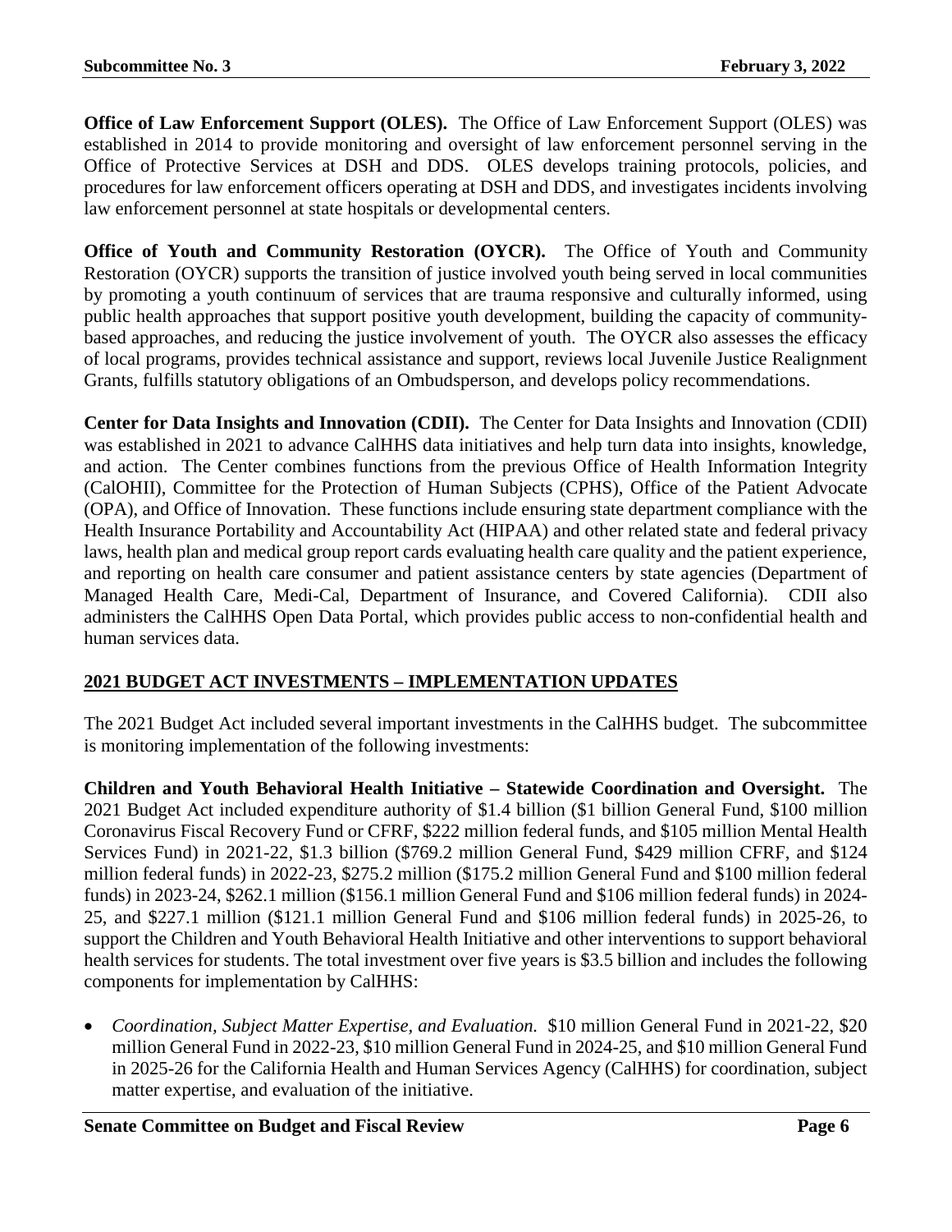**Office of Law Enforcement Support (OLES).** The Office of Law Enforcement Support (OLES) was established in 2014 to provide monitoring and oversight of law enforcement personnel serving in the Office of Protective Services at DSH and DDS. OLES develops training protocols, policies, and procedures for law enforcement officers operating at DSH and DDS, and investigates incidents involving law enforcement personnel at state hospitals or developmental centers.

**Office of Youth and Community Restoration (OYCR).** The Office of Youth and Community Restoration (OYCR) supports the transition of justice involved youth being served in local communities by promoting a youth continuum of services that are trauma responsive and culturally informed, using public health approaches that support positive youth development, building the capacity of community-based approaches, and reducing the justice involvement of youth. The OYCR also assesses the efficacy of local programs, provides technical assistance and support, reviews local Juvenile Justice Realignment Grants, fulfills statutory obligations of an Ombudsperson, and develops policy recommendations.

**Center for Data Insights and Innovation (CDII).** The Center for Data Insights and Innovation (CDII) was established in 2021 to advance CalHHS data initiatives and help turn data into insights, knowledge, and action. The Center combines functions from the previous Office of Health Information Integrity (CalOHII), Committee for the Protection of Human Subjects (CPHS), Office of the Patient Advocate (OPA), and Office of Innovation. These functions include ensuring state department compliance with the Health Insurance Portability and Accountability Act (HIPAA) and other related state and federal privacy laws, health plan and medical group report cards evaluating health care quality and the patient experience, and reporting on health care consumer and patient assistance centers by state agencies (Department of Managed Health Care, Medi-Cal, Department of Insurance, and Covered California). CDII also administers the CalHHS Open Data Portal, which provides public access to non-confidential health and human services data.

## 2021 BUDGET ACT INVESTMENTS – IMPLEMENTATION UPDATES

The 2021 Budget Act included several important investments in the CalHHS budget. The subcommittee is monitoring implementation of the following investments:

**Children and Youth Behavioral Health Initiative – Statewide Coordination and Oversight.** The 2021 Budget Act included expenditure authority of $1.4 billion ($1 billion General Fund, $100 million Coronavirus Fiscal Recovery Fund or CFRF, $222 million federal funds, and $105 million Mental Health Services Fund) in 2021-22, $1.3 billion ($769.2 million General Fund, $429 million CFRF, and $124 million federal funds) in 2022-23, $275.2 million ($175.2 million General Fund and $100 million federal funds) in 2023-24, $262.1 million ($156.1 million General Fund and $106 million federal funds) in 2024-25, and $227.1 million ($121.1 million General Fund and $106 million federal funds) in 2025-26, to support the Children and Youth Behavioral Health Initiative and other interventions to support behavioral health services for students. The total investment over five years is $3.5 billion and includes the following components for implementation by CalHHS:

- *Coordination, Subject Matter Expertise, and Evaluation.* $10 million General Fund in 2021-22, $20 million General Fund in 2022-23, $10 million General Fund in 2024-25, and $10 million General Fund in 2025-26 for the California Health and Human Services Agency (CalHHS) for coordination, subject matter expertise, and evaluation of the initiative.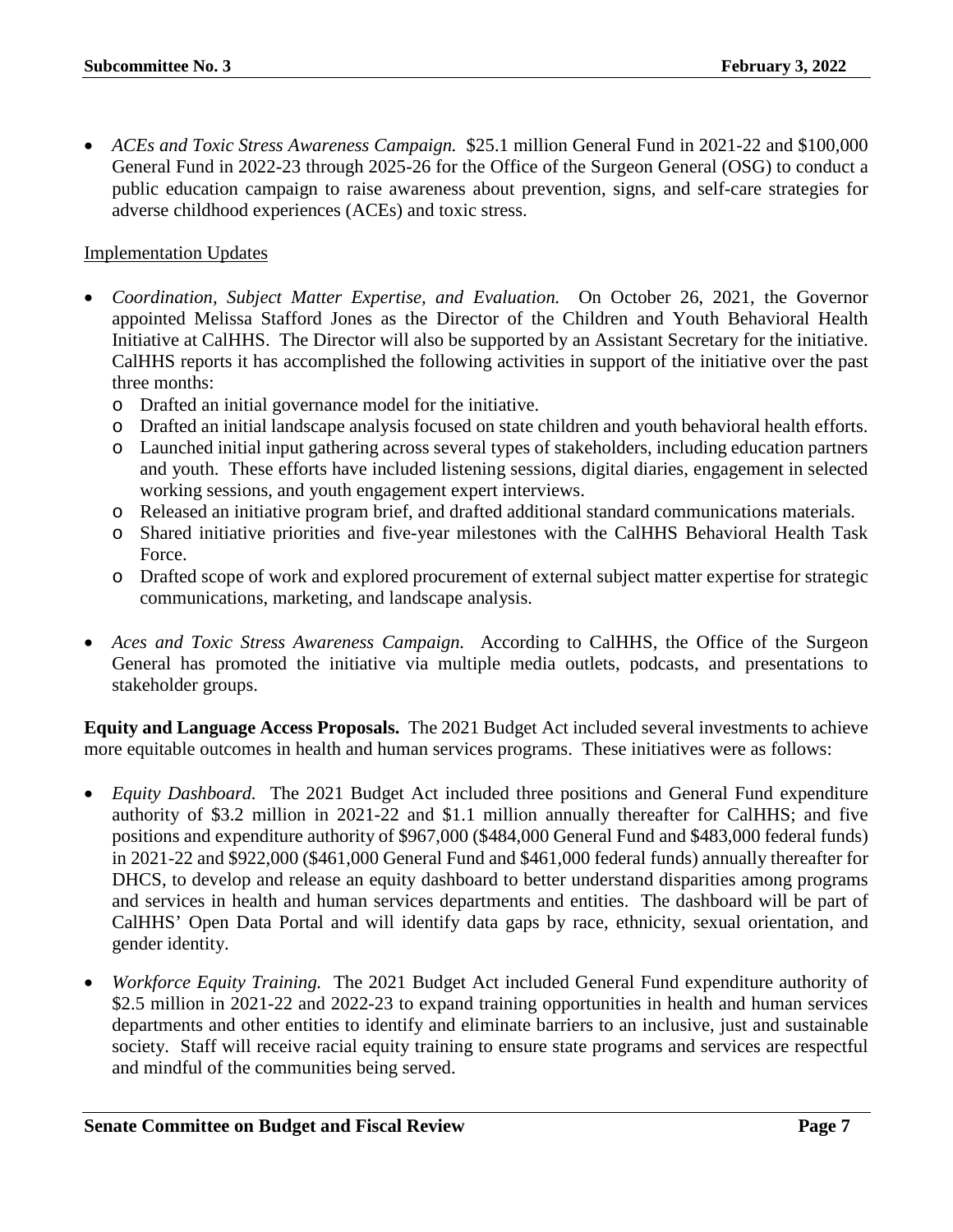- *ACEs and Toxic Stress Awareness Campaign.* $25.1 million General Fund in 2021-22 and $100,000 General Fund in 2022-23 through 2025-26 for the Office of the Surgeon General (OSG) to conduct a public education campaign to raise awareness about prevention, signs, and self-care strategies for adverse childhood experiences (ACEs) and toxic stress.

<u>Implementation Updates</u>

- *Coordination, Subject Matter Expertise, and Evaluation.* On October 26, 2021, the Governor appointed Melissa Stafford Jones as the Director of the Children and Youth Behavioral Health Initiative at CalHHS. The Director will also be supported by an Assistant Secretary for the initiative. CalHHS reports it has accomplished the following activities in support of the initiative over the past three months:
  - Drafted an initial governance model for the initiative.
  - Drafted an initial landscape analysis focused on state children and youth behavioral health efforts.
  - Launched initial input gathering across several types of stakeholders, including education partners and youth. These efforts have included listening sessions, digital diaries, engagement in selected working sessions, and youth engagement expert interviews.
  - Released an initiative program brief, and drafted additional standard communications materials.
  - Shared initiative priorities and five-year milestones with the CalHHS Behavioral Health Task Force.
  - Drafted scope of work and explored procurement of external subject matter expertise for strategic communications, marketing, and landscape analysis.

- *Aces and Toxic Stress Awareness Campaign.* According to CalHHS, the Office of the Surgeon General has promoted the initiative via multiple media outlets, podcasts, and presentations to stakeholder groups.

**Equity and Language Access Proposals.** The 2021 Budget Act included several investments to achieve more equitable outcomes in health and human services programs. These initiatives were as follows:

- *Equity Dashboard.* The 2021 Budget Act included three positions and General Fund expenditure authority of $3.2 million in 2021-22 and $1.1 million annually thereafter for CalHHS; and five positions and expenditure authority of $967,000 ($484,000 General Fund and $483,000 federal funds) in 2021-22 and $922,000 ($461,000 General Fund and $461,000 federal funds) annually thereafter for DHCS, to develop and release an equity dashboard to better understand disparities among programs and services in health and human services departments and entities. The dashboard will be part of CalHHS' Open Data Portal and will identify data gaps by race, ethnicity, sexual orientation, and gender identity.

- *Workforce Equity Training.* The 2021 Budget Act included General Fund expenditure authority of $2.5 million in 2021-22 and 2022-23 to expand training opportunities in health and human services departments and other entities to identify and eliminate barriers to an inclusive, just and sustainable society. Staff will receive racial equity training to ensure state programs and services are respectful and mindful of the communities being served.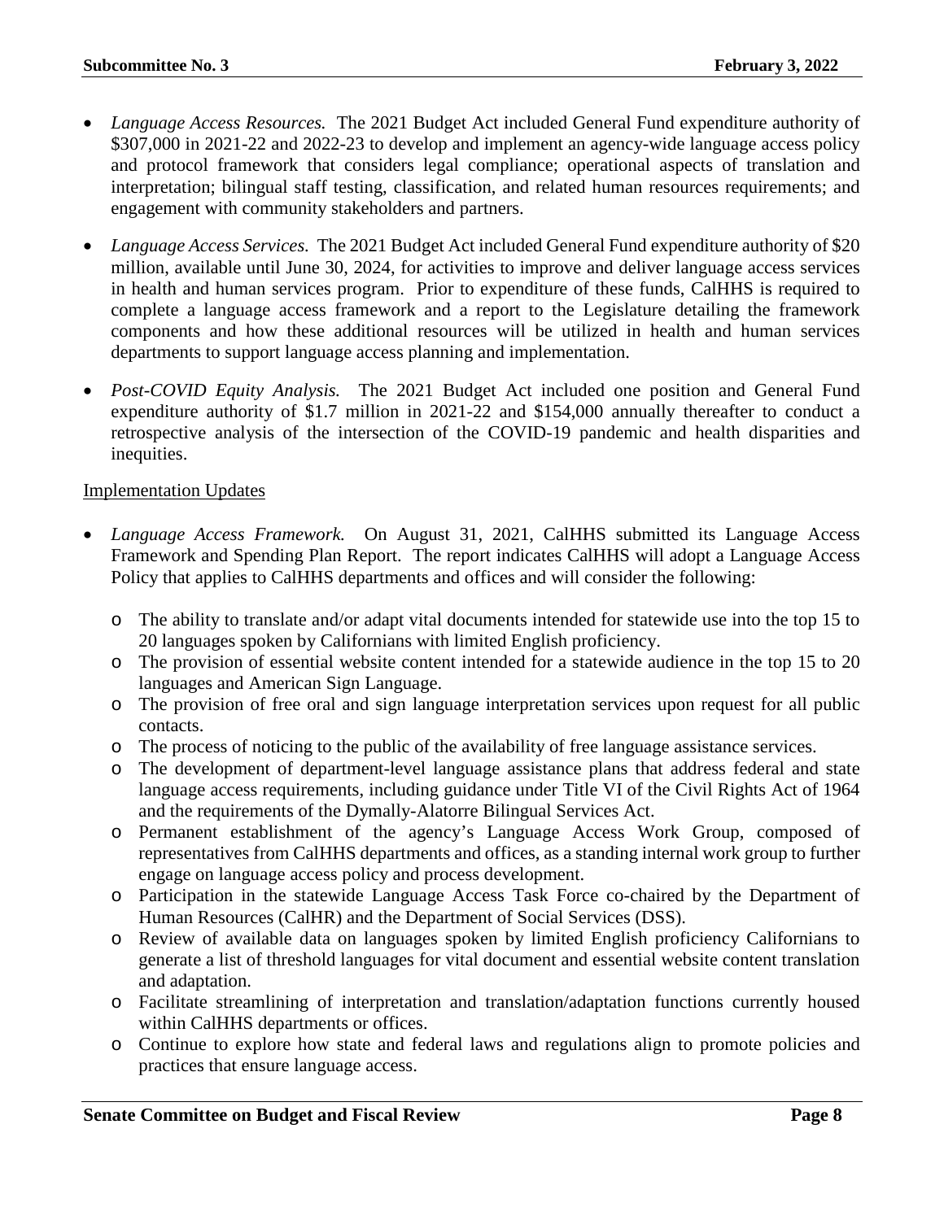- *Language Access Resources.* The 2021 Budget Act included General Fund expenditure authority of $307,000 in 2021-22 and 2022-23 to develop and implement an agency-wide language access policy and protocol framework that considers legal compliance; operational aspects of translation and interpretation; bilingual staff testing, classification, and related human resources requirements; and engagement with community stakeholders and partners.

- *Language Access Services.* The 2021 Budget Act included General Fund expenditure authority of $20 million, available until June 30, 2024, for activities to improve and deliver language access services in health and human services program. Prior to expenditure of these funds, CalHHS is required to complete a language access framework and a report to the Legislature detailing the framework components and how these additional resources will be utilized in health and human services departments to support language access planning and implementation.

- *Post-COVID Equity Analysis.* The 2021 Budget Act included one position and General Fund expenditure authority of $1.7 million in 2021-22 and $154,000 annually thereafter to conduct a retrospective analysis of the intersection of the COVID-19 pandemic and health disparities and inequities.

<u>Implementation Updates</u>

- *Language Access Framework.* On August 31, 2021, CalHHS submitted its Language Access Framework and Spending Plan Report. The report indicates CalHHS will adopt a Language Access Policy that applies to CalHHS departments and offices and will consider the following:

  - The ability to translate and/or adapt vital documents intended for statewide use into the top 15 to 20 languages spoken by Californians with limited English proficiency.
  - The provision of essential website content intended for a statewide audience in the top 15 to 20 languages and American Sign Language.
  - The provision of free oral and sign language interpretation services upon request for all public contacts.
  - The process of noticing to the public of the availability of free language assistance services.
  - The development of department-level language assistance plans that address federal and state language access requirements, including guidance under Title VI of the Civil Rights Act of 1964 and the requirements of the Dymally-Alatorre Bilingual Services Act.
  - Permanent establishment of the agency's Language Access Work Group, composed of representatives from CalHHS departments and offices, as a standing internal work group to further engage on language access policy and process development.
  - Participation in the statewide Language Access Task Force co-chaired by the Department of Human Resources (CalHR) and the Department of Social Services (DSS).
  - Review of available data on languages spoken by limited English proficiency Californians to generate a list of threshold languages for vital document and essential website content translation and adaptation.
  - Facilitate streamlining of interpretation and translation/adaptation functions currently housed within CalHHS departments or offices.
  - Continue to explore how state and federal laws and regulations align to promote policies and practices that ensure language access.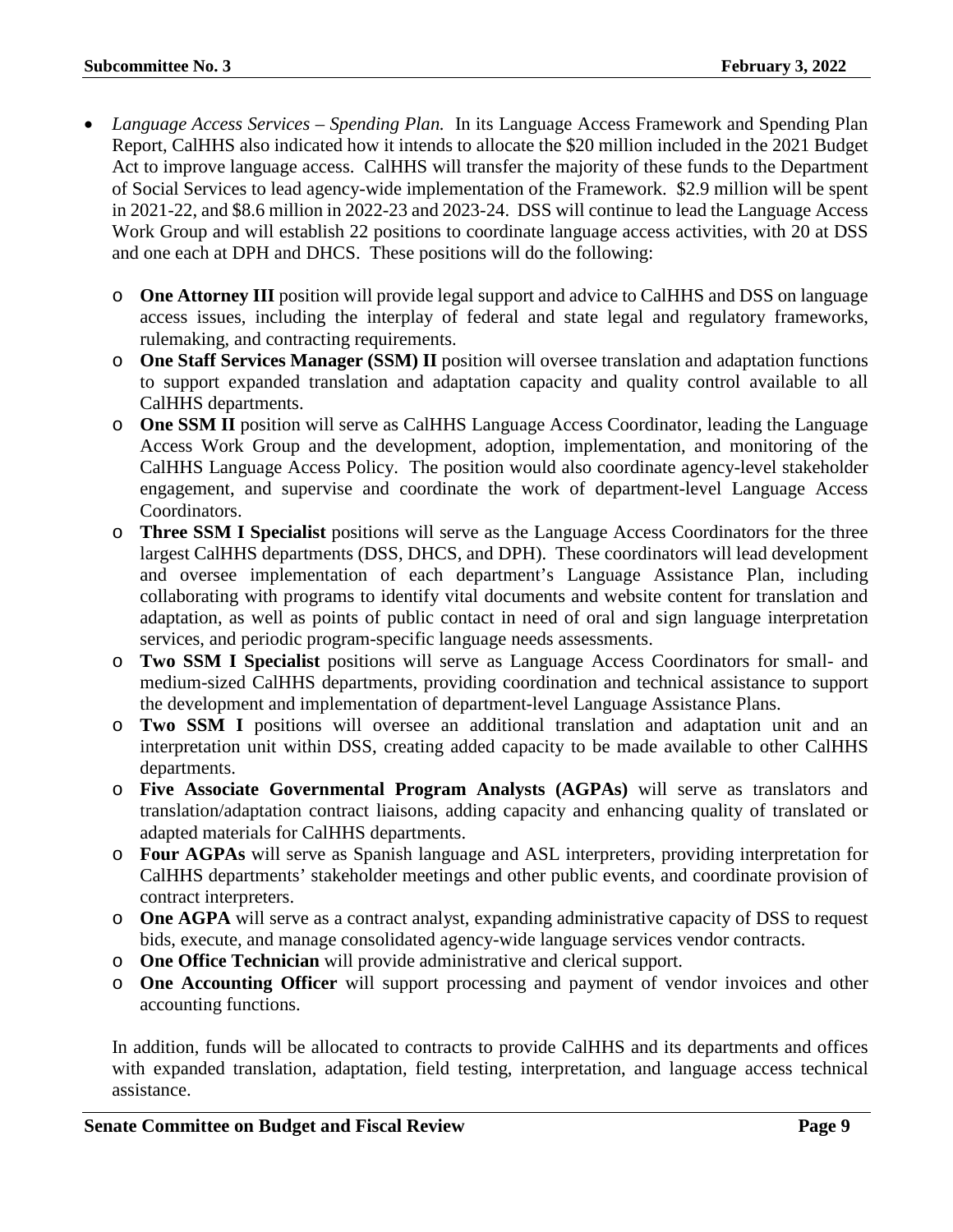- *Language Access Services – Spending Plan.* In its Language Access Framework and Spending Plan Report, CalHHS also indicated how it intends to allocate the $20 million included in the 2021 Budget Act to improve language access. CalHHS will transfer the majority of these funds to the Department of Social Services to lead agency-wide implementation of the Framework. $2.9 million will be spent in 2021-22, and $8.6 million in 2022-23 and 2023-24. DSS will continue to lead the Language Access Work Group and will establish 22 positions to coordinate language access activities, with 20 at DSS and one each at DPH and DHCS. These positions will do the following:
    - **One Attorney III** position will provide legal support and advice to CalHHS and DSS on language access issues, including the interplay of federal and state legal and regulatory frameworks, rulemaking, and contracting requirements.
    - **One Staff Services Manager (SSM) II** position will oversee translation and adaptation functions to support expanded translation and adaptation capacity and quality control available to all CalHHS departments.
    - **One SSM II** position will serve as CalHHS Language Access Coordinator, leading the Language Access Work Group and the development, adoption, implementation, and monitoring of the CalHHS Language Access Policy. The position would also coordinate agency-level stakeholder engagement, and supervise and coordinate the work of department-level Language Access Coordinators.
    - **Three SSM I Specialist** positions will serve as the Language Access Coordinators for the three largest CalHHS departments (DSS, DHCS, and DPH). These coordinators will lead development and oversee implementation of each department's Language Assistance Plan, including collaborating with programs to identify vital documents and website content for translation and adaptation, as well as points of public contact in need of oral and sign language interpretation services, and periodic program-specific language needs assessments.
    - **Two SSM I Specialist** positions will serve as Language Access Coordinators for small- and medium-sized CalHHS departments, providing coordination and technical assistance to support the development and implementation of department-level Language Assistance Plans.
    - **Two SSM I** positions will oversee an additional translation and adaptation unit and an interpretation unit within DSS, creating added capacity to be made available to other CalHHS departments.
    - **Five Associate Governmental Program Analysts (AGPAs)** will serve as translators and translation/adaptation contract liaisons, adding capacity and enhancing quality of translated or adapted materials for CalHHS departments.
    - **Four AGPAs** will serve as Spanish language and ASL interpreters, providing interpretation for CalHHS departments' stakeholder meetings and other public events, and coordinate provision of contract interpreters.
    - **One AGPA** will serve as a contract analyst, expanding administrative capacity of DSS to request bids, execute, and manage consolidated agency-wide language services vendor contracts.
    - **One Office Technician** will provide administrative and clerical support.
    - **One Accounting Officer** will support processing and payment of vendor invoices and other accounting functions.

  In addition, funds will be allocated to contracts to provide CalHHS and its departments and offices with expanded translation, adaptation, field testing, interpretation, and language access technical assistance.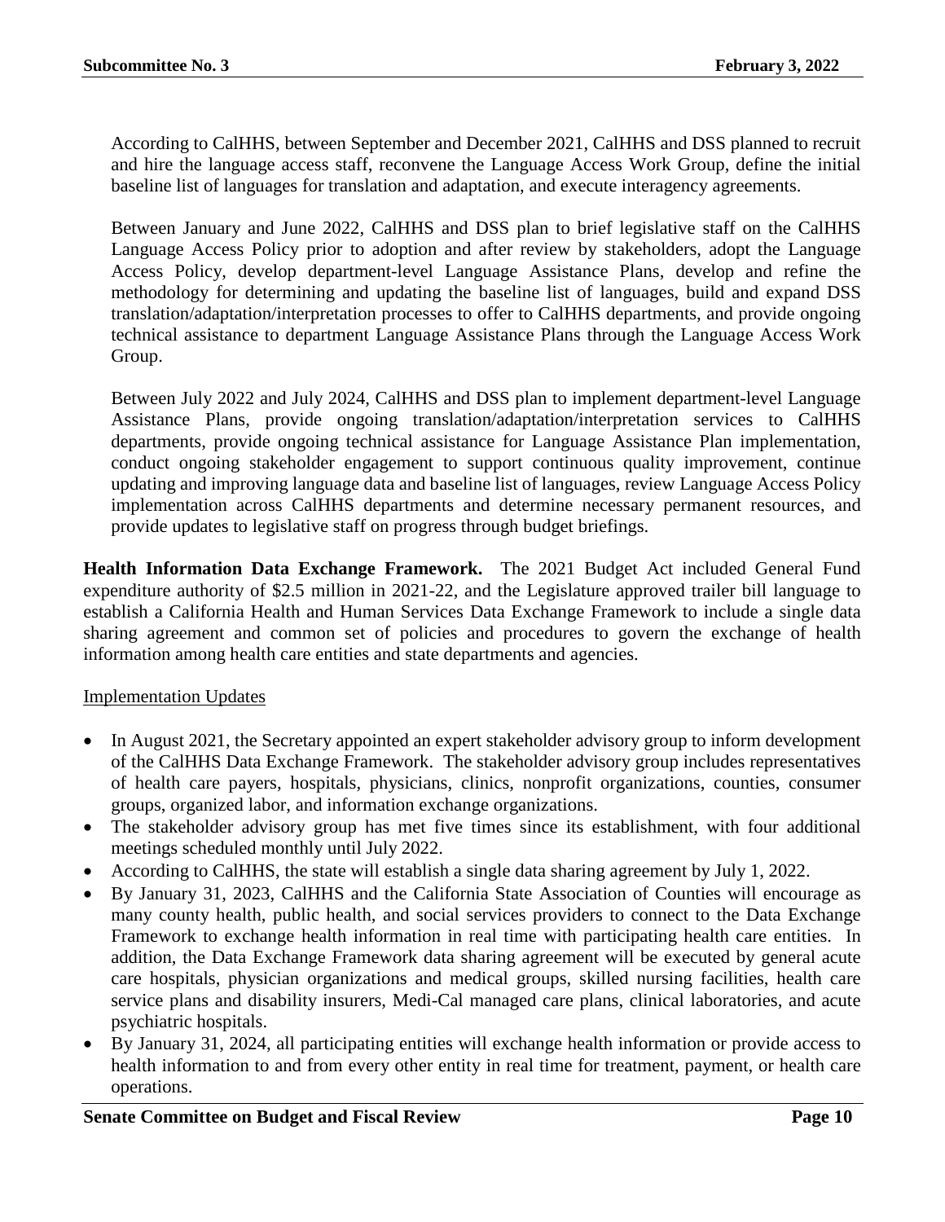According to CalHHS, between September and December 2021, CalHHS and DSS planned to recruit and hire the language access staff, reconvene the Language Access Work Group, define the initial baseline list of languages for translation and adaptation, and execute interagency agreements.

Between January and June 2022, CalHHS and DSS plan to brief legislative staff on the CalHHS Language Access Policy prior to adoption and after review by stakeholders, adopt the Language Access Policy, develop department-level Language Assistance Plans, develop and refine the methodology for determining and updating the baseline list of languages, build and expand DSS translation/adaptation/interpretation processes to offer to CalHHS departments, and provide ongoing technical assistance to department Language Assistance Plans through the Language Access Work Group.

Between July 2022 and July 2024, CalHHS and DSS plan to implement department-level Language Assistance Plans, provide ongoing translation/adaptation/interpretation services to CalHHS departments, provide ongoing technical assistance for Language Assistance Plan implementation, conduct ongoing stakeholder engagement to support continuous quality improvement, continue updating and improving language data and baseline list of languages, review Language Access Policy implementation across CalHHS departments and determine necessary permanent resources, and provide updates to legislative staff on progress through budget briefings.

**Health Information Data Exchange Framework.** The 2021 Budget Act included General Fund expenditure authority of $2.5 million in 2021-22, and the Legislature approved trailer bill language to establish a California Health and Human Services Data Exchange Framework to include a single data sharing agreement and common set of policies and procedures to govern the exchange of health information among health care entities and state departments and agencies.

<u>Implementation Updates</u>

- In August 2021, the Secretary appointed an expert stakeholder advisory group to inform development of the CalHHS Data Exchange Framework. The stakeholder advisory group includes representatives of health care payers, hospitals, physicians, clinics, nonprofit organizations, counties, consumer groups, organized labor, and information exchange organizations.
- The stakeholder advisory group has met five times since its establishment, with four additional meetings scheduled monthly until July 2022.
- According to CalHHS, the state will establish a single data sharing agreement by July 1, 2022.
- By January 31, 2023, CalHHS and the California State Association of Counties will encourage as many county health, public health, and social services providers to connect to the Data Exchange Framework to exchange health information in real time with participating health care entities. In addition, the Data Exchange Framework data sharing agreement will be executed by general acute care hospitals, physician organizations and medical groups, skilled nursing facilities, health care service plans and disability insurers, Medi-Cal managed care plans, clinical laboratories, and acute psychiatric hospitals.
- By January 31, 2024, all participating entities will exchange health information or provide access to health information to and from every other entity in real time for treatment, payment, or health care operations.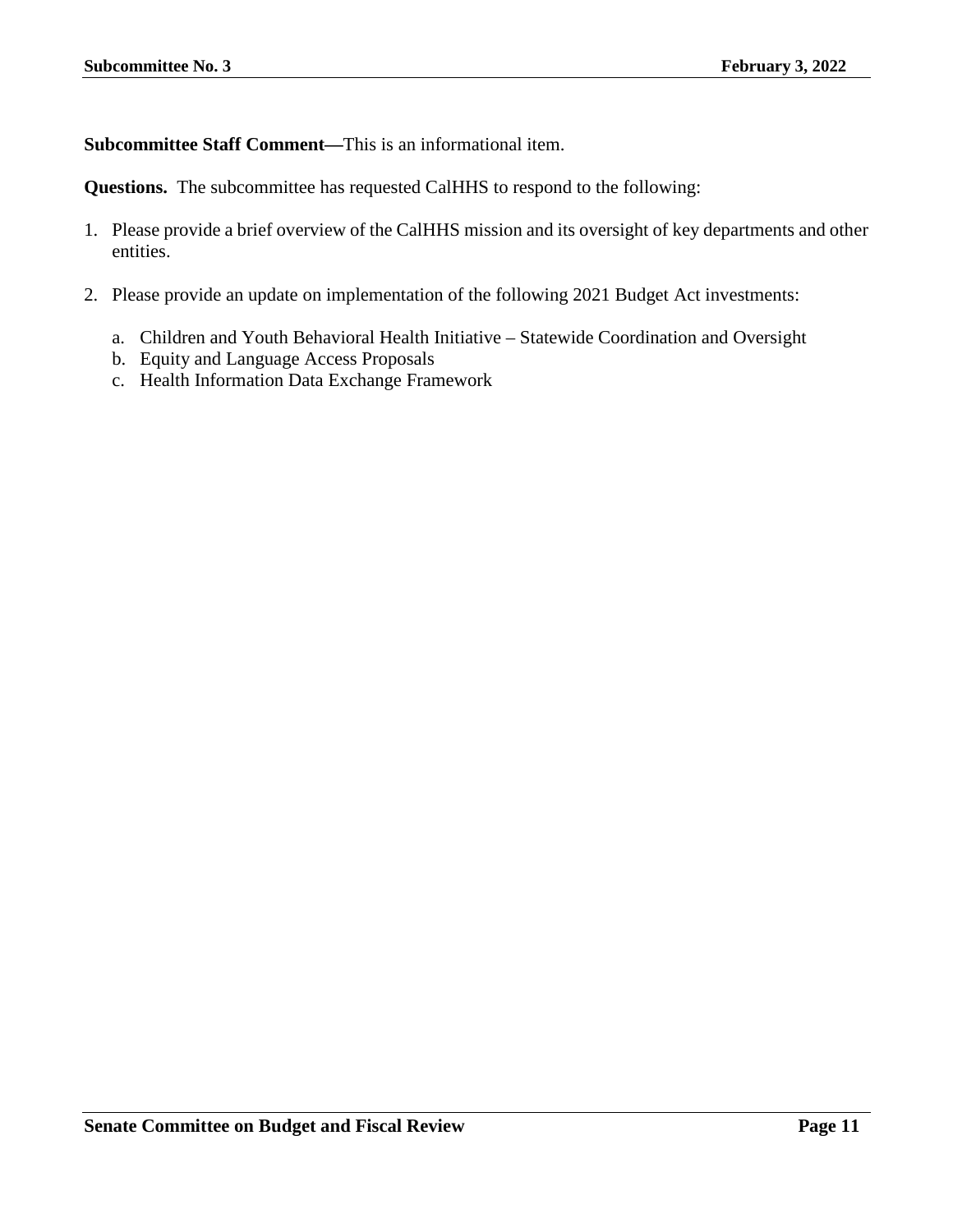**Subcommittee Staff Comment—**This is an informational item.

**Questions.** The subcommittee has requested CalHHS to respond to the following:

1. Please provide a brief overview of the CalHHS mission and its oversight of key departments and other entities.

2. Please provide an update on implementation of the following 2021 Budget Act investments:

   a. Children and Youth Behavioral Health Initiative – Statewide Coordination and Oversight
   b. Equity and Language Access Proposals
   c. Health Information Data Exchange Framework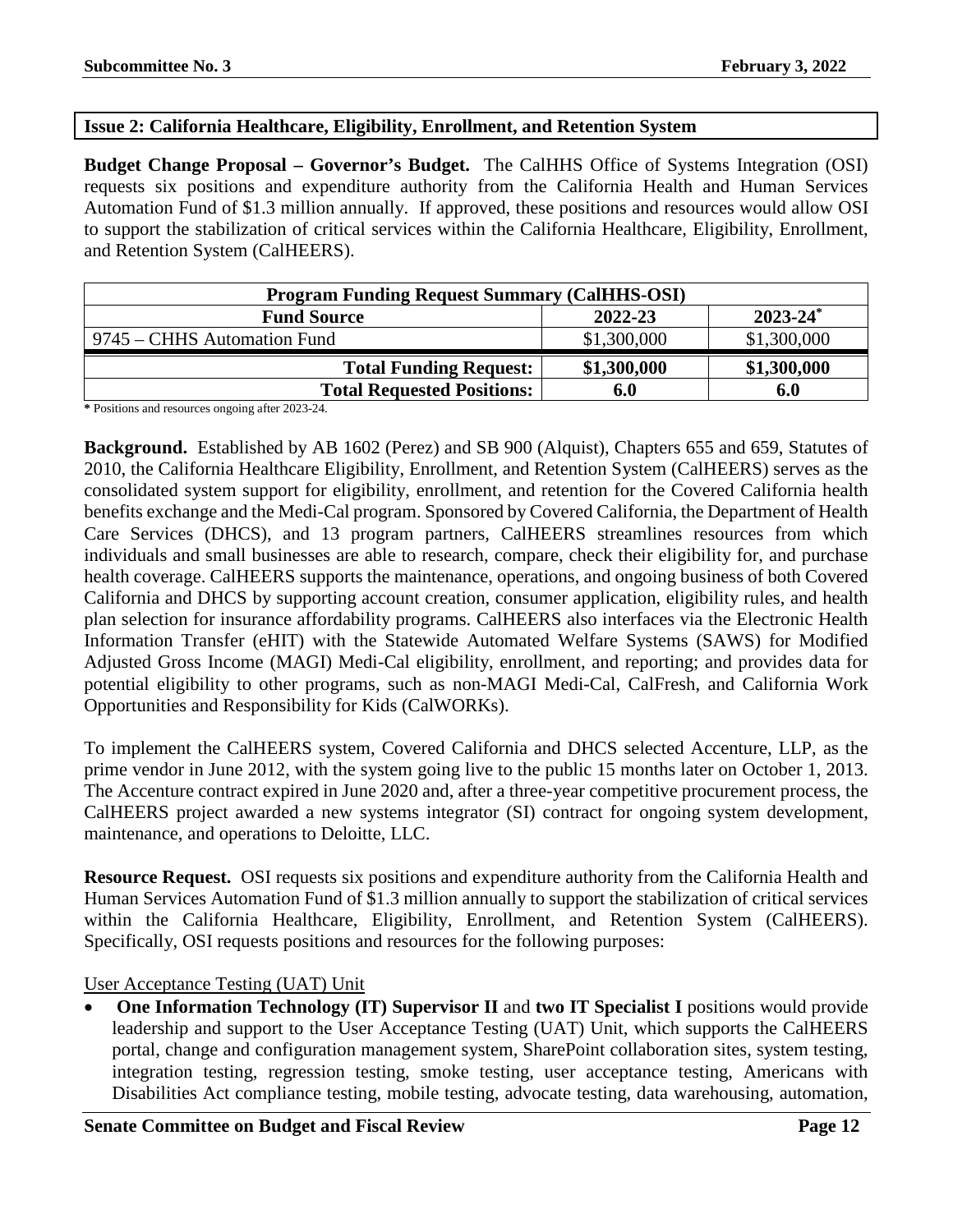**Issue 2: California Healthcare, Eligibility, Enrollment, and Retention System**

**Budget Change Proposal – Governor's Budget.** The CalHHS Office of Systems Integration (OSI) requests six positions and expenditure authority from the California Health and Human Services Automation Fund of $1.3 million annually. If approved, these positions and resources would allow OSI to support the stabilization of critical services within the California Healthcare, Eligibility, Enrollment, and Retention System (CalHEERS).

| Program Funding Request Summary (CalHHS-OSI) | | |
|---|---|---|
| **Fund Source** | **2022-23** | **2023-24*** |
| 9745 – CHHS Automation Fund | $1,300,000 | $1,300,000 |
| **Total Funding Request:** | **$1,300,000** | **$1,300,000** |
| **Total Requested Positions:** | **6.0** | **6.0** |

**\*** Positions and resources ongoing after 2023-24.

**Background.** Established by AB 1602 (Perez) and SB 900 (Alquist), Chapters 655 and 659, Statutes of 2010, the California Healthcare Eligibility, Enrollment, and Retention System (CalHEERS) serves as the consolidated system support for eligibility, enrollment, and retention for the Covered California health benefits exchange and the Medi-Cal program. Sponsored by Covered California, the Department of Health Care Services (DHCS), and 13 program partners, CalHEERS streamlines resources from which individuals and small businesses are able to research, compare, check their eligibility for, and purchase health coverage. CalHEERS supports the maintenance, operations, and ongoing business of both Covered California and DHCS by supporting account creation, consumer application, eligibility rules, and health plan selection for insurance affordability programs. CalHEERS also interfaces via the Electronic Health Information Transfer (eHIT) with the Statewide Automated Welfare Systems (SAWS) for Modified Adjusted Gross Income (MAGI) Medi-Cal eligibility, enrollment, and reporting; and provides data for potential eligibility to other programs, such as non-MAGI Medi-Cal, CalFresh, and California Work Opportunities and Responsibility for Kids (CalWORKs).

To implement the CalHEERS system, Covered California and DHCS selected Accenture, LLP, as the prime vendor in June 2012, with the system going live to the public 15 months later on October 1, 2013. The Accenture contract expired in June 2020 and, after a three-year competitive procurement process, the CalHEERS project awarded a new systems integrator (SI) contract for ongoing system development, maintenance, and operations to Deloitte, LLC.

**Resource Request.** OSI requests six positions and expenditure authority from the California Health and Human Services Automation Fund of $1.3 million annually to support the stabilization of critical services within the California Healthcare, Eligibility, Enrollment, and Retention System (CalHEERS). Specifically, OSI requests positions and resources for the following purposes:

<u>User Acceptance Testing (UAT) Unit</u>

- **One Information Technology (IT) Supervisor II** and **two IT Specialist I** positions would provide leadership and support to the User Acceptance Testing (UAT) Unit, which supports the CalHEERS portal, change and configuration management system, SharePoint collaboration sites, system testing, integration testing, regression testing, smoke testing, user acceptance testing, Americans with Disabilities Act compliance testing, mobile testing, advocate testing, data warehousing, automation,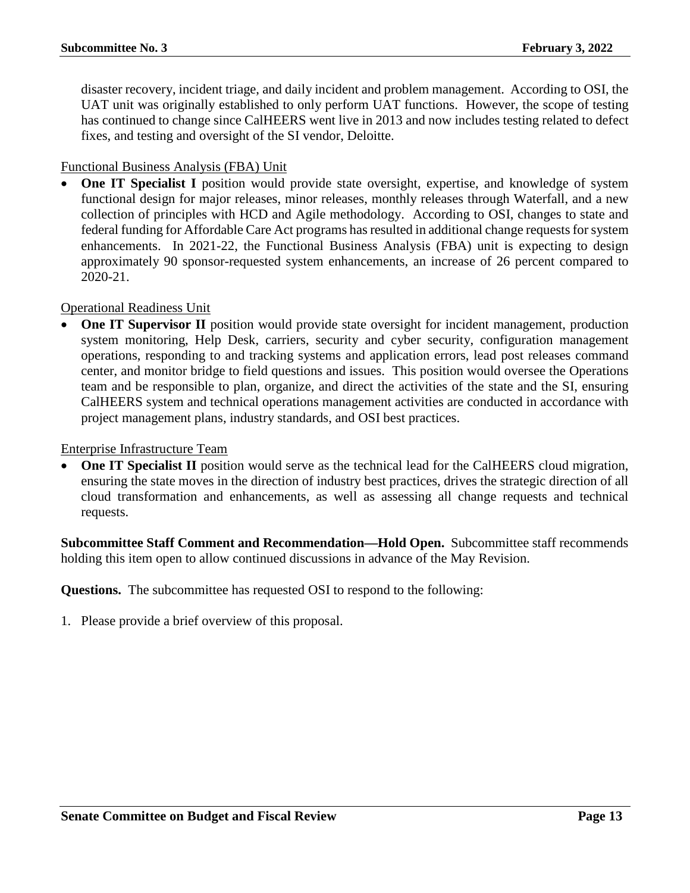disaster recovery, incident triage, and daily incident and problem management. According to OSI, the UAT unit was originally established to only perform UAT functions. However, the scope of testing has continued to change since CalHEERS went live in 2013 and now includes testing related to defect fixes, and testing and oversight of the SI vendor, Deloitte.

Functional Business Analysis (FBA) Unit

- **One IT Specialist I** position would provide state oversight, expertise, and knowledge of system functional design for major releases, minor releases, monthly releases through Waterfall, and a new collection of principles with HCD and Agile methodology. According to OSI, changes to state and federal funding for Affordable Care Act programs has resulted in additional change requests for system enhancements. In 2021-22, the Functional Business Analysis (FBA) unit is expecting to design approximately 90 sponsor-requested system enhancements, an increase of 26 percent compared to 2020-21.

Operational Readiness Unit

- **One IT Supervisor II** position would provide state oversight for incident management, production system monitoring, Help Desk, carriers, security and cyber security, configuration management operations, responding to and tracking systems and application errors, lead post releases command center, and monitor bridge to field questions and issues. This position would oversee the Operations team and be responsible to plan, organize, and direct the activities of the state and the SI, ensuring CalHEERS system and technical operations management activities are conducted in accordance with project management plans, industry standards, and OSI best practices.

Enterprise Infrastructure Team

- **One IT Specialist II** position would serve as the technical lead for the CalHEERS cloud migration, ensuring the state moves in the direction of industry best practices, drives the strategic direction of all cloud transformation and enhancements, as well as assessing all change requests and technical requests.

**Subcommittee Staff Comment and Recommendation—Hold Open.** Subcommittee staff recommends holding this item open to allow continued discussions in advance of the May Revision.

**Questions.** The subcommittee has requested OSI to respond to the following:

1. Please provide a brief overview of this proposal.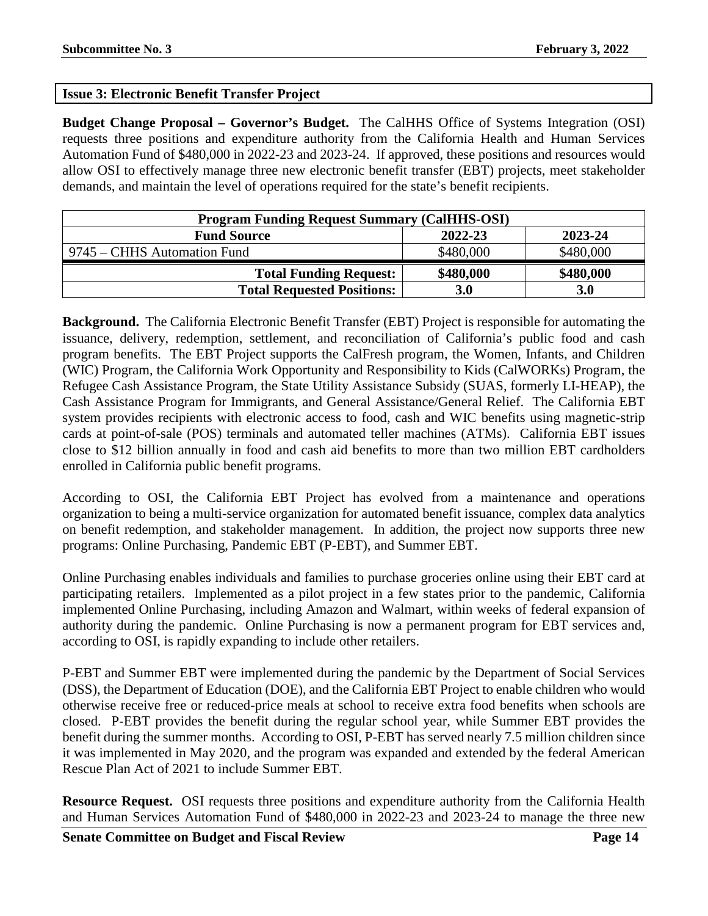### Issue 3: Electronic Benefit Transfer Project

**Budget Change Proposal – Governor's Budget.** The CalHHS Office of Systems Integration (OSI) requests three positions and expenditure authority from the California Health and Human Services Automation Fund of $480,000 in 2022-23 and 2023-24. If approved, these positions and resources would allow OSI to effectively manage three new electronic benefit transfer (EBT) projects, meet stakeholder demands, and maintain the level of operations required for the state's benefit recipients.

| Program Funding Request Summary (CalHHS-OSI) | | |
|---|---|---|
| **Fund Source** | **2022-23** | **2023-24** |
| 9745 – CHHS Automation Fund | $480,000 | $480,000 |
| **Total Funding Request:** | **$480,000** | **$480,000** |
| **Total Requested Positions:** | **3.0** | **3.0** |

**Background.** The California Electronic Benefit Transfer (EBT) Project is responsible for automating the issuance, delivery, redemption, settlement, and reconciliation of California's public food and cash program benefits. The EBT Project supports the CalFresh program, the Women, Infants, and Children (WIC) Program, the California Work Opportunity and Responsibility to Kids (CalWORKs) Program, the Refugee Cash Assistance Program, the State Utility Assistance Subsidy (SUAS, formerly LI-HEAP), the Cash Assistance Program for Immigrants, and General Assistance/General Relief. The California EBT system provides recipients with electronic access to food, cash and WIC benefits using magnetic-strip cards at point-of-sale (POS) terminals and automated teller machines (ATMs). California EBT issues close to $12 billion annually in food and cash aid benefits to more than two million EBT cardholders enrolled in California public benefit programs.

According to OSI, the California EBT Project has evolved from a maintenance and operations organization to being a multi-service organization for automated benefit issuance, complex data analytics on benefit redemption, and stakeholder management. In addition, the project now supports three new programs: Online Purchasing, Pandemic EBT (P-EBT), and Summer EBT.

Online Purchasing enables individuals and families to purchase groceries online using their EBT card at participating retailers. Implemented as a pilot project in a few states prior to the pandemic, California implemented Online Purchasing, including Amazon and Walmart, within weeks of federal expansion of authority during the pandemic. Online Purchasing is now a permanent program for EBT services and, according to OSI, is rapidly expanding to include other retailers.

P-EBT and Summer EBT were implemented during the pandemic by the Department of Social Services (DSS), the Department of Education (DOE), and the California EBT Project to enable children who would otherwise receive free or reduced-price meals at school to receive extra food benefits when schools are closed. P-EBT provides the benefit during the regular school year, while Summer EBT provides the benefit during the summer months. According to OSI, P-EBT has served nearly 7.5 million children since it was implemented in May 2020, and the program was expanded and extended by the federal American Rescue Plan Act of 2021 to include Summer EBT.

**Resource Request.** OSI requests three positions and expenditure authority from the California Health and Human Services Automation Fund of $480,000 in 2022-23 and 2023-24 to manage the three new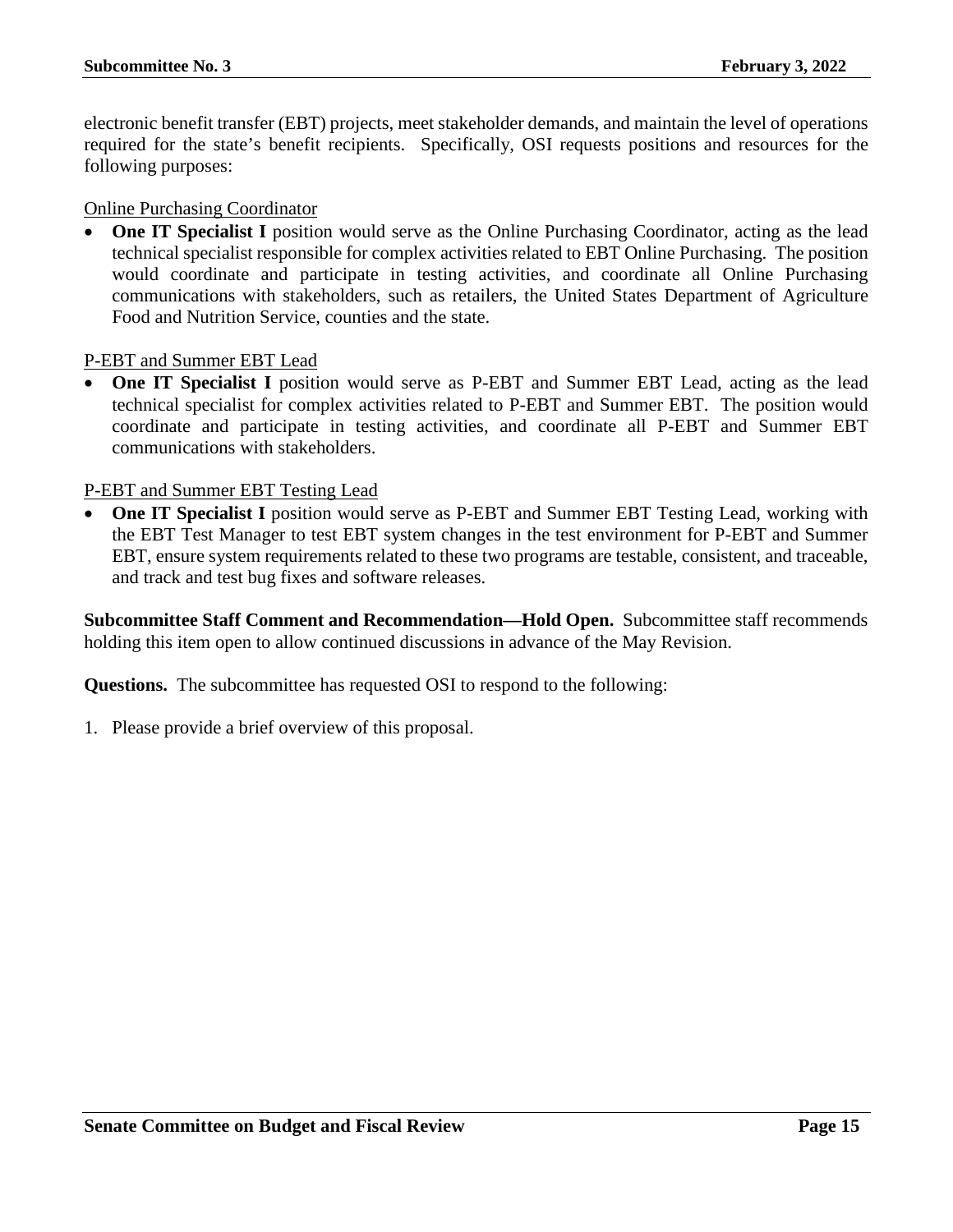electronic benefit transfer (EBT) projects, meet stakeholder demands, and maintain the level of operations required for the state's benefit recipients. Specifically, OSI requests positions and resources for the following purposes:

Online Purchasing Coordinator

- **One IT Specialist I** position would serve as the Online Purchasing Coordinator, acting as the lead technical specialist responsible for complex activities related to EBT Online Purchasing. The position would coordinate and participate in testing activities, and coordinate all Online Purchasing communications with stakeholders, such as retailers, the United States Department of Agriculture Food and Nutrition Service, counties and the state.

P-EBT and Summer EBT Lead

- **One IT Specialist I** position would serve as P-EBT and Summer EBT Lead, acting as the lead technical specialist for complex activities related to P-EBT and Summer EBT. The position would coordinate and participate in testing activities, and coordinate all P-EBT and Summer EBT communications with stakeholders.

P-EBT and Summer EBT Testing Lead

- **One IT Specialist I** position would serve as P-EBT and Summer EBT Testing Lead, working with the EBT Test Manager to test EBT system changes in the test environment for P-EBT and Summer EBT, ensure system requirements related to these two programs are testable, consistent, and traceable, and track and test bug fixes and software releases.

**Subcommittee Staff Comment and Recommendation—Hold Open.** Subcommittee staff recommends holding this item open to allow continued discussions in advance of the May Revision.

**Questions.** The subcommittee has requested OSI to respond to the following:

1. Please provide a brief overview of this proposal.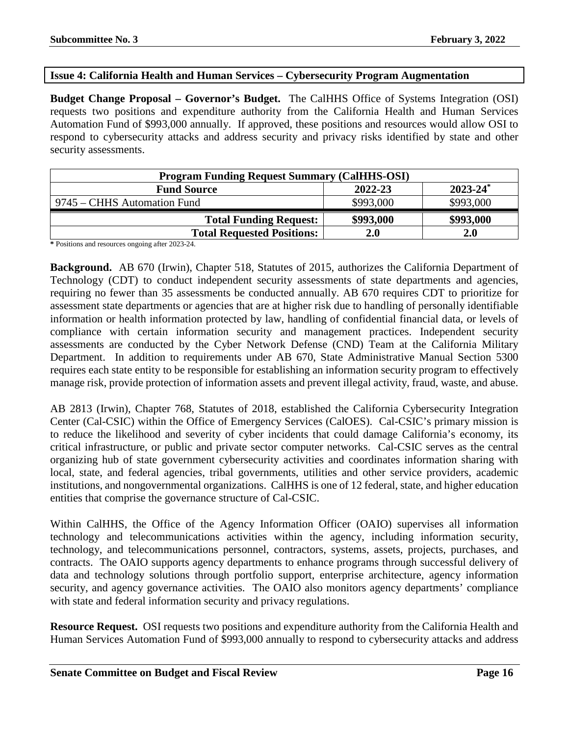### Issue 4: California Health and Human Services – Cybersecurity Program Augmentation

**Budget Change Proposal – Governor's Budget.** The CalHHS Office of Systems Integration (OSI) requests two positions and expenditure authority from the California Health and Human Services Automation Fund of $993,000 annually. If approved, these positions and resources would allow OSI to respond to cybersecurity attacks and address security and privacy risks identified by state and other security assessments.

| Program Funding Request Summary (CalHHS-OSI) | | |
|---|---|---|
| **Fund Source** | **2022-23** | **2023-24*** |
| 9745 – CHHS Automation Fund | $993,000 | $993,000 |
| **Total Funding Request:** | **$993,000** | **$993,000** |
| **Total Requested Positions:** | **2.0** | **2.0** |

**\*** Positions and resources ongoing after 2023-24.

**Background.** AB 670 (Irwin), Chapter 518, Statutes of 2015, authorizes the California Department of Technology (CDT) to conduct independent security assessments of state departments and agencies, requiring no fewer than 35 assessments be conducted annually. AB 670 requires CDT to prioritize for assessment state departments or agencies that are at higher risk due to handling of personally identifiable information or health information protected by law, handling of confidential financial data, or levels of compliance with certain information security and management practices. Independent security assessments are conducted by the Cyber Network Defense (CND) Team at the California Military Department. In addition to requirements under AB 670, State Administrative Manual Section 5300 requires each state entity to be responsible for establishing an information security program to effectively manage risk, provide protection of information assets and prevent illegal activity, fraud, waste, and abuse.

AB 2813 (Irwin), Chapter 768, Statutes of 2018, established the California Cybersecurity Integration Center (Cal-CSIC) within the Office of Emergency Services (CalOES). Cal-CSIC's primary mission is to reduce the likelihood and severity of cyber incidents that could damage California's economy, its critical infrastructure, or public and private sector computer networks. Cal-CSIC serves as the central organizing hub of state government cybersecurity activities and coordinates information sharing with local, state, and federal agencies, tribal governments, utilities and other service providers, academic institutions, and nongovernmental organizations. CalHHS is one of 12 federal, state, and higher education entities that comprise the governance structure of Cal-CSIC.

Within CalHHS, the Office of the Agency Information Officer (OAIO) supervises all information technology and telecommunications activities within the agency, including information security, technology, and telecommunications personnel, contractors, systems, assets, projects, purchases, and contracts. The OAIO supports agency departments to enhance programs through successful delivery of data and technology solutions through portfolio support, enterprise architecture, agency information security, and agency governance activities. The OAIO also monitors agency departments' compliance with state and federal information security and privacy regulations.

**Resource Request.** OSI requests two positions and expenditure authority from the California Health and Human Services Automation Fund of $993,000 annually to respond to cybersecurity attacks and address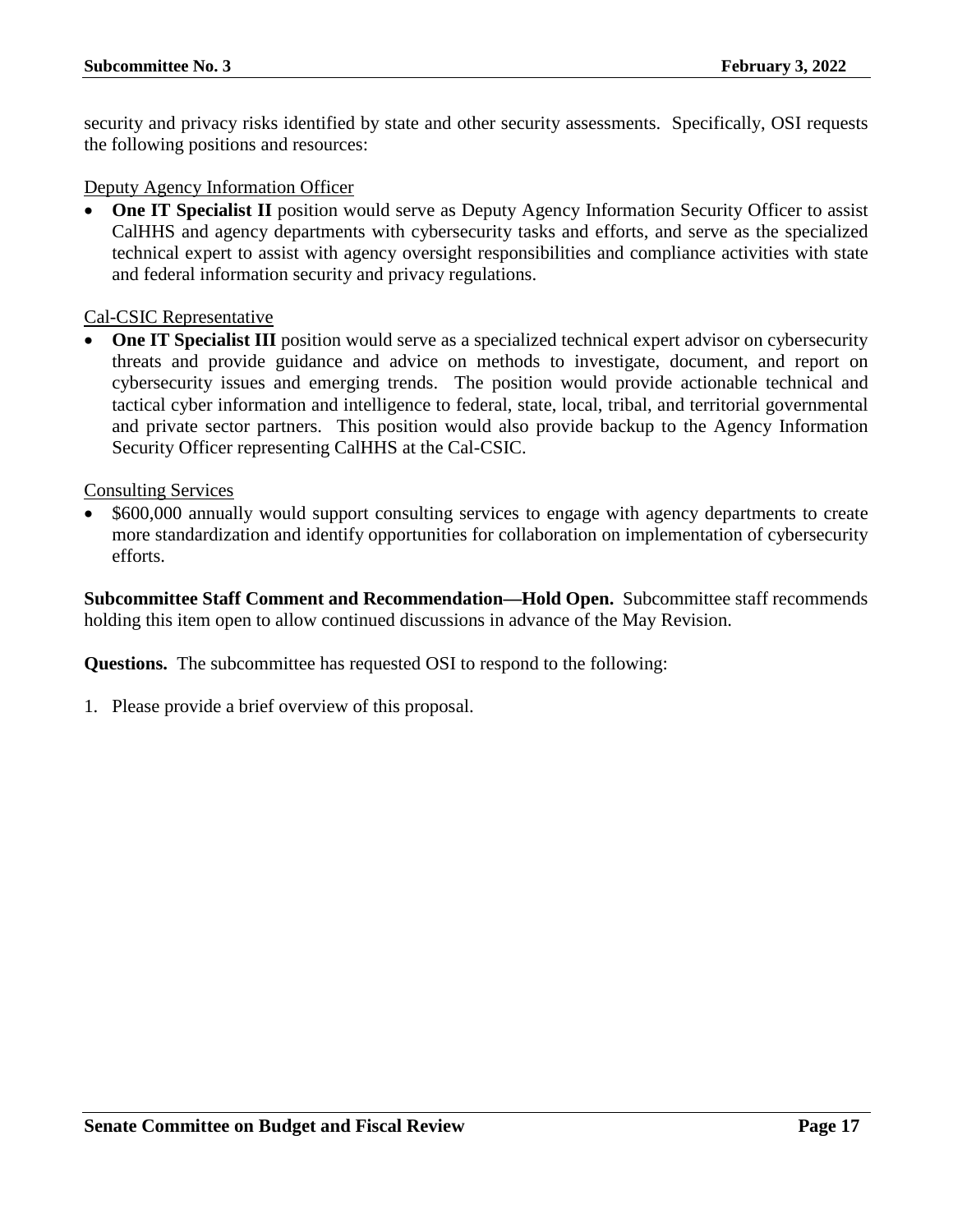security and privacy risks identified by state and other security assessments. Specifically, OSI requests the following positions and resources:

<u>Deputy Agency Information Officer</u>

- **One IT Specialist II** position would serve as Deputy Agency Information Security Officer to assist CalHHS and agency departments with cybersecurity tasks and efforts, and serve as the specialized technical expert to assist with agency oversight responsibilities and compliance activities with state and federal information security and privacy regulations.

<u>Cal-CSIC Representative</u>

- **One IT Specialist III** position would serve as a specialized technical expert advisor on cybersecurity threats and provide guidance and advice on methods to investigate, document, and report on cybersecurity issues and emerging trends. The position would provide actionable technical and tactical cyber information and intelligence to federal, state, local, tribal, and territorial governmental and private sector partners. This position would also provide backup to the Agency Information Security Officer representing CalHHS at the Cal-CSIC.

<u>Consulting Services</u>

- $600,000 annually would support consulting services to engage with agency departments to create more standardization and identify opportunities for collaboration on implementation of cybersecurity efforts.

**Subcommittee Staff Comment and Recommendation—Hold Open.** Subcommittee staff recommends holding this item open to allow continued discussions in advance of the May Revision.

**Questions.** The subcommittee has requested OSI to respond to the following:

1. Please provide a brief overview of this proposal.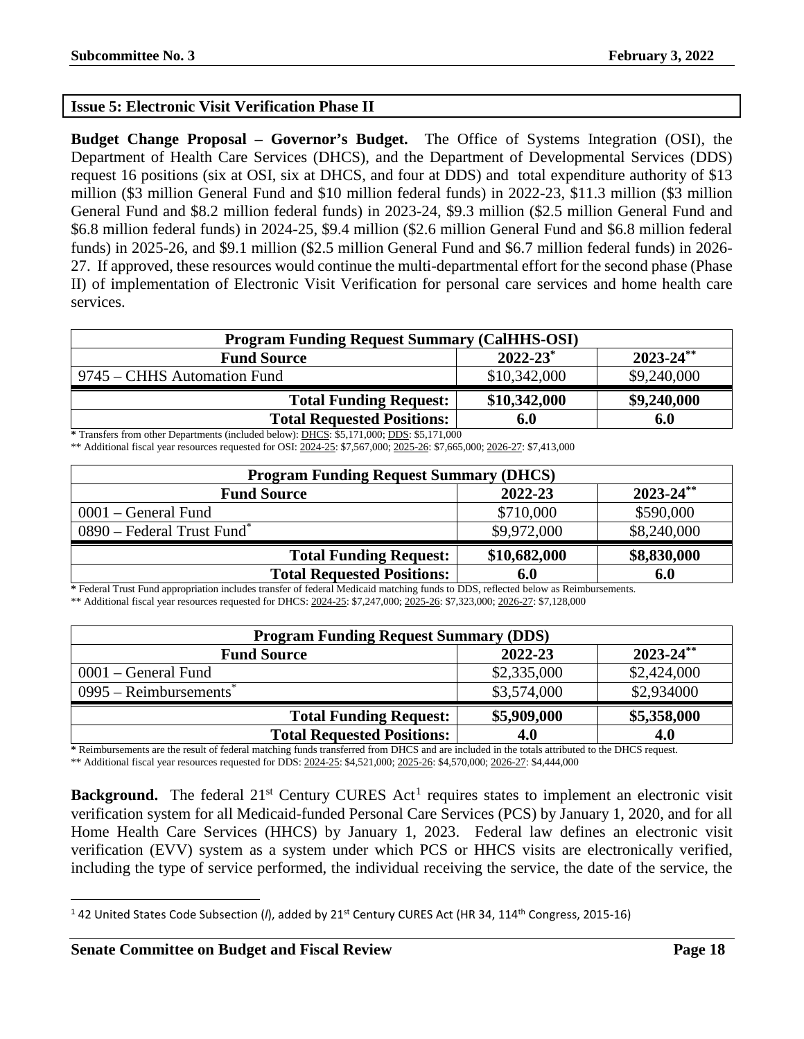## Issue 5: Electronic Visit Verification Phase II

**Budget Change Proposal – Governor's Budget.** The Office of Systems Integration (OSI), the Department of Health Care Services (DHCS), and the Department of Developmental Services (DDS) request 16 positions (six at OSI, six at DHCS, and four at DDS) and total expenditure authority of $13 million ($3 million General Fund and $10 million federal funds) in 2022-23, $11.3 million ($3 million General Fund and $8.2 million federal funds) in 2023-24, $9.3 million ($2.5 million General Fund and $6.8 million federal funds) in 2024-25, $9.4 million ($2.6 million General Fund and $6.8 million federal funds) in 2025-26, and $9.1 million ($2.5 million General Fund and $6.7 million federal funds) in 2026-27. If approved, these resources would continue the multi-departmental effort for the second phase (Phase II) of implementation of Electronic Visit Verification for personal care services and home health care services.

| Program Funding Request Summary (CalHHS-OSI) | | |
|---|---|---|
| **Fund Source** | **2022-23*** | **2023-24**** |
| 9745 – CHHS Automation Fund | $10,342,000 | $9,240,000 |
| **Total Funding Request:** | **$10,342,000** | **$9,240,000** |
| **Total Requested Positions:** | **6.0** | **6.0** |

\* Transfers from other Departments (included below): DHCS: $5,171,000; DDS: $5,171,000

** Additional fiscal year resources requested for OSI: 2024-25: $7,567,000; 2025-26: $7,665,000; 2026-27: $7,413,000

| Program Funding Request Summary (DHCS) | | |
|---|---|---|
| **Fund Source** | **2022-23** | **2023-24**** |
| 0001 – General Fund | $710,000 | $590,000 |
| 0890 – Federal Trust Fund* | $9,972,000 | $8,240,000 |
| **Total Funding Request:** | **$10,682,000** | **$8,830,000** |
| **Total Requested Positions:** | **6.0** | **6.0** |

\* Federal Trust Fund appropriation includes transfer of federal Medicaid matching funds to DDS, reflected below as Reimbursements.

** Additional fiscal year resources requested for DHCS: 2024-25: $7,247,000; 2025-26: $7,323,000; 2026-27: $7,128,000

| Program Funding Request Summary (DDS) | | |
|---|---|---|
| **Fund Source** | **2022-23** | **2023-24**** |
| 0001 – General Fund | $2,335,000 | $2,424,000 |
| 0995 – Reimbursements* | $3,574,000 | $2,934000 |
| **Total Funding Request:** | **$5,909,000** | **$5,358,000** |
| **Total Requested Positions:** | **4.0** | **4.0** |

\* Reimbursements are the result of federal matching funds transferred from DHCS and are included in the totals attributed to the DHCS request.

** Additional fiscal year resources requested for DDS: 2024-25: $4,521,000; 2025-26: $4,570,000; 2026-27: $4,444,000

**Background.** The federal 21st Century CURES Act[1] requires states to implement an electronic visit verification system for all Medicaid-funded Personal Care Services (PCS) by January 1, 2020, and for all Home Health Care Services (HHCS) by January 1, 2023. Federal law defines an electronic visit verification (EVV) system as a system under which PCS or HHCS visits are electronically verified, including the type of service performed, the individual receiving the service, the date of the service, the

[1] 42 United States Code Subsection (*l*), added by 21st Century CURES Act (HR 34, 114th Congress, 2015-16)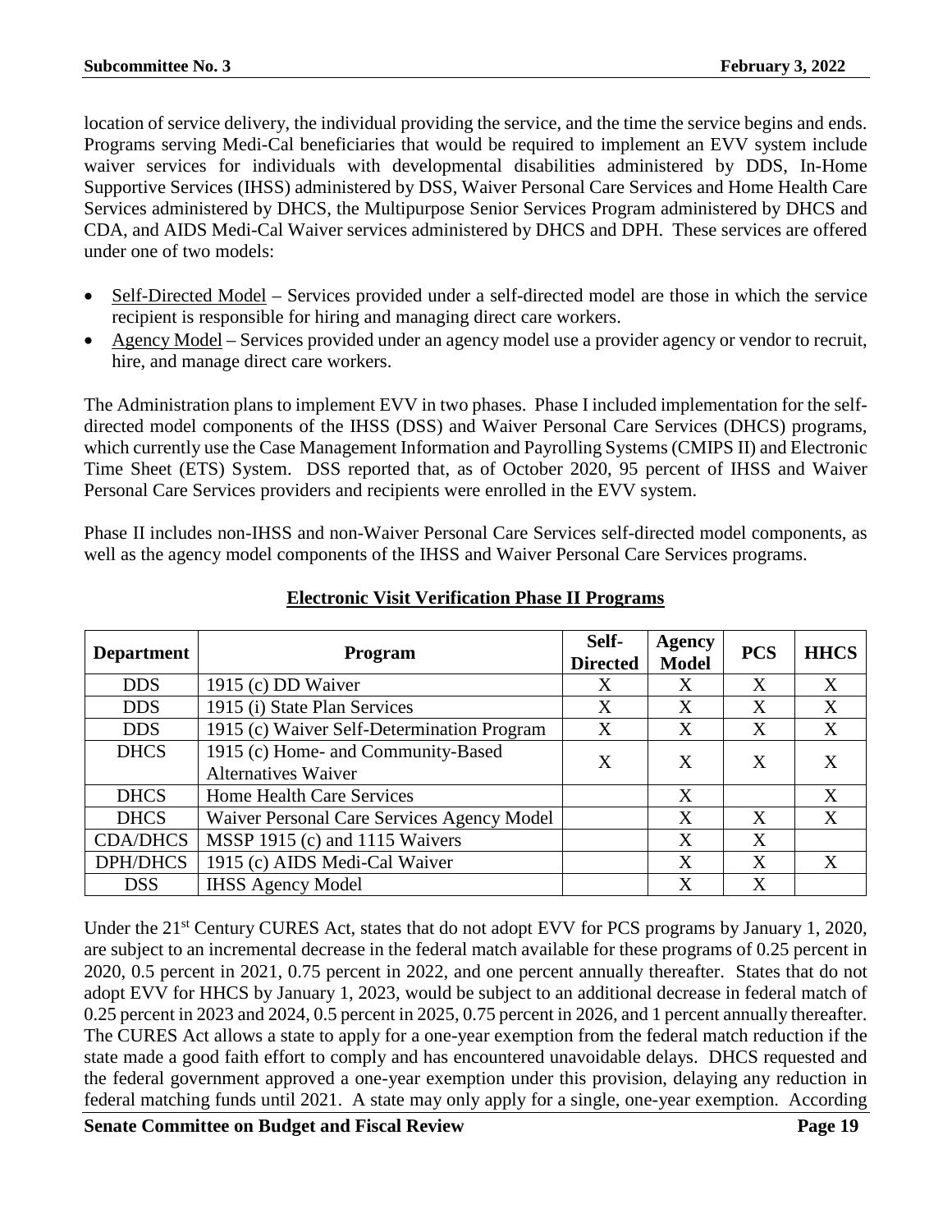location of service delivery, the individual providing the service, and the time the service begins and ends. Programs serving Medi-Cal beneficiaries that would be required to implement an EVV system include waiver services for individuals with developmental disabilities administered by DDS, In-Home Supportive Services (IHSS) administered by DSS, Waiver Personal Care Services and Home Health Care Services administered by DHCS, the Multipurpose Senior Services Program administered by DHCS and CDA, and AIDS Medi-Cal Waiver services administered by DHCS and DPH. These services are offered under one of two models:

- Self-Directed Model – Services provided under a self-directed model are those in which the service recipient is responsible for hiring and managing direct care workers.
- Agency Model – Services provided under an agency model use a provider agency or vendor to recruit, hire, and manage direct care workers.

The Administration plans to implement EVV in two phases. Phase I included implementation for the self-directed model components of the IHSS (DSS) and Waiver Personal Care Services (DHCS) programs, which currently use the Case Management Information and Payrolling Systems (CMIPS II) and Electronic Time Sheet (ETS) System. DSS reported that, as of October 2020, 95 percent of IHSS and Waiver Personal Care Services providers and recipients were enrolled in the EVV system.

Phase II includes non-IHSS and non-Waiver Personal Care Services self-directed model components, as well as the agency model components of the IHSS and Waiver Personal Care Services programs.

**Electronic Visit Verification Phase II Programs**

| Department | Program | Self-Directed | Agency Model | PCS | HHCS |
|---|---|---|---|---|---|
| DDS | 1915 (c) DD Waiver | X | X | X | X |
| DDS | 1915 (i) State Plan Services | X | X | X | X |
| DDS | 1915 (c) Waiver Self-Determination Program | X | X | X | X |
| DHCS | 1915 (c) Home- and Community-Based Alternatives Waiver | X | X | X | X |
| DHCS | Home Health Care Services | | X | | X |
| DHCS | Waiver Personal Care Services Agency Model | | X | X | X |
| CDA/DHCS | MSSP 1915 (c) and 1115 Waivers | | X | X | |
| DPH/DHCS | 1915 (c) AIDS Medi-Cal Waiver | | X | X | X |
| DSS | IHSS Agency Model | | X | X | |

Under the 21st Century CURES Act, states that do not adopt EVV for PCS programs by January 1, 2020, are subject to an incremental decrease in the federal match available for these programs of 0.25 percent in 2020, 0.5 percent in 2021, 0.75 percent in 2022, and one percent annually thereafter. States that do not adopt EVV for HHCS by January 1, 2023, would be subject to an additional decrease in federal match of 0.25 percent in 2023 and 2024, 0.5 percent in 2025, 0.75 percent in 2026, and 1 percent annually thereafter. The CURES Act allows a state to apply for a one-year exemption from the federal match reduction if the state made a good faith effort to comply and has encountered unavoidable delays. DHCS requested and the federal government approved a one-year exemption under this provision, delaying any reduction in federal matching funds until 2021. A state may only apply for a single, one-year exemption. According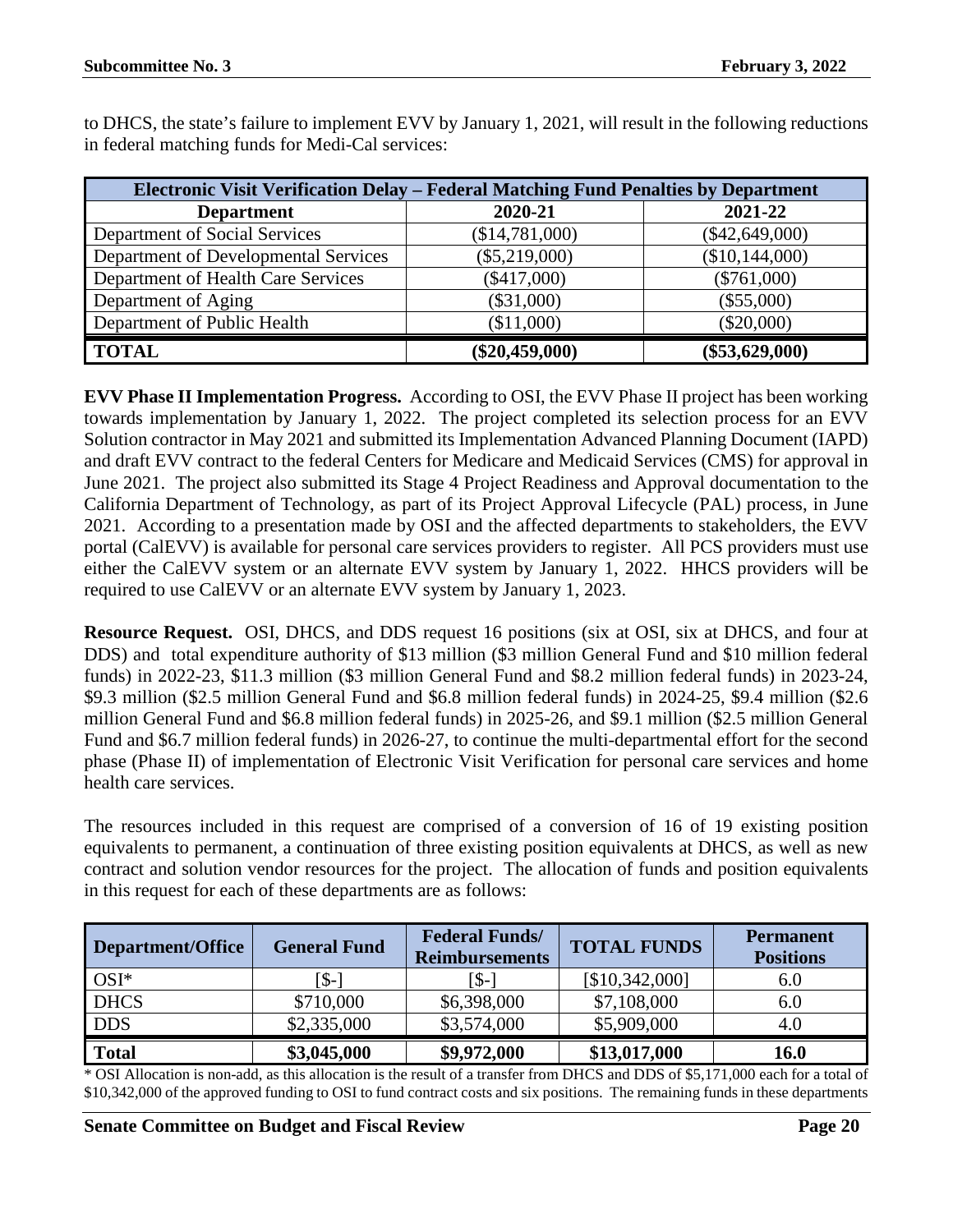to DHCS, the state's failure to implement EVV by January 1, 2021, will result in the following reductions in federal matching funds for Medi-Cal services:

| Electronic Visit Verification Delay – Federal Matching Fund Penalties by Department | | |
|---|---|---|
| **Department** | **2020-21** | **2021-22** |
| Department of Social Services | ($14,781,000) | ($42,649,000) |
| Department of Developmental Services | ($5,219,000) | ($10,144,000) |
| Department of Health Care Services | ($417,000) | ($761,000) |
| Department of Aging | ($31,000) | ($55,000) |
| Department of Public Health | ($11,000) | ($20,000) |
| **TOTAL** | **($20,459,000)** | **($53,629,000)** |

**EVV Phase II Implementation Progress.** According to OSI, the EVV Phase II project has been working towards implementation by January 1, 2022. The project completed its selection process for an EVV Solution contractor in May 2021 and submitted its Implementation Advanced Planning Document (IAPD) and draft EVV contract to the federal Centers for Medicare and Medicaid Services (CMS) for approval in June 2021. The project also submitted its Stage 4 Project Readiness and Approval documentation to the California Department of Technology, as part of its Project Approval Lifecycle (PAL) process, in June 2021. According to a presentation made by OSI and the affected departments to stakeholders, the EVV portal (CalEVV) is available for personal care services providers to register. All PCS providers must use either the CalEVV system or an alternate EVV system by January 1, 2022. HHCS providers will be required to use CalEVV or an alternate EVV system by January 1, 2023.

**Resource Request.** OSI, DHCS, and DDS request 16 positions (six at OSI, six at DHCS, and four at DDS) and total expenditure authority of $13 million ($3 million General Fund and $10 million federal funds) in 2022-23, $11.3 million ($3 million General Fund and $8.2 million federal funds) in 2023-24, $9.3 million ($2.5 million General Fund and $6.8 million federal funds) in 2024-25, $9.4 million ($2.6 million General Fund and $6.8 million federal funds) in 2025-26, and $9.1 million ($2.5 million General Fund and $6.7 million federal funds) in 2026-27, to continue the multi-departmental effort for the second phase (Phase II) of implementation of Electronic Visit Verification for personal care services and home health care services.

The resources included in this request are comprised of a conversion of 16 of 19 existing position equivalents to permanent, a continuation of three existing position equivalents at DHCS, as well as new contract and solution vendor resources for the project. The allocation of funds and position equivalents in this request for each of these departments are as follows:

| Department/Office | General Fund | Federal Funds/ Reimbursements | TOTAL FUNDS | Permanent Positions |
|---|---|---|---|---|
| OSI* | [$-] | [$-] | [$10,342,000] | 6.0 |
| DHCS | $710,000 | $6,398,000 | $7,108,000 | 6.0 |
| DDS | $2,335,000 | $3,574,000 | $5,909,000 | 4.0 |
| **Total** | **$3,045,000** | **$9,972,000** | **$13,017,000** | **16.0** |

* OSI Allocation is non-add, as this allocation is the result of a transfer from DHCS and DDS of $5,171,000 each for a total of $10,342,000 of the approved funding to OSI to fund contract costs and six positions. The remaining funds in these departments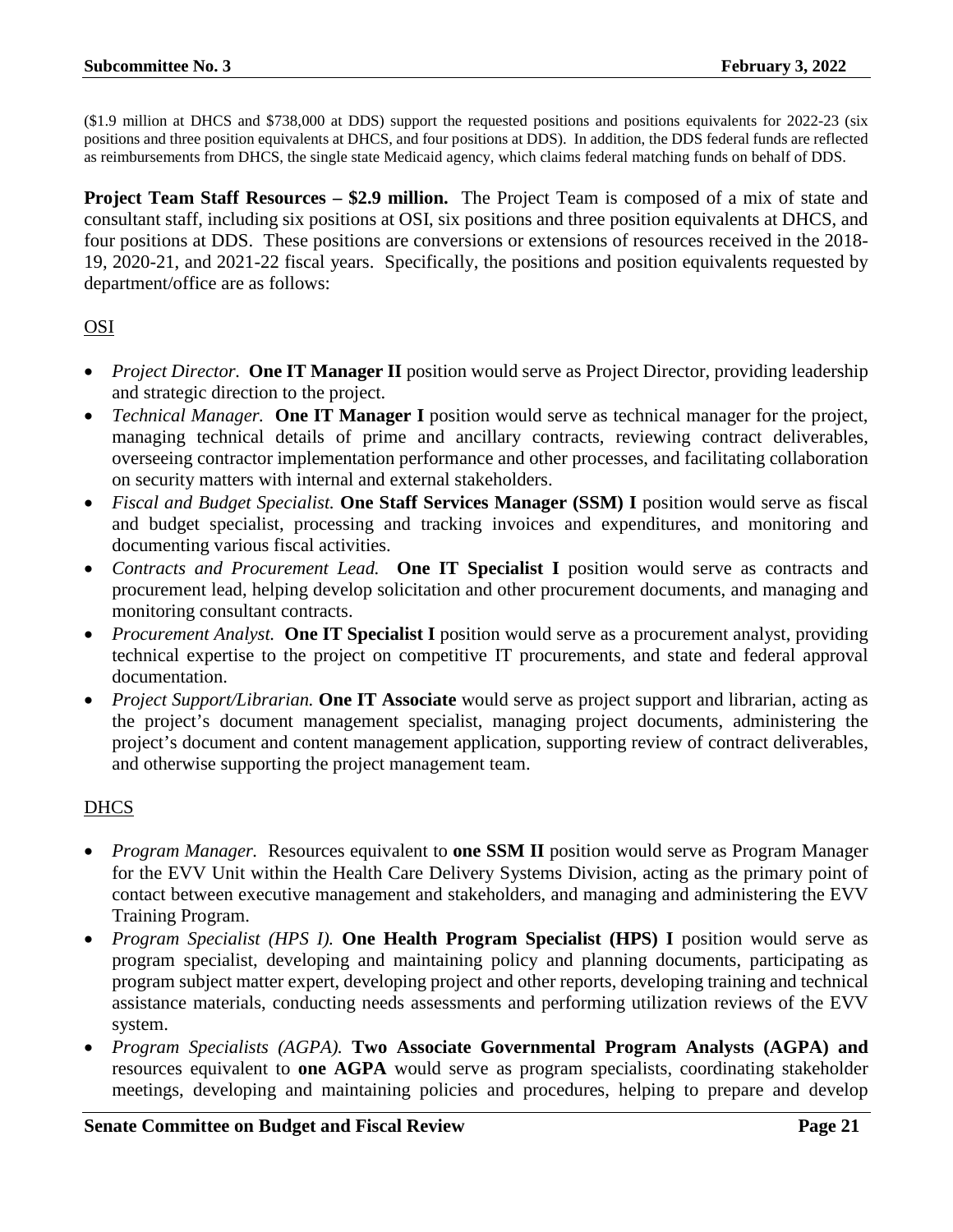($1.9 million at DHCS and $738,000 at DDS) support the requested positions and positions equivalents for 2022-23 (six positions and three position equivalents at DHCS, and four positions at DDS). In addition, the DDS federal funds are reflected as reimbursements from DHCS, the single state Medicaid agency, which claims federal matching funds on behalf of DDS.

**Project Team Staff Resources – $2.9 million.** The Project Team is composed of a mix of state and consultant staff, including six positions at OSI, six positions and three position equivalents at DHCS, and four positions at DDS. These positions are conversions or extensions of resources received in the 2018-19, 2020-21, and 2021-22 fiscal years. Specifically, the positions and position equivalents requested by department/office are as follows:

<u>OSI</u>

- *Project Director.* **One IT Manager II** position would serve as Project Director, providing leadership and strategic direction to the project.
- *Technical Manager.* **One IT Manager I** position would serve as technical manager for the project, managing technical details of prime and ancillary contracts, reviewing contract deliverables, overseeing contractor implementation performance and other processes, and facilitating collaboration on security matters with internal and external stakeholders.
- *Fiscal and Budget Specialist.* **One Staff Services Manager (SSM) I** position would serve as fiscal and budget specialist, processing and tracking invoices and expenditures, and monitoring and documenting various fiscal activities.
- *Contracts and Procurement Lead.* **One IT Specialist I** position would serve as contracts and procurement lead, helping develop solicitation and other procurement documents, and managing and monitoring consultant contracts.
- *Procurement Analyst.* **One IT Specialist I** position would serve as a procurement analyst, providing technical expertise to the project on competitive IT procurements, and state and federal approval documentation.
- *Project Support/Librarian.* **One IT Associate** would serve as project support and librarian, acting as the project's document management specialist, managing project documents, administering the project's document and content management application, supporting review of contract deliverables, and otherwise supporting the project management team.

<u>DHCS</u>

- *Program Manager.* Resources equivalent to **one SSM II** position would serve as Program Manager for the EVV Unit within the Health Care Delivery Systems Division, acting as the primary point of contact between executive management and stakeholders, and managing and administering the EVV Training Program.
- *Program Specialist (HPS I).* **One Health Program Specialist (HPS) I** position would serve as program specialist, developing and maintaining policy and planning documents, participating as program subject matter expert, developing project and other reports, developing training and technical assistance materials, conducting needs assessments and performing utilization reviews of the EVV system.
- *Program Specialists (AGPA).* **Two Associate Governmental Program Analysts (AGPA) and** resources equivalent to **one AGPA** would serve as program specialists, coordinating stakeholder meetings, developing and maintaining policies and procedures, helping to prepare and develop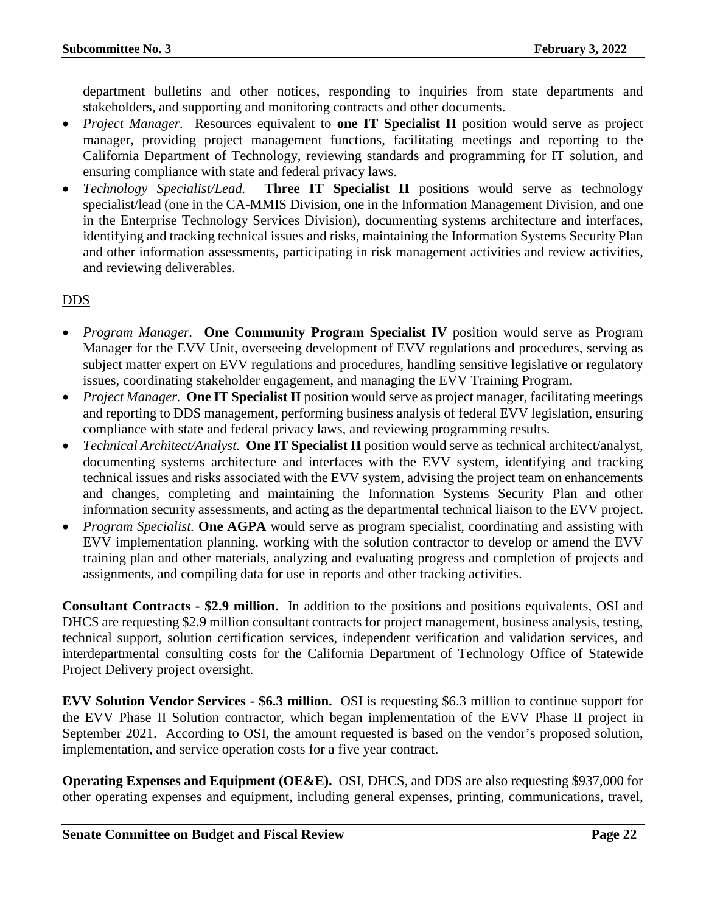department bulletins and other notices, responding to inquiries from state departments and stakeholders, and supporting and monitoring contracts and other documents.

- *Project Manager.* Resources equivalent to **one IT Specialist II** position would serve as project manager, providing project management functions, facilitating meetings and reporting to the California Department of Technology, reviewing standards and programming for IT solution, and ensuring compliance with state and federal privacy laws.
- *Technology Specialist/Lead.* **Three IT Specialist II** positions would serve as technology specialist/lead (one in the CA-MMIS Division, one in the Information Management Division, and one in the Enterprise Technology Services Division), documenting systems architecture and interfaces, identifying and tracking technical issues and risks, maintaining the Information Systems Security Plan and other information assessments, participating in risk management activities and review activities, and reviewing deliverables.

DDS

- *Program Manager.* **One Community Program Specialist IV** position would serve as Program Manager for the EVV Unit, overseeing development of EVV regulations and procedures, serving as subject matter expert on EVV regulations and procedures, handling sensitive legislative or regulatory issues, coordinating stakeholder engagement, and managing the EVV Training Program.
- *Project Manager.* **One IT Specialist II** position would serve as project manager, facilitating meetings and reporting to DDS management, performing business analysis of federal EVV legislation, ensuring compliance with state and federal privacy laws, and reviewing programming results.
- *Technical Architect/Analyst.* **One IT Specialist II** position would serve as technical architect/analyst, documenting systems architecture and interfaces with the EVV system, identifying and tracking technical issues and risks associated with the EVV system, advising the project team on enhancements and changes, completing and maintaining the Information Systems Security Plan and other information security assessments, and acting as the departmental technical liaison to the EVV project.
- *Program Specialist.* **One AGPA** would serve as program specialist, coordinating and assisting with EVV implementation planning, working with the solution contractor to develop or amend the EVV training plan and other materials, analyzing and evaluating progress and completion of projects and assignments, and compiling data for use in reports and other tracking activities.

**Consultant Contracts - $2.9 million.** In addition to the positions and positions equivalents, OSI and DHCS are requesting $2.9 million consultant contracts for project management, business analysis, testing, technical support, solution certification services, independent verification and validation services, and interdepartmental consulting costs for the California Department of Technology Office of Statewide Project Delivery project oversight.

**EVV Solution Vendor Services - $6.3 million.** OSI is requesting $6.3 million to continue support for the EVV Phase II Solution contractor, which began implementation of the EVV Phase II project in September 2021. According to OSI, the amount requested is based on the vendor's proposed solution, implementation, and service operation costs for a five year contract.

**Operating Expenses and Equipment (OE&E).** OSI, DHCS, and DDS are also requesting $937,000 for other operating expenses and equipment, including general expenses, printing, communications, travel,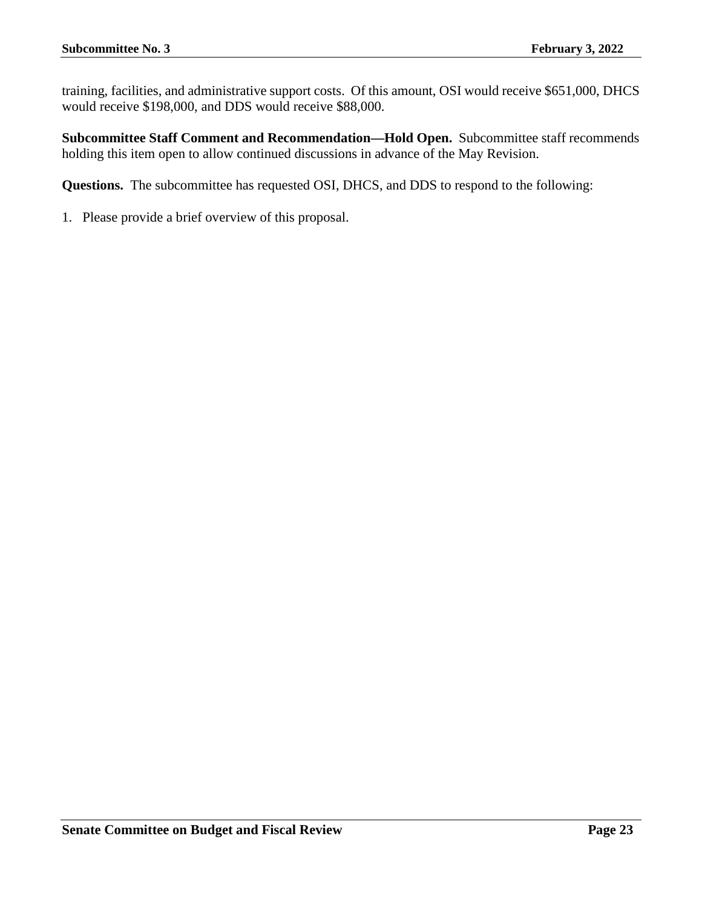training, facilities, and administrative support costs. Of this amount, OSI would receive $651,000, DHCS would receive $198,000, and DDS would receive $88,000.

**Subcommittee Staff Comment and Recommendation—Hold Open.** Subcommittee staff recommends holding this item open to allow continued discussions in advance of the May Revision.

**Questions.** The subcommittee has requested OSI, DHCS, and DDS to respond to the following:

1. Please provide a brief overview of this proposal.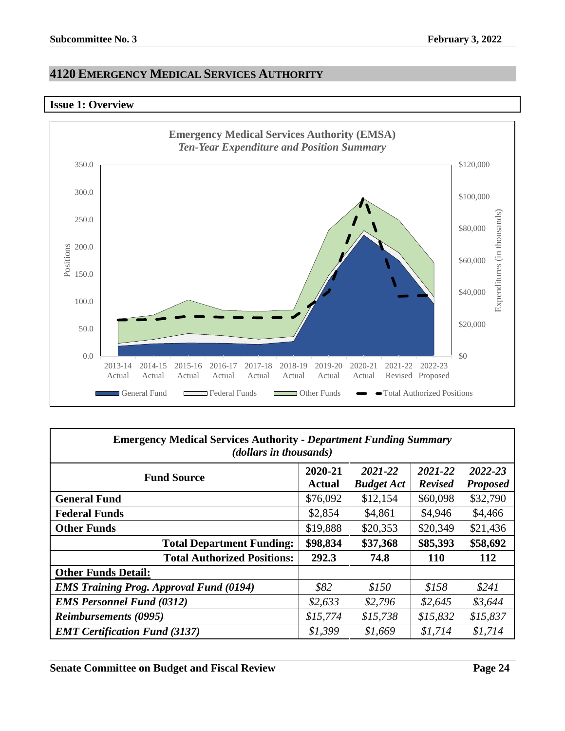## 4120 Emergency Medical Services Authority

### Issue 1: Overview

**Emergency Medical Services Authority (EMSA)**
*Ten-Year Expenditure and Position Summary*

| **Emergency Medical Services Authority - *Department Funding Summary* *(dollars in thousands)*** | | | | |
|---|---|---|---|---|
| **Fund Source** | **2020-21 Actual** | ***2021-22 Budget Act*** | ***2021-22 Revised*** | ***2022-23 Proposed*** |
| **General Fund** | $76,092 | $12,154 | $60,098 | $32,790 |
| **Federal Funds** | $2,854 | $4,861 | $4,946 | $4,466 |
| **Other Funds** | $19,888 | $20,353 | $20,349 | $21,436 |
| **Total Department Funding:** | **$98,834** | **$37,368** | **$85,393** | **$58,692** |
| **Total Authorized Positions:** | **292.3** | **74.8** | **110** | **112** |
| **Other Funds Detail:** | | | | |
| ***EMS Training Prog. Approval Fund (0194)*** | *$82* | *$150* | *$158* | *$241* |
| ***EMS Personnel Fund (0312)*** | *$2,633* | *$2,796* | *$2,645* | *$3,644* |
| ***Reimbursements (0995)*** | *$15,774* | *$15,738* | *$15,832* | *$15,837* |
| ***EMT Certification Fund (3137)*** | *$1,399* | *$1,669* | *$1,714* | *$1,714* |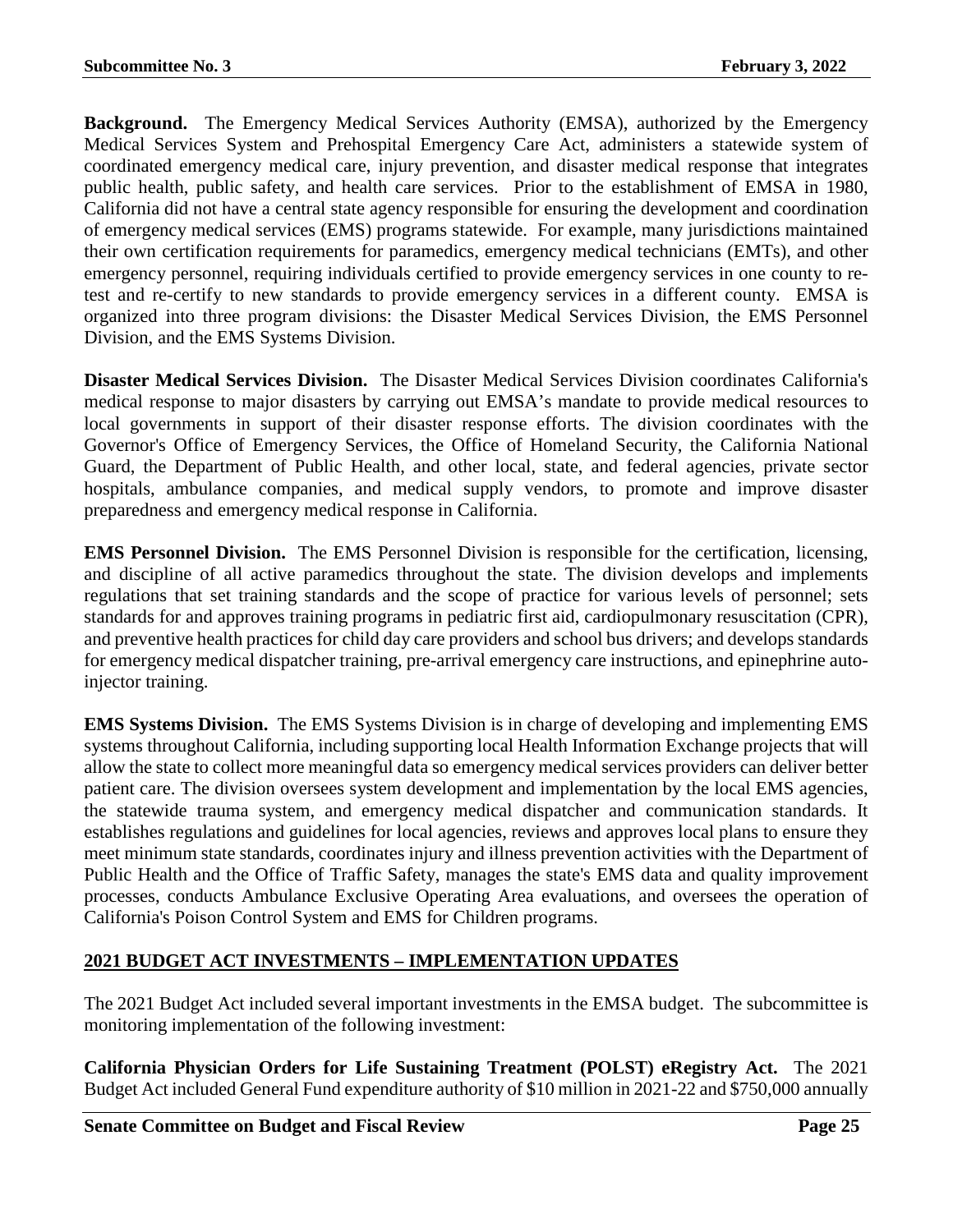**Background.** The Emergency Medical Services Authority (EMSA), authorized by the Emergency Medical Services System and Prehospital Emergency Care Act, administers a statewide system of coordinated emergency medical care, injury prevention, and disaster medical response that integrates public health, public safety, and health care services. Prior to the establishment of EMSA in 1980, California did not have a central state agency responsible for ensuring the development and coordination of emergency medical services (EMS) programs statewide. For example, many jurisdictions maintained their own certification requirements for paramedics, emergency medical technicians (EMTs), and other emergency personnel, requiring individuals certified to provide emergency services in one county to re-test and re-certify to new standards to provide emergency services in a different county. EMSA is organized into three program divisions: the Disaster Medical Services Division, the EMS Personnel Division, and the EMS Systems Division.

**Disaster Medical Services Division.** The Disaster Medical Services Division coordinates California's medical response to major disasters by carrying out EMSA's mandate to provide medical resources to local governments in support of their disaster response efforts. The division coordinates with the Governor's Office of Emergency Services, the Office of Homeland Security, the California National Guard, the Department of Public Health, and other local, state, and federal agencies, private sector hospitals, ambulance companies, and medical supply vendors, to promote and improve disaster preparedness and emergency medical response in California.

**EMS Personnel Division.** The EMS Personnel Division is responsible for the certification, licensing, and discipline of all active paramedics throughout the state. The division develops and implements regulations that set training standards and the scope of practice for various levels of personnel; sets standards for and approves training programs in pediatric first aid, cardiopulmonary resuscitation (CPR), and preventive health practices for child day care providers and school bus drivers; and develops standards for emergency medical dispatcher training, pre-arrival emergency care instructions, and epinephrine auto-injector training.

**EMS Systems Division.** The EMS Systems Division is in charge of developing and implementing EMS systems throughout California, including supporting local Health Information Exchange projects that will allow the state to collect more meaningful data so emergency medical services providers can deliver better patient care. The division oversees system development and implementation by the local EMS agencies, the statewide trauma system, and emergency medical dispatcher and communication standards. It establishes regulations and guidelines for local agencies, reviews and approves local plans to ensure they meet minimum state standards, coordinates injury and illness prevention activities with the Department of Public Health and the Office of Traffic Safety, manages the state's EMS data and quality improvement processes, conducts Ambulance Exclusive Operating Area evaluations, and oversees the operation of California's Poison Control System and EMS for Children programs.

## 2021 BUDGET ACT INVESTMENTS – IMPLEMENTATION UPDATES

The 2021 Budget Act included several important investments in the EMSA budget. The subcommittee is monitoring implementation of the following investment:

**California Physician Orders for Life Sustaining Treatment (POLST) eRegistry Act.** The 2021 Budget Act included General Fund expenditure authority of $10 million in 2021-22 and $750,000 annually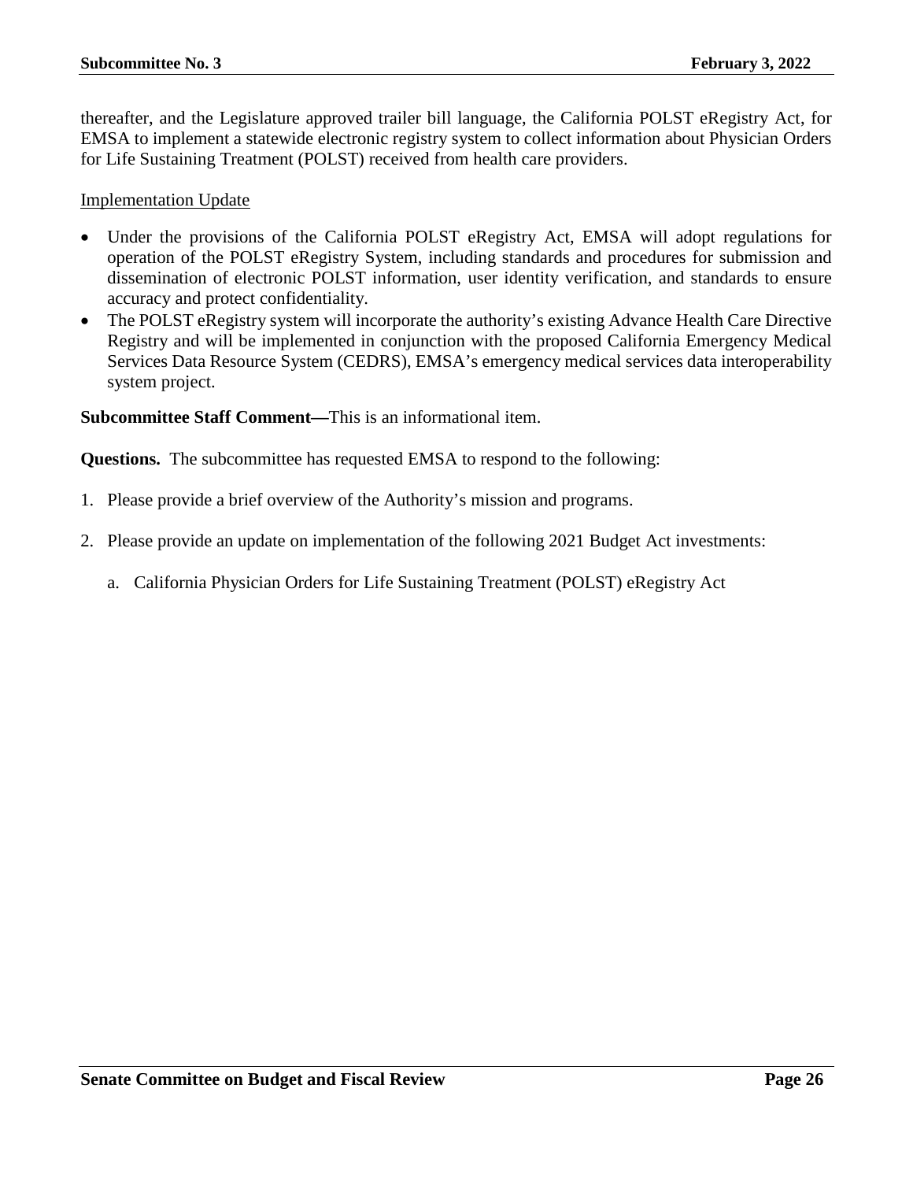thereafter, and the Legislature approved trailer bill language, the California POLST eRegistry Act, for EMSA to implement a statewide electronic registry system to collect information about Physician Orders for Life Sustaining Treatment (POLST) received from health care providers.

Implementation Update

- Under the provisions of the California POLST eRegistry Act, EMSA will adopt regulations for operation of the POLST eRegistry System, including standards and procedures for submission and dissemination of electronic POLST information, user identity verification, and standards to ensure accuracy and protect confidentiality.
- The POLST eRegistry system will incorporate the authority's existing Advance Health Care Directive Registry and will be implemented in conjunction with the proposed California Emergency Medical Services Data Resource System (CEDRS), EMSA's emergency medical services data interoperability system project.

**Subcommittee Staff Comment—**This is an informational item.

**Questions.** The subcommittee has requested EMSA to respond to the following:

1. Please provide a brief overview of the Authority's mission and programs.

2. Please provide an update on implementation of the following 2021 Budget Act investments:

   a. California Physician Orders for Life Sustaining Treatment (POLST) eRegistry Act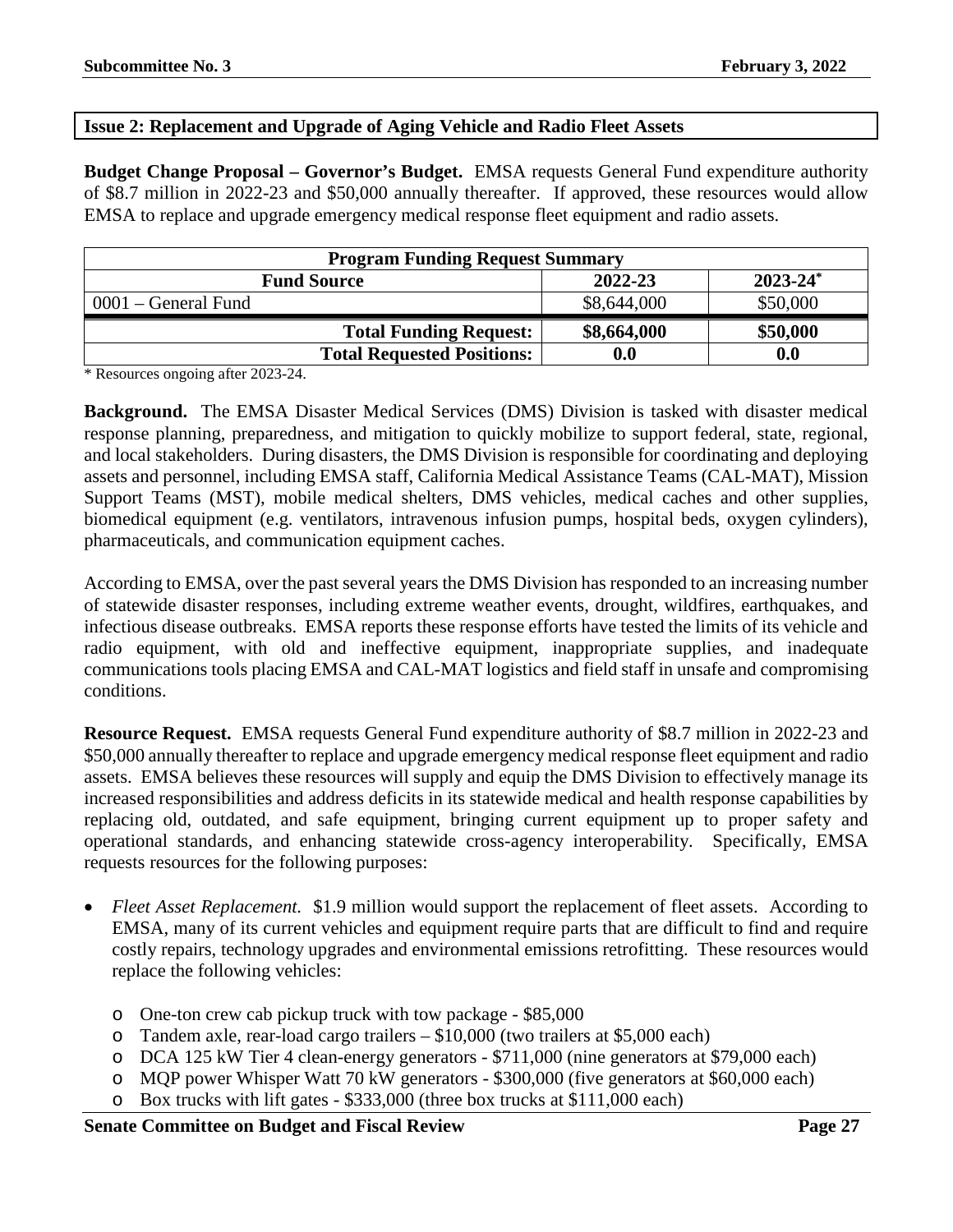## Issue 2: Replacement and Upgrade of Aging Vehicle and Radio Fleet Assets

**Budget Change Proposal – Governor's Budget.** EMSA requests General Fund expenditure authority of $8.7 million in 2022-23 and $50,000 annually thereafter. If approved, these resources would allow EMSA to replace and upgrade emergency medical response fleet equipment and radio assets.

| Program Funding Request Summary | | |
|---|---|---|
| **Fund Source** | **2022-23** | **2023-24*** |
| 0001 – General Fund | $8,644,000 | $50,000 |
| **Total Funding Request:** | **$8,664,000** | **$50,000** |
| **Total Requested Positions:** | **0.0** | **0.0** |

* Resources ongoing after 2023-24.

**Background.** The EMSA Disaster Medical Services (DMS) Division is tasked with disaster medical response planning, preparedness, and mitigation to quickly mobilize to support federal, state, regional, and local stakeholders. During disasters, the DMS Division is responsible for coordinating and deploying assets and personnel, including EMSA staff, California Medical Assistance Teams (CAL-MAT), Mission Support Teams (MST), mobile medical shelters, DMS vehicles, medical caches and other supplies, biomedical equipment (e.g. ventilators, intravenous infusion pumps, hospital beds, oxygen cylinders), pharmaceuticals, and communication equipment caches.

According to EMSA, over the past several years the DMS Division has responded to an increasing number of statewide disaster responses, including extreme weather events, drought, wildfires, earthquakes, and infectious disease outbreaks. EMSA reports these response efforts have tested the limits of its vehicle and radio equipment, with old and ineffective equipment, inappropriate supplies, and inadequate communications tools placing EMSA and CAL-MAT logistics and field staff in unsafe and compromising conditions.

**Resource Request.** EMSA requests General Fund expenditure authority of $8.7 million in 2022-23 and $50,000 annually thereafter to replace and upgrade emergency medical response fleet equipment and radio assets. EMSA believes these resources will supply and equip the DMS Division to effectively manage its increased responsibilities and address deficits in its statewide medical and health response capabilities by replacing old, outdated, and safe equipment, bringing current equipment up to proper safety and operational standards, and enhancing statewide cross-agency interoperability. Specifically, EMSA requests resources for the following purposes:

- *Fleet Asset Replacement.* $1.9 million would support the replacement of fleet assets. According to EMSA, many of its current vehicles and equipment require parts that are difficult to find and require costly repairs, technology upgrades and environmental emissions retrofitting. These resources would replace the following vehicles:
    - One-ton crew cab pickup truck with tow package - $85,000
    - Tandem axle, rear-load cargo trailers – $10,000 (two trailers at $5,000 each)
    - DCA 125 kW Tier 4 clean-energy generators - $711,000 (nine generators at $79,000 each)
    - MQP power Whisper Watt 70 kW generators - $300,000 (five generators at $60,000 each)
    - Box trucks with lift gates - $333,000 (three box trucks at $111,000 each)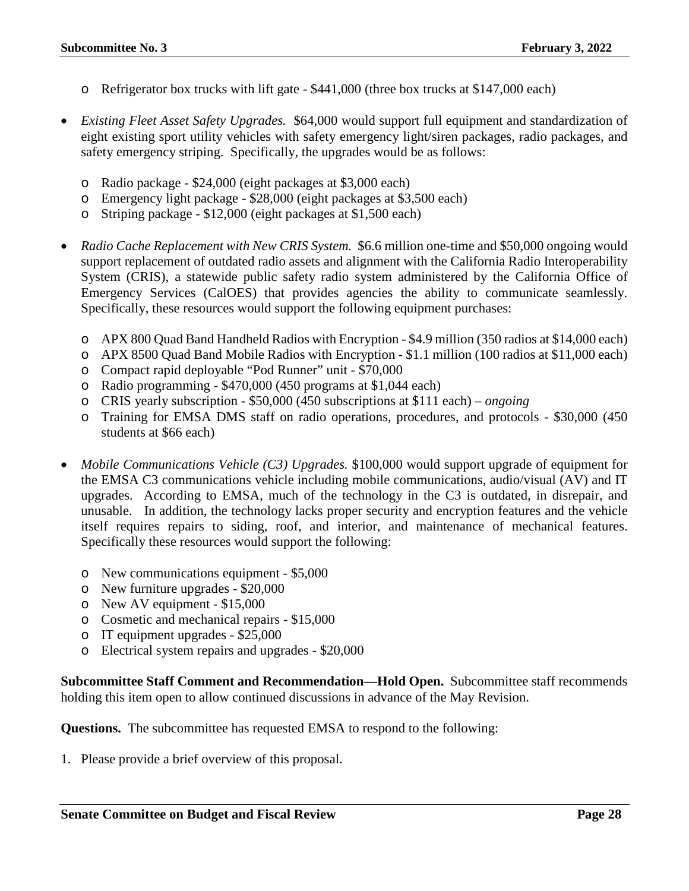- Refrigerator box trucks with lift gate - $441,000 (three box trucks at $147,000 each)

- *Existing Fleet Asset Safety Upgrades.* $64,000 would support full equipment and standardization of eight existing sport utility vehicles with safety emergency light/siren packages, radio packages, and safety emergency striping. Specifically, the upgrades would be as follows:

  - Radio package - $24,000 (eight packages at $3,000 each)
  - Emergency light package - $28,000 (eight packages at $3,500 each)
  - Striping package - $12,000 (eight packages at $1,500 each)

- *Radio Cache Replacement with New CRIS System.* $6.6 million one-time and $50,000 ongoing would support replacement of outdated radio assets and alignment with the California Radio Interoperability System (CRIS), a statewide public safety radio system administered by the California Office of Emergency Services (CalOES) that provides agencies the ability to communicate seamlessly. Specifically, these resources would support the following equipment purchases:

  - APX 800 Quad Band Handheld Radios with Encryption - $4.9 million (350 radios at $14,000 each)
  - APX 8500 Quad Band Mobile Radios with Encryption - $1.1 million (100 radios at $11,000 each)
  - Compact rapid deployable "Pod Runner" unit - $70,000
  - Radio programming - $470,000 (450 programs at $1,044 each)
  - CRIS yearly subscription - $50,000 (450 subscriptions at $111 each) – *ongoing*
  - Training for EMSA DMS staff on radio operations, procedures, and protocols - $30,000 (450 students at $66 each)

- *Mobile Communications Vehicle (C3) Upgrades.* $100,000 would support upgrade of equipment for the EMSA C3 communications vehicle including mobile communications, audio/visual (AV) and IT upgrades. According to EMSA, much of the technology in the C3 is outdated, in disrepair, and unusable. In addition, the technology lacks proper security and encryption features and the vehicle itself requires repairs to siding, roof, and interior, and maintenance of mechanical features. Specifically these resources would support the following:

  - New communications equipment - $5,000
  - New furniture upgrades - $20,000
  - New AV equipment - $15,000
  - Cosmetic and mechanical repairs - $15,000
  - IT equipment upgrades - $25,000
  - Electrical system repairs and upgrades - $20,000

**Subcommittee Staff Comment and Recommendation—Hold Open.** Subcommittee staff recommends holding this item open to allow continued discussions in advance of the May Revision.

**Questions.** The subcommittee has requested EMSA to respond to the following:

1. Please provide a brief overview of this proposal.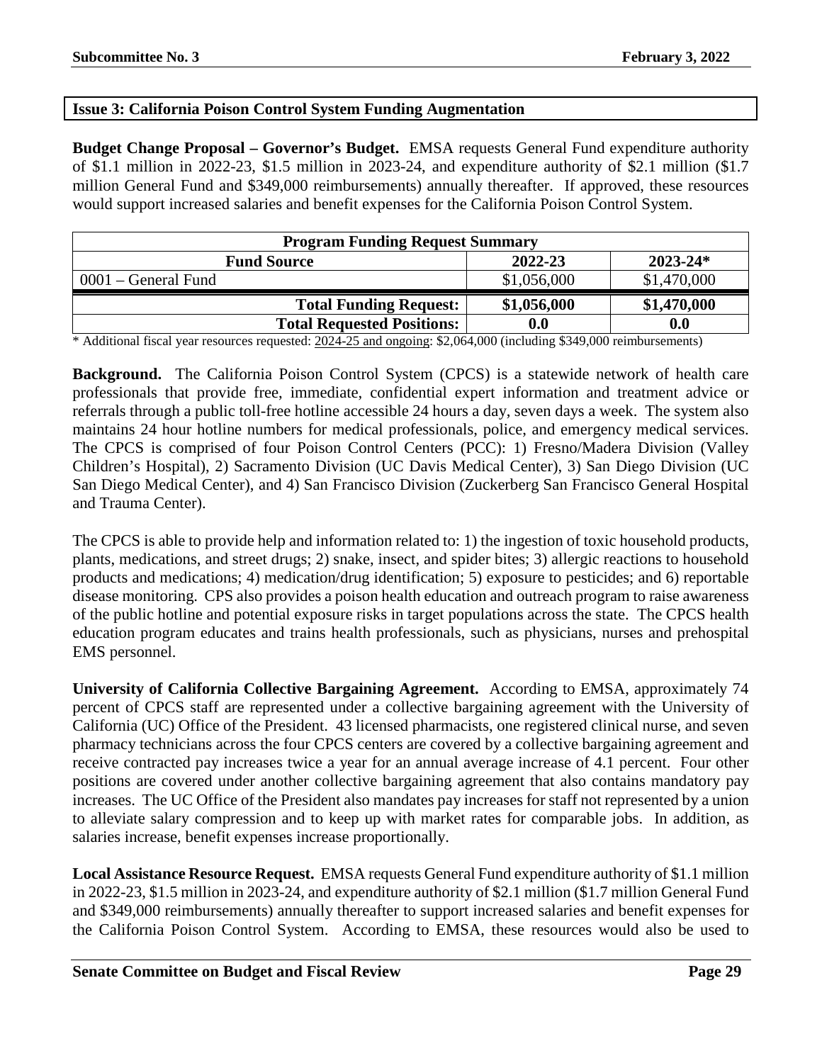**Issue 3: California Poison Control System Funding Augmentation**

**Budget Change Proposal – Governor's Budget.** EMSA requests General Fund expenditure authority of $1.1 million in 2022-23, $1.5 million in 2023-24, and expenditure authority of $2.1 million ($1.7 million General Fund and $349,000 reimbursements) annually thereafter. If approved, these resources would support increased salaries and benefit expenses for the California Poison Control System.

| Program Funding Request Summary | | |
|---|---|---|
| **Fund Source** | **2022-23** | **2023-24*** |
| 0001 – General Fund | $1,056,000 | $1,470,000 |
| **Total Funding Request:** | **$1,056,000** | **$1,470,000** |
| **Total Requested Positions:** | **0.0** | **0.0** |

\* Additional fiscal year resources requested: 2024-25 and ongoing: $2,064,000 (including $349,000 reimbursements)

**Background.** The California Poison Control System (CPCS) is a statewide network of health care professionals that provide free, immediate, confidential expert information and treatment advice or referrals through a public toll-free hotline accessible 24 hours a day, seven days a week. The system also maintains 24 hour hotline numbers for medical professionals, police, and emergency medical services. The CPCS is comprised of four Poison Control Centers (PCC): 1) Fresno/Madera Division (Valley Children's Hospital), 2) Sacramento Division (UC Davis Medical Center), 3) San Diego Division (UC San Diego Medical Center), and 4) San Francisco Division (Zuckerberg San Francisco General Hospital and Trauma Center).

The CPCS is able to provide help and information related to: 1) the ingestion of toxic household products, plants, medications, and street drugs; 2) snake, insect, and spider bites; 3) allergic reactions to household products and medications; 4) medication/drug identification; 5) exposure to pesticides; and 6) reportable disease monitoring. CPS also provides a poison health education and outreach program to raise awareness of the public hotline and potential exposure risks in target populations across the state. The CPCS health education program educates and trains health professionals, such as physicians, nurses and prehospital EMS personnel.

**University of California Collective Bargaining Agreement.** According to EMSA, approximately 74 percent of CPCS staff are represented under a collective bargaining agreement with the University of California (UC) Office of the President. 43 licensed pharmacists, one registered clinical nurse, and seven pharmacy technicians across the four CPCS centers are covered by a collective bargaining agreement and receive contracted pay increases twice a year for an annual average increase of 4.1 percent. Four other positions are covered under another collective bargaining agreement that also contains mandatory pay increases. The UC Office of the President also mandates pay increases for staff not represented by a union to alleviate salary compression and to keep up with market rates for comparable jobs. In addition, as salaries increase, benefit expenses increase proportionally.

**Local Assistance Resource Request.** EMSA requests General Fund expenditure authority of $1.1 million in 2022-23, $1.5 million in 2023-24, and expenditure authority of $2.1 million ($1.7 million General Fund and $349,000 reimbursements) annually thereafter to support increased salaries and benefit expenses for the California Poison Control System. According to EMSA, these resources would also be used to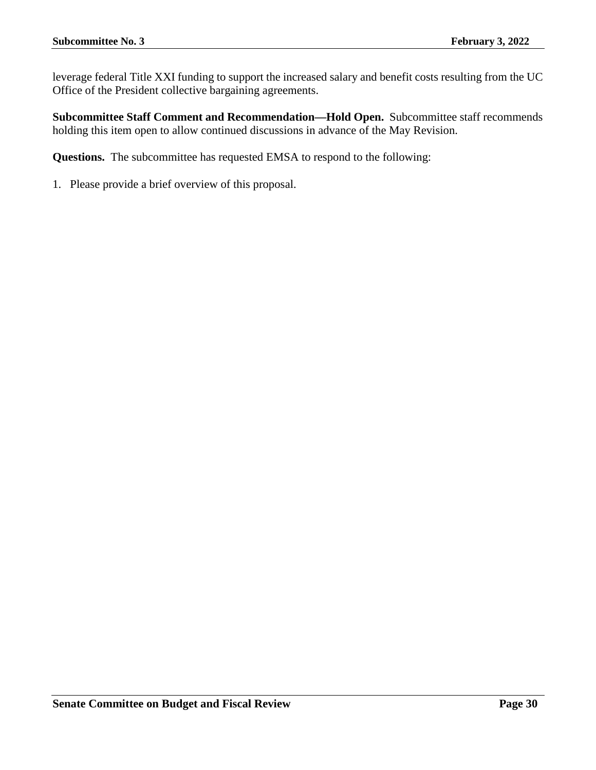leverage federal Title XXI funding to support the increased salary and benefit costs resulting from the UC Office of the President collective bargaining agreements.

**Subcommittee Staff Comment and Recommendation—Hold Open.** Subcommittee staff recommends holding this item open to allow continued discussions in advance of the May Revision.

**Questions.** The subcommittee has requested EMSA to respond to the following:

1. Please provide a brief overview of this proposal.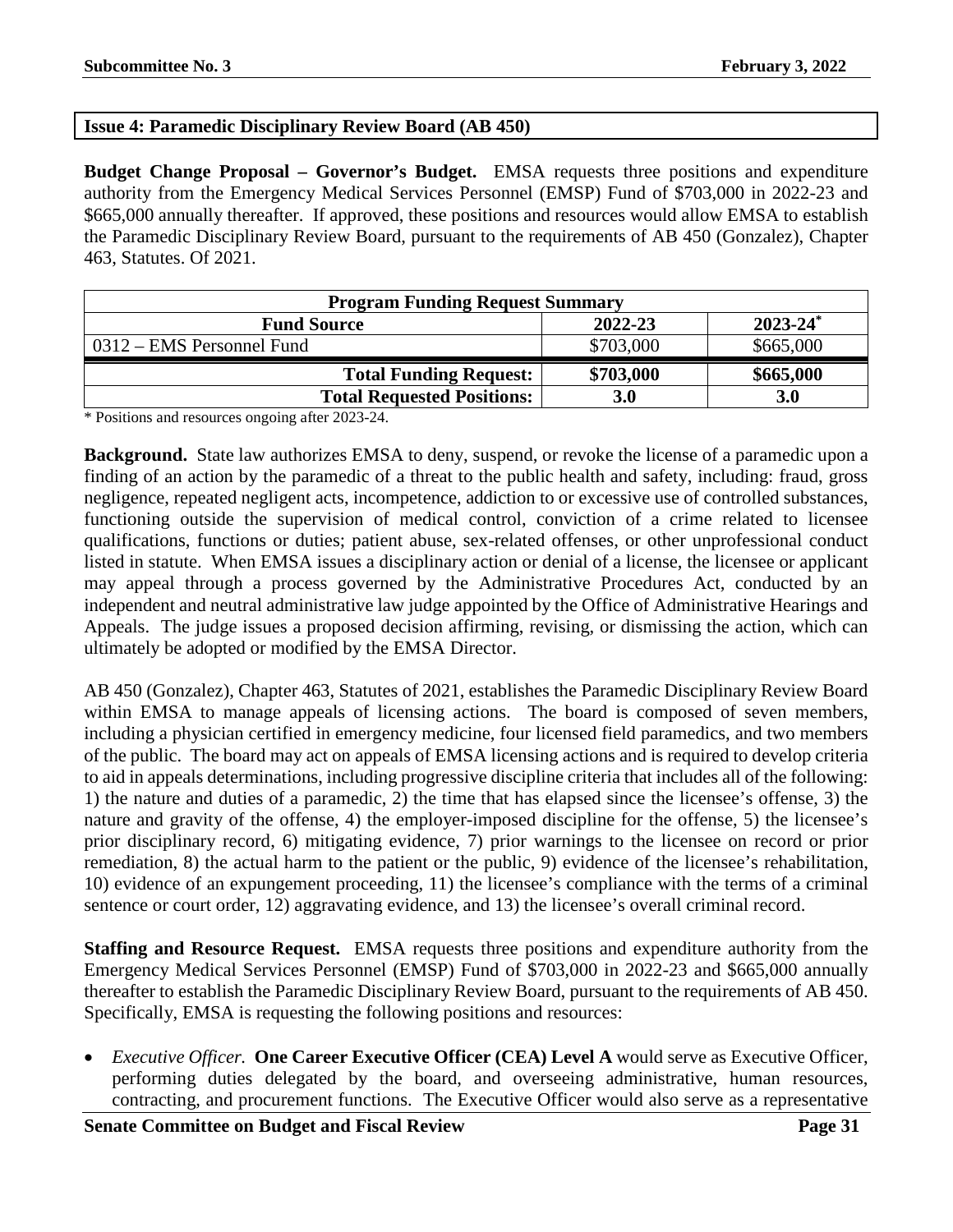**Issue 4: Paramedic Disciplinary Review Board (AB 450)**

**Budget Change Proposal – Governor's Budget.** EMSA requests three positions and expenditure authority from the Emergency Medical Services Personnel (EMSP) Fund of \$703,000 in 2022-23 and \$665,000 annually thereafter. If approved, these positions and resources would allow EMSA to establish the Paramedic Disciplinary Review Board, pursuant to the requirements of AB 450 (Gonzalez), Chapter 463, Statutes. Of 2021.

| Program Funding Request Summary | | |
|---|---|---|
| **Fund Source** | **2022-23** | **2023-24*** |
| 0312 – EMS Personnel Fund | \$703,000 | \$665,000 |
| **Total Funding Request:** | **\$703,000** | **\$665,000** |
| **Total Requested Positions:** | **3.0** | **3.0** |

\* Positions and resources ongoing after 2023-24.

**Background.** State law authorizes EMSA to deny, suspend, or revoke the license of a paramedic upon a finding of an action by the paramedic of a threat to the public health and safety, including: fraud, gross negligence, repeated negligent acts, incompetence, addiction to or excessive use of controlled substances, functioning outside the supervision of medical control, conviction of a crime related to licensee qualifications, functions or duties; patient abuse, sex-related offenses, or other unprofessional conduct listed in statute. When EMSA issues a disciplinary action or denial of a license, the licensee or applicant may appeal through a process governed by the Administrative Procedures Act, conducted by an independent and neutral administrative law judge appointed by the Office of Administrative Hearings and Appeals. The judge issues a proposed decision affirming, revising, or dismissing the action, which can ultimately be adopted or modified by the EMSA Director.

AB 450 (Gonzalez), Chapter 463, Statutes of 2021, establishes the Paramedic Disciplinary Review Board within EMSA to manage appeals of licensing actions. The board is composed of seven members, including a physician certified in emergency medicine, four licensed field paramedics, and two members of the public. The board may act on appeals of EMSA licensing actions and is required to develop criteria to aid in appeals determinations, including progressive discipline criteria that includes all of the following: 1) the nature and duties of a paramedic, 2) the time that has elapsed since the licensee's offense, 3) the nature and gravity of the offense, 4) the employer-imposed discipline for the offense, 5) the licensee's prior disciplinary record, 6) mitigating evidence, 7) prior warnings to the licensee on record or prior remediation, 8) the actual harm to the patient or the public, 9) evidence of the licensee's rehabilitation, 10) evidence of an expungement proceeding, 11) the licensee's compliance with the terms of a criminal sentence or court order, 12) aggravating evidence, and 13) the licensee's overall criminal record.

**Staffing and Resource Request.** EMSA requests three positions and expenditure authority from the Emergency Medical Services Personnel (EMSP) Fund of \$703,000 in 2022-23 and \$665,000 annually thereafter to establish the Paramedic Disciplinary Review Board, pursuant to the requirements of AB 450. Specifically, EMSA is requesting the following positions and resources:

- *Executive Officer.* **One Career Executive Officer (CEA) Level A** would serve as Executive Officer, performing duties delegated by the board, and overseeing administrative, human resources, contracting, and procurement functions. The Executive Officer would also serve as a representative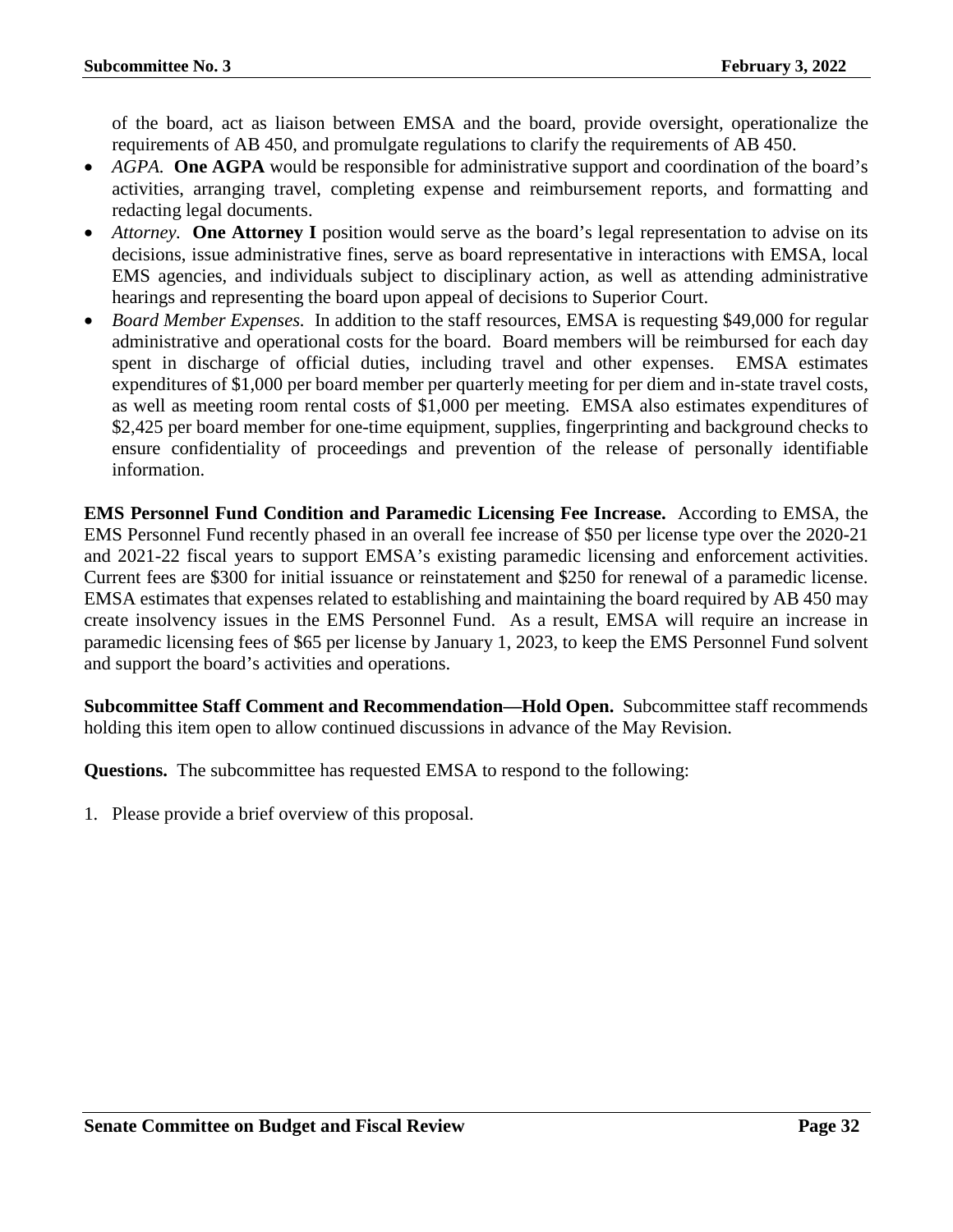of the board, act as liaison between EMSA and the board, provide oversight, operationalize the requirements of AB 450, and promulgate regulations to clarify the requirements of AB 450.

- *AGPA.* **One AGPA** would be responsible for administrative support and coordination of the board's activities, arranging travel, completing expense and reimbursement reports, and formatting and redacting legal documents.
- *Attorney.* **One Attorney I** position would serve as the board's legal representation to advise on its decisions, issue administrative fines, serve as board representative in interactions with EMSA, local EMS agencies, and individuals subject to disciplinary action, as well as attending administrative hearings and representing the board upon appeal of decisions to Superior Court.
- *Board Member Expenses.* In addition to the staff resources, EMSA is requesting $49,000 for regular administrative and operational costs for the board. Board members will be reimbursed for each day spent in discharge of official duties, including travel and other expenses. EMSA estimates expenditures of $1,000 per board member per quarterly meeting for per diem and in-state travel costs, as well as meeting room rental costs of $1,000 per meeting. EMSA also estimates expenditures of $2,425 per board member for one-time equipment, supplies, fingerprinting and background checks to ensure confidentiality of proceedings and prevention of the release of personally identifiable information.

**EMS Personnel Fund Condition and Paramedic Licensing Fee Increase.** According to EMSA, the EMS Personnel Fund recently phased in an overall fee increase of $50 per license type over the 2020-21 and 2021-22 fiscal years to support EMSA's existing paramedic licensing and enforcement activities. Current fees are $300 for initial issuance or reinstatement and $250 for renewal of a paramedic license. EMSA estimates that expenses related to establishing and maintaining the board required by AB 450 may create insolvency issues in the EMS Personnel Fund. As a result, EMSA will require an increase in paramedic licensing fees of $65 per license by January 1, 2023, to keep the EMS Personnel Fund solvent and support the board's activities and operations.

**Subcommittee Staff Comment and Recommendation—Hold Open.** Subcommittee staff recommends holding this item open to allow continued discussions in advance of the May Revision.

**Questions.** The subcommittee has requested EMSA to respond to the following:

1. Please provide a brief overview of this proposal.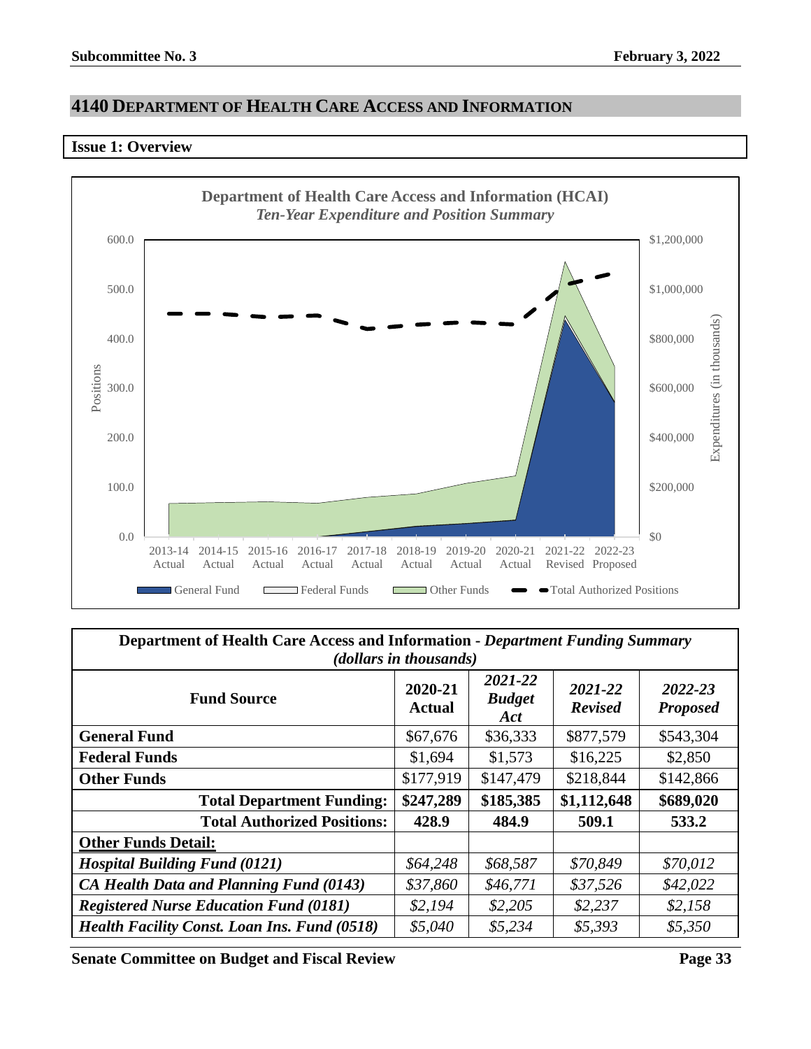## 4140 DEPARTMENT OF HEALTH CARE ACCESS AND INFORMATION

### Issue 1: Overview

**Department of Health Care Access and Information (HCAI)**
*Ten-Year Expenditure and Position Summary*

| Department of Health Care Access and Information - *Department Funding Summary (dollars in thousands)* | | | | |
|---|---|---|---|---|
| **Fund Source** | **2020-21 Actual** | ***2021-22 Budget Act*** | ***2021-22 Revised*** | ***2022-23 Proposed*** |
| **General Fund** | $67,676 | $36,333 | $877,579 | $543,304 |
| **Federal Funds** | $1,694 | $1,573 | $16,225 | $2,850 |
| **Other Funds** | $177,919 | $147,479 | $218,844 | $142,866 |
| **Total Department Funding:** | **$247,289** | **$185,385** | **$1,112,648** | **$689,020** |
| **Total Authorized Positions:** | **428.9** | **484.9** | **509.1** | **533.2** |
| **Other Funds Detail:** | | | | |
| ***Hospital Building Fund (0121)*** | *$64,248* | *$68,587* | *$70,849* | *$70,012* |
| ***CA Health Data and Planning Fund (0143)*** | *$37,860* | *$46,771* | *$37,526* | *$42,022* |
| ***Registered Nurse Education Fund (0181)*** | *$2,194* | *$2,205* | *$2,237* | *$2,158* |
| ***Health Facility Const. Loan Ins. Fund (0518)*** | *$5,040* | *$5,234* | *$5,393* | *$5,350* |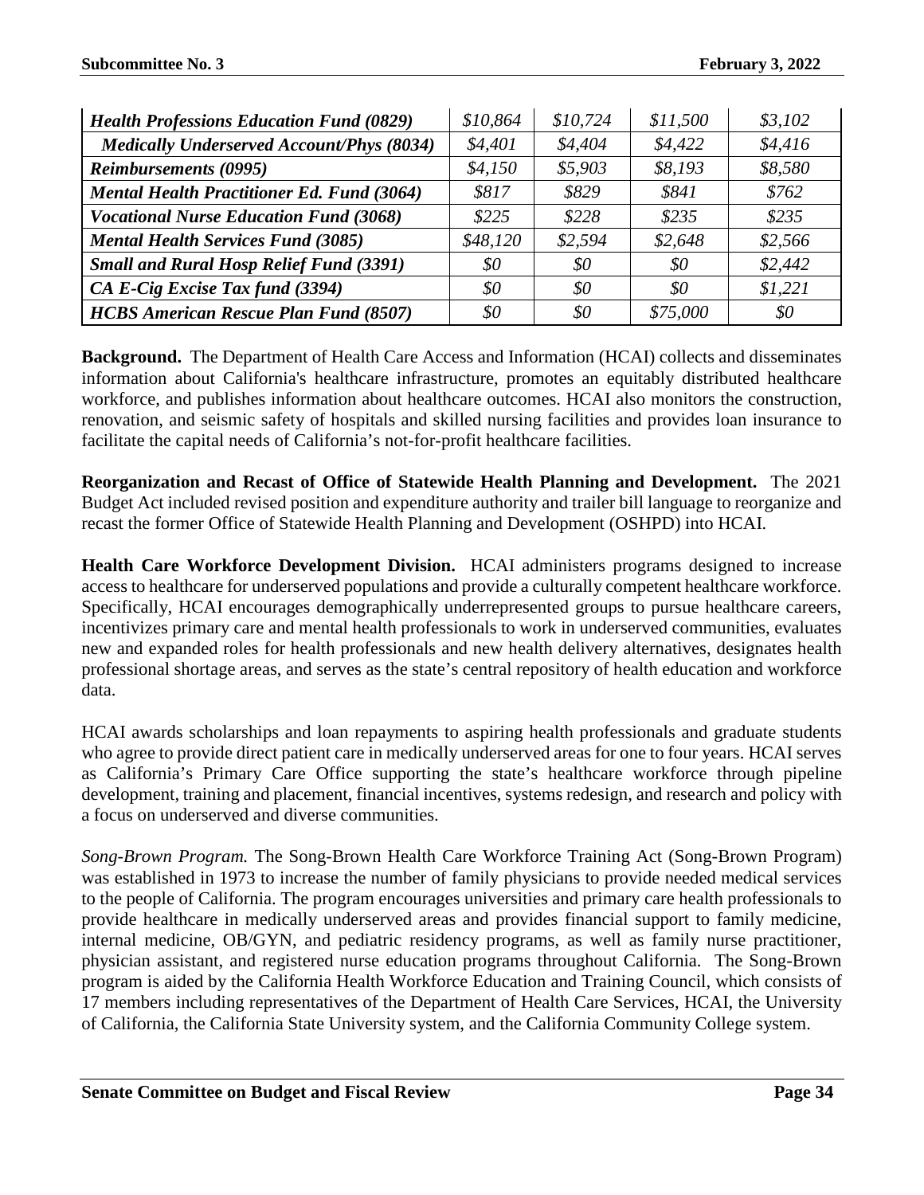| *Health Professions Education Fund (0829)* | *$10,864* | *$10,724* | *$11,500* | *$3,102* |
|---|---|---|---|---|
| *Medically Underserved Account/Phys (8034)* | *$4,401* | *$4,404* | *$4,422* | *$4,416* |
| *Reimbursements (0995)* | *$4,150* | *$5,903* | *$8,193* | *$8,580* |
| *Mental Health Practitioner Ed. Fund (3064)* | *$817* | *$829* | *$841* | *$762* |
| *Vocational Nurse Education Fund (3068)* | *$225* | *$228* | *$235* | *$235* |
| *Mental Health Services Fund (3085)* | *$48,120* | *$2,594* | *$2,648* | *$2,566* |
| *Small and Rural Hosp Relief Fund (3391)* | *$0* | *$0* | *$0* | *$2,442* |
| *CA E-Cig Excise Tax fund (3394)* | *$0* | *$0* | *$0* | *$1,221* |
| *HCBS American Rescue Plan Fund (8507)* | *$0* | *$0* | *$75,000* | *$0* |

**Background.** The Department of Health Care Access and Information (HCAI) collects and disseminates information about California's healthcare infrastructure, promotes an equitably distributed healthcare workforce, and publishes information about healthcare outcomes. HCAI also monitors the construction, renovation, and seismic safety of hospitals and skilled nursing facilities and provides loan insurance to facilitate the capital needs of California's not-for-profit healthcare facilities.

**Reorganization and Recast of Office of Statewide Health Planning and Development.** The 2021 Budget Act included revised position and expenditure authority and trailer bill language to reorganize and recast the former Office of Statewide Health Planning and Development (OSHPD) into HCAI.

**Health Care Workforce Development Division.** HCAI administers programs designed to increase access to healthcare for underserved populations and provide a culturally competent healthcare workforce. Specifically, HCAI encourages demographically underrepresented groups to pursue healthcare careers, incentivizes primary care and mental health professionals to work in underserved communities, evaluates new and expanded roles for health professionals and new health delivery alternatives, designates health professional shortage areas, and serves as the state's central repository of health education and workforce data.

HCAI awards scholarships and loan repayments to aspiring health professionals and graduate students who agree to provide direct patient care in medically underserved areas for one to four years. HCAI serves as California's Primary Care Office supporting the state's healthcare workforce through pipeline development, training and placement, financial incentives, systems redesign, and research and policy with a focus on underserved and diverse communities.

*Song-Brown Program.* The Song-Brown Health Care Workforce Training Act (Song-Brown Program) was established in 1973 to increase the number of family physicians to provide needed medical services to the people of California. The program encourages universities and primary care health professionals to provide healthcare in medically underserved areas and provides financial support to family medicine, internal medicine, OB/GYN, and pediatric residency programs, as well as family nurse practitioner, physician assistant, and registered nurse education programs throughout California. The Song-Brown program is aided by the California Health Workforce Education and Training Council, which consists of 17 members including representatives of the Department of Health Care Services, HCAI, the University of California, the California State University system, and the California Community College system.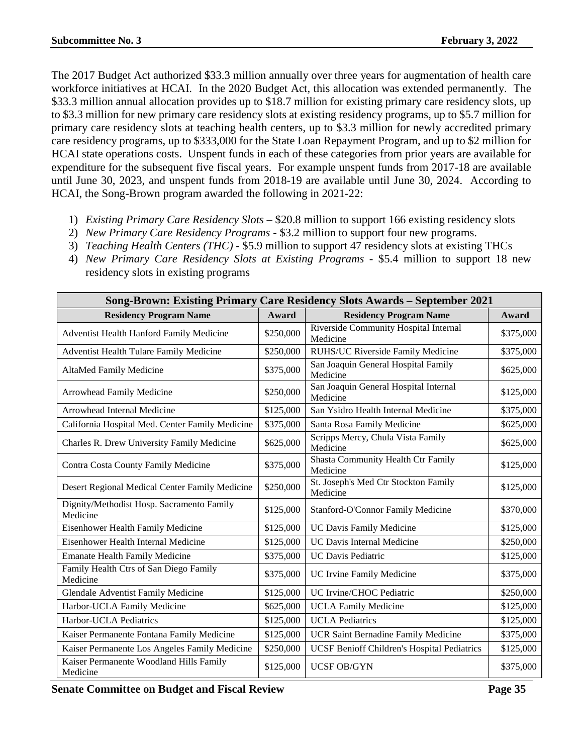The 2017 Budget Act authorized $33.3 million annually over three years for augmentation of health care workforce initiatives at HCAI. In the 2020 Budget Act, this allocation was extended permanently. The $33.3 million annual allocation provides up to $18.7 million for existing primary care residency slots, up to $3.3 million for new primary care residency slots at existing residency programs, up to $5.7 million for primary care residency slots at teaching health centers, up to $3.3 million for newly accredited primary care residency programs, up to $333,000 for the State Loan Repayment Program, and up to $2 million for HCAI state operations costs. Unspent funds in each of these categories from prior years are available for expenditure for the subsequent five fiscal years. For example unspent funds from 2017-18 are available until June 30, 2023, and unspent funds from 2018-19 are available until June 30, 2024. According to HCAI, the Song-Brown program awarded the following in 2021-22:

1) *Existing Primary Care Residency Slots* – $20.8 million to support 166 existing residency slots
2) *New Primary Care Residency Programs* - $3.2 million to support four new programs.
3) *Teaching Health Centers (THC)* - $5.9 million to support 47 residency slots at existing THCs
4) *New Primary Care Residency Slots at Existing Programs* - $5.4 million to support 18 new residency slots in existing programs

| Song-Brown: Existing Primary Care Residency Slots Awards – September 2021 | | | |
|---|---|---|---|
| **Residency Program Name** | **Award** | **Residency Program Name** | **Award** |
| Adventist Health Hanford Family Medicine | $250,000 | Riverside Community Hospital Internal Medicine | $375,000 |
| Adventist Health Tulare Family Medicine | $250,000 | RUHS/UC Riverside Family Medicine | $375,000 |
| AltaMed Family Medicine | $375,000 | San Joaquin General Hospital Family Medicine | $625,000 |
| Arrowhead Family Medicine | $250,000 | San Joaquin General Hospital Internal Medicine | $125,000 |
| Arrowhead Internal Medicine | $125,000 | San Ysidro Health Internal Medicine | $375,000 |
| California Hospital Med. Center Family Medicine | $375,000 | Santa Rosa Family Medicine | $625,000 |
| Charles R. Drew University Family Medicine | $625,000 | Scripps Mercy, Chula Vista Family Medicine | $625,000 |
| Contra Costa County Family Medicine | $375,000 | Shasta Community Health Ctr Family Medicine | $125,000 |
| Desert Regional Medical Center Family Medicine | $250,000 | St. Joseph's Med Ctr Stockton Family Medicine | $125,000 |
| Dignity/Methodist Hosp. Sacramento Family Medicine | $125,000 | Stanford-O'Connor Family Medicine | $370,000 |
| Eisenhower Health Family Medicine | $125,000 | UC Davis Family Medicine | $125,000 |
| Eisenhower Health Internal Medicine | $125,000 | UC Davis Internal Medicine | $250,000 |
| Emanate Health Family Medicine | $375,000 | UC Davis Pediatric | $125,000 |
| Family Health Ctrs of San Diego Family Medicine | $375,000 | UC Irvine Family Medicine | $375,000 |
| Glendale Adventist Family Medicine | $125,000 | UC Irvine/CHOC Pediatric | $250,000 |
| Harbor-UCLA Family Medicine | $625,000 | UCLA Family Medicine | $125,000 |
| Harbor-UCLA Pediatrics | $125,000 | UCLA Pediatrics | $125,000 |
| Kaiser Permanente Fontana Family Medicine | $125,000 | UCR Saint Bernadine Family Medicine | $375,000 |
| Kaiser Permanente Los Angeles Family Medicine | $250,000 | UCSF Benioff Children's Hospital Pediatrics | $125,000 |
| Kaiser Permanente Woodland Hills Family Medicine | $125,000 | UCSF OB/GYN | $375,000 |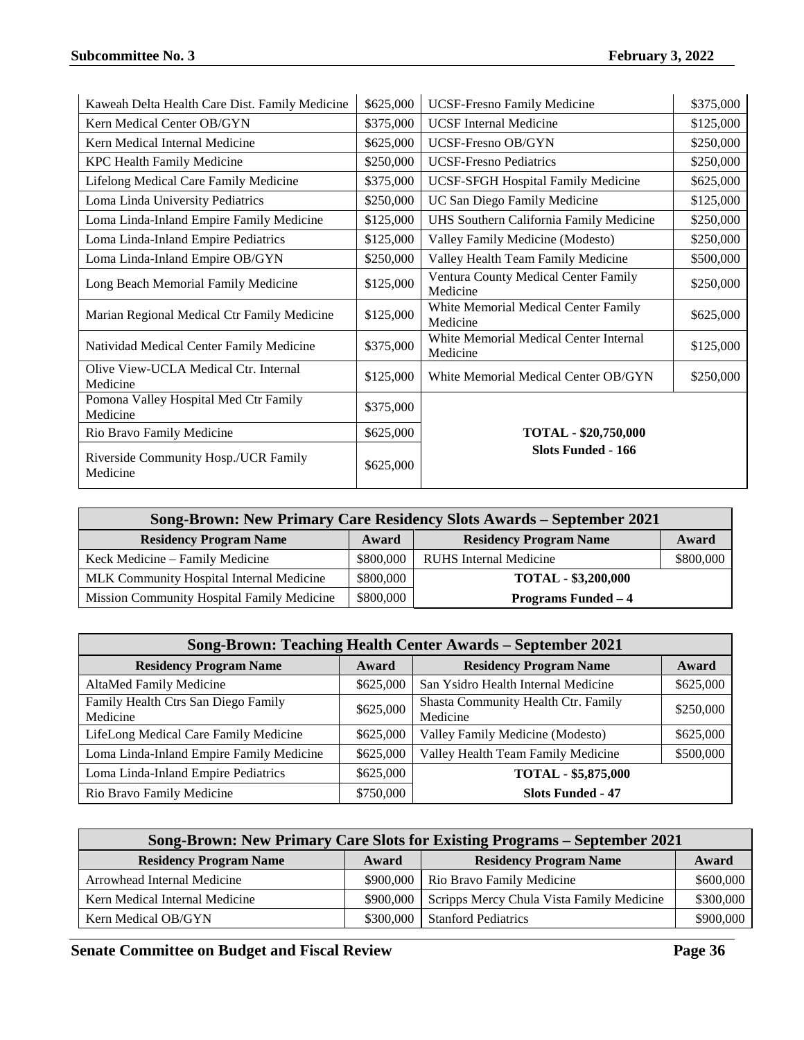| | | | |
|---|---|---|---|
| Kaweah Delta Health Care Dist. Family Medicine | $625,000 | UCSF-Fresno Family Medicine | $375,000 |
| Kern Medical Center OB/GYN | $375,000 | UCSF Internal Medicine | $125,000 |
| Kern Medical Internal Medicine | $625,000 | UCSF-Fresno OB/GYN | $250,000 |
| KPC Health Family Medicine | $250,000 | UCSF-Fresno Pediatrics | $250,000 |
| Lifelong Medical Care Family Medicine | $375,000 | UCSF-SFGH Hospital Family Medicine | $625,000 |
| Loma Linda University Pediatrics | $250,000 | UC San Diego Family Medicine | $125,000 |
| Loma Linda-Inland Empire Family Medicine | $125,000 | UHS Southern California Family Medicine | $250,000 |
| Loma Linda-Inland Empire Pediatrics | $125,000 | Valley Family Medicine (Modesto) | $250,000 |
| Loma Linda-Inland Empire OB/GYN | $250,000 | Valley Health Team Family Medicine | $500,000 |
| Long Beach Memorial Family Medicine | $125,000 | Ventura County Medical Center Family Medicine | $250,000 |
| Marian Regional Medical Ctr Family Medicine | $125,000 | White Memorial Medical Center Family Medicine | $625,000 |
| Natividad Medical Center Family Medicine | $375,000 | White Memorial Medical Center Internal Medicine | $125,000 |
| Olive View-UCLA Medical Ctr. Internal Medicine | $125,000 | White Memorial Medical Center OB/GYN | $250,000 |
| Pomona Valley Hospital Med Ctr Family Medicine | $375,000 | | |
| Rio Bravo Family Medicine | $625,000 | **TOTAL - $20,750,000** | |
| Riverside Community Hosp./UCR Family Medicine | $625,000 | **Slots Funded - 166** | |

| Song-Brown: New Primary Care Residency Slots Awards – September 2021 | | | |
|---|---|---|---|
| **Residency Program Name** | **Award** | **Residency Program Name** | **Award** |
| Keck Medicine – Family Medicine | $800,000 | RUHS Internal Medicine | $800,000 |
| MLK Community Hospital Internal Medicine | $800,000 | **TOTAL - $3,200,000** | |
| Mission Community Hospital Family Medicine | $800,000 | **Programs Funded – 4** | |

| Song-Brown: Teaching Health Center Awards – September 2021 | | | |
|---|---|---|---|
| **Residency Program Name** | **Award** | **Residency Program Name** | **Award** |
| AltaMed Family Medicine | $625,000 | San Ysidro Health Internal Medicine | $625,000 |
| Family Health Ctrs San Diego Family Medicine | $625,000 | Shasta Community Health Ctr. Family Medicine | $250,000 |
| LifeLong Medical Care Family Medicine | $625,000 | Valley Family Medicine (Modesto) | $625,000 |
| Loma Linda-Inland Empire Family Medicine | $625,000 | Valley Health Team Family Medicine | $500,000 |
| Loma Linda-Inland Empire Pediatrics | $625,000 | **TOTAL - $5,875,000** | |
| Rio Bravo Family Medicine | $750,000 | **Slots Funded - 47** | |

| Song-Brown: New Primary Care Slots for Existing Programs – September 2021 | | | |
|---|---|---|---|
| **Residency Program Name** | **Award** | **Residency Program Name** | **Award** |
| Arrowhead Internal Medicine | $900,000 | Rio Bravo Family Medicine | $600,000 |
| Kern Medical Internal Medicine | $900,000 | Scripps Mercy Chula Vista Family Medicine | $300,000 |
| Kern Medical OB/GYN | $300,000 | Stanford Pediatrics | $900,000 |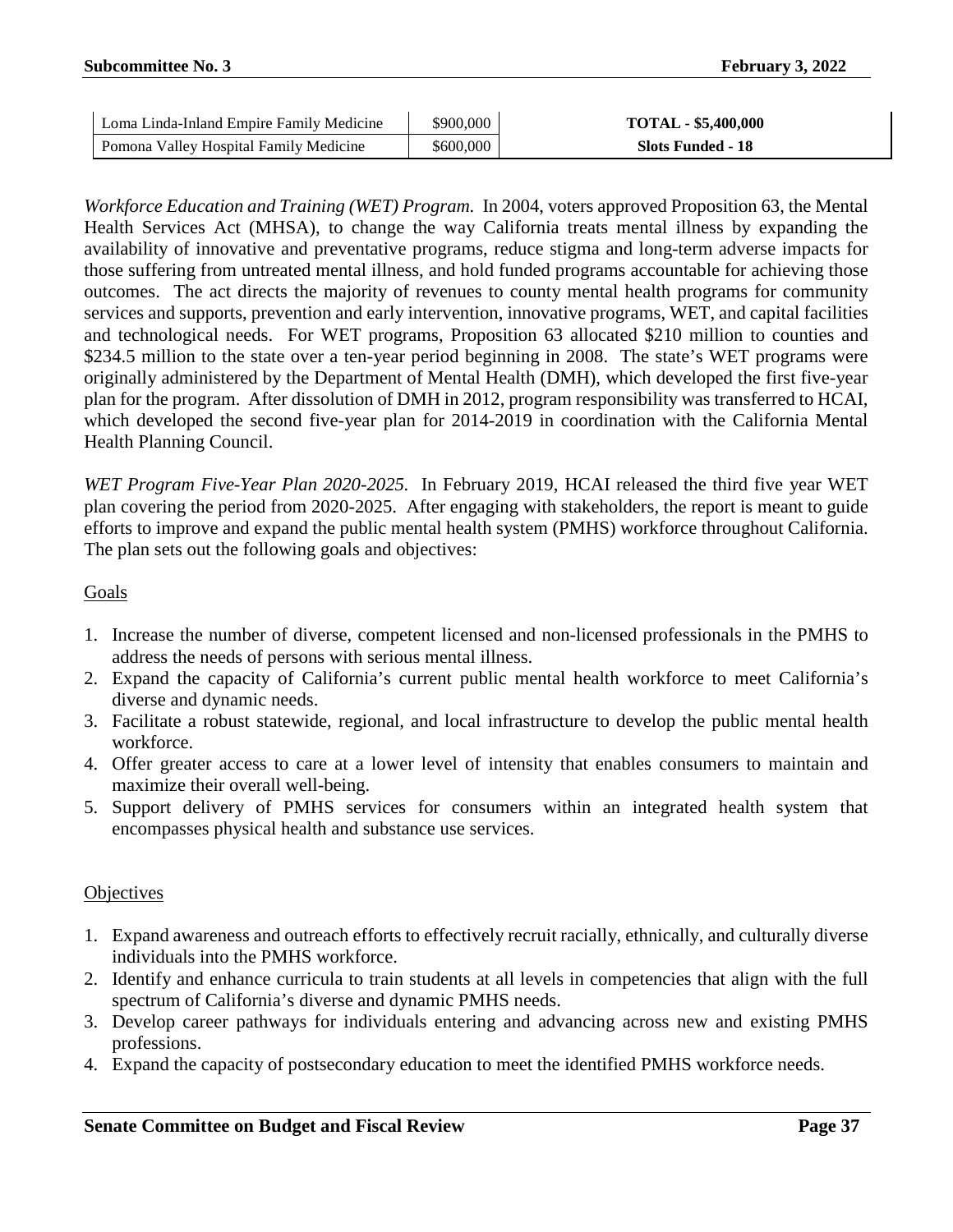| Loma Linda-Inland Empire Family Medicine | $900,000 | **TOTAL - $5,400,000** |
|---|---|---|
| Pomona Valley Hospital Family Medicine | $600,000 | **Slots Funded - 18** |

*Workforce Education and Training (WET) Program.* In 2004, voters approved Proposition 63, the Mental Health Services Act (MHSA), to change the way California treats mental illness by expanding the availability of innovative and preventative programs, reduce stigma and long-term adverse impacts for those suffering from untreated mental illness, and hold funded programs accountable for achieving those outcomes. The act directs the majority of revenues to county mental health programs for community services and supports, prevention and early intervention, innovative programs, WET, and capital facilities and technological needs. For WET programs, Proposition 63 allocated $210 million to counties and $234.5 million to the state over a ten-year period beginning in 2008. The state's WET programs were originally administered by the Department of Mental Health (DMH), which developed the first five-year plan for the program. After dissolution of DMH in 2012, program responsibility was transferred to HCAI, which developed the second five-year plan for 2014-2019 in coordination with the California Mental Health Planning Council.

*WET Program Five-Year Plan 2020-2025.* In February 2019, HCAI released the third five year WET plan covering the period from 2020-2025. After engaging with stakeholders, the report is meant to guide efforts to improve and expand the public mental health system (PMHS) workforce throughout California. The plan sets out the following goals and objectives:

<u>Goals</u>

1. Increase the number of diverse, competent licensed and non-licensed professionals in the PMHS to address the needs of persons with serious mental illness.
2. Expand the capacity of California's current public mental health workforce to meet California's diverse and dynamic needs.
3. Facilitate a robust statewide, regional, and local infrastructure to develop the public mental health workforce.
4. Offer greater access to care at a lower level of intensity that enables consumers to maintain and maximize their overall well-being.
5. Support delivery of PMHS services for consumers within an integrated health system that encompasses physical health and substance use services.

<u>Objectives</u>

1. Expand awareness and outreach efforts to effectively recruit racially, ethnically, and culturally diverse individuals into the PMHS workforce.
2. Identify and enhance curricula to train students at all levels in competencies that align with the full spectrum of California's diverse and dynamic PMHS needs.
3. Develop career pathways for individuals entering and advancing across new and existing PMHS professions.
4. Expand the capacity of postsecondary education to meet the identified PMHS workforce needs.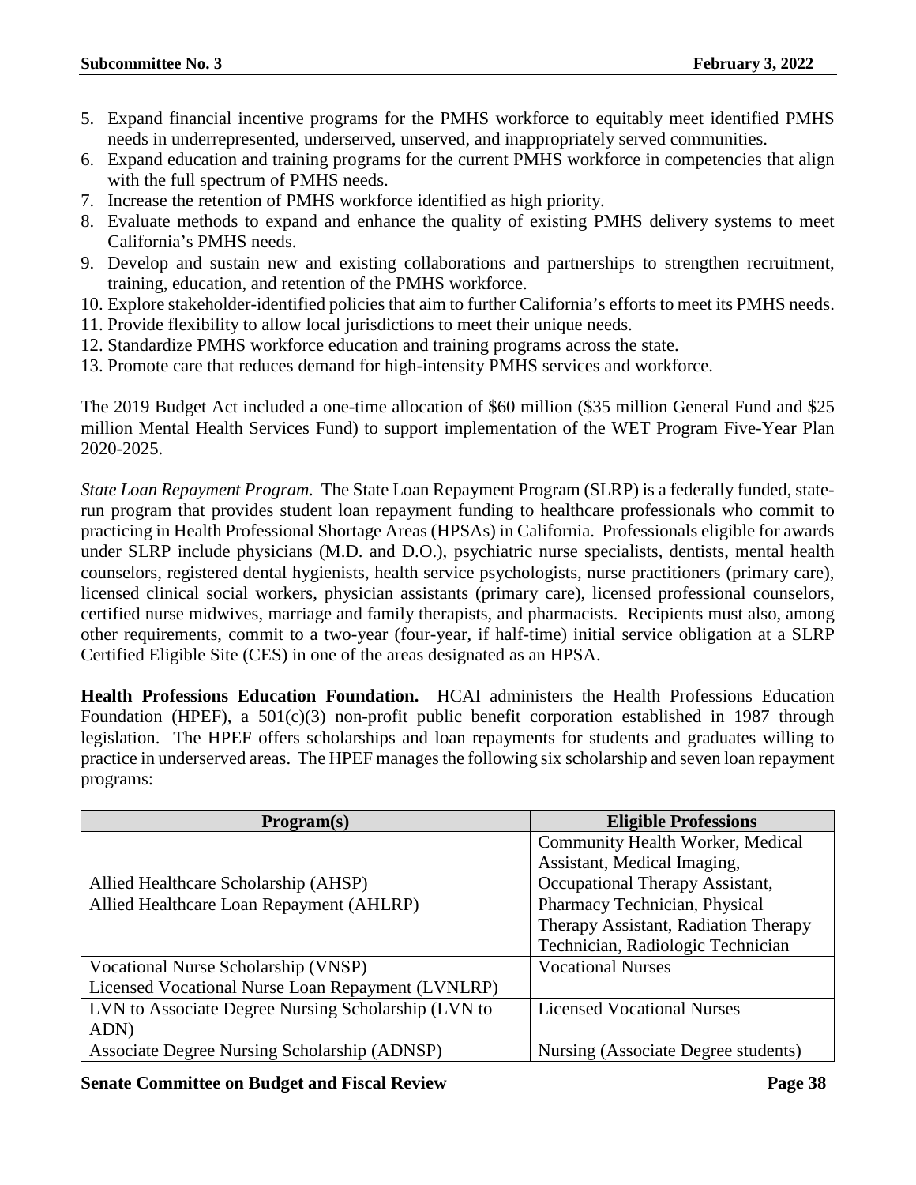5. Expand financial incentive programs for the PMHS workforce to equitably meet identified PMHS needs in underrepresented, underserved, unserved, and inappropriately served communities.
6. Expand education and training programs for the current PMHS workforce in competencies that align with the full spectrum of PMHS needs.
7. Increase the retention of PMHS workforce identified as high priority.
8. Evaluate methods to expand and enhance the quality of existing PMHS delivery systems to meet California's PMHS needs.
9. Develop and sustain new and existing collaborations and partnerships to strengthen recruitment, training, education, and retention of the PMHS workforce.
10. Explore stakeholder-identified policies that aim to further California's efforts to meet its PMHS needs.
11. Provide flexibility to allow local jurisdictions to meet their unique needs.
12. Standardize PMHS workforce education and training programs across the state.
13. Promote care that reduces demand for high-intensity PMHS services and workforce.

The 2019 Budget Act included a one-time allocation of $60 million ($35 million General Fund and $25 million Mental Health Services Fund) to support implementation of the WET Program Five-Year Plan 2020-2025.

*State Loan Repayment Program.* The State Loan Repayment Program (SLRP) is a federally funded, state-run program that provides student loan repayment funding to healthcare professionals who commit to practicing in Health Professional Shortage Areas (HPSAs) in California. Professionals eligible for awards under SLRP include physicians (M.D. and D.O.), psychiatric nurse specialists, dentists, mental health counselors, registered dental hygienists, health service psychologists, nurse practitioners (primary care), licensed clinical social workers, physician assistants (primary care), licensed professional counselors, certified nurse midwives, marriage and family therapists, and pharmacists. Recipients must also, among other requirements, commit to a two-year (four-year, if half-time) initial service obligation at a SLRP Certified Eligible Site (CES) in one of the areas designated as an HPSA.

**Health Professions Education Foundation.** HCAI administers the Health Professions Education Foundation (HPEF), a 501(c)(3) non-profit public benefit corporation established in 1987 through legislation. The HPEF offers scholarships and loan repayments for students and graduates willing to practice in underserved areas. The HPEF manages the following six scholarship and seven loan repayment programs:

| Program(s) | Eligible Professions |
|---|---|
| Allied Healthcare Scholarship (AHSP)<br>Allied Healthcare Loan Repayment (AHLRP) | Community Health Worker, Medical Assistant, Medical Imaging, Occupational Therapy Assistant, Pharmacy Technician, Physical Therapy Assistant, Radiation Therapy Technician, Radiologic Technician |
| Vocational Nurse Scholarship (VNSP)<br>Licensed Vocational Nurse Loan Repayment (LVNLRP) | Vocational Nurses |
| LVN to Associate Degree Nursing Scholarship (LVN to ADN) | Licensed Vocational Nurses |
| Associate Degree Nursing Scholarship (ADNSP) | Nursing (Associate Degree students) |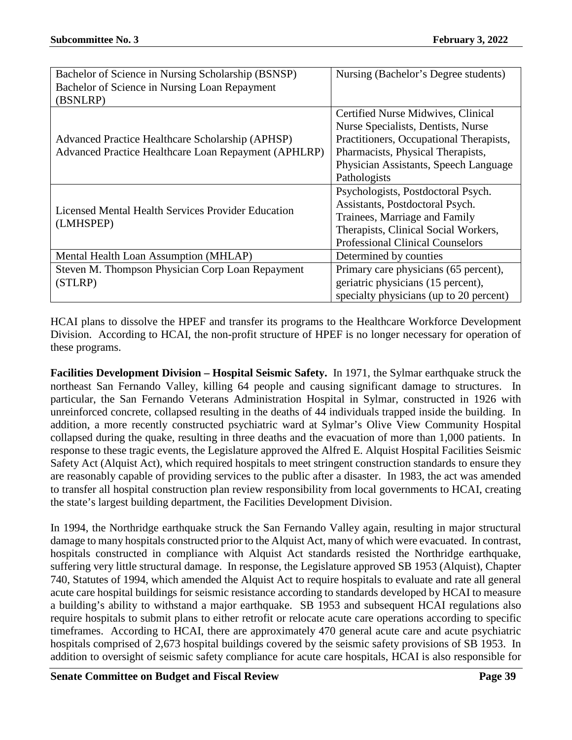| | |
|---|---|
| Bachelor of Science in Nursing Scholarship (BSNSP) Bachelor of Science in Nursing Loan Repayment (BSNLRP) | Nursing (Bachelor's Degree students) |
| Advanced Practice Healthcare Scholarship (APHSP) Advanced Practice Healthcare Loan Repayment (APHLRP) | Certified Nurse Midwives, Clinical Nurse Specialists, Dentists, Nurse Practitioners, Occupational Therapists, Pharmacists, Physical Therapists, Physician Assistants, Speech Language Pathologists |
| Licensed Mental Health Services Provider Education (LMHSPEP) | Psychologists, Postdoctoral Psych. Assistants, Postdoctoral Psych. Trainees, Marriage and Family Therapists, Clinical Social Workers, Professional Clinical Counselors |
| Mental Health Loan Assumption (MHLAP) | Determined by counties |
| Steven M. Thompson Physician Corp Loan Repayment (STLRP) | Primary care physicians (65 percent), geriatric physicians (15 percent), specialty physicians (up to 20 percent) |

HCAI plans to dissolve the HPEF and transfer its programs to the Healthcare Workforce Development Division. According to HCAI, the non-profit structure of HPEF is no longer necessary for operation of these programs.

**Facilities Development Division – Hospital Seismic Safety.** In 1971, the Sylmar earthquake struck the northeast San Fernando Valley, killing 64 people and causing significant damage to structures. In particular, the San Fernando Veterans Administration Hospital in Sylmar, constructed in 1926 with unreinforced concrete, collapsed resulting in the deaths of 44 individuals trapped inside the building. In addition, a more recently constructed psychiatric ward at Sylmar's Olive View Community Hospital collapsed during the quake, resulting in three deaths and the evacuation of more than 1,000 patients. In response to these tragic events, the Legislature approved the Alfred E. Alquist Hospital Facilities Seismic Safety Act (Alquist Act), which required hospitals to meet stringent construction standards to ensure they are reasonably capable of providing services to the public after a disaster. In 1983, the act was amended to transfer all hospital construction plan review responsibility from local governments to HCAI, creating the state's largest building department, the Facilities Development Division.

In 1994, the Northridge earthquake struck the San Fernando Valley again, resulting in major structural damage to many hospitals constructed prior to the Alquist Act, many of which were evacuated. In contrast, hospitals constructed in compliance with Alquist Act standards resisted the Northridge earthquake, suffering very little structural damage. In response, the Legislature approved SB 1953 (Alquist), Chapter 740, Statutes of 1994, which amended the Alquist Act to require hospitals to evaluate and rate all general acute care hospital buildings for seismic resistance according to standards developed by HCAI to measure a building's ability to withstand a major earthquake. SB 1953 and subsequent HCAI regulations also require hospitals to submit plans to either retrofit or relocate acute care operations according to specific timeframes. According to HCAI, there are approximately 470 general acute care and acute psychiatric hospitals comprised of 2,673 hospital buildings covered by the seismic safety provisions of SB 1953. In addition to oversight of seismic safety compliance for acute care hospitals, HCAI is also responsible for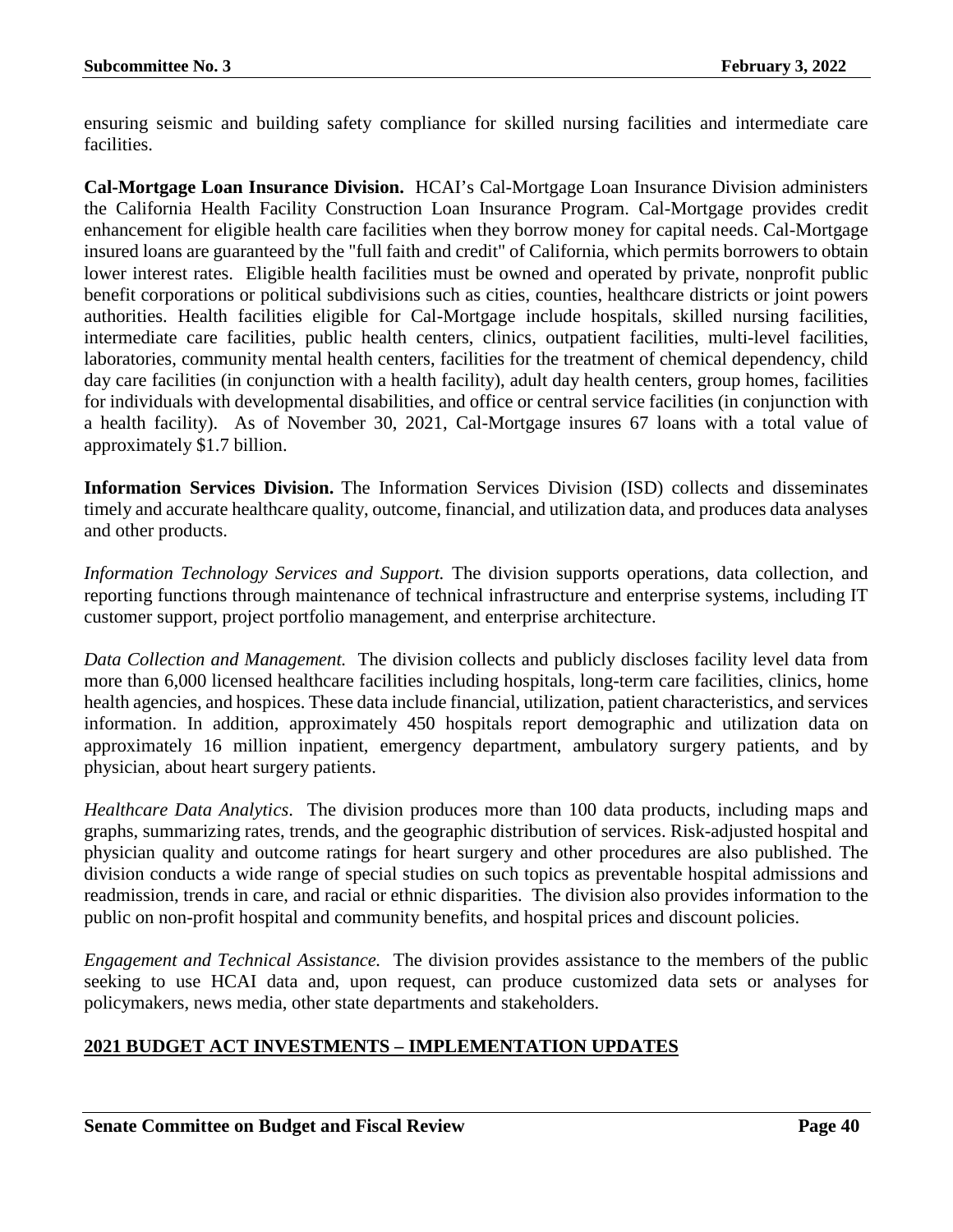ensuring seismic and building safety compliance for skilled nursing facilities and intermediate care facilities.

**Cal-Mortgage Loan Insurance Division.** HCAI's Cal-Mortgage Loan Insurance Division administers the California Health Facility Construction Loan Insurance Program. Cal-Mortgage provides credit enhancement for eligible health care facilities when they borrow money for capital needs. Cal-Mortgage insured loans are guaranteed by the "full faith and credit" of California, which permits borrowers to obtain lower interest rates. Eligible health facilities must be owned and operated by private, nonprofit public benefit corporations or political subdivisions such as cities, counties, healthcare districts or joint powers authorities. Health facilities eligible for Cal-Mortgage include hospitals, skilled nursing facilities, intermediate care facilities, public health centers, clinics, outpatient facilities, multi-level facilities, laboratories, community mental health centers, facilities for the treatment of chemical dependency, child day care facilities (in conjunction with a health facility), adult day health centers, group homes, facilities for individuals with developmental disabilities, and office or central service facilities (in conjunction with a health facility). As of November 30, 2021, Cal-Mortgage insures 67 loans with a total value of approximately $1.7 billion.

**Information Services Division.** The Information Services Division (ISD) collects and disseminates timely and accurate healthcare quality, outcome, financial, and utilization data, and produces data analyses and other products.

*Information Technology Services and Support.* The division supports operations, data collection, and reporting functions through maintenance of technical infrastructure and enterprise systems, including IT customer support, project portfolio management, and enterprise architecture.

*Data Collection and Management.* The division collects and publicly discloses facility level data from more than 6,000 licensed healthcare facilities including hospitals, long-term care facilities, clinics, home health agencies, and hospices. These data include financial, utilization, patient characteristics, and services information. In addition, approximately 450 hospitals report demographic and utilization data on approximately 16 million inpatient, emergency department, ambulatory surgery patients, and by physician, about heart surgery patients.

*Healthcare Data Analytics*. The division produces more than 100 data products, including maps and graphs, summarizing rates, trends, and the geographic distribution of services. Risk-adjusted hospital and physician quality and outcome ratings for heart surgery and other procedures are also published. The division conducts a wide range of special studies on such topics as preventable hospital admissions and readmission, trends in care, and racial or ethnic disparities. The division also provides information to the public on non-profit hospital and community benefits, and hospital prices and discount policies.

*Engagement and Technical Assistance.* The division provides assistance to the members of the public seeking to use HCAI data and, upon request, can produce customized data sets or analyses for policymakers, news media, other state departments and stakeholders.

## 2021 BUDGET ACT INVESTMENTS – IMPLEMENTATION UPDATES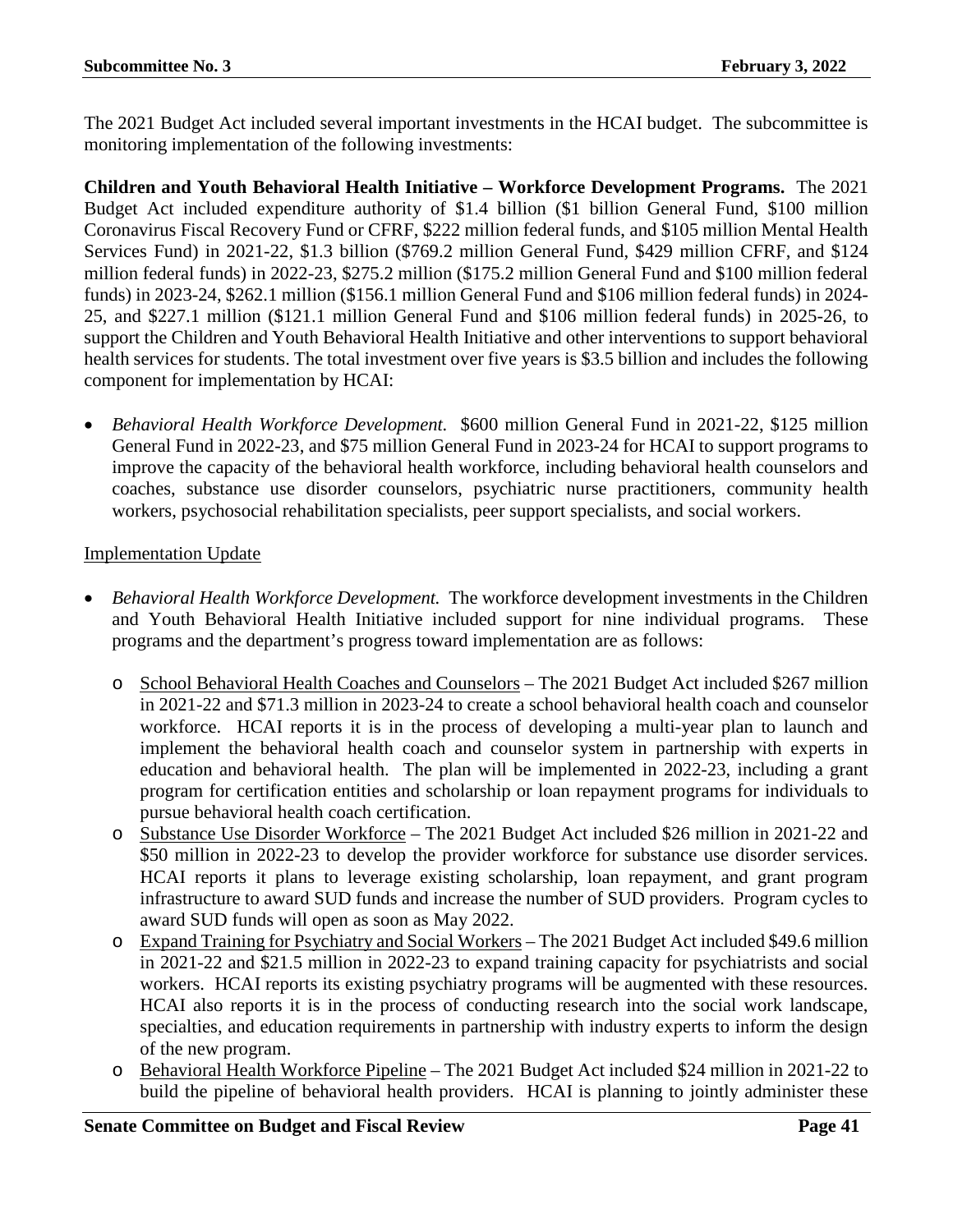The 2021 Budget Act included several important investments in the HCAI budget. The subcommittee is monitoring implementation of the following investments:

**Children and Youth Behavioral Health Initiative – Workforce Development Programs.** The 2021 Budget Act included expenditure authority of $1.4 billion ($1 billion General Fund, $100 million Coronavirus Fiscal Recovery Fund or CFRF, $222 million federal funds, and $105 million Mental Health Services Fund) in 2021-22, $1.3 billion ($769.2 million General Fund, $429 million CFRF, and $124 million federal funds) in 2022-23, $275.2 million ($175.2 million General Fund and $100 million federal funds) in 2023-24, $262.1 million ($156.1 million General Fund and $106 million federal funds) in 2024-25, and $227.1 million ($121.1 million General Fund and $106 million federal funds) in 2025-26, to support the Children and Youth Behavioral Health Initiative and other interventions to support behavioral health services for students. The total investment over five years is $3.5 billion and includes the following component for implementation by HCAI:

- *Behavioral Health Workforce Development.* $600 million General Fund in 2021-22, $125 million General Fund in 2022-23, and $75 million General Fund in 2023-24 for HCAI to support programs to improve the capacity of the behavioral health workforce, including behavioral health counselors and coaches, substance use disorder counselors, psychiatric nurse practitioners, community health workers, psychosocial rehabilitation specialists, peer support specialists, and social workers.

<u>Implementation Update</u>

- *Behavioral Health Workforce Development.* The workforce development investments in the Children and Youth Behavioral Health Initiative included support for nine individual programs. These programs and the department's progress toward implementation are as follows:
  - <u>School Behavioral Health Coaches and Counselors</u> – The 2021 Budget Act included $267 million in 2021-22 and $71.3 million in 2023-24 to create a school behavioral health coach and counselor workforce. HCAI reports it is in the process of developing a multi-year plan to launch and implement the behavioral health coach and counselor system in partnership with experts in education and behavioral health. The plan will be implemented in 2022-23, including a grant program for certification entities and scholarship or loan repayment programs for individuals to pursue behavioral health coach certification.
  - <u>Substance Use Disorder Workforce</u> – The 2021 Budget Act included $26 million in 2021-22 and $50 million in 2022-23 to develop the provider workforce for substance use disorder services. HCAI reports it plans to leverage existing scholarship, loan repayment, and grant program infrastructure to award SUD funds and increase the number of SUD providers. Program cycles to award SUD funds will open as soon as May 2022.
  - <u>Expand Training for Psychiatry and Social Workers</u> – The 2021 Budget Act included $49.6 million in 2021-22 and $21.5 million in 2022-23 to expand training capacity for psychiatrists and social workers. HCAI reports its existing psychiatry programs will be augmented with these resources. HCAI also reports it is in the process of conducting research into the social work landscape, specialties, and education requirements in partnership with industry experts to inform the design of the new program.
  - <u>Behavioral Health Workforce Pipeline</u> – The 2021 Budget Act included $24 million in 2021-22 to build the pipeline of behavioral health providers. HCAI is planning to jointly administer these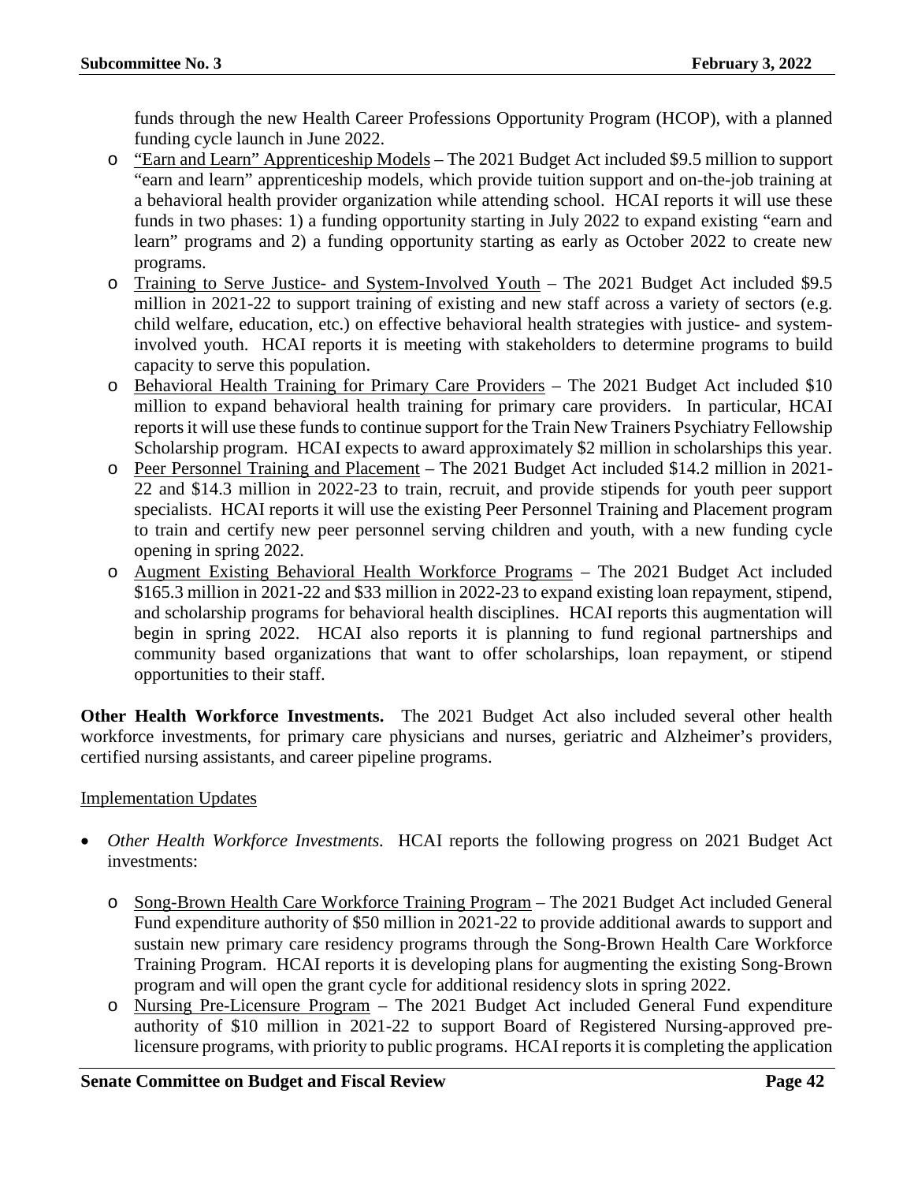funds through the new Health Career Professions Opportunity Program (HCOP), with a planned funding cycle launch in June 2022.

- <u>"Earn and Learn" Apprenticeship Models</u> – The 2021 Budget Act included \$9.5 million to support "earn and learn" apprenticeship models, which provide tuition support and on-the-job training at a behavioral health provider organization while attending school. HCAI reports it will use these funds in two phases: 1) a funding opportunity starting in July 2022 to expand existing "earn and learn" programs and 2) a funding opportunity starting as early as October 2022 to create new programs.
- <u>Training to Serve Justice- and System-Involved Youth</u> – The 2021 Budget Act included \$9.5 million in 2021-22 to support training of existing and new staff across a variety of sectors (e.g. child welfare, education, etc.) on effective behavioral health strategies with justice- and system-involved youth. HCAI reports it is meeting with stakeholders to determine programs to build capacity to serve this population.
- <u>Behavioral Health Training for Primary Care Providers</u> – The 2021 Budget Act included \$10 million to expand behavioral health training for primary care providers. In particular, HCAI reports it will use these funds to continue support for the Train New Trainers Psychiatry Fellowship Scholarship program. HCAI expects to award approximately \$2 million in scholarships this year.
- <u>Peer Personnel Training and Placement</u> – The 2021 Budget Act included \$14.2 million in 2021-22 and \$14.3 million in 2022-23 to train, recruit, and provide stipends for youth peer support specialists. HCAI reports it will use the existing Peer Personnel Training and Placement program to train and certify new peer personnel serving children and youth, with a new funding cycle opening in spring 2022.
- <u>Augment Existing Behavioral Health Workforce Programs</u> – The 2021 Budget Act included \$165.3 million in 2021-22 and \$33 million in 2022-23 to expand existing loan repayment, stipend, and scholarship programs for behavioral health disciplines. HCAI reports this augmentation will begin in spring 2022. HCAI also reports it is planning to fund regional partnerships and community based organizations that want to offer scholarships, loan repayment, or stipend opportunities to their staff.

**Other Health Workforce Investments.** The 2021 Budget Act also included several other health workforce investments, for primary care physicians and nurses, geriatric and Alzheimer's providers, certified nursing assistants, and career pipeline programs.

<u>Implementation Updates</u>

- *Other Health Workforce Investments.* HCAI reports the following progress on 2021 Budget Act investments:
  - <u>Song-Brown Health Care Workforce Training Program</u> – The 2021 Budget Act included General Fund expenditure authority of \$50 million in 2021-22 to provide additional awards to support and sustain new primary care residency programs through the Song-Brown Health Care Workforce Training Program. HCAI reports it is developing plans for augmenting the existing Song-Brown program and will open the grant cycle for additional residency slots in spring 2022.
  - <u>Nursing Pre-Licensure Program</u> – The 2021 Budget Act included General Fund expenditure authority of \$10 million in 2021-22 to support Board of Registered Nursing-approved pre-licensure programs, with priority to public programs. HCAI reports it is completing the application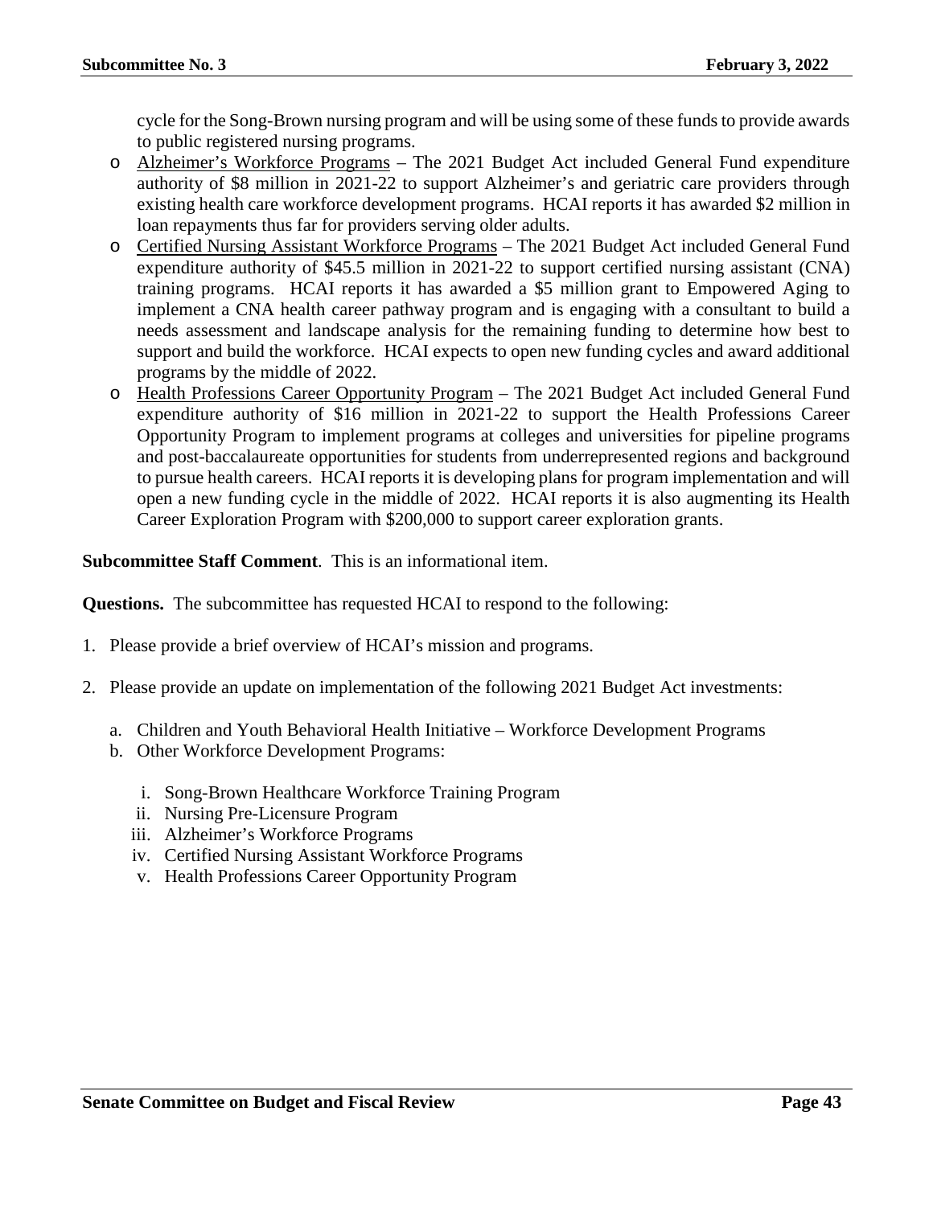cycle for the Song-Brown nursing program and will be using some of these funds to provide awards to public registered nursing programs.

- Alzheimer's Workforce Programs – The 2021 Budget Act included General Fund expenditure authority of $8 million in 2021-22 to support Alzheimer's and geriatric care providers through existing health care workforce development programs. HCAI reports it has awarded $2 million in loan repayments thus far for providers serving older adults.
- Certified Nursing Assistant Workforce Programs – The 2021 Budget Act included General Fund expenditure authority of $45.5 million in 2021-22 to support certified nursing assistant (CNA) training programs. HCAI reports it has awarded a $5 million grant to Empowered Aging to implement a CNA health career pathway program and is engaging with a consultant to build a needs assessment and landscape analysis for the remaining funding to determine how best to support and build the workforce. HCAI expects to open new funding cycles and award additional programs by the middle of 2022.
- Health Professions Career Opportunity Program – The 2021 Budget Act included General Fund expenditure authority of $16 million in 2021-22 to support the Health Professions Career Opportunity Program to implement programs at colleges and universities for pipeline programs and post-baccalaureate opportunities for students from underrepresented regions and background to pursue health careers. HCAI reports it is developing plans for program implementation and will open a new funding cycle in the middle of 2022. HCAI reports it is also augmenting its Health Career Exploration Program with $200,000 to support career exploration grants.

**Subcommittee Staff Comment**. This is an informational item.

**Questions.** The subcommittee has requested HCAI to respond to the following:

1. Please provide a brief overview of HCAI's mission and programs.

2. Please provide an update on implementation of the following 2021 Budget Act investments:

   a. Children and Youth Behavioral Health Initiative – Workforce Development Programs
   b. Other Workforce Development Programs:

      i. Song-Brown Healthcare Workforce Training Program
      ii. Nursing Pre-Licensure Program
      iii. Alzheimer's Workforce Programs
      iv. Certified Nursing Assistant Workforce Programs
      v. Health Professions Career Opportunity Program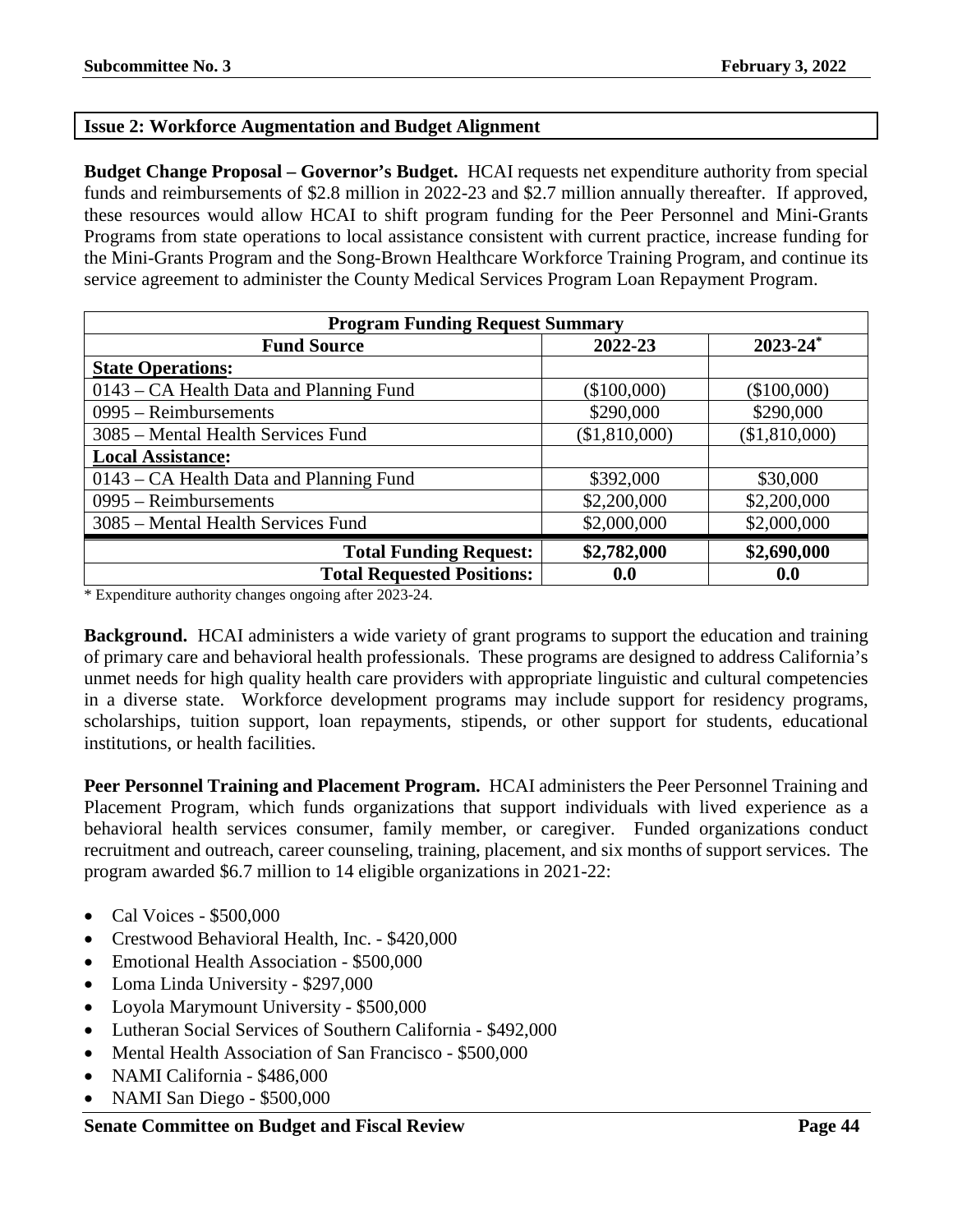**Issue 2: Workforce Augmentation and Budget Alignment**

**Budget Change Proposal – Governor's Budget.** HCAI requests net expenditure authority from special funds and reimbursements of $2.8 million in 2022-23 and $2.7 million annually thereafter. If approved, these resources would allow HCAI to shift program funding for the Peer Personnel and Mini-Grants Programs from state operations to local assistance consistent with current practice, increase funding for the Mini-Grants Program and the Song-Brown Healthcare Workforce Training Program, and continue its service agreement to administer the County Medical Services Program Loan Repayment Program.

| Program Funding Request Summary | | |
|---|---|---|
| **Fund Source** | **2022-23** | **2023-24*** |
| **State Operations:** | | |
| 0143 – CA Health Data and Planning Fund | ($100,000) | ($100,000) |
| 0995 – Reimbursements | $290,000 | $290,000 |
| 3085 – Mental Health Services Fund | ($1,810,000) | ($1,810,000) |
| **Local Assistance:** | | |
| 0143 – CA Health Data and Planning Fund | $392,000 | $30,000 |
| 0995 – Reimbursements | $2,200,000 | $2,200,000 |
| 3085 – Mental Health Services Fund | $2,000,000 | $2,000,000 |
| **Total Funding Request:** | **$2,782,000** | **$2,690,000** |
| **Total Requested Positions:** | **0.0** | **0.0** |

\* Expenditure authority changes ongoing after 2023-24.

**Background.** HCAI administers a wide variety of grant programs to support the education and training of primary care and behavioral health professionals. These programs are designed to address California's unmet needs for high quality health care providers with appropriate linguistic and cultural competencies in a diverse state. Workforce development programs may include support for residency programs, scholarships, tuition support, loan repayments, stipends, or other support for students, educational institutions, or health facilities.

**Peer Personnel Training and Placement Program.** HCAI administers the Peer Personnel Training and Placement Program, which funds organizations that support individuals with lived experience as a behavioral health services consumer, family member, or caregiver. Funded organizations conduct recruitment and outreach, career counseling, training, placement, and six months of support services. The program awarded $6.7 million to 14 eligible organizations in 2021-22:

- Cal Voices - $500,000
- Crestwood Behavioral Health, Inc. - $420,000
- Emotional Health Association - $500,000
- Loma Linda University - $297,000
- Loyola Marymount University - $500,000
- Lutheran Social Services of Southern California - $492,000
- Mental Health Association of San Francisco - $500,000
- NAMI California - $486,000
- NAMI San Diego - $500,000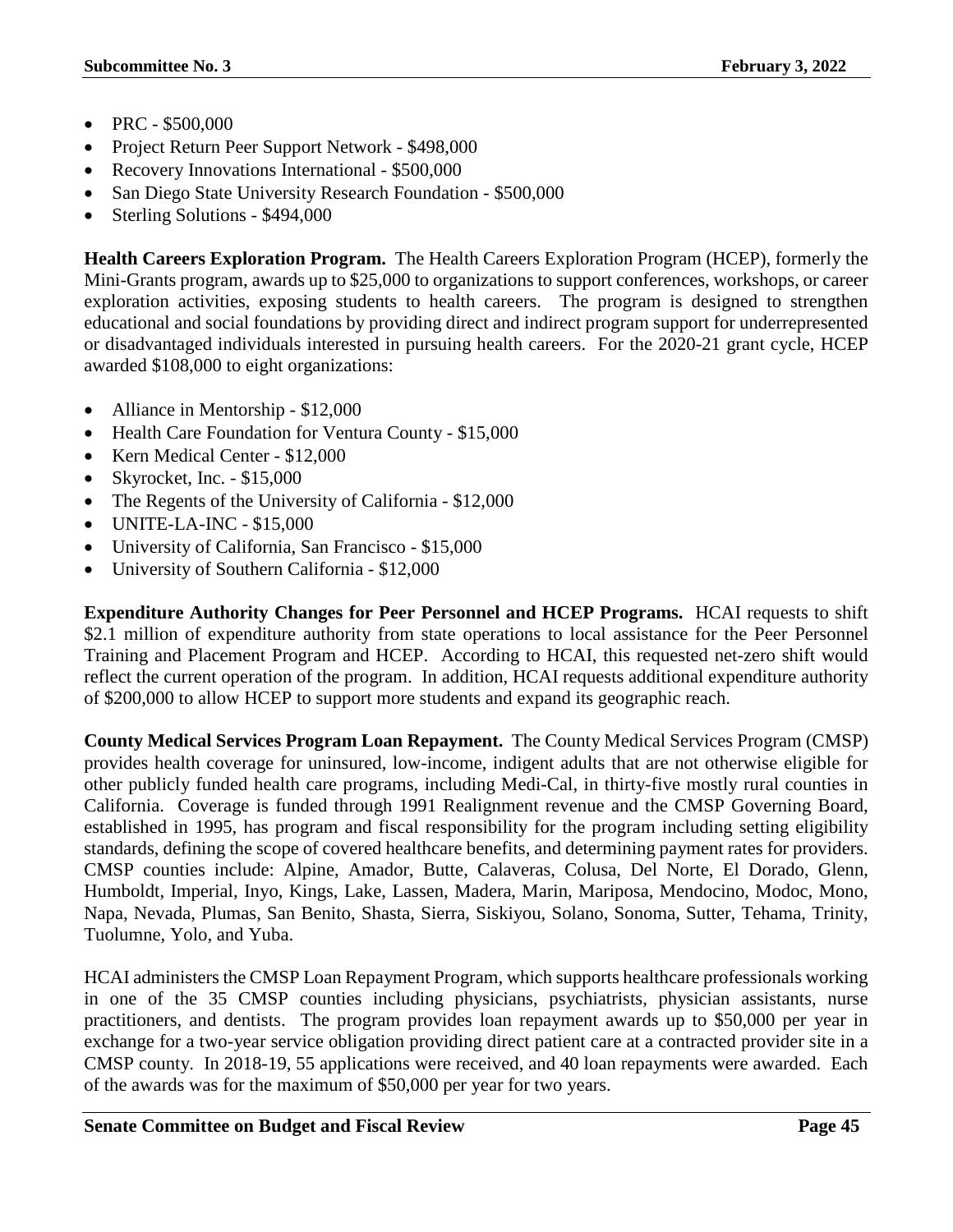- PRC - $500,000
- Project Return Peer Support Network - $498,000
- Recovery Innovations International - $500,000
- San Diego State University Research Foundation - $500,000
- Sterling Solutions - $494,000

**Health Careers Exploration Program.** The Health Careers Exploration Program (HCEP), formerly the Mini-Grants program, awards up to $25,000 to organizations to support conferences, workshops, or career exploration activities, exposing students to health careers. The program is designed to strengthen educational and social foundations by providing direct and indirect program support for underrepresented or disadvantaged individuals interested in pursuing health careers. For the 2020-21 grant cycle, HCEP awarded $108,000 to eight organizations:

- Alliance in Mentorship - $12,000
- Health Care Foundation for Ventura County - $15,000
- Kern Medical Center - $12,000
- Skyrocket, Inc. - $15,000
- The Regents of the University of California - $12,000
- UNITE-LA-INC - $15,000
- University of California, San Francisco - $15,000
- University of Southern California - $12,000

**Expenditure Authority Changes for Peer Personnel and HCEP Programs.** HCAI requests to shift $2.1 million of expenditure authority from state operations to local assistance for the Peer Personnel Training and Placement Program and HCEP. According to HCAI, this requested net-zero shift would reflect the current operation of the program. In addition, HCAI requests additional expenditure authority of $200,000 to allow HCEP to support more students and expand its geographic reach.

**County Medical Services Program Loan Repayment.** The County Medical Services Program (CMSP) provides health coverage for uninsured, low-income, indigent adults that are not otherwise eligible for other publicly funded health care programs, including Medi-Cal, in thirty-five mostly rural counties in California. Coverage is funded through 1991 Realignment revenue and the CMSP Governing Board, established in 1995, has program and fiscal responsibility for the program including setting eligibility standards, defining the scope of covered healthcare benefits, and determining payment rates for providers. CMSP counties include: Alpine, Amador, Butte, Calaveras, Colusa, Del Norte, El Dorado, Glenn, Humboldt, Imperial, Inyo, Kings, Lake, Lassen, Madera, Marin, Mariposa, Mendocino, Modoc, Mono, Napa, Nevada, Plumas, San Benito, Shasta, Sierra, Siskiyou, Solano, Sonoma, Sutter, Tehama, Trinity, Tuolumne, Yolo, and Yuba.

HCAI administers the CMSP Loan Repayment Program, which supports healthcare professionals working in one of the 35 CMSP counties including physicians, psychiatrists, physician assistants, nurse practitioners, and dentists. The program provides loan repayment awards up to $50,000 per year in exchange for a two-year service obligation providing direct patient care at a contracted provider site in a CMSP county. In 2018-19, 55 applications were received, and 40 loan repayments were awarded. Each of the awards was for the maximum of $50,000 per year for two years.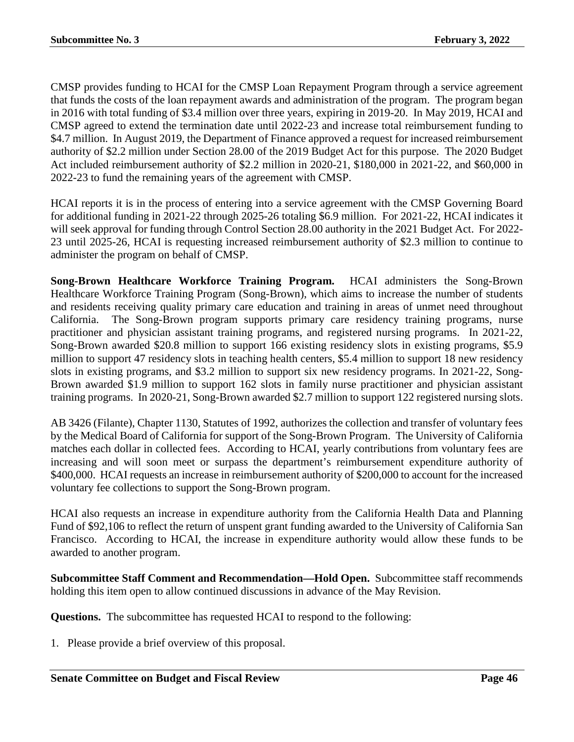CMSP provides funding to HCAI for the CMSP Loan Repayment Program through a service agreement that funds the costs of the loan repayment awards and administration of the program. The program began in 2016 with total funding of $3.4 million over three years, expiring in 2019-20. In May 2019, HCAI and CMSP agreed to extend the termination date until 2022-23 and increase total reimbursement funding to $4.7 million. In August 2019, the Department of Finance approved a request for increased reimbursement authority of $2.2 million under Section 28.00 of the 2019 Budget Act for this purpose. The 2020 Budget Act included reimbursement authority of $2.2 million in 2020-21, $180,000 in 2021-22, and $60,000 in 2022-23 to fund the remaining years of the agreement with CMSP.

HCAI reports it is in the process of entering into a service agreement with the CMSP Governing Board for additional funding in 2021-22 through 2025-26 totaling $6.9 million. For 2021-22, HCAI indicates it will seek approval for funding through Control Section 28.00 authority in the 2021 Budget Act. For 2022-23 until 2025-26, HCAI is requesting increased reimbursement authority of $2.3 million to continue to administer the program on behalf of CMSP.

**Song-Brown Healthcare Workforce Training Program.** HCAI administers the Song-Brown Healthcare Workforce Training Program (Song-Brown), which aims to increase the number of students and residents receiving quality primary care education and training in areas of unmet need throughout California. The Song-Brown program supports primary care residency training programs, nurse practitioner and physician assistant training programs, and registered nursing programs. In 2021-22, Song-Brown awarded $20.8 million to support 166 existing residency slots in existing programs, $5.9 million to support 47 residency slots in teaching health centers, $5.4 million to support 18 new residency slots in existing programs, and $3.2 million to support six new residency programs. In 2021-22, Song-Brown awarded $1.9 million to support 162 slots in family nurse practitioner and physician assistant training programs. In 2020-21, Song-Brown awarded $2.7 million to support 122 registered nursing slots.

AB 3426 (Filante), Chapter 1130, Statutes of 1992, authorizes the collection and transfer of voluntary fees by the Medical Board of California for support of the Song-Brown Program. The University of California matches each dollar in collected fees. According to HCAI, yearly contributions from voluntary fees are increasing and will soon meet or surpass the department's reimbursement expenditure authority of $400,000. HCAI requests an increase in reimbursement authority of $200,000 to account for the increased voluntary fee collections to support the Song-Brown program.

HCAI also requests an increase in expenditure authority from the California Health Data and Planning Fund of $92,106 to reflect the return of unspent grant funding awarded to the University of California San Francisco. According to HCAI, the increase in expenditure authority would allow these funds to be awarded to another program.

**Subcommittee Staff Comment and Recommendation—Hold Open.** Subcommittee staff recommends holding this item open to allow continued discussions in advance of the May Revision.

**Questions.** The subcommittee has requested HCAI to respond to the following:

1. Please provide a brief overview of this proposal.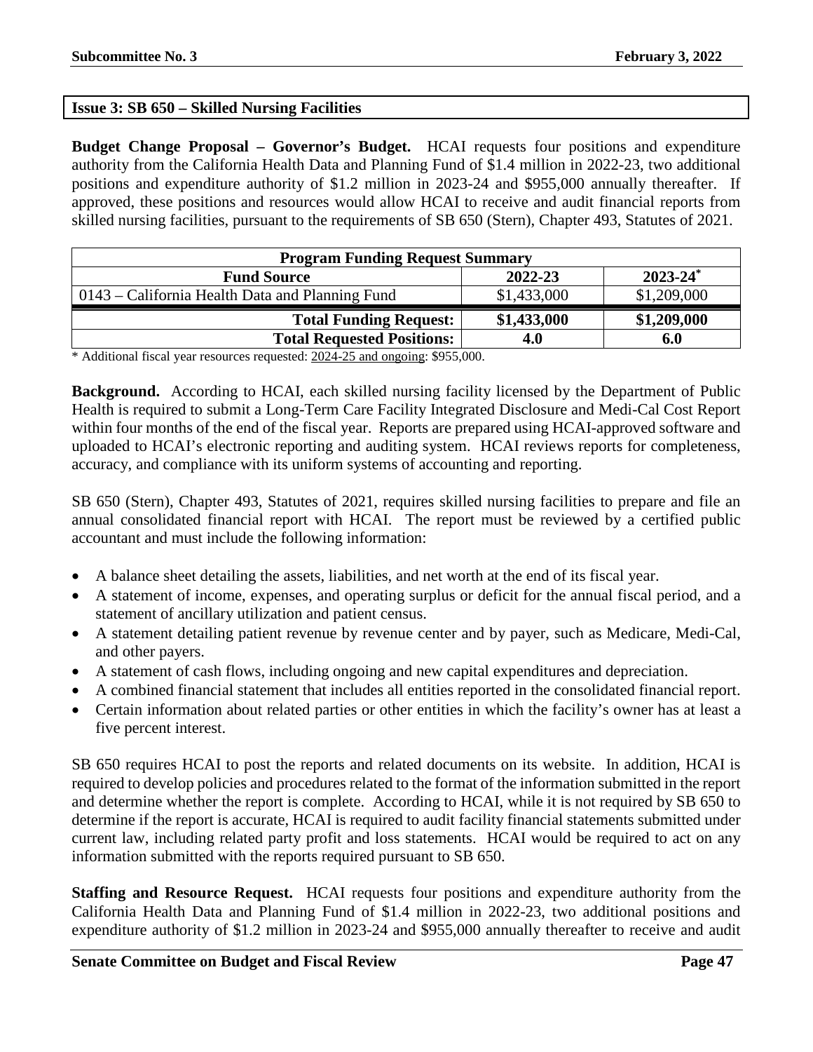## Issue 3: SB 650 – Skilled Nursing Facilities

**Budget Change Proposal – Governor's Budget.** HCAI requests four positions and expenditure authority from the California Health Data and Planning Fund of $1.4 million in 2022-23, two additional positions and expenditure authority of $1.2 million in 2023-24 and $955,000 annually thereafter. If approved, these positions and resources would allow HCAI to receive and audit financial reports from skilled nursing facilities, pursuant to the requirements of SB 650 (Stern), Chapter 493, Statutes of 2021.

| Program Funding Request Summary | | |
|---|---|---|
| **Fund Source** | **2022-23** | **2023-24*** |
| 0143 – California Health Data and Planning Fund | $1,433,000 | $1,209,000 |
| **Total Funding Request:** | **$1,433,000** | **$1,209,000** |
| **Total Requested Positions:** | **4.0** | **6.0** |

\* Additional fiscal year resources requested: 2024-25 and ongoing: $955,000.

**Background.** According to HCAI, each skilled nursing facility licensed by the Department of Public Health is required to submit a Long-Term Care Facility Integrated Disclosure and Medi-Cal Cost Report within four months of the end of the fiscal year. Reports are prepared using HCAI-approved software and uploaded to HCAI's electronic reporting and auditing system. HCAI reviews reports for completeness, accuracy, and compliance with its uniform systems of accounting and reporting.

SB 650 (Stern), Chapter 493, Statutes of 2021, requires skilled nursing facilities to prepare and file an annual consolidated financial report with HCAI. The report must be reviewed by a certified public accountant and must include the following information:

- A balance sheet detailing the assets, liabilities, and net worth at the end of its fiscal year.
- A statement of income, expenses, and operating surplus or deficit for the annual fiscal period, and a statement of ancillary utilization and patient census.
- A statement detailing patient revenue by revenue center and by payer, such as Medicare, Medi-Cal, and other payers.
- A statement of cash flows, including ongoing and new capital expenditures and depreciation.
- A combined financial statement that includes all entities reported in the consolidated financial report.
- Certain information about related parties or other entities in which the facility's owner has at least a five percent interest.

SB 650 requires HCAI to post the reports and related documents on its website. In addition, HCAI is required to develop policies and procedures related to the format of the information submitted in the report and determine whether the report is complete. According to HCAI, while it is not required by SB 650 to determine if the report is accurate, HCAI is required to audit facility financial statements submitted under current law, including related party profit and loss statements. HCAI would be required to act on any information submitted with the reports required pursuant to SB 650.

**Staffing and Resource Request.** HCAI requests four positions and expenditure authority from the California Health Data and Planning Fund of $1.4 million in 2022-23, two additional positions and expenditure authority of $1.2 million in 2023-24 and $955,000 annually thereafter to receive and audit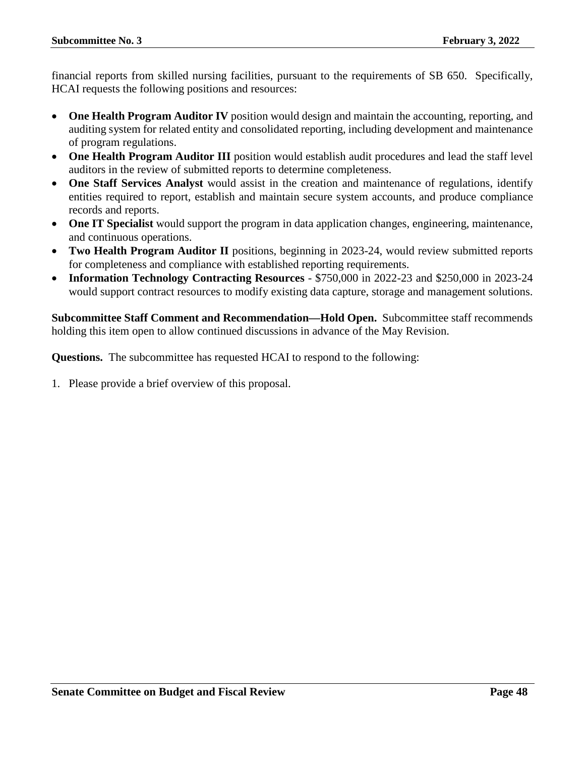financial reports from skilled nursing facilities, pursuant to the requirements of SB 650. Specifically, HCAI requests the following positions and resources:

- **One Health Program Auditor IV** position would design and maintain the accounting, reporting, and auditing system for related entity and consolidated reporting, including development and maintenance of program regulations.
- **One Health Program Auditor III** position would establish audit procedures and lead the staff level auditors in the review of submitted reports to determine completeness.
- **One Staff Services Analyst** would assist in the creation and maintenance of regulations, identify entities required to report, establish and maintain secure system accounts, and produce compliance records and reports.
- **One IT Specialist** would support the program in data application changes, engineering, maintenance, and continuous operations.
- **Two Health Program Auditor II** positions, beginning in 2023-24, would review submitted reports for completeness and compliance with established reporting requirements.
- **Information Technology Contracting Resources** - $750,000 in 2022-23 and $250,000 in 2023-24 would support contract resources to modify existing data capture, storage and management solutions.

**Subcommittee Staff Comment and Recommendation—Hold Open.** Subcommittee staff recommends holding this item open to allow continued discussions in advance of the May Revision.

**Questions.** The subcommittee has requested HCAI to respond to the following:

1. Please provide a brief overview of this proposal.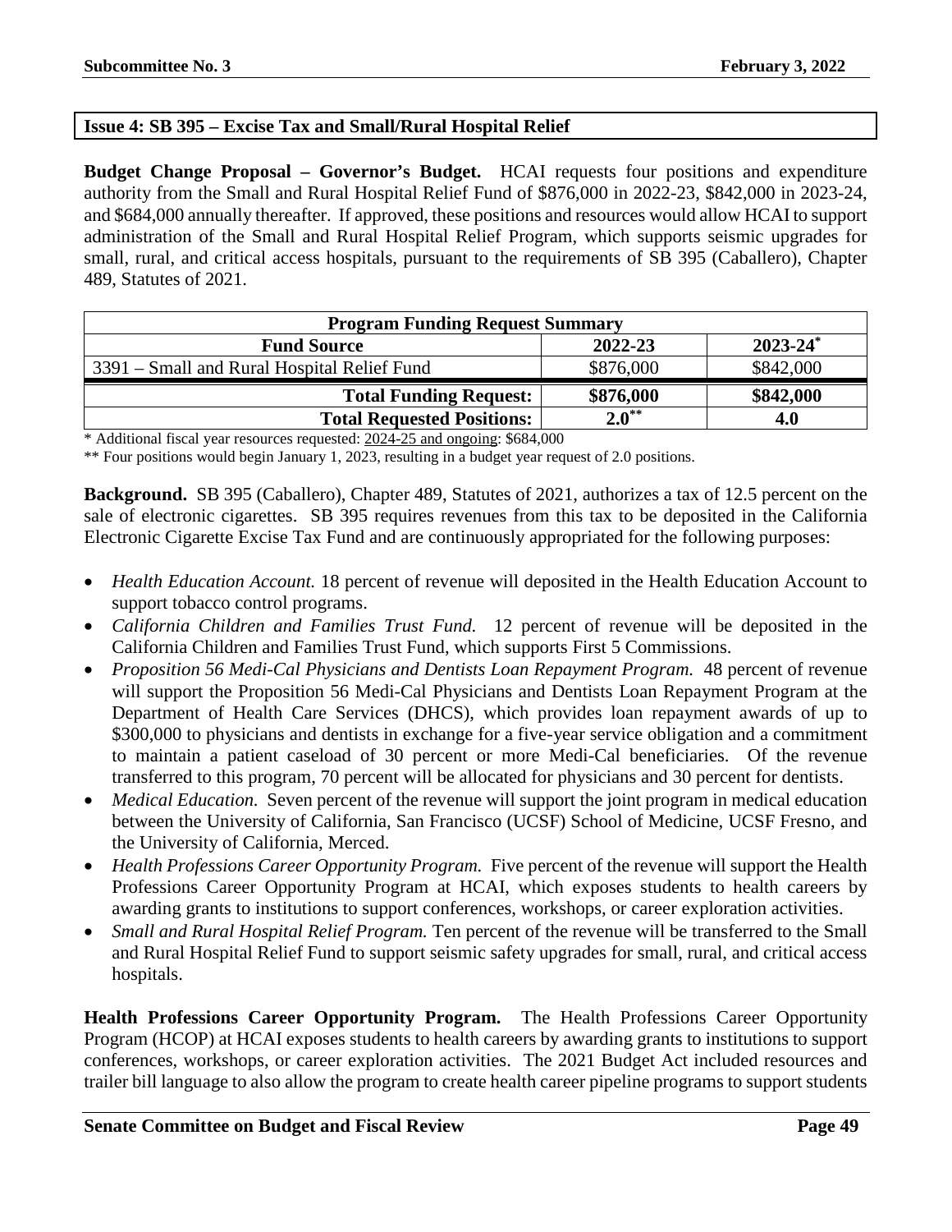## Issue 4: SB 395 – Excise Tax and Small/Rural Hospital Relief

**Budget Change Proposal – Governor's Budget.** HCAI requests four positions and expenditure authority from the Small and Rural Hospital Relief Fund of $876,000 in 2022-23, $842,000 in 2023-24, and $684,000 annually thereafter. If approved, these positions and resources would allow HCAI to support administration of the Small and Rural Hospital Relief Program, which supports seismic upgrades for small, rural, and critical access hospitals, pursuant to the requirements of SB 395 (Caballero), Chapter 489, Statutes of 2021.

| Program Funding Request Summary | | |
|---|---|---|
| **Fund Source** | **2022-23** | **2023-24*** |
| 3391 – Small and Rural Hospital Relief Fund | $876,000 | $842,000 |
| **Total Funding Request:** | **$876,000** | **$842,000** |
| **Total Requested Positions:** | **2.0**** | **4.0** |

\* Additional fiscal year resources requested: 2024-25 and ongoing: $684,000

\** Four positions would begin January 1, 2023, resulting in a budget year request of 2.0 positions.

**Background.** SB 395 (Caballero), Chapter 489, Statutes of 2021, authorizes a tax of 12.5 percent on the sale of electronic cigarettes. SB 395 requires revenues from this tax to be deposited in the California Electronic Cigarette Excise Tax Fund and are continuously appropriated for the following purposes:

- *Health Education Account.* 18 percent of revenue will deposited in the Health Education Account to support tobacco control programs.
- *California Children and Families Trust Fund.* 12 percent of revenue will be deposited in the California Children and Families Trust Fund, which supports First 5 Commissions.
- *Proposition 56 Medi-Cal Physicians and Dentists Loan Repayment Program.* 48 percent of revenue will support the Proposition 56 Medi-Cal Physicians and Dentists Loan Repayment Program at the Department of Health Care Services (DHCS), which provides loan repayment awards of up to $300,000 to physicians and dentists in exchange for a five-year service obligation and a commitment to maintain a patient caseload of 30 percent or more Medi-Cal beneficiaries. Of the revenue transferred to this program, 70 percent will be allocated for physicians and 30 percent for dentists.
- *Medical Education.* Seven percent of the revenue will support the joint program in medical education between the University of California, San Francisco (UCSF) School of Medicine, UCSF Fresno, and the University of California, Merced.
- *Health Professions Career Opportunity Program.* Five percent of the revenue will support the Health Professions Career Opportunity Program at HCAI, which exposes students to health careers by awarding grants to institutions to support conferences, workshops, or career exploration activities.
- *Small and Rural Hospital Relief Program.* Ten percent of the revenue will be transferred to the Small and Rural Hospital Relief Fund to support seismic safety upgrades for small, rural, and critical access hospitals.

**Health Professions Career Opportunity Program.** The Health Professions Career Opportunity Program (HCOP) at HCAI exposes students to health careers by awarding grants to institutions to support conferences, workshops, or career exploration activities. The 2021 Budget Act included resources and trailer bill language to also allow the program to create health career pipeline programs to support students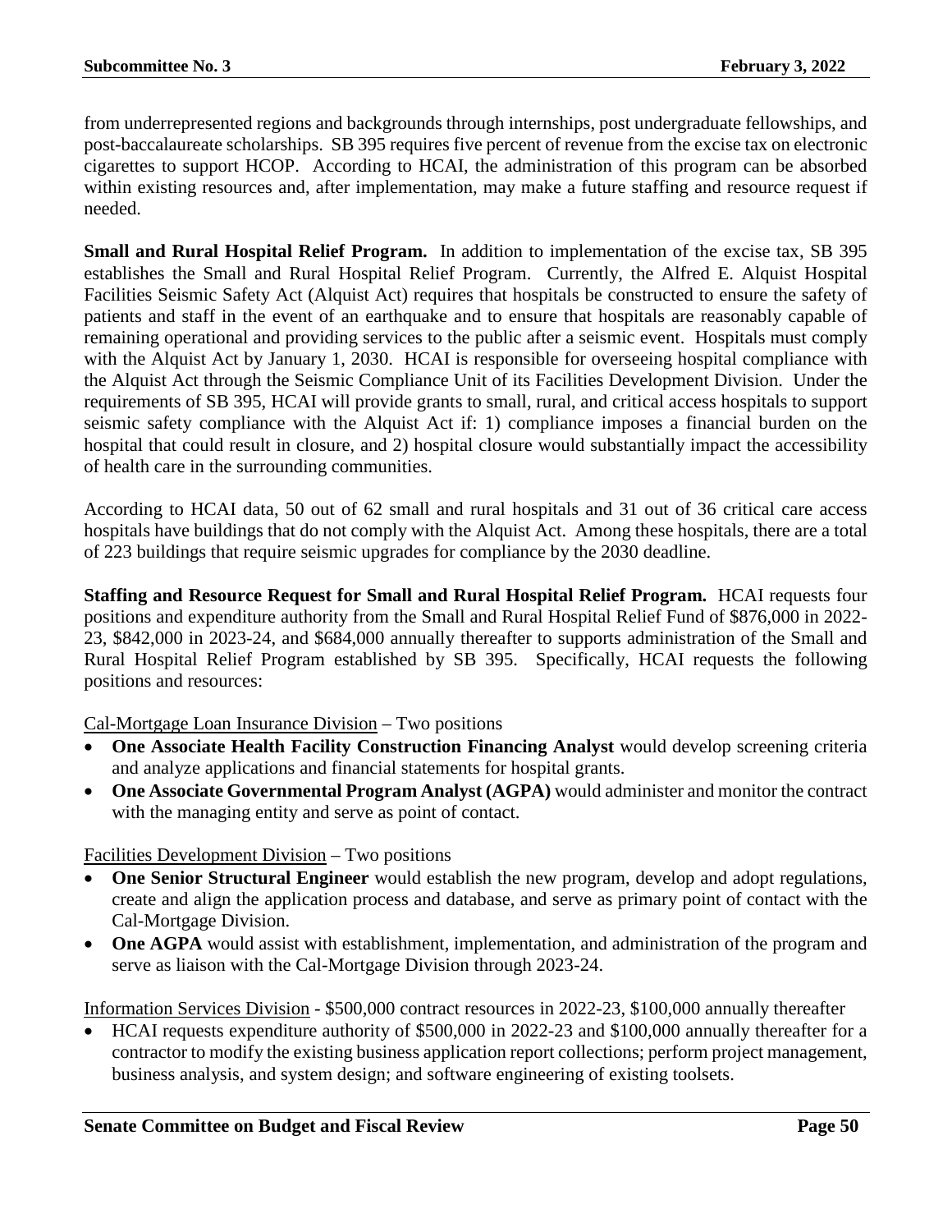from underrepresented regions and backgrounds through internships, post undergraduate fellowships, and post-baccalaureate scholarships. SB 395 requires five percent of revenue from the excise tax on electronic cigarettes to support HCOP. According to HCAI, the administration of this program can be absorbed within existing resources and, after implementation, may make a future staffing and resource request if needed.

**Small and Rural Hospital Relief Program.** In addition to implementation of the excise tax, SB 395 establishes the Small and Rural Hospital Relief Program. Currently, the Alfred E. Alquist Hospital Facilities Seismic Safety Act (Alquist Act) requires that hospitals be constructed to ensure the safety of patients and staff in the event of an earthquake and to ensure that hospitals are reasonably capable of remaining operational and providing services to the public after a seismic event. Hospitals must comply with the Alquist Act by January 1, 2030. HCAI is responsible for overseeing hospital compliance with the Alquist Act through the Seismic Compliance Unit of its Facilities Development Division. Under the requirements of SB 395, HCAI will provide grants to small, rural, and critical access hospitals to support seismic safety compliance with the Alquist Act if: 1) compliance imposes a financial burden on the hospital that could result in closure, and 2) hospital closure would substantially impact the accessibility of health care in the surrounding communities.

According to HCAI data, 50 out of 62 small and rural hospitals and 31 out of 36 critical care access hospitals have buildings that do not comply with the Alquist Act. Among these hospitals, there are a total of 223 buildings that require seismic upgrades for compliance by the 2030 deadline.

**Staffing and Resource Request for Small and Rural Hospital Relief Program.** HCAI requests four positions and expenditure authority from the Small and Rural Hospital Relief Fund of $876,000 in 2022-23, $842,000 in 2023-24, and $684,000 annually thereafter to supports administration of the Small and Rural Hospital Relief Program established by SB 395. Specifically, HCAI requests the following positions and resources:

Cal-Mortgage Loan Insurance Division – Two positions

- **One Associate Health Facility Construction Financing Analyst** would develop screening criteria and analyze applications and financial statements for hospital grants.
- **One Associate Governmental Program Analyst (AGPA)** would administer and monitor the contract with the managing entity and serve as point of contact.

Facilities Development Division – Two positions

- **One Senior Structural Engineer** would establish the new program, develop and adopt regulations, create and align the application process and database, and serve as primary point of contact with the Cal-Mortgage Division.
- **One AGPA** would assist with establishment, implementation, and administration of the program and serve as liaison with the Cal-Mortgage Division through 2023-24.

Information Services Division - $500,000 contract resources in 2022-23, $100,000 annually thereafter

- HCAI requests expenditure authority of $500,000 in 2022-23 and $100,000 annually thereafter for a contractor to modify the existing business application report collections; perform project management, business analysis, and system design; and software engineering of existing toolsets.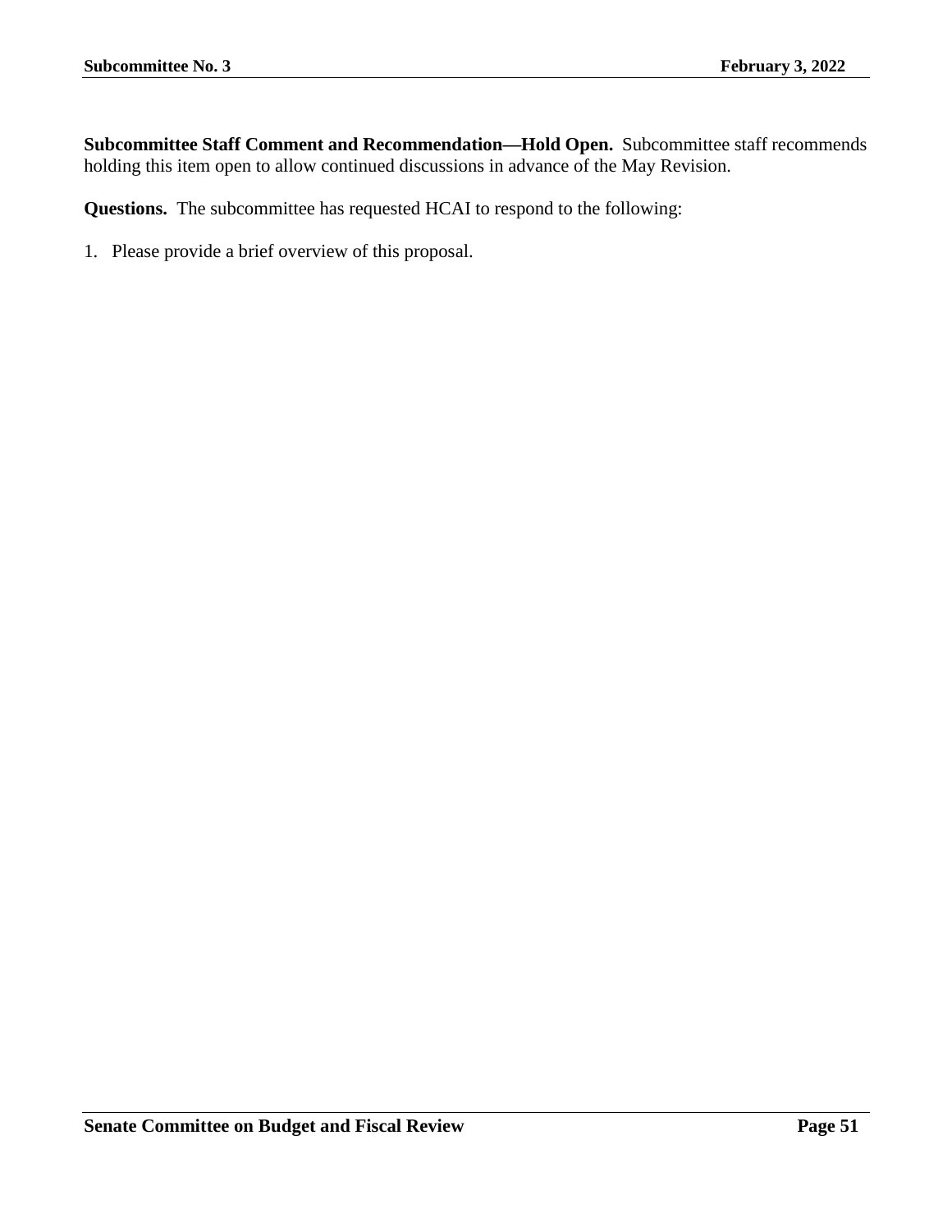**Subcommittee Staff Comment and Recommendation—Hold Open.** Subcommittee staff recommends holding this item open to allow continued discussions in advance of the May Revision.

**Questions.** The subcommittee has requested HCAI to respond to the following:

1. Please provide a brief overview of this proposal.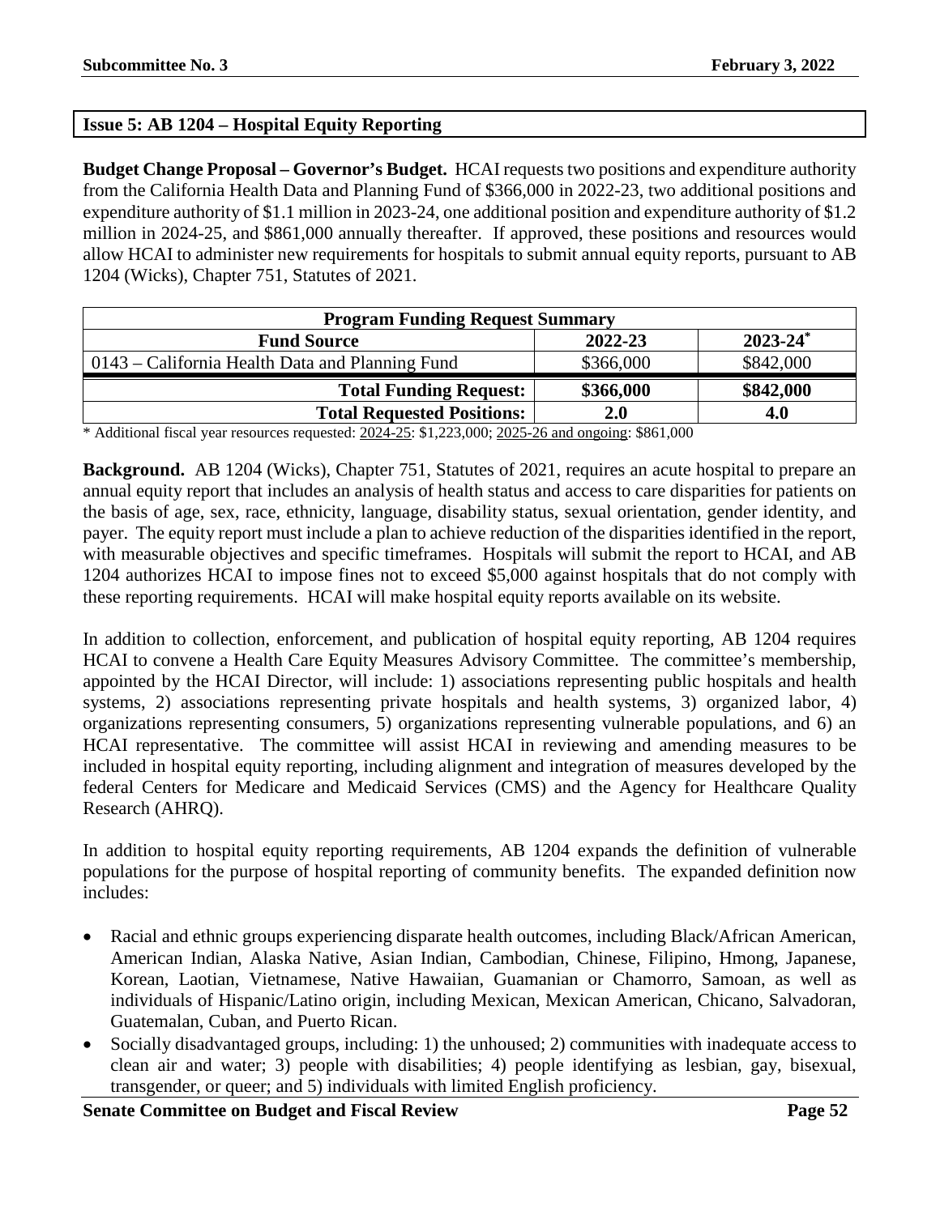## Issue 5: AB 1204 – Hospital Equity Reporting

**Budget Change Proposal – Governor's Budget.** HCAI requests two positions and expenditure authority from the California Health Data and Planning Fund of $366,000 in 2022-23, two additional positions and expenditure authority of $1.1 million in 2023-24, one additional position and expenditure authority of $1.2 million in 2024-25, and $861,000 annually thereafter. If approved, these positions and resources would allow HCAI to administer new requirements for hospitals to submit annual equity reports, pursuant to AB 1204 (Wicks), Chapter 751, Statutes of 2021.

| Program Funding Request Summary | | |
|---|---|---|
| **Fund Source** | **2022-23** | **2023-24*** |
| 0143 – California Health Data and Planning Fund | $366,000 | $842,000 |
| **Total Funding Request:** | **$366,000** | **$842,000** |
| **Total Requested Positions:** | **2.0** | **4.0** |

* Additional fiscal year resources requested: 2024-25: $1,223,000; 2025-26 and ongoing: $861,000

**Background.** AB 1204 (Wicks), Chapter 751, Statutes of 2021, requires an acute hospital to prepare an annual equity report that includes an analysis of health status and access to care disparities for patients on the basis of age, sex, race, ethnicity, language, disability status, sexual orientation, gender identity, and payer. The equity report must include a plan to achieve reduction of the disparities identified in the report, with measurable objectives and specific timeframes. Hospitals will submit the report to HCAI, and AB 1204 authorizes HCAI to impose fines not to exceed $5,000 against hospitals that do not comply with these reporting requirements. HCAI will make hospital equity reports available on its website.

In addition to collection, enforcement, and publication of hospital equity reporting, AB 1204 requires HCAI to convene a Health Care Equity Measures Advisory Committee. The committee's membership, appointed by the HCAI Director, will include: 1) associations representing public hospitals and health systems, 2) associations representing private hospitals and health systems, 3) organized labor, 4) organizations representing consumers, 5) organizations representing vulnerable populations, and 6) an HCAI representative. The committee will assist HCAI in reviewing and amending measures to be included in hospital equity reporting, including alignment and integration of measures developed by the federal Centers for Medicare and Medicaid Services (CMS) and the Agency for Healthcare Quality Research (AHRQ).

In addition to hospital equity reporting requirements, AB 1204 expands the definition of vulnerable populations for the purpose of hospital reporting of community benefits. The expanded definition now includes:

- Racial and ethnic groups experiencing disparate health outcomes, including Black/African American, American Indian, Alaska Native, Asian Indian, Cambodian, Chinese, Filipino, Hmong, Japanese, Korean, Laotian, Vietnamese, Native Hawaiian, Guamanian or Chamorro, Samoan, as well as individuals of Hispanic/Latino origin, including Mexican, Mexican American, Chicano, Salvadoran, Guatemalan, Cuban, and Puerto Rican.
- Socially disadvantaged groups, including: 1) the unhoused; 2) communities with inadequate access to clean air and water; 3) people with disabilities; 4) people identifying as lesbian, gay, bisexual, transgender, or queer; and 5) individuals with limited English proficiency.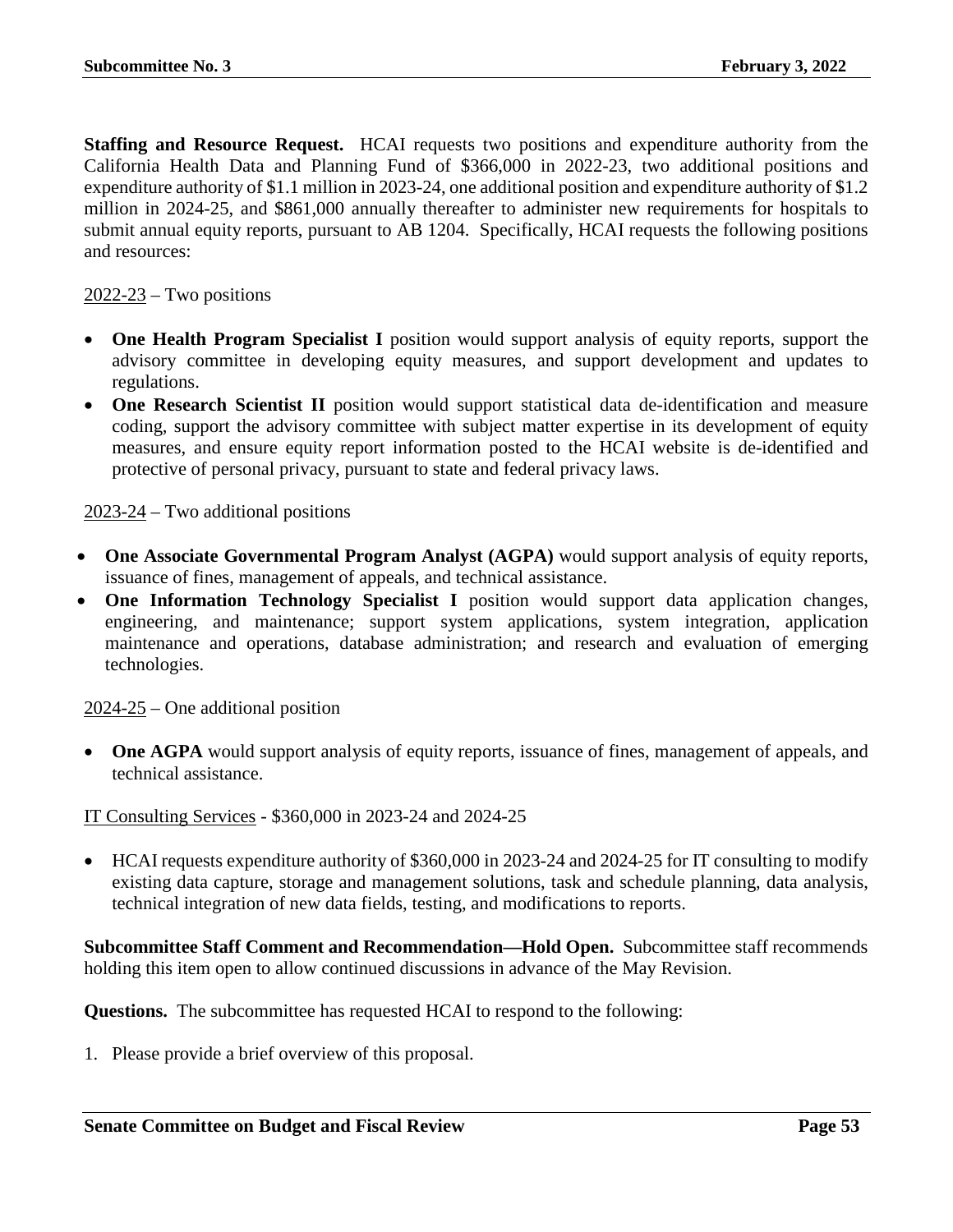**Staffing and Resource Request.** HCAI requests two positions and expenditure authority from the California Health Data and Planning Fund of $366,000 in 2022-23, two additional positions and expenditure authority of $1.1 million in 2023-24, one additional position and expenditure authority of $1.2 million in 2024-25, and $861,000 annually thereafter to administer new requirements for hospitals to submit annual equity reports, pursuant to AB 1204. Specifically, HCAI requests the following positions and resources:

<u>2022-23</u> – Two positions

- **One Health Program Specialist I** position would support analysis of equity reports, support the advisory committee in developing equity measures, and support development and updates to regulations.
- **One Research Scientist II** position would support statistical data de-identification and measure coding, support the advisory committee with subject matter expertise in its development of equity measures, and ensure equity report information posted to the HCAI website is de-identified and protective of personal privacy, pursuant to state and federal privacy laws.

<u>2023-24</u> – Two additional positions

- **One Associate Governmental Program Analyst (AGPA)** would support analysis of equity reports, issuance of fines, management of appeals, and technical assistance.
- **One Information Technology Specialist I** position would support data application changes, engineering, and maintenance; support system applications, system integration, application maintenance and operations, database administration; and research and evaluation of emerging technologies.

<u>2024-25</u> – One additional position

- **One AGPA** would support analysis of equity reports, issuance of fines, management of appeals, and technical assistance.

<u>IT Consulting Services</u> - $360,000 in 2023-24 and 2024-25

- HCAI requests expenditure authority of $360,000 in 2023-24 and 2024-25 for IT consulting to modify existing data capture, storage and management solutions, task and schedule planning, data analysis, technical integration of new data fields, testing, and modifications to reports.

**Subcommittee Staff Comment and Recommendation—Hold Open.** Subcommittee staff recommends holding this item open to allow continued discussions in advance of the May Revision.

**Questions.** The subcommittee has requested HCAI to respond to the following:

1. Please provide a brief overview of this proposal.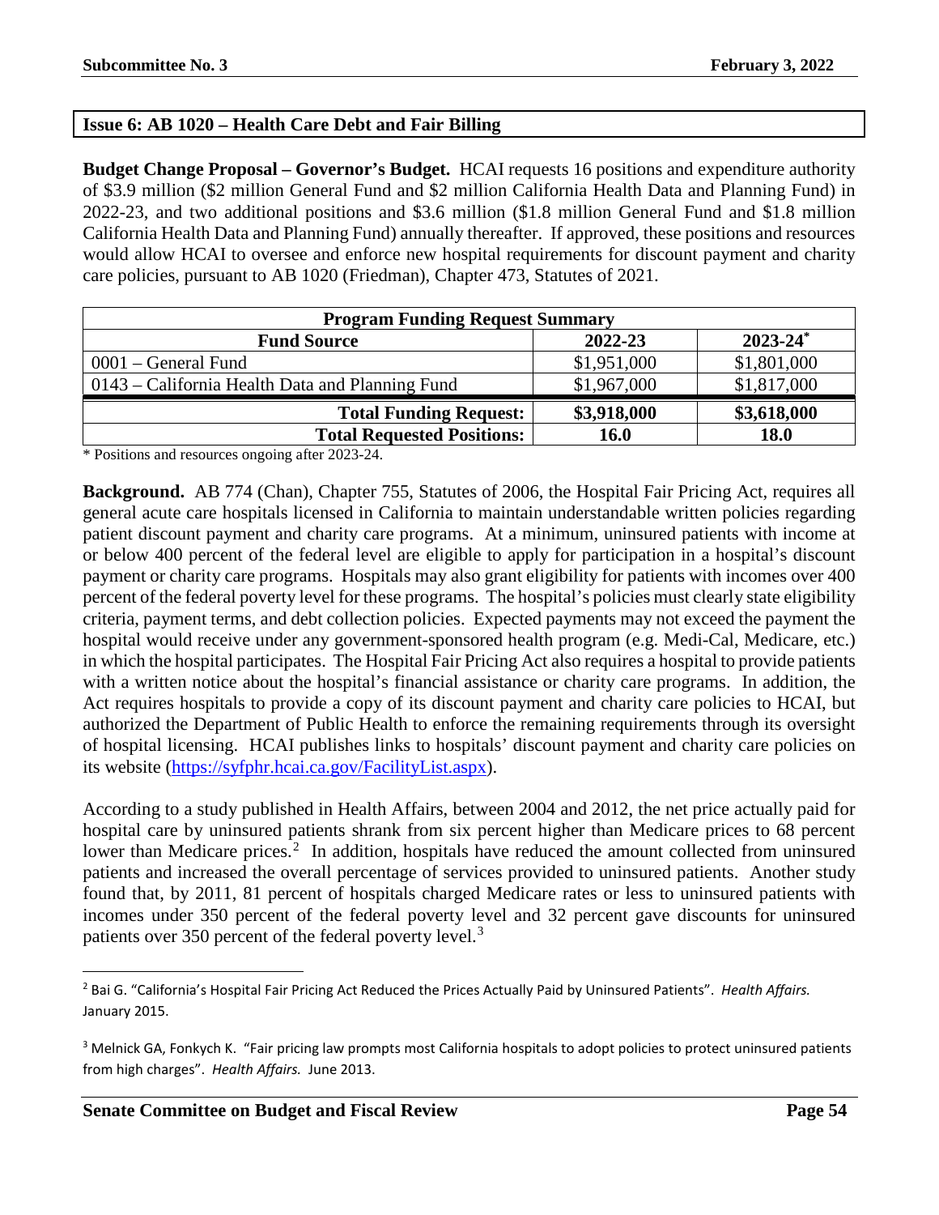## Issue 6: AB 1020 – Health Care Debt and Fair Billing

**Budget Change Proposal – Governor's Budget.** HCAI requests 16 positions and expenditure authority of $3.9 million ($2 million General Fund and $2 million California Health Data and Planning Fund) in 2022-23, and two additional positions and $3.6 million ($1.8 million General Fund and $1.8 million California Health Data and Planning Fund) annually thereafter. If approved, these positions and resources would allow HCAI to oversee and enforce new hospital requirements for discount payment and charity care policies, pursuant to AB 1020 (Friedman), Chapter 473, Statutes of 2021.

| Program Funding Request Summary | | |
|---|---|---|
| **Fund Source** | **2022-23** | **2023-24*** |
| 0001 – General Fund | $1,951,000 | $1,801,000 |
| 0143 – California Health Data and Planning Fund | $1,967,000 | $1,817,000 |
| **Total Funding Request:** | **$3,918,000** | **$3,618,000** |
| **Total Requested Positions:** | **16.0** | **18.0** |

* Positions and resources ongoing after 2023-24.

**Background.** AB 774 (Chan), Chapter 755, Statutes of 2006, the Hospital Fair Pricing Act, requires all general acute care hospitals licensed in California to maintain understandable written policies regarding patient discount payment and charity care programs. At a minimum, uninsured patients with income at or below 400 percent of the federal level are eligible to apply for participation in a hospital's discount payment or charity care programs. Hospitals may also grant eligibility for patients with incomes over 400 percent of the federal poverty level for these programs. The hospital's policies must clearly state eligibility criteria, payment terms, and debt collection policies. Expected payments may not exceed the payment the hospital would receive under any government-sponsored health program (e.g. Medi-Cal, Medicare, etc.) in which the hospital participates. The Hospital Fair Pricing Act also requires a hospital to provide patients with a written notice about the hospital's financial assistance or charity care programs. In addition, the Act requires hospitals to provide a copy of its discount payment and charity care policies to HCAI, but authorized the Department of Public Health to enforce the remaining requirements through its oversight of hospital licensing. HCAI publishes links to hospitals' discount payment and charity care policies on its website (https://syfphr.hcai.ca.gov/FacilityList.aspx).

According to a study published in Health Affairs, between 2004 and 2012, the net price actually paid for hospital care by uninsured patients shrank from six percent higher than Medicare prices to 68 percent lower than Medicare prices.[2] In addition, hospitals have reduced the amount collected from uninsured patients and increased the overall percentage of services provided to uninsured patients. Another study found that, by 2011, 81 percent of hospitals charged Medicare rates or less to uninsured patients with incomes under 350 percent of the federal poverty level and 32 percent gave discounts for uninsured patients over 350 percent of the federal poverty level.[3]

[2] Bai G. "California's Hospital Fair Pricing Act Reduced the Prices Actually Paid by Uninsured Patients". *Health Affairs.* January 2015.

[3] Melnick GA, Fonkych K. "Fair pricing law prompts most California hospitals to adopt policies to protect uninsured patients from high charges". *Health Affairs.* June 2013.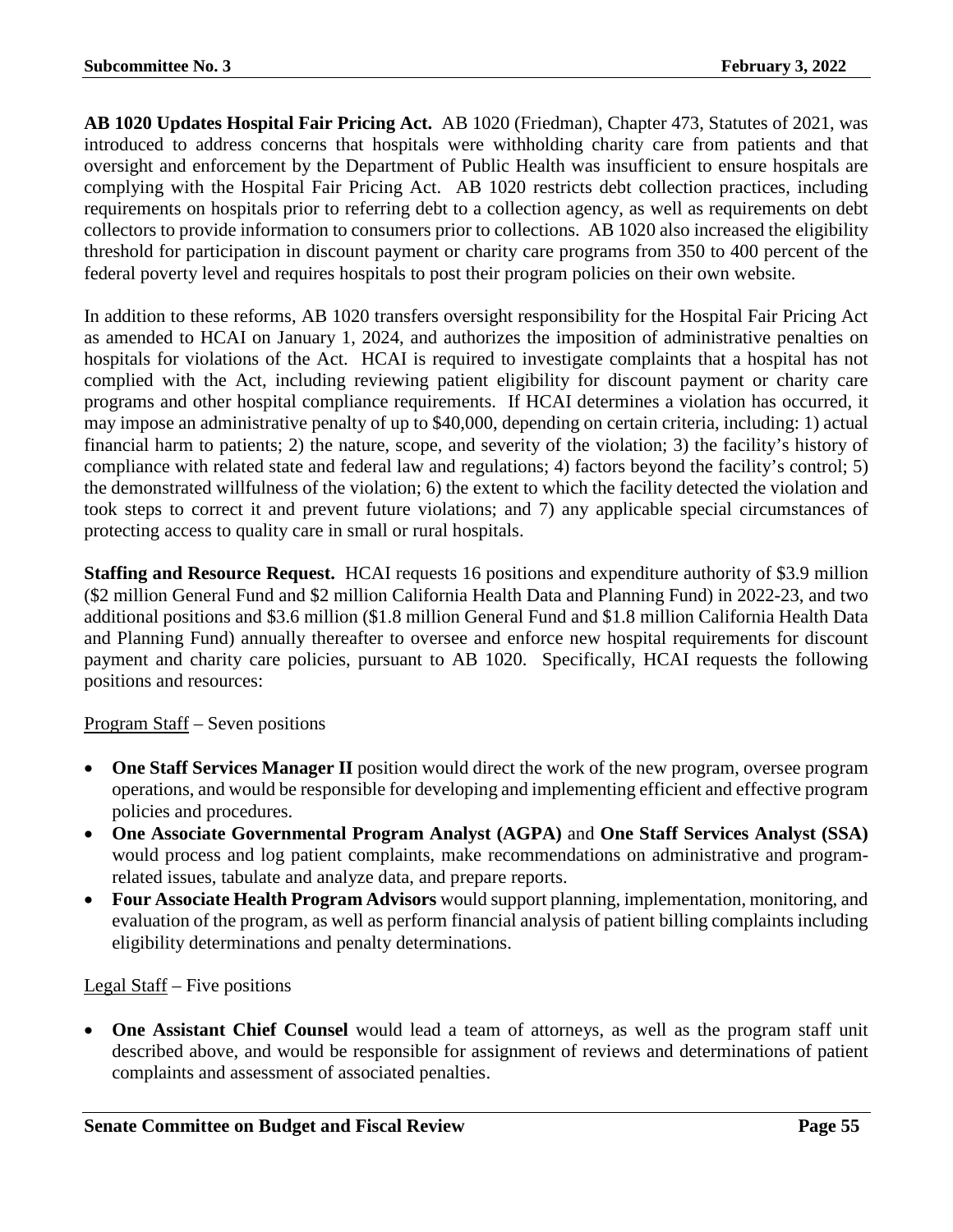**AB 1020 Updates Hospital Fair Pricing Act.** AB 1020 (Friedman), Chapter 473, Statutes of 2021, was introduced to address concerns that hospitals were withholding charity care from patients and that oversight and enforcement by the Department of Public Health was insufficient to ensure hospitals are complying with the Hospital Fair Pricing Act. AB 1020 restricts debt collection practices, including requirements on hospitals prior to referring debt to a collection agency, as well as requirements on debt collectors to provide information to consumers prior to collections. AB 1020 also increased the eligibility threshold for participation in discount payment or charity care programs from 350 to 400 percent of the federal poverty level and requires hospitals to post their program policies on their own website.

In addition to these reforms, AB 1020 transfers oversight responsibility for the Hospital Fair Pricing Act as amended to HCAI on January 1, 2024, and authorizes the imposition of administrative penalties on hospitals for violations of the Act. HCAI is required to investigate complaints that a hospital has not complied with the Act, including reviewing patient eligibility for discount payment or charity care programs and other hospital compliance requirements. If HCAI determines a violation has occurred, it may impose an administrative penalty of up to $40,000, depending on certain criteria, including: 1) actual financial harm to patients; 2) the nature, scope, and severity of the violation; 3) the facility's history of compliance with related state and federal law and regulations; 4) factors beyond the facility's control; 5) the demonstrated willfulness of the violation; 6) the extent to which the facility detected the violation and took steps to correct it and prevent future violations; and 7) any applicable special circumstances of protecting access to quality care in small or rural hospitals.

**Staffing and Resource Request.** HCAI requests 16 positions and expenditure authority of $3.9 million ($2 million General Fund and $2 million California Health Data and Planning Fund) in 2022-23, and two additional positions and $3.6 million ($1.8 million General Fund and $1.8 million California Health Data and Planning Fund) annually thereafter to oversee and enforce new hospital requirements for discount payment and charity care policies, pursuant to AB 1020. Specifically, HCAI requests the following positions and resources:

<u>Program Staff</u> – Seven positions

- **One Staff Services Manager II** position would direct the work of the new program, oversee program operations, and would be responsible for developing and implementing efficient and effective program policies and procedures.
- **One Associate Governmental Program Analyst (AGPA)** and **One Staff Services Analyst (SSA)** would process and log patient complaints, make recommendations on administrative and program-related issues, tabulate and analyze data, and prepare reports.
- **Four Associate Health Program Advisors** would support planning, implementation, monitoring, and evaluation of the program, as well as perform financial analysis of patient billing complaints including eligibility determinations and penalty determinations.

<u>Legal Staff</u> – Five positions

- **One Assistant Chief Counsel** would lead a team of attorneys, as well as the program staff unit described above, and would be responsible for assignment of reviews and determinations of patient complaints and assessment of associated penalties.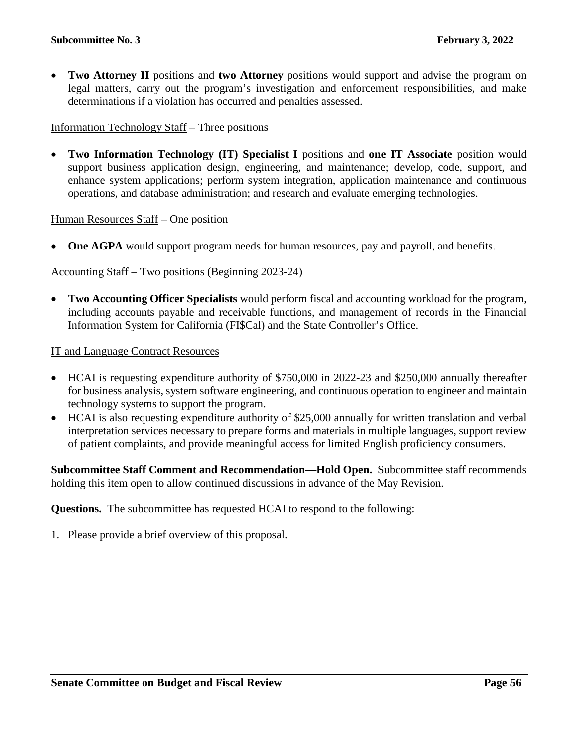- **Two Attorney II** positions and **two Attorney** positions would support and advise the program on legal matters, carry out the program's investigation and enforcement responsibilities, and make determinations if a violation has occurred and penalties assessed.

<u>Information Technology Staff</u> – Three positions

- **Two Information Technology (IT) Specialist I** positions and **one IT Associate** position would support business application design, engineering, and maintenance; develop, code, support, and enhance system applications; perform system integration, application maintenance and continuous operations, and database administration; and research and evaluate emerging technologies.

<u>Human Resources Staff</u> – One position

- **One AGPA** would support program needs for human resources, pay and payroll, and benefits.

<u>Accounting Staff</u> – Two positions (Beginning 2023-24)

- **Two Accounting Officer Specialists** would perform fiscal and accounting workload for the program, including accounts payable and receivable functions, and management of records in the Financial Information System for California (FI$Cal) and the State Controller's Office.

<u>IT and Language Contract Resources</u>

- HCAI is requesting expenditure authority of $750,000 in 2022-23 and $250,000 annually thereafter for business analysis, system software engineering, and continuous operation to engineer and maintain technology systems to support the program.
- HCAI is also requesting expenditure authority of $25,000 annually for written translation and verbal interpretation services necessary to prepare forms and materials in multiple languages, support review of patient complaints, and provide meaningful access for limited English proficiency consumers.

**Subcommittee Staff Comment and Recommendation—Hold Open.** Subcommittee staff recommends holding this item open to allow continued discussions in advance of the May Revision.

**Questions.** The subcommittee has requested HCAI to respond to the following:

1. Please provide a brief overview of this proposal.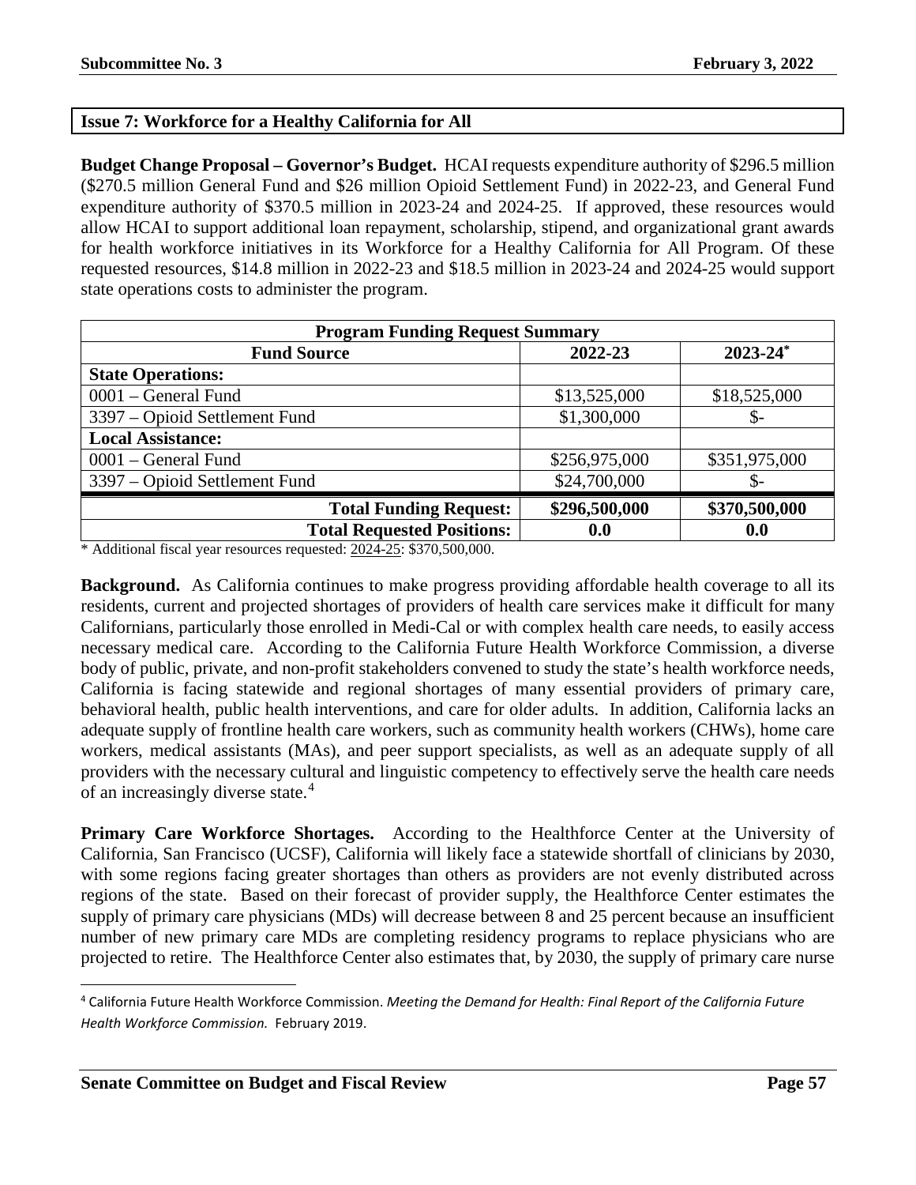## Issue 7: Workforce for a Healthy California for All

**Budget Change Proposal – Governor's Budget.** HCAI requests expenditure authority of $296.5 million ($270.5 million General Fund and $26 million Opioid Settlement Fund) in 2022-23, and General Fund expenditure authority of $370.5 million in 2023-24 and 2024-25. If approved, these resources would allow HCAI to support additional loan repayment, scholarship, stipend, and organizational grant awards for health workforce initiatives in its Workforce for a Healthy California for All Program. Of these requested resources, $14.8 million in 2022-23 and $18.5 million in 2023-24 and 2024-25 would support state operations costs to administer the program.

| Program Funding Request Summary | | |
|---|---|---|
| **Fund Source** | **2022-23** | **2023-24*** |
| **State Operations:** | | |
| 0001 – General Fund | $13,525,000 | $18,525,000 |
| 3397 – Opioid Settlement Fund | $1,300,000 | $- |
| **Local Assistance:** | | |
| 0001 – General Fund | $256,975,000 | $351,975,000 |
| 3397 – Opioid Settlement Fund | $24,700,000 | $- |
| **Total Funding Request:** | **$296,500,000** | **$370,500,000** |
| **Total Requested Positions:** | **0.0** | **0.0** |

\* Additional fiscal year resources requested: 2024-25: $370,500,000.

**Background.** As California continues to make progress providing affordable health coverage to all its residents, current and projected shortages of providers of health care services make it difficult for many Californians, particularly those enrolled in Medi-Cal or with complex health care needs, to easily access necessary medical care. According to the California Future Health Workforce Commission, a diverse body of public, private, and non-profit stakeholders convened to study the state's health workforce needs, California is facing statewide and regional shortages of many essential providers of primary care, behavioral health, public health interventions, and care for older adults. In addition, California lacks an adequate supply of frontline health care workers, such as community health workers (CHWs), home care workers, medical assistants (MAs), and peer support specialists, as well as an adequate supply of all providers with the necessary cultural and linguistic competency to effectively serve the health care needs of an increasingly diverse state.[4]

**Primary Care Workforce Shortages.** According to the Healthforce Center at the University of California, San Francisco (UCSF), California will likely face a statewide shortfall of clinicians by 2030, with some regions facing greater shortages than others as providers are not evenly distributed across regions of the state. Based on their forecast of provider supply, the Healthforce Center estimates the supply of primary care physicians (MDs) will decrease between 8 and 25 percent because an insufficient number of new primary care MDs are completing residency programs to replace physicians who are projected to retire. The Healthforce Center also estimates that, by 2030, the supply of primary care nurse

[4] California Future Health Workforce Commission. *Meeting the Demand for Health: Final Report of the California Future Health Workforce Commission.* February 2019.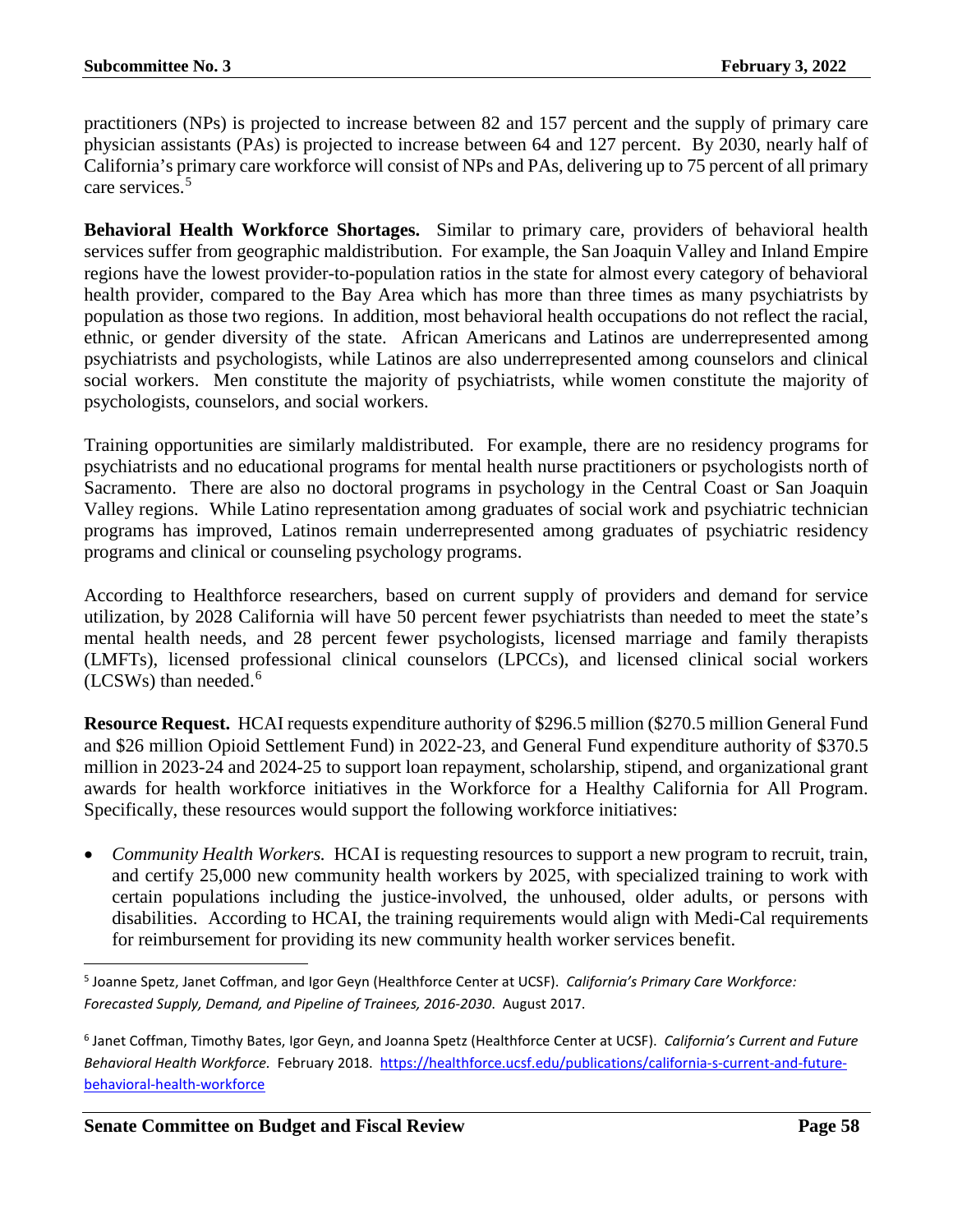practitioners (NPs) is projected to increase between 82 and 157 percent and the supply of primary care physician assistants (PAs) is projected to increase between 64 and 127 percent. By 2030, nearly half of California's primary care workforce will consist of NPs and PAs, delivering up to 75 percent of all primary care services.[5]

**Behavioral Health Workforce Shortages.** Similar to primary care, providers of behavioral health services suffer from geographic maldistribution. For example, the San Joaquin Valley and Inland Empire regions have the lowest provider-to-population ratios in the state for almost every category of behavioral health provider, compared to the Bay Area which has more than three times as many psychiatrists by population as those two regions. In addition, most behavioral health occupations do not reflect the racial, ethnic, or gender diversity of the state. African Americans and Latinos are underrepresented among psychiatrists and psychologists, while Latinos are also underrepresented among counselors and clinical social workers. Men constitute the majority of psychiatrists, while women constitute the majority of psychologists, counselors, and social workers.

Training opportunities are similarly maldistributed. For example, there are no residency programs for psychiatrists and no educational programs for mental health nurse practitioners or psychologists north of Sacramento. There are also no doctoral programs in psychology in the Central Coast or San Joaquin Valley regions. While Latino representation among graduates of social work and psychiatric technician programs has improved, Latinos remain underrepresented among graduates of psychiatric residency programs and clinical or counseling psychology programs.

According to Healthforce researchers, based on current supply of providers and demand for service utilization, by 2028 California will have 50 percent fewer psychiatrists than needed to meet the state's mental health needs, and 28 percent fewer psychologists, licensed marriage and family therapists (LMFTs), licensed professional clinical counselors (LPCCs), and licensed clinical social workers (LCSWs) than needed.[6]

**Resource Request.** HCAI requests expenditure authority of $296.5 million ($270.5 million General Fund and $26 million Opioid Settlement Fund) in 2022-23, and General Fund expenditure authority of $370.5 million in 2023-24 and 2024-25 to support loan repayment, scholarship, stipend, and organizational grant awards for health workforce initiatives in the Workforce for a Healthy California for All Program. Specifically, these resources would support the following workforce initiatives:

- *Community Health Workers.* HCAI is requesting resources to support a new program to recruit, train, and certify 25,000 new community health workers by 2025, with specialized training to work with certain populations including the justice-involved, the unhoused, older adults, or persons with disabilities. According to HCAI, the training requirements would align with Medi-Cal requirements for reimbursement for providing its new community health worker services benefit.

---

[5] Joanne Spetz, Janet Coffman, and Igor Geyn (Healthforce Center at UCSF). *California's Primary Care Workforce: Forecasted Supply, Demand, and Pipeline of Trainees, 2016-2030*. August 2017.

[6] Janet Coffman, Timothy Bates, Igor Geyn, and Joanna Spetz (Healthforce Center at UCSF). *California's Current and Future Behavioral Health Workforce.* February 2018. https://healthforce.ucsf.edu/publications/california-s-current-and-future-behavioral-health-workforce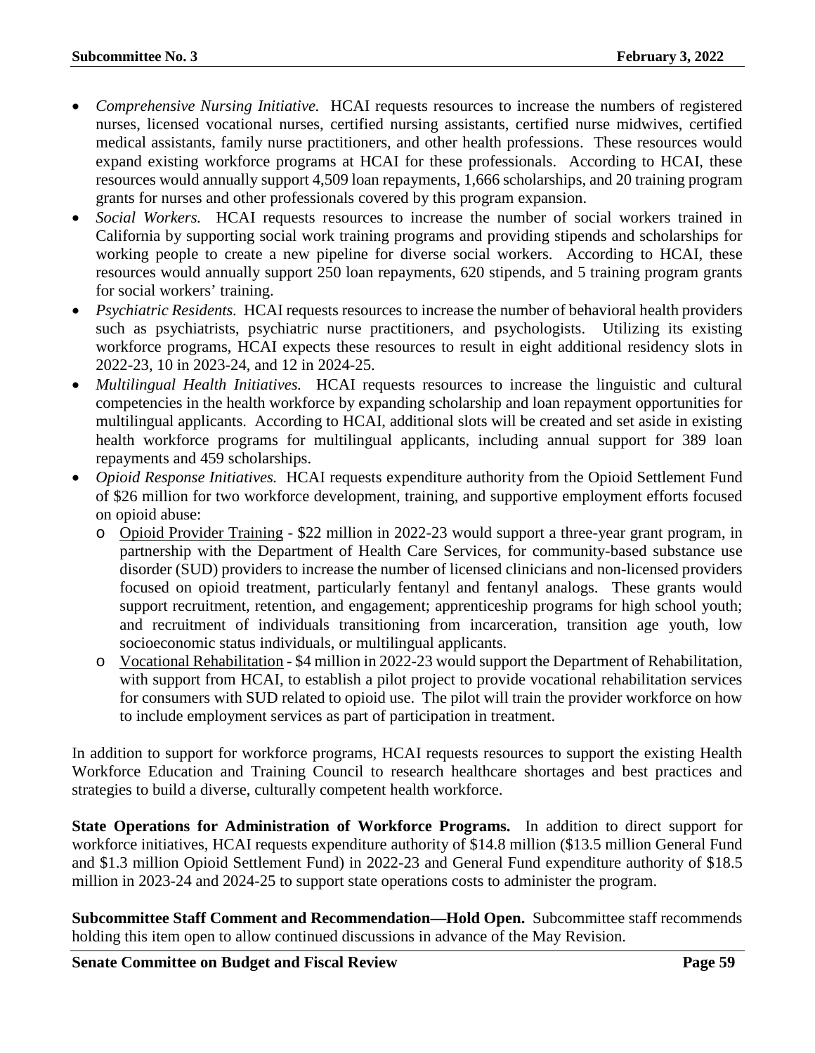- *Comprehensive Nursing Initiative.* HCAI requests resources to increase the numbers of registered nurses, licensed vocational nurses, certified nursing assistants, certified nurse midwives, certified medical assistants, family nurse practitioners, and other health professions. These resources would expand existing workforce programs at HCAI for these professionals. According to HCAI, these resources would annually support 4,509 loan repayments, 1,666 scholarships, and 20 training program grants for nurses and other professionals covered by this program expansion.
- *Social Workers.* HCAI requests resources to increase the number of social workers trained in California by supporting social work training programs and providing stipends and scholarships for working people to create a new pipeline for diverse social workers. According to HCAI, these resources would annually support 250 loan repayments, 620 stipends, and 5 training program grants for social workers' training.
- *Psychiatric Residents.* HCAI requests resources to increase the number of behavioral health providers such as psychiatrists, psychiatric nurse practitioners, and psychologists. Utilizing its existing workforce programs, HCAI expects these resources to result in eight additional residency slots in 2022-23, 10 in 2023-24, and 12 in 2024-25.
- *Multilingual Health Initiatives.* HCAI requests resources to increase the linguistic and cultural competencies in the health workforce by expanding scholarship and loan repayment opportunities for multilingual applicants. According to HCAI, additional slots will be created and set aside in existing health workforce programs for multilingual applicants, including annual support for 389 loan repayments and 459 scholarships.
- *Opioid Response Initiatives.* HCAI requests expenditure authority from the Opioid Settlement Fund of $26 million for two workforce development, training, and supportive employment efforts focused on opioid abuse:
  - <u>Opioid Provider Training</u> - $22 million in 2022-23 would support a three-year grant program, in partnership with the Department of Health Care Services, for community-based substance use disorder (SUD) providers to increase the number of licensed clinicians and non-licensed providers focused on opioid treatment, particularly fentanyl and fentanyl analogs. These grants would support recruitment, retention, and engagement; apprenticeship programs for high school youth; and recruitment of individuals transitioning from incarceration, transition age youth, low socioeconomic status individuals, or multilingual applicants.
  - <u>Vocational Rehabilitation</u> - $4 million in 2022-23 would support the Department of Rehabilitation, with support from HCAI, to establish a pilot project to provide vocational rehabilitation services for consumers with SUD related to opioid use. The pilot will train the provider workforce on how to include employment services as part of participation in treatment.

In addition to support for workforce programs, HCAI requests resources to support the existing Health Workforce Education and Training Council to research healthcare shortages and best practices and strategies to build a diverse, culturally competent health workforce.

**State Operations for Administration of Workforce Programs.** In addition to direct support for workforce initiatives, HCAI requests expenditure authority of $14.8 million ($13.5 million General Fund and $1.3 million Opioid Settlement Fund) in 2022-23 and General Fund expenditure authority of $18.5 million in 2023-24 and 2024-25 to support state operations costs to administer the program.

**Subcommittee Staff Comment and Recommendation—Hold Open.** Subcommittee staff recommends holding this item open to allow continued discussions in advance of the May Revision.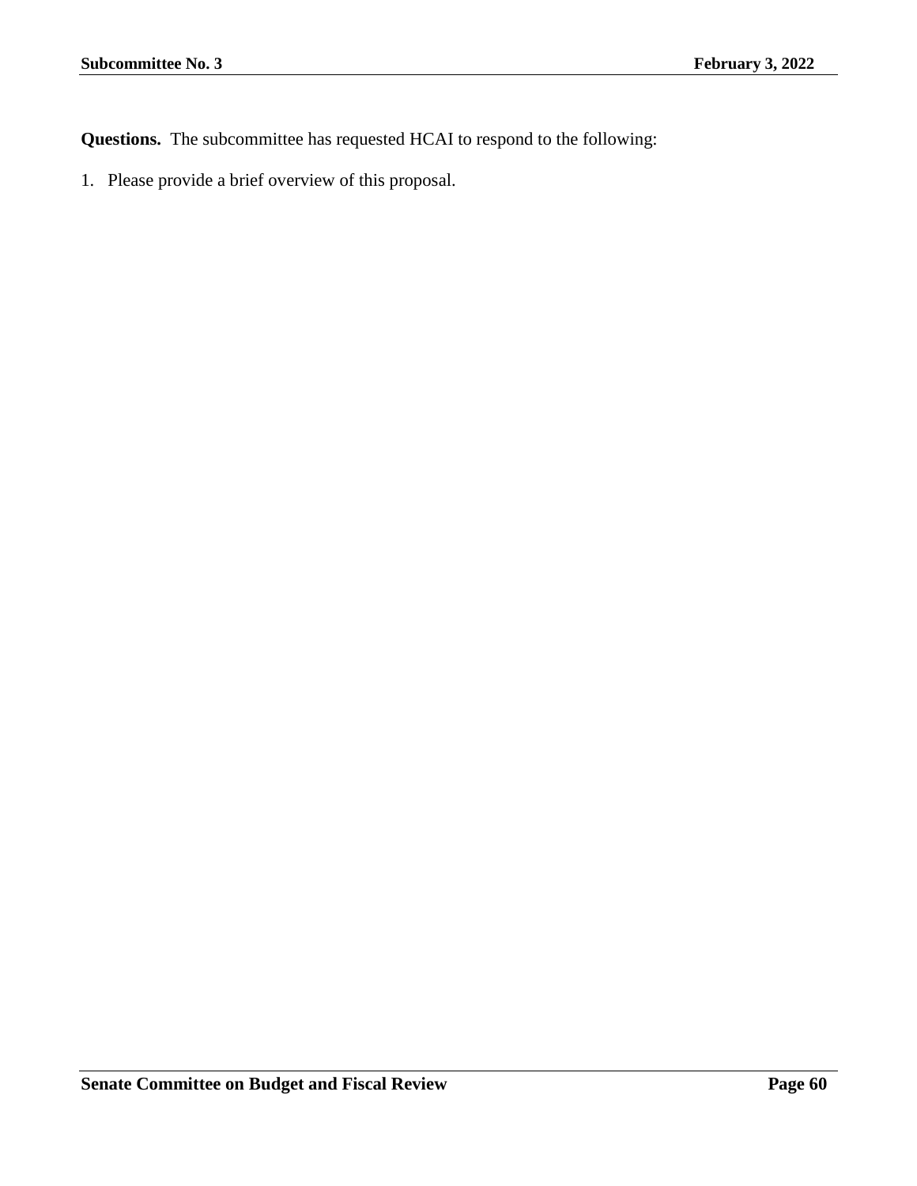**Questions.** The subcommittee has requested HCAI to respond to the following:

1. Please provide a brief overview of this proposal.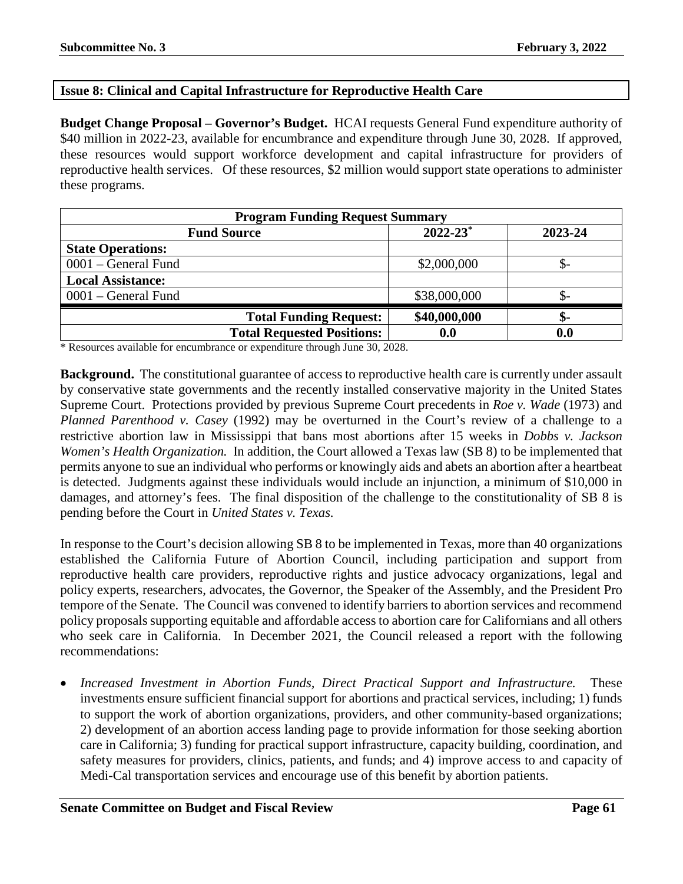## Issue 8: Clinical and Capital Infrastructure for Reproductive Health Care

**Budget Change Proposal – Governor's Budget.** HCAI requests General Fund expenditure authority of $40 million in 2022-23, available for encumbrance and expenditure through June 30, 2028. If approved, these resources would support workforce development and capital infrastructure for providers of reproductive health services. Of these resources, $2 million would support state operations to administer these programs.

| Program Funding Request Summary | | |
|---|---|---|
| **Fund Source** | **2022-23*** | **2023-24** |
| **State Operations:** | | |
| 0001 – General Fund | $2,000,000 | $- |
| **Local Assistance:** | | |
| 0001 – General Fund | $38,000,000 | $- |
| **Total Funding Request:** | **$40,000,000** | **$-** |
| **Total Requested Positions:** | **0.0** | **0.0** |

* Resources available for encumbrance or expenditure through June 30, 2028.

**Background.** The constitutional guarantee of access to reproductive health care is currently under assault by conservative state governments and the recently installed conservative majority in the United States Supreme Court. Protections provided by previous Supreme Court precedents in *Roe v. Wade* (1973) and *Planned Parenthood v. Casey* (1992) may be overturned in the Court's review of a challenge to a restrictive abortion law in Mississippi that bans most abortions after 15 weeks in *Dobbs v. Jackson Women's Health Organization.* In addition, the Court allowed a Texas law (SB 8) to be implemented that permits anyone to sue an individual who performs or knowingly aids and abets an abortion after a heartbeat is detected. Judgments against these individuals would include an injunction, a minimum of $10,000 in damages, and attorney's fees. The final disposition of the challenge to the constitutionality of SB 8 is pending before the Court in *United States v. Texas.*

In response to the Court's decision allowing SB 8 to be implemented in Texas, more than 40 organizations established the California Future of Abortion Council, including participation and support from reproductive health care providers, reproductive rights and justice advocacy organizations, legal and policy experts, researchers, advocates, the Governor, the Speaker of the Assembly, and the President Pro tempore of the Senate. The Council was convened to identify barriers to abortion services and recommend policy proposals supporting equitable and affordable access to abortion care for Californians and all others who seek care in California. In December 2021, the Council released a report with the following recommendations:

- *Increased Investment in Abortion Funds, Direct Practical Support and Infrastructure.* These investments ensure sufficient financial support for abortions and practical services, including; 1) funds to support the work of abortion organizations, providers, and other community-based organizations; 2) development of an abortion access landing page to provide information for those seeking abortion care in California; 3) funding for practical support infrastructure, capacity building, coordination, and safety measures for providers, clinics, patients, and funds; and 4) improve access to and capacity of Medi-Cal transportation services and encourage use of this benefit by abortion patients.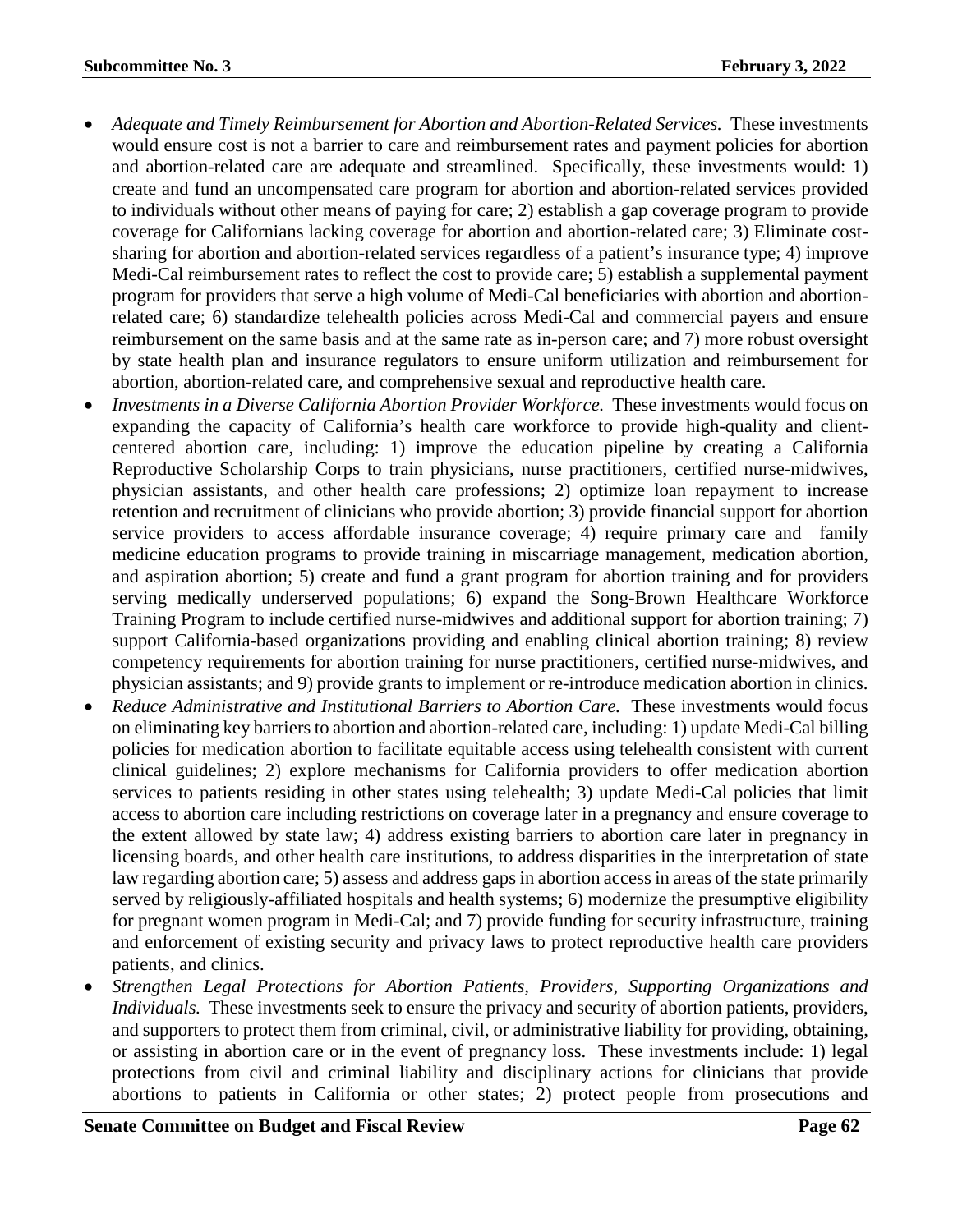- *Adequate and Timely Reimbursement for Abortion and Abortion-Related Services.* These investments would ensure cost is not a barrier to care and reimbursement rates and payment policies for abortion and abortion-related care are adequate and streamlined. Specifically, these investments would: 1) create and fund an uncompensated care program for abortion and abortion-related services provided to individuals without other means of paying for care; 2) establish a gap coverage program to provide coverage for Californians lacking coverage for abortion and abortion-related care; 3) Eliminate cost-sharing for abortion and abortion-related services regardless of a patient's insurance type; 4) improve Medi-Cal reimbursement rates to reflect the cost to provide care; 5) establish a supplemental payment program for providers that serve a high volume of Medi-Cal beneficiaries with abortion and abortion-related care; 6) standardize telehealth policies across Medi-Cal and commercial payers and ensure reimbursement on the same basis and at the same rate as in-person care; and 7) more robust oversight by state health plan and insurance regulators to ensure uniform utilization and reimbursement for abortion, abortion-related care, and comprehensive sexual and reproductive health care.
- *Investments in a Diverse California Abortion Provider Workforce.* These investments would focus on expanding the capacity of California's health care workforce to provide high-quality and client-centered abortion care, including: 1) improve the education pipeline by creating a California Reproductive Scholarship Corps to train physicians, nurse practitioners, certified nurse-midwives, physician assistants, and other health care professions; 2) optimize loan repayment to increase retention and recruitment of clinicians who provide abortion; 3) provide financial support for abortion service providers to access affordable insurance coverage; 4) require primary care and family medicine education programs to provide training in miscarriage management, medication abortion, and aspiration abortion; 5) create and fund a grant program for abortion training and for providers serving medically underserved populations; 6) expand the Song-Brown Healthcare Workforce Training Program to include certified nurse-midwives and additional support for abortion training; 7) support California-based organizations providing and enabling clinical abortion training; 8) review competency requirements for abortion training for nurse practitioners, certified nurse-midwives, and physician assistants; and 9) provide grants to implement or re-introduce medication abortion in clinics.
- *Reduce Administrative and Institutional Barriers to Abortion Care.* These investments would focus on eliminating key barriers to abortion and abortion-related care, including: 1) update Medi-Cal billing policies for medication abortion to facilitate equitable access using telehealth consistent with current clinical guidelines; 2) explore mechanisms for California providers to offer medication abortion services to patients residing in other states using telehealth; 3) update Medi-Cal policies that limit access to abortion care including restrictions on coverage later in a pregnancy and ensure coverage to the extent allowed by state law; 4) address existing barriers to abortion care later in pregnancy in licensing boards, and other health care institutions, to address disparities in the interpretation of state law regarding abortion care; 5) assess and address gaps in abortion access in areas of the state primarily served by religiously-affiliated hospitals and health systems; 6) modernize the presumptive eligibility for pregnant women program in Medi-Cal; and 7) provide funding for security infrastructure, training and enforcement of existing security and privacy laws to protect reproductive health care providers patients, and clinics.
- *Strengthen Legal Protections for Abortion Patients, Providers, Supporting Organizations and Individuals.* These investments seek to ensure the privacy and security of abortion patients, providers, and supporters to protect them from criminal, civil, or administrative liability for providing, obtaining, or assisting in abortion care or in the event of pregnancy loss. These investments include: 1) legal protections from civil and criminal liability and disciplinary actions for clinicians that provide abortions to patients in California or other states; 2) protect people from prosecutions and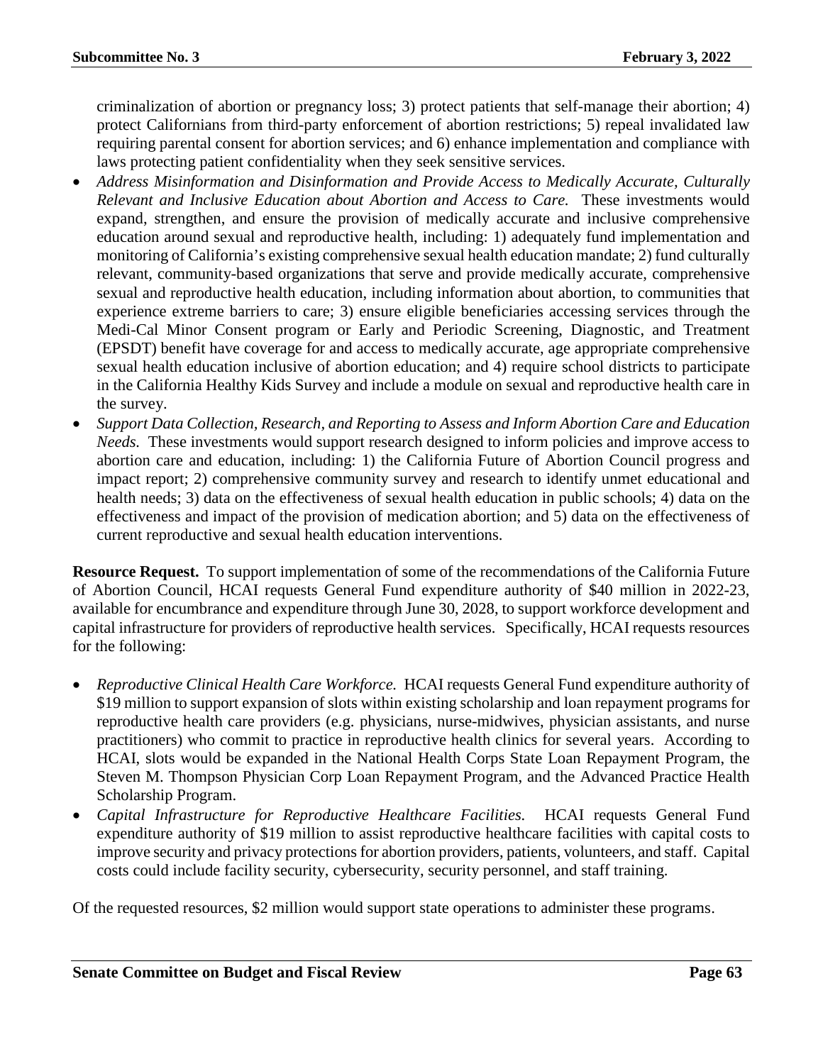criminalization of abortion or pregnancy loss; 3) protect patients that self-manage their abortion; 4) protect Californians from third-party enforcement of abortion restrictions; 5) repeal invalidated law requiring parental consent for abortion services; and 6) enhance implementation and compliance with laws protecting patient confidentiality when they seek sensitive services.

- *Address Misinformation and Disinformation and Provide Access to Medically Accurate, Culturally Relevant and Inclusive Education about Abortion and Access to Care.* These investments would expand, strengthen, and ensure the provision of medically accurate and inclusive comprehensive education around sexual and reproductive health, including: 1) adequately fund implementation and monitoring of California's existing comprehensive sexual health education mandate; 2) fund culturally relevant, community-based organizations that serve and provide medically accurate, comprehensive sexual and reproductive health education, including information about abortion, to communities that experience extreme barriers to care; 3) ensure eligible beneficiaries accessing services through the Medi-Cal Minor Consent program or Early and Periodic Screening, Diagnostic, and Treatment (EPSDT) benefit have coverage for and access to medically accurate, age appropriate comprehensive sexual health education inclusive of abortion education; and 4) require school districts to participate in the California Healthy Kids Survey and include a module on sexual and reproductive health care in the survey.
- *Support Data Collection, Research, and Reporting to Assess and Inform Abortion Care and Education Needs.* These investments would support research designed to inform policies and improve access to abortion care and education, including: 1) the California Future of Abortion Council progress and impact report; 2) comprehensive community survey and research to identify unmet educational and health needs; 3) data on the effectiveness of sexual health education in public schools; 4) data on the effectiveness and impact of the provision of medication abortion; and 5) data on the effectiveness of current reproductive and sexual health education interventions.

**Resource Request.** To support implementation of some of the recommendations of the California Future of Abortion Council, HCAI requests General Fund expenditure authority of $40 million in 2022-23, available for encumbrance and expenditure through June 30, 2028, to support workforce development and capital infrastructure for providers of reproductive health services. Specifically, HCAI requests resources for the following:

- *Reproductive Clinical Health Care Workforce.* HCAI requests General Fund expenditure authority of $19 million to support expansion of slots within existing scholarship and loan repayment programs for reproductive health care providers (e.g. physicians, nurse-midwives, physician assistants, and nurse practitioners) who commit to practice in reproductive health clinics for several years. According to HCAI, slots would be expanded in the National Health Corps State Loan Repayment Program, the Steven M. Thompson Physician Corp Loan Repayment Program, and the Advanced Practice Health Scholarship Program.
- *Capital Infrastructure for Reproductive Healthcare Facilities.* HCAI requests General Fund expenditure authority of $19 million to assist reproductive healthcare facilities with capital costs to improve security and privacy protections for abortion providers, patients, volunteers, and staff. Capital costs could include facility security, cybersecurity, security personnel, and staff training.

Of the requested resources, $2 million would support state operations to administer these programs.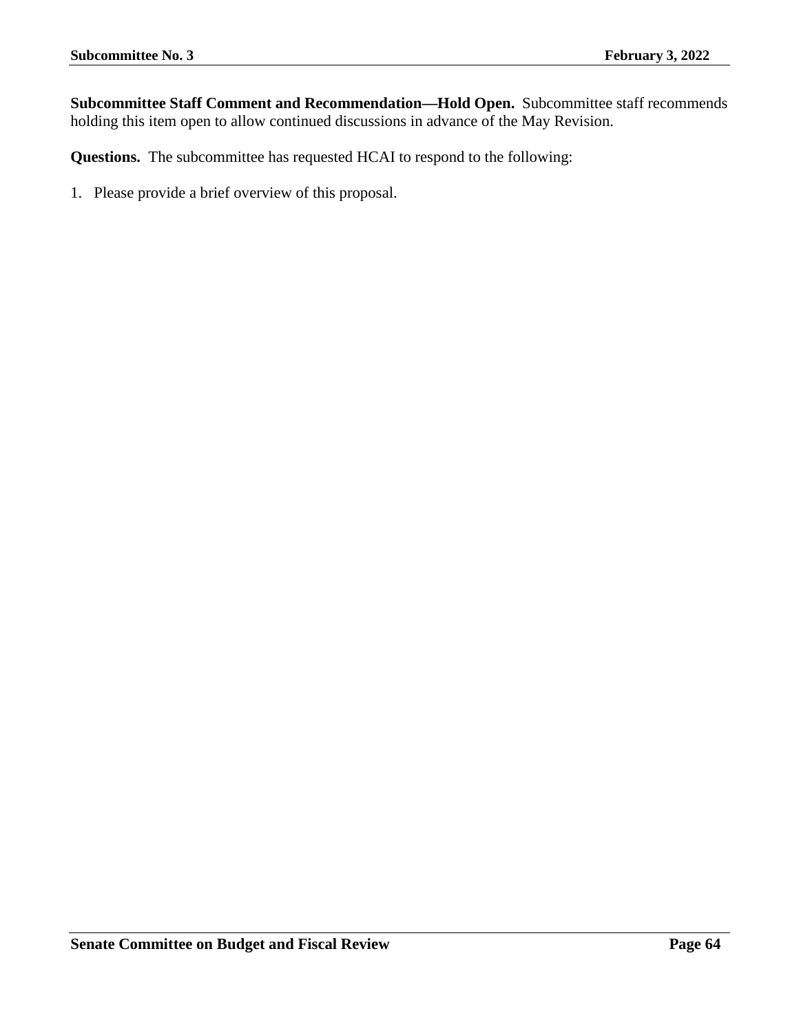**Subcommittee Staff Comment and Recommendation—Hold Open.** Subcommittee staff recommends holding this item open to allow continued discussions in advance of the May Revision.

**Questions.** The subcommittee has requested HCAI to respond to the following:

1. Please provide a brief overview of this proposal.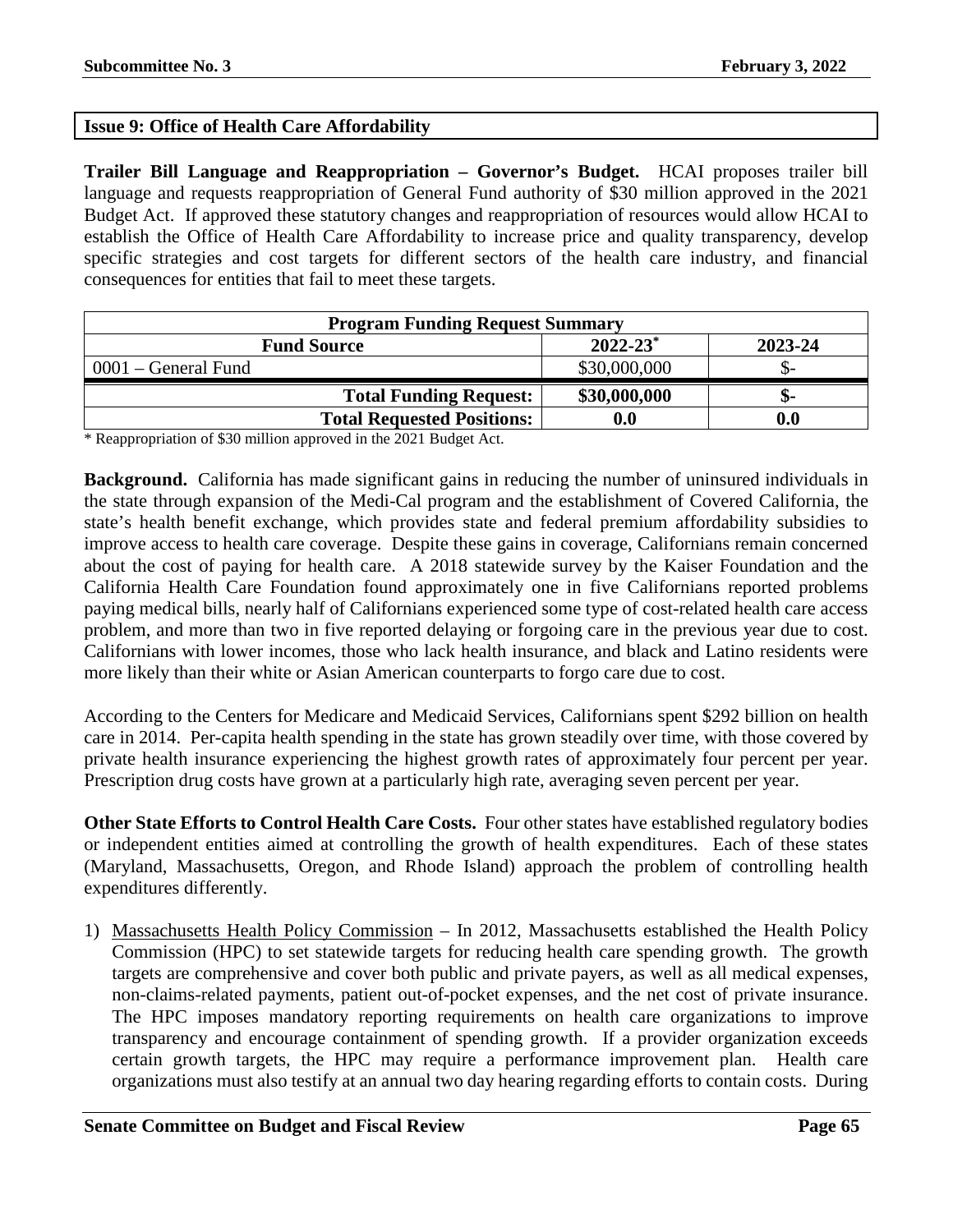## Issue 9: Office of Health Care Affordability

**Trailer Bill Language and Reappropriation – Governor's Budget.** HCAI proposes trailer bill language and requests reappropriation of General Fund authority of $30 million approved in the 2021 Budget Act. If approved these statutory changes and reappropriation of resources would allow HCAI to establish the Office of Health Care Affordability to increase price and quality transparency, develop specific strategies and cost targets for different sectors of the health care industry, and financial consequences for entities that fail to meet these targets.

| Program Funding Request Summary | | |
|---|---|---|
| **Fund Source** | **2022-23*** | **2023-24** |
| 0001 – General Fund | $30,000,000 | $- |
| **Total Funding Request:** | **$30,000,000** | **$-** |
| **Total Requested Positions:** | **0.0** | **0.0** |

\* Reappropriation of $30 million approved in the 2021 Budget Act.

**Background.** California has made significant gains in reducing the number of uninsured individuals in the state through expansion of the Medi-Cal program and the establishment of Covered California, the state's health benefit exchange, which provides state and federal premium affordability subsidies to improve access to health care coverage. Despite these gains in coverage, Californians remain concerned about the cost of paying for health care. A 2018 statewide survey by the Kaiser Foundation and the California Health Care Foundation found approximately one in five Californians reported problems paying medical bills, nearly half of Californians experienced some type of cost-related health care access problem, and more than two in five reported delaying or forgoing care in the previous year due to cost. Californians with lower incomes, those who lack health insurance, and black and Latino residents were more likely than their white or Asian American counterparts to forgo care due to cost.

According to the Centers for Medicare and Medicaid Services, Californians spent $292 billion on health care in 2014. Per-capita health spending in the state has grown steadily over time, with those covered by private health insurance experiencing the highest growth rates of approximately four percent per year. Prescription drug costs have grown at a particularly high rate, averaging seven percent per year.

**Other State Efforts to Control Health Care Costs.** Four other states have established regulatory bodies or independent entities aimed at controlling the growth of health expenditures. Each of these states (Maryland, Massachusetts, Oregon, and Rhode Island) approach the problem of controlling health expenditures differently.

1) Massachusetts Health Policy Commission – In 2012, Massachusetts established the Health Policy Commission (HPC) to set statewide targets for reducing health care spending growth. The growth targets are comprehensive and cover both public and private payers, as well as all medical expenses, non-claims-related payments, patient out-of-pocket expenses, and the net cost of private insurance. The HPC imposes mandatory reporting requirements on health care organizations to improve transparency and encourage containment of spending growth. If a provider organization exceeds certain growth targets, the HPC may require a performance improvement plan. Health care organizations must also testify at an annual two day hearing regarding efforts to contain costs. During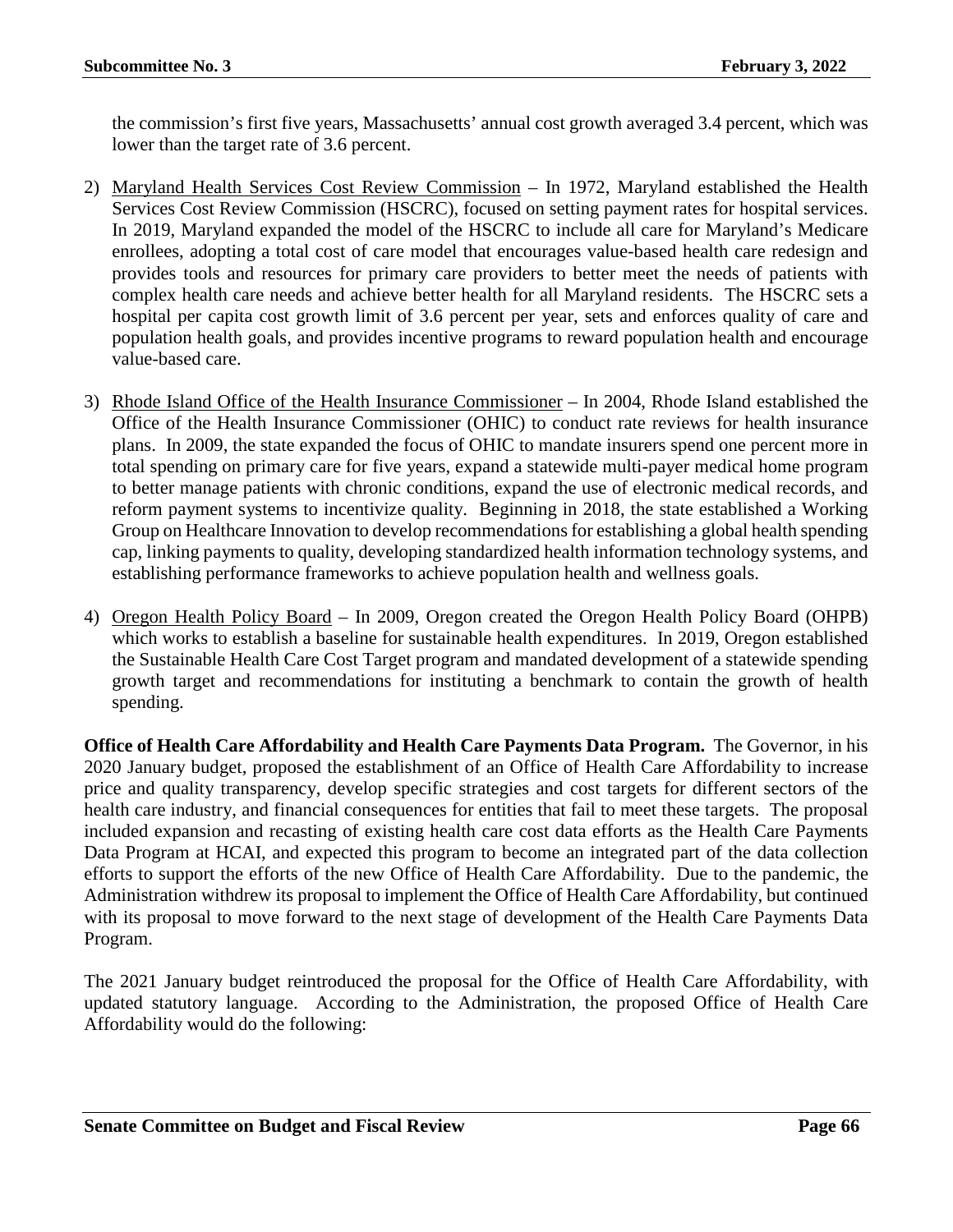the commission's first five years, Massachusetts' annual cost growth averaged 3.4 percent, which was lower than the target rate of 3.6 percent.

2) Maryland Health Services Cost Review Commission – In 1972, Maryland established the Health Services Cost Review Commission (HSCRC), focused on setting payment rates for hospital services. In 2019, Maryland expanded the model of the HSCRC to include all care for Maryland's Medicare enrollees, adopting a total cost of care model that encourages value-based health care redesign and provides tools and resources for primary care providers to better meet the needs of patients with complex health care needs and achieve better health for all Maryland residents. The HSCRC sets a hospital per capita cost growth limit of 3.6 percent per year, sets and enforces quality of care and population health goals, and provides incentive programs to reward population health and encourage value-based care.

3) Rhode Island Office of the Health Insurance Commissioner – In 2004, Rhode Island established the Office of the Health Insurance Commissioner (OHIC) to conduct rate reviews for health insurance plans. In 2009, the state expanded the focus of OHIC to mandate insurers spend one percent more in total spending on primary care for five years, expand a statewide multi-payer medical home program to better manage patients with chronic conditions, expand the use of electronic medical records, and reform payment systems to incentivize quality. Beginning in 2018, the state established a Working Group on Healthcare Innovation to develop recommendations for establishing a global health spending cap, linking payments to quality, developing standardized health information technology systems, and establishing performance frameworks to achieve population health and wellness goals.

4) Oregon Health Policy Board – In 2009, Oregon created the Oregon Health Policy Board (OHPB) which works to establish a baseline for sustainable health expenditures. In 2019, Oregon established the Sustainable Health Care Cost Target program and mandated development of a statewide spending growth target and recommendations for instituting a benchmark to contain the growth of health spending.

**Office of Health Care Affordability and Health Care Payments Data Program.** The Governor, in his 2020 January budget, proposed the establishment of an Office of Health Care Affordability to increase price and quality transparency, develop specific strategies and cost targets for different sectors of the health care industry, and financial consequences for entities that fail to meet these targets. The proposal included expansion and recasting of existing health care cost data efforts as the Health Care Payments Data Program at HCAI, and expected this program to become an integrated part of the data collection efforts to support the efforts of the new Office of Health Care Affordability. Due to the pandemic, the Administration withdrew its proposal to implement the Office of Health Care Affordability, but continued with its proposal to move forward to the next stage of development of the Health Care Payments Data Program.

The 2021 January budget reintroduced the proposal for the Office of Health Care Affordability, with updated statutory language. According to the Administration, the proposed Office of Health Care Affordability would do the following: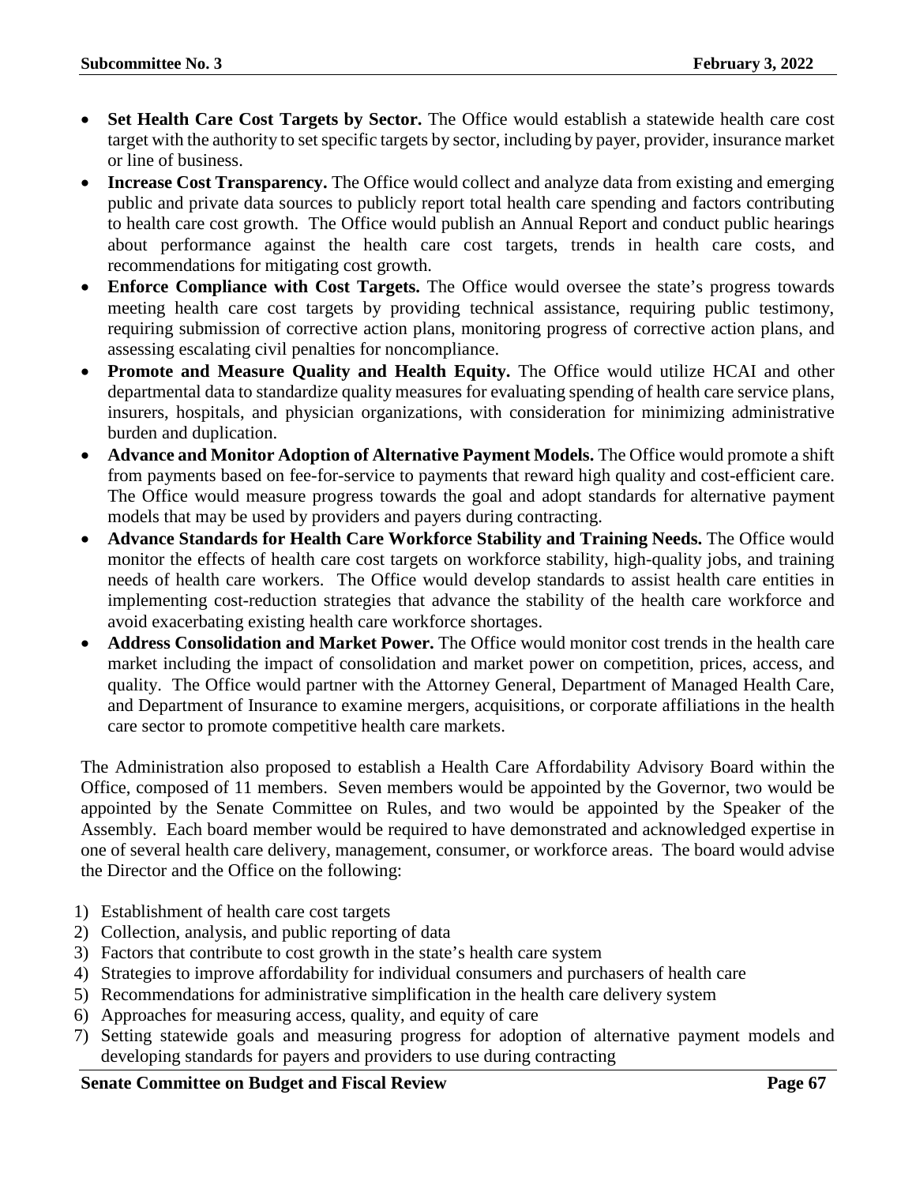- **Set Health Care Cost Targets by Sector.** The Office would establish a statewide health care cost target with the authority to set specific targets by sector, including by payer, provider, insurance market or line of business.
- **Increase Cost Transparency.** The Office would collect and analyze data from existing and emerging public and private data sources to publicly report total health care spending and factors contributing to health care cost growth. The Office would publish an Annual Report and conduct public hearings about performance against the health care cost targets, trends in health care costs, and recommendations for mitigating cost growth.
- **Enforce Compliance with Cost Targets.** The Office would oversee the state's progress towards meeting health care cost targets by providing technical assistance, requiring public testimony, requiring submission of corrective action plans, monitoring progress of corrective action plans, and assessing escalating civil penalties for noncompliance.
- **Promote and Measure Quality and Health Equity.** The Office would utilize HCAI and other departmental data to standardize quality measures for evaluating spending of health care service plans, insurers, hospitals, and physician organizations, with consideration for minimizing administrative burden and duplication.
- **Advance and Monitor Adoption of Alternative Payment Models.** The Office would promote a shift from payments based on fee-for-service to payments that reward high quality and cost-efficient care. The Office would measure progress towards the goal and adopt standards for alternative payment models that may be used by providers and payers during contracting.
- **Advance Standards for Health Care Workforce Stability and Training Needs.** The Office would monitor the effects of health care cost targets on workforce stability, high-quality jobs, and training needs of health care workers. The Office would develop standards to assist health care entities in implementing cost-reduction strategies that advance the stability of the health care workforce and avoid exacerbating existing health care workforce shortages.
- **Address Consolidation and Market Power.** The Office would monitor cost trends in the health care market including the impact of consolidation and market power on competition, prices, access, and quality. The Office would partner with the Attorney General, Department of Managed Health Care, and Department of Insurance to examine mergers, acquisitions, or corporate affiliations in the health care sector to promote competitive health care markets.

The Administration also proposed to establish a Health Care Affordability Advisory Board within the Office, composed of 11 members. Seven members would be appointed by the Governor, two would be appointed by the Senate Committee on Rules, and two would be appointed by the Speaker of the Assembly. Each board member would be required to have demonstrated and acknowledged expertise in one of several health care delivery, management, consumer, or workforce areas. The board would advise the Director and the Office on the following:

1) Establishment of health care cost targets
2) Collection, analysis, and public reporting of data
3) Factors that contribute to cost growth in the state's health care system
4) Strategies to improve affordability for individual consumers and purchasers of health care
5) Recommendations for administrative simplification in the health care delivery system
6) Approaches for measuring access, quality, and equity of care
7) Setting statewide goals and measuring progress for adoption of alternative payment models and developing standards for payers and providers to use during contracting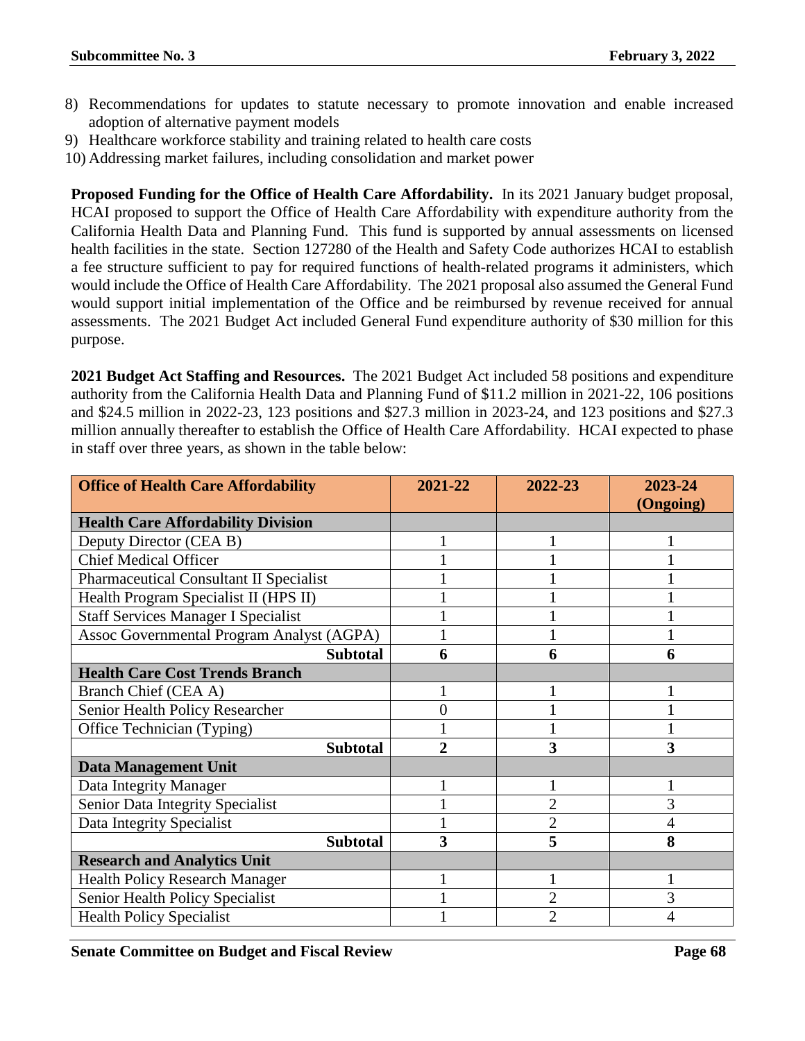8) Recommendations for updates to statute necessary to promote innovation and enable increased adoption of alternative payment models
9) Healthcare workforce stability and training related to health care costs
10) Addressing market failures, including consolidation and market power

**Proposed Funding for the Office of Health Care Affordability.** In its 2021 January budget proposal, HCAI proposed to support the Office of Health Care Affordability with expenditure authority from the California Health Data and Planning Fund. This fund is supported by annual assessments on licensed health facilities in the state. Section 127280 of the Health and Safety Code authorizes HCAI to establish a fee structure sufficient to pay for required functions of health-related programs it administers, which would include the Office of Health Care Affordability. The 2021 proposal also assumed the General Fund would support initial implementation of the Office and be reimbursed by revenue received for annual assessments. The 2021 Budget Act included General Fund expenditure authority of $30 million for this purpose.

**2021 Budget Act Staffing and Resources.** The 2021 Budget Act included 58 positions and expenditure authority from the California Health Data and Planning Fund of $11.2 million in 2021-22, 106 positions and $24.5 million in 2022-23, 123 positions and $27.3 million in 2023-24, and 123 positions and $27.3 million annually thereafter to establish the Office of Health Care Affordability. HCAI expected to phase in staff over three years, as shown in the table below:

| Office of Health Care Affordability | 2021-22 | 2022-23 | 2023-24 (Ongoing) |
|---|---|---|---|
| **Health Care Affordability Division** | | | |
| Deputy Director (CEA B) | 1 | 1 | 1 |
| Chief Medical Officer | 1 | 1 | 1 |
| Pharmaceutical Consultant II Specialist | 1 | 1 | 1 |
| Health Program Specialist II (HPS II) | 1 | 1 | 1 |
| Staff Services Manager I Specialist | 1 | 1 | 1 |
| Assoc Governmental Program Analyst (AGPA) | 1 | 1 | 1 |
| **Subtotal** | **6** | **6** | **6** |
| **Health Care Cost Trends Branch** | | | |
| Branch Chief (CEA A) | 1 | 1 | 1 |
| Senior Health Policy Researcher | 0 | 1 | 1 |
| Office Technician (Typing) | 1 | 1 | 1 |
| **Subtotal** | **2** | **3** | **3** |
| **Data Management Unit** | | | |
| Data Integrity Manager | 1 | 1 | 1 |
| Senior Data Integrity Specialist | 1 | 2 | 3 |
| Data Integrity Specialist | 1 | 2 | 4 |
| **Subtotal** | **3** | **5** | **8** |
| **Research and Analytics Unit** | | | |
| Health Policy Research Manager | 1 | 1 | 1 |
| Senior Health Policy Specialist | 1 | 2 | 3 |
| Health Policy Specialist | 1 | 2 | 4 |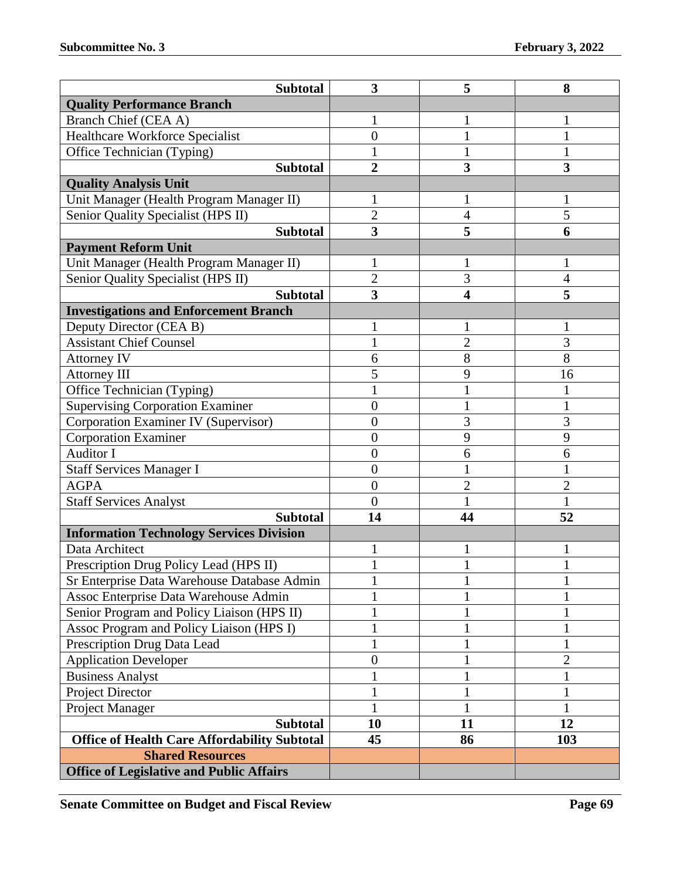| | | | |
|---|---|---|---|
| **Subtotal** | **3** | **5** | **8** |
| **Quality Performance Branch** | | | |
| Branch Chief (CEA A) | 1 | 1 | 1 |
| Healthcare Workforce Specialist | 0 | 1 | 1 |
| Office Technician (Typing) | 1 | 1 | 1 |
| **Subtotal** | **2** | **3** | **3** |
| **Quality Analysis Unit** | | | |
| Unit Manager (Health Program Manager II) | 1 | 1 | 1 |
| Senior Quality Specialist (HPS II) | 2 | 4 | 5 |
| **Subtotal** | **3** | **5** | **6** |
| **Payment Reform Unit** | | | |
| Unit Manager (Health Program Manager II) | 1 | 1 | 1 |
| Senior Quality Specialist (HPS II) | 2 | 3 | 4 |
| **Subtotal** | **3** | **4** | **5** |
| **Investigations and Enforcement Branch** | | | |
| Deputy Director (CEA B) | 1 | 1 | 1 |
| Assistant Chief Counsel | 1 | 2 | 3 |
| Attorney IV | 6 | 8 | 8 |
| Attorney III | 5 | 9 | 16 |
| Office Technician (Typing) | 1 | 1 | 1 |
| Supervising Corporation Examiner | 0 | 1 | 1 |
| Corporation Examiner IV (Supervisor) | 0 | 3 | 3 |
| Corporation Examiner | 0 | 9 | 9 |
| Auditor I | 0 | 6 | 6 |
| Staff Services Manager I | 0 | 1 | 1 |
| AGPA | 0 | 2 | 2 |
| Staff Services Analyst | 0 | 1 | 1 |
| **Subtotal** | **14** | **44** | **52** |
| **Information Technology Services Division** | | | |
| Data Architect | 1 | 1 | 1 |
| Prescription Drug Policy Lead (HPS II) | 1 | 1 | 1 |
| Sr Enterprise Data Warehouse Database Admin | 1 | 1 | 1 |
| Assoc Enterprise Data Warehouse Admin | 1 | 1 | 1 |
| Senior Program and Policy Liaison (HPS II) | 1 | 1 | 1 |
| Assoc Program and Policy Liaison (HPS I) | 1 | 1 | 1 |
| Prescription Drug Data Lead | 1 | 1 | 1 |
| Application Developer | 0 | 1 | 2 |
| Business Analyst | 1 | 1 | 1 |
| Project Director | 1 | 1 | 1 |
| Project Manager | 1 | 1 | 1 |
| **Subtotal** | **10** | **11** | **12** |
| **Office of Health Care Affordability Subtotal** | **45** | **86** | **103** |
| **Shared Resources** | | | |
| **Office of Legislative and Public Affairs** | | | |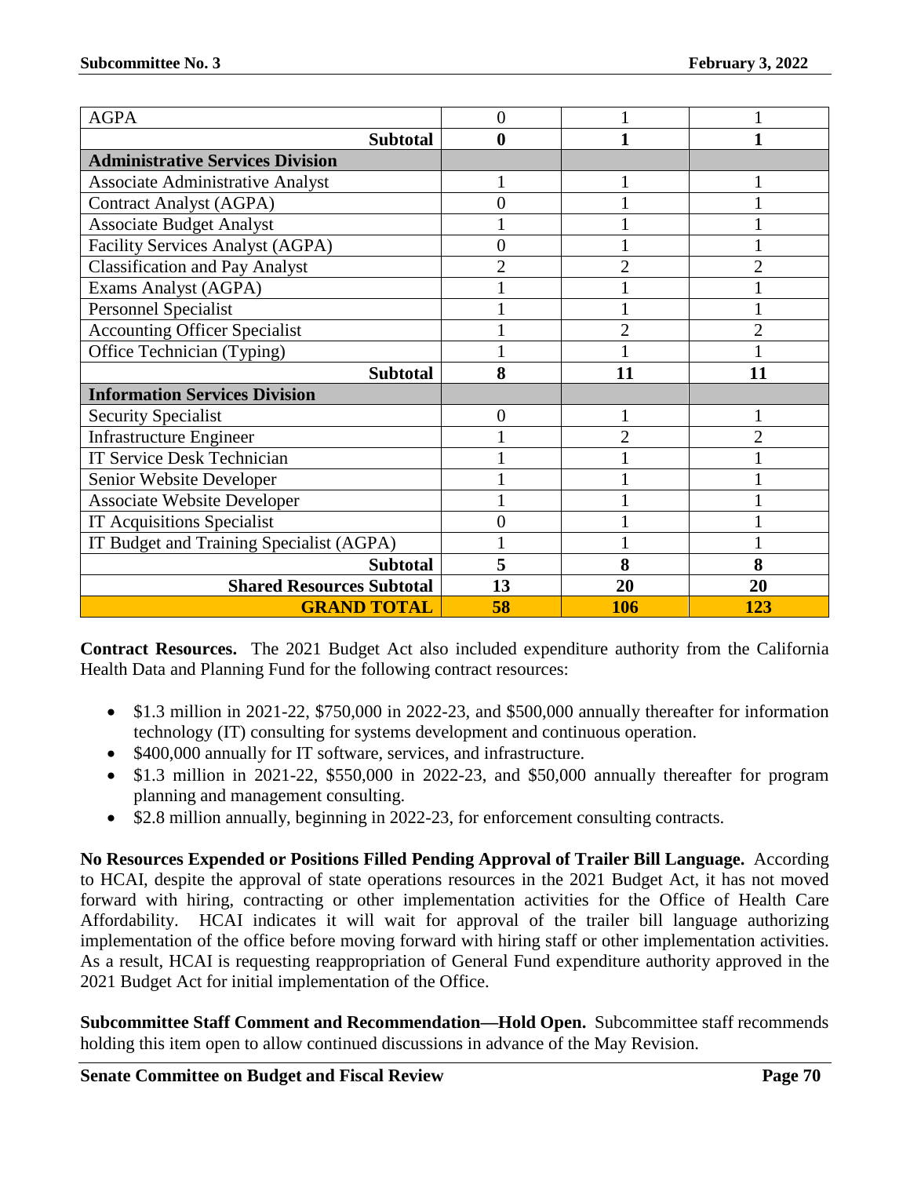| AGPA | 0 | 1 | 1 |
|---|---|---|---|
| **Subtotal** | **0** | **1** | **1** |
| **Administrative Services Division** | | | |
| Associate Administrative Analyst | 1 | 1 | 1 |
| Contract Analyst (AGPA) | 0 | 1 | 1 |
| Associate Budget Analyst | 1 | 1 | 1 |
| Facility Services Analyst (AGPA) | 0 | 1 | 1 |
| Classification and Pay Analyst | 2 | 2 | 2 |
| Exams Analyst (AGPA) | 1 | 1 | 1 |
| Personnel Specialist | 1 | 1 | 1 |
| Accounting Officer Specialist | 1 | 2 | 2 |
| Office Technician (Typing) | 1 | 1 | 1 |
| **Subtotal** | **8** | **11** | **11** |
| **Information Services Division** | | | |
| Security Specialist | 0 | 1 | 1 |
| Infrastructure Engineer | 1 | 2 | 2 |
| IT Service Desk Technician | 1 | 1 | 1 |
| Senior Website Developer | 1 | 1 | 1 |
| Associate Website Developer | 1 | 1 | 1 |
| IT Acquisitions Specialist | 0 | 1 | 1 |
| IT Budget and Training Specialist (AGPA) | 1 | 1 | 1 |
| **Subtotal** | **5** | **8** | **8** |
| **Shared Resources Subtotal** | **13** | **20** | **20** |
| **GRAND TOTAL** | **58** | **106** | **123** |

**Contract Resources.** The 2021 Budget Act also included expenditure authority from the California Health Data and Planning Fund for the following contract resources:

- $1.3 million in 2021-22, $750,000 in 2022-23, and $500,000 annually thereafter for information technology (IT) consulting for systems development and continuous operation.
- $400,000 annually for IT software, services, and infrastructure.
- $1.3 million in 2021-22, $550,000 in 2022-23, and $50,000 annually thereafter for program planning and management consulting.
- $2.8 million annually, beginning in 2022-23, for enforcement consulting contracts.

**No Resources Expended or Positions Filled Pending Approval of Trailer Bill Language.** According to HCAI, despite the approval of state operations resources in the 2021 Budget Act, it has not moved forward with hiring, contracting or other implementation activities for the Office of Health Care Affordability. HCAI indicates it will wait for approval of the trailer bill language authorizing implementation of the office before moving forward with hiring staff or other implementation activities. As a result, HCAI is requesting reappropriation of General Fund expenditure authority approved in the 2021 Budget Act for initial implementation of the Office.

**Subcommittee Staff Comment and Recommendation—Hold Open.** Subcommittee staff recommends holding this item open to allow continued discussions in advance of the May Revision.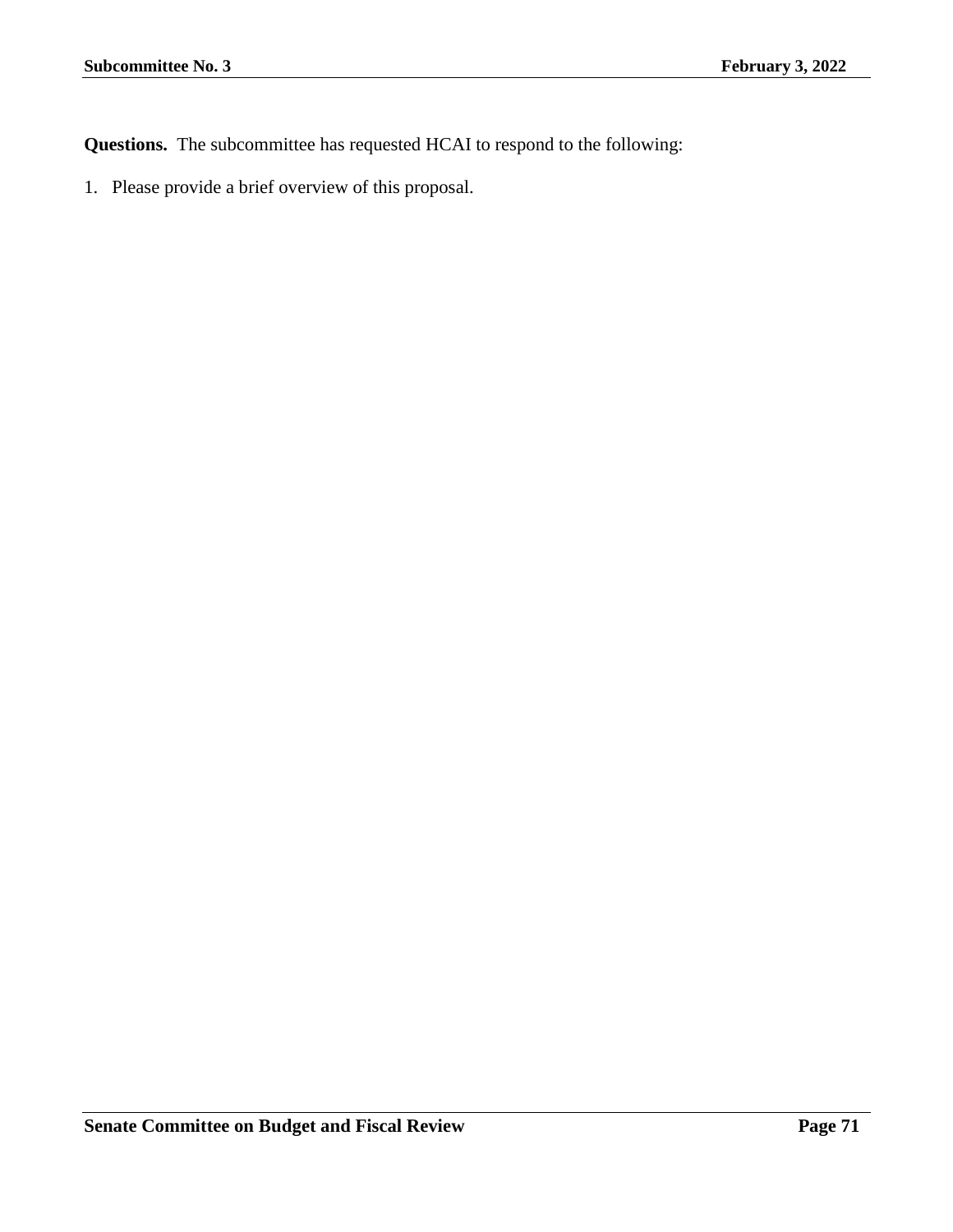**Questions.** The subcommittee has requested HCAI to respond to the following:

1. Please provide a brief overview of this proposal.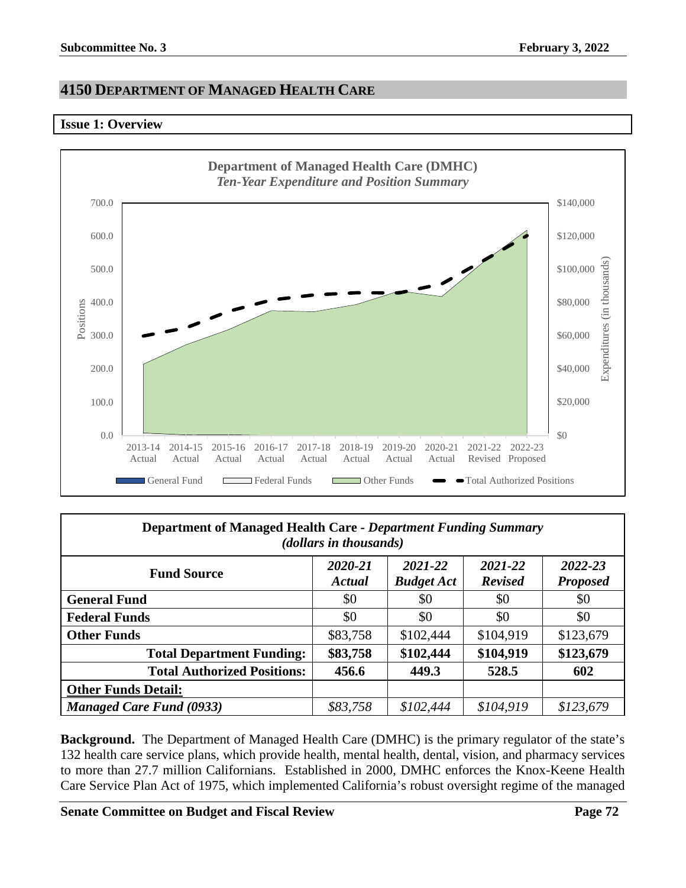## 4150 DEPARTMENT OF MANAGED HEALTH CARE

### Issue 1: Overview

**Department of Managed Health Care (DMHC)**
*Ten-Year Expenditure and Position Summary*

| Department of Managed Health Care - *Department Funding Summary (dollars in thousands)* | | | | |
|---|---|---|---|---|
| **Fund Source** | ***2020-21 Actual*** | ***2021-22 Budget Act*** | ***2021-22 Revised*** | ***2022-23 Proposed*** |
| **General Fund** | $0 | $0 | $0 | $0 |
| **Federal Funds** | $0 | $0 | $0 | $0 |
| **Other Funds** | $83,758 | $102,444 | $104,919 | $123,679 |
| **Total Department Funding:** | **$83,758** | **$102,444** | **$104,919** | **$123,679** |
| **Total Authorized Positions:** | **456.6** | **449.3** | **528.5** | **602** |
| **Other Funds Detail:** | | | | |
| ***Managed Care Fund (0933)*** | *$83,758* | *$102,444* | *$104,919* | *$123,679* |

**Background.** The Department of Managed Health Care (DMHC) is the primary regulator of the state's 132 health care service plans, which provide health, mental health, dental, vision, and pharmacy services to more than 27.7 million Californians. Established in 2000, DMHC enforces the Knox-Keene Health Care Service Plan Act of 1975, which implemented California's robust oversight regime of the managed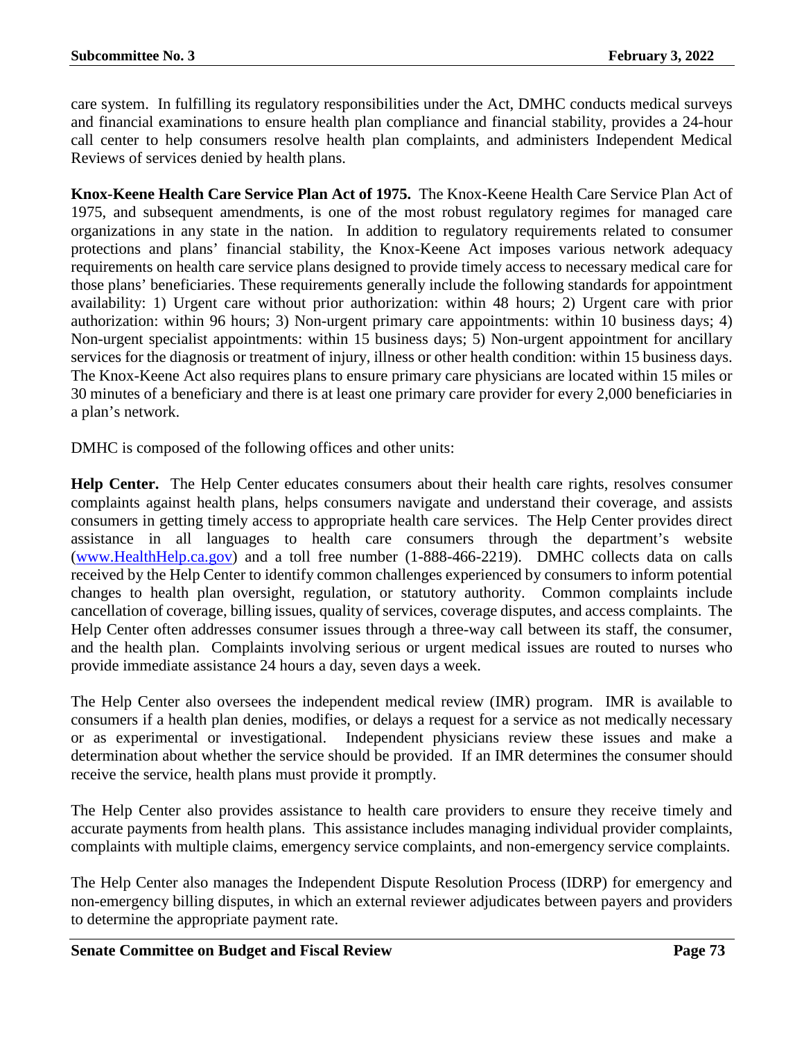care system. In fulfilling its regulatory responsibilities under the Act, DMHC conducts medical surveys and financial examinations to ensure health plan compliance and financial stability, provides a 24-hour call center to help consumers resolve health plan complaints, and administers Independent Medical Reviews of services denied by health plans.

**Knox-Keene Health Care Service Plan Act of 1975.** The Knox-Keene Health Care Service Plan Act of 1975, and subsequent amendments, is one of the most robust regulatory regimes for managed care organizations in any state in the nation. In addition to regulatory requirements related to consumer protections and plans' financial stability, the Knox-Keene Act imposes various network adequacy requirements on health care service plans designed to provide timely access to necessary medical care for those plans' beneficiaries. These requirements generally include the following standards for appointment availability: 1) Urgent care without prior authorization: within 48 hours; 2) Urgent care with prior authorization: within 96 hours; 3) Non-urgent primary care appointments: within 10 business days; 4) Non-urgent specialist appointments: within 15 business days; 5) Non-urgent appointment for ancillary services for the diagnosis or treatment of injury, illness or other health condition: within 15 business days. The Knox-Keene Act also requires plans to ensure primary care physicians are located within 15 miles or 30 minutes of a beneficiary and there is at least one primary care provider for every 2,000 beneficiaries in a plan's network.

DMHC is composed of the following offices and other units:

**Help Center.** The Help Center educates consumers about their health care rights, resolves consumer complaints against health plans, helps consumers navigate and understand their coverage, and assists consumers in getting timely access to appropriate health care services. The Help Center provides direct assistance in all languages to health care consumers through the department's website (www.HealthHelp.ca.gov) and a toll free number (1-888-466-2219). DMHC collects data on calls received by the Help Center to identify common challenges experienced by consumers to inform potential changes to health plan oversight, regulation, or statutory authority. Common complaints include cancellation of coverage, billing issues, quality of services, coverage disputes, and access complaints. The Help Center often addresses consumer issues through a three-way call between its staff, the consumer, and the health plan. Complaints involving serious or urgent medical issues are routed to nurses who provide immediate assistance 24 hours a day, seven days a week.

The Help Center also oversees the independent medical review (IMR) program. IMR is available to consumers if a health plan denies, modifies, or delays a request for a service as not medically necessary or as experimental or investigational. Independent physicians review these issues and make a determination about whether the service should be provided. If an IMR determines the consumer should receive the service, health plans must provide it promptly.

The Help Center also provides assistance to health care providers to ensure they receive timely and accurate payments from health plans. This assistance includes managing individual provider complaints, complaints with multiple claims, emergency service complaints, and non-emergency service complaints.

The Help Center also manages the Independent Dispute Resolution Process (IDRP) for emergency and non-emergency billing disputes, in which an external reviewer adjudicates between payers and providers to determine the appropriate payment rate.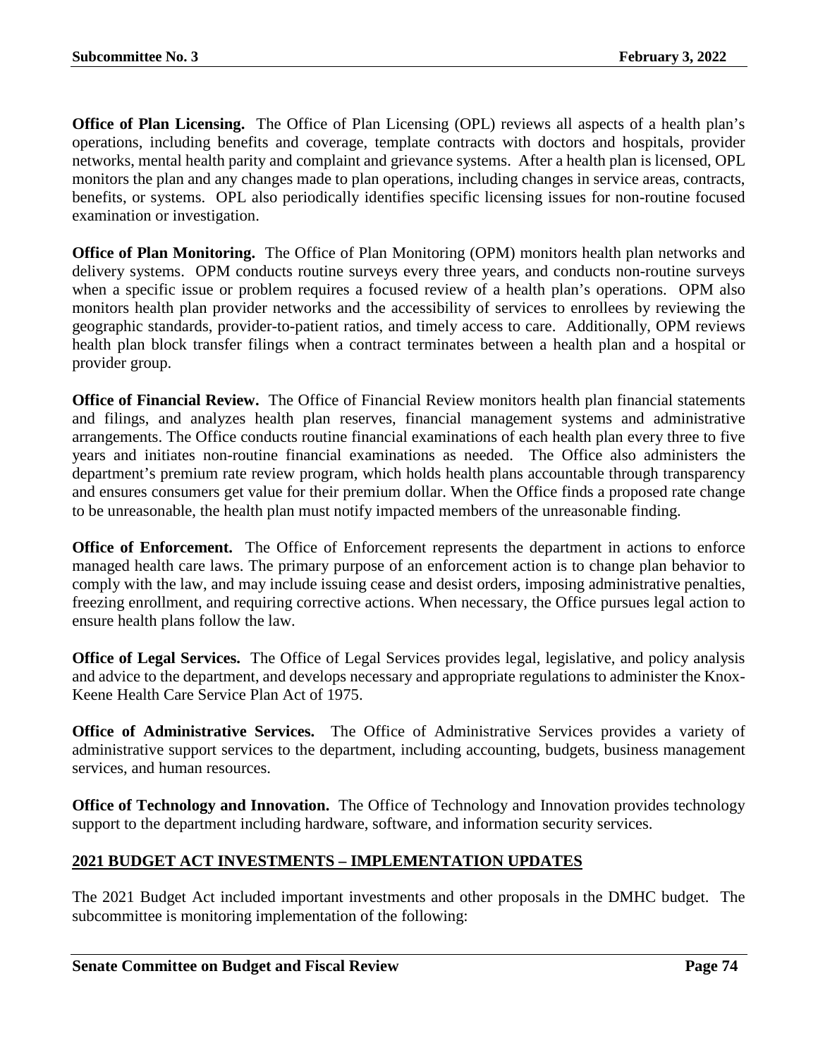**Office of Plan Licensing.** The Office of Plan Licensing (OPL) reviews all aspects of a health plan's operations, including benefits and coverage, template contracts with doctors and hospitals, provider networks, mental health parity and complaint and grievance systems. After a health plan is licensed, OPL monitors the plan and any changes made to plan operations, including changes in service areas, contracts, benefits, or systems. OPL also periodically identifies specific licensing issues for non-routine focused examination or investigation.

**Office of Plan Monitoring.** The Office of Plan Monitoring (OPM) monitors health plan networks and delivery systems. OPM conducts routine surveys every three years, and conducts non-routine surveys when a specific issue or problem requires a focused review of a health plan's operations. OPM also monitors health plan provider networks and the accessibility of services to enrollees by reviewing the geographic standards, provider-to-patient ratios, and timely access to care. Additionally, OPM reviews health plan block transfer filings when a contract terminates between a health plan and a hospital or provider group.

**Office of Financial Review.** The Office of Financial Review monitors health plan financial statements and filings, and analyzes health plan reserves, financial management systems and administrative arrangements. The Office conducts routine financial examinations of each health plan every three to five years and initiates non-routine financial examinations as needed. The Office also administers the department's premium rate review program, which holds health plans accountable through transparency and ensures consumers get value for their premium dollar. When the Office finds a proposed rate change to be unreasonable, the health plan must notify impacted members of the unreasonable finding.

**Office of Enforcement.** The Office of Enforcement represents the department in actions to enforce managed health care laws. The primary purpose of an enforcement action is to change plan behavior to comply with the law, and may include issuing cease and desist orders, imposing administrative penalties, freezing enrollment, and requiring corrective actions. When necessary, the Office pursues legal action to ensure health plans follow the law.

**Office of Legal Services.** The Office of Legal Services provides legal, legislative, and policy analysis and advice to the department, and develops necessary and appropriate regulations to administer the Knox-Keene Health Care Service Plan Act of 1975.

**Office of Administrative Services.** The Office of Administrative Services provides a variety of administrative support services to the department, including accounting, budgets, business management services, and human resources.

**Office of Technology and Innovation.** The Office of Technology and Innovation provides technology support to the department including hardware, software, and information security services.

## 2021 BUDGET ACT INVESTMENTS – IMPLEMENTATION UPDATES

The 2021 Budget Act included important investments and other proposals in the DMHC budget. The subcommittee is monitoring implementation of the following: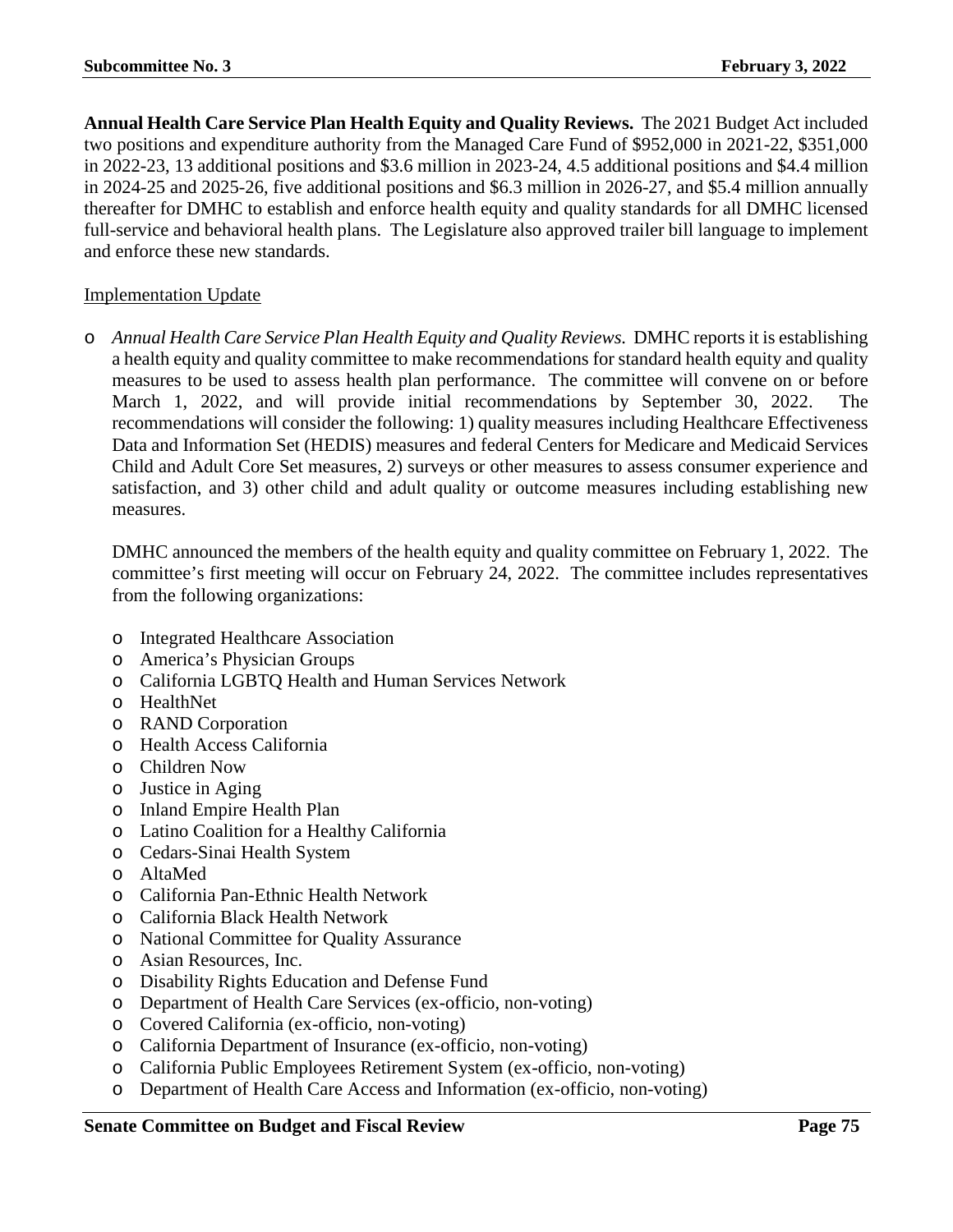**Annual Health Care Service Plan Health Equity and Quality Reviews.** The 2021 Budget Act included two positions and expenditure authority from the Managed Care Fund of $952,000 in 2021-22, $351,000 in 2022-23, 13 additional positions and $3.6 million in 2023-24, 4.5 additional positions and $4.4 million in 2024-25 and 2025-26, five additional positions and $6.3 million in 2026-27, and $5.4 million annually thereafter for DMHC to establish and enforce health equity and quality standards for all DMHC licensed full-service and behavioral health plans. The Legislature also approved trailer bill language to implement and enforce these new standards.

Implementation Update

- *Annual Health Care Service Plan Health Equity and Quality Reviews.* DMHC reports it is establishing a health equity and quality committee to make recommendations for standard health equity and quality measures to be used to assess health plan performance. The committee will convene on or before March 1, 2022, and will provide initial recommendations by September 30, 2022. The recommendations will consider the following: 1) quality measures including Healthcare Effectiveness Data and Information Set (HEDIS) measures and federal Centers for Medicare and Medicaid Services Child and Adult Core Set measures, 2) surveys or other measures to assess consumer experience and satisfaction, and 3) other child and adult quality or outcome measures including establishing new measures.

  DMHC announced the members of the health equity and quality committee on February 1, 2022. The committee's first meeting will occur on February 24, 2022. The committee includes representatives from the following organizations:

  - Integrated Healthcare Association
  - America's Physician Groups
  - California LGBTQ Health and Human Services Network
  - HealthNet
  - RAND Corporation
  - Health Access California
  - Children Now
  - Justice in Aging
  - Inland Empire Health Plan
  - Latino Coalition for a Healthy California
  - Cedars-Sinai Health System
  - AltaMed
  - California Pan-Ethnic Health Network
  - California Black Health Network
  - National Committee for Quality Assurance
  - Asian Resources, Inc.
  - Disability Rights Education and Defense Fund
  - Department of Health Care Services (ex-officio, non-voting)
  - Covered California (ex-officio, non-voting)
  - California Department of Insurance (ex-officio, non-voting)
  - California Public Employees Retirement System (ex-officio, non-voting)
  - Department of Health Care Access and Information (ex-officio, non-voting)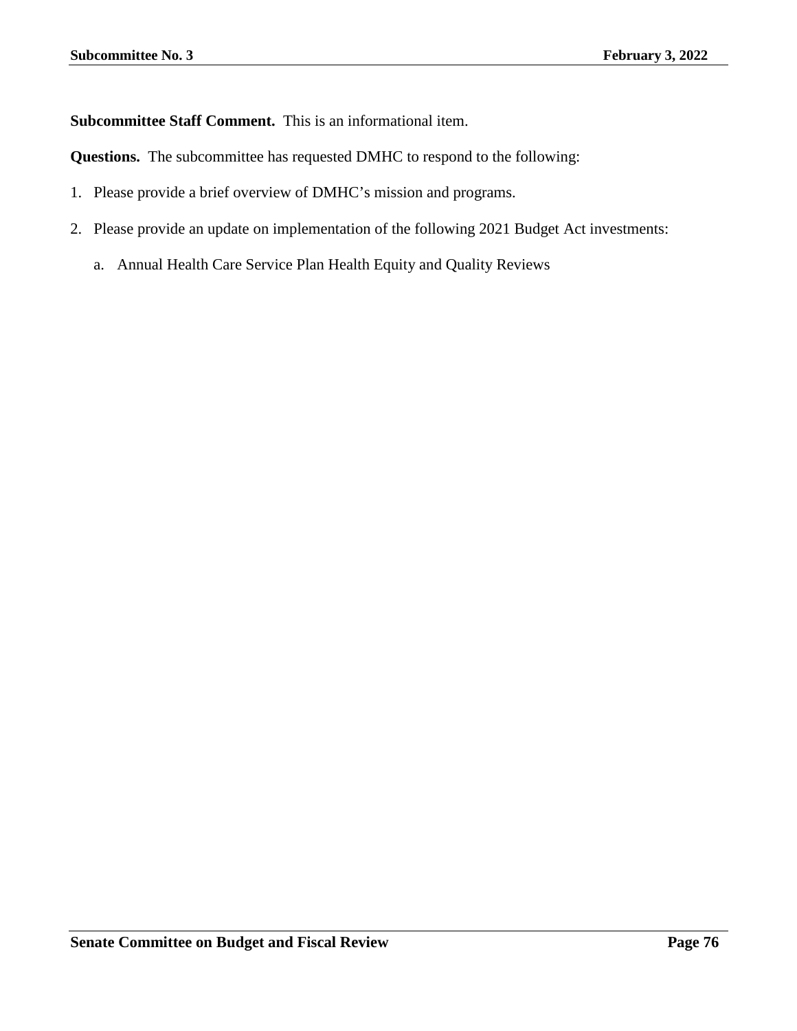**Subcommittee Staff Comment.** This is an informational item.

**Questions.** The subcommittee has requested DMHC to respond to the following:

1. Please provide a brief overview of DMHC's mission and programs.

2. Please provide an update on implementation of the following 2021 Budget Act investments:

   a. Annual Health Care Service Plan Health Equity and Quality Reviews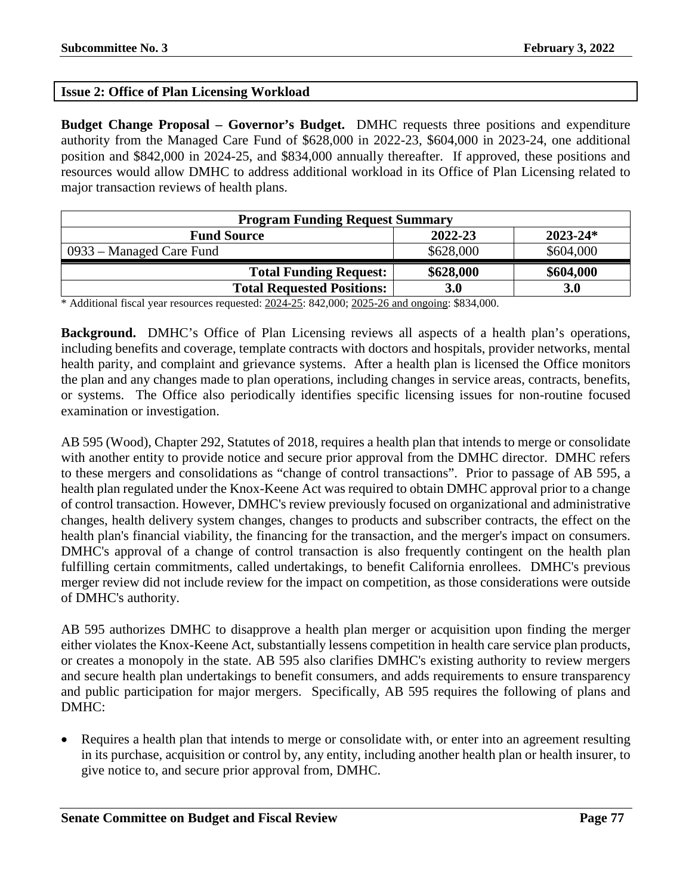## Issue 2: Office of Plan Licensing Workload

**Budget Change Proposal – Governor's Budget.** DMHC requests three positions and expenditure authority from the Managed Care Fund of $628,000 in 2022-23, $604,000 in 2023-24, one additional position and $842,000 in 2024-25, and $834,000 annually thereafter. If approved, these positions and resources would allow DMHC to address additional workload in its Office of Plan Licensing related to major transaction reviews of health plans.

| Program Funding Request Summary | | |
|---|---|---|
| **Fund Source** | **2022-23** | **2023-24*** |
| 0933 – Managed Care Fund | $628,000 | $604,000 |
| **Total Funding Request:** | **$628,000** | **$604,000** |
| **Total Requested Positions:** | **3.0** | **3.0** |

\* Additional fiscal year resources requested: 2024-25: 842,000; 2025-26 and ongoing: $834,000.

**Background.** DMHC's Office of Plan Licensing reviews all aspects of a health plan's operations, including benefits and coverage, template contracts with doctors and hospitals, provider networks, mental health parity, and complaint and grievance systems. After a health plan is licensed the Office monitors the plan and any changes made to plan operations, including changes in service areas, contracts, benefits, or systems. The Office also periodically identifies specific licensing issues for non-routine focused examination or investigation.

AB 595 (Wood), Chapter 292, Statutes of 2018, requires a health plan that intends to merge or consolidate with another entity to provide notice and secure prior approval from the DMHC director. DMHC refers to these mergers and consolidations as "change of control transactions". Prior to passage of AB 595, a health plan regulated under the Knox-Keene Act was required to obtain DMHC approval prior to a change of control transaction. However, DMHC's review previously focused on organizational and administrative changes, health delivery system changes, changes to products and subscriber contracts, the effect on the health plan's financial viability, the financing for the transaction, and the merger's impact on consumers. DMHC's approval of a change of control transaction is also frequently contingent on the health plan fulfilling certain commitments, called undertakings, to benefit California enrollees. DMHC's previous merger review did not include review for the impact on competition, as those considerations were outside of DMHC's authority.

AB 595 authorizes DMHC to disapprove a health plan merger or acquisition upon finding the merger either violates the Knox-Keene Act, substantially lessens competition in health care service plan products, or creates a monopoly in the state. AB 595 also clarifies DMHC's existing authority to review mergers and secure health plan undertakings to benefit consumers, and adds requirements to ensure transparency and public participation for major mergers. Specifically, AB 595 requires the following of plans and DMHC:

- Requires a health plan that intends to merge or consolidate with, or enter into an agreement resulting in its purchase, acquisition or control by, any entity, including another health plan or health insurer, to give notice to, and secure prior approval from, DMHC.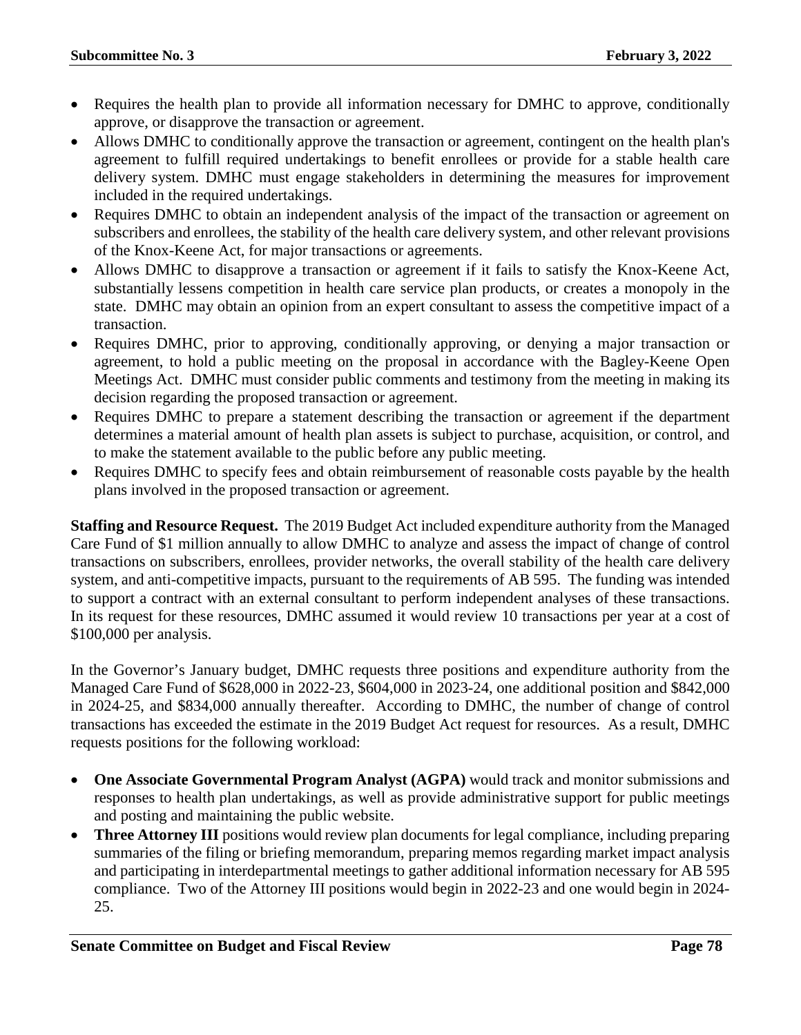- Requires the health plan to provide all information necessary for DMHC to approve, conditionally approve, or disapprove the transaction or agreement.
- Allows DMHC to conditionally approve the transaction or agreement, contingent on the health plan's agreement to fulfill required undertakings to benefit enrollees or provide for a stable health care delivery system. DMHC must engage stakeholders in determining the measures for improvement included in the required undertakings.
- Requires DMHC to obtain an independent analysis of the impact of the transaction or agreement on subscribers and enrollees, the stability of the health care delivery system, and other relevant provisions of the Knox-Keene Act, for major transactions or agreements.
- Allows DMHC to disapprove a transaction or agreement if it fails to satisfy the Knox-Keene Act, substantially lessens competition in health care service plan products, or creates a monopoly in the state. DMHC may obtain an opinion from an expert consultant to assess the competitive impact of a transaction.
- Requires DMHC, prior to approving, conditionally approving, or denying a major transaction or agreement, to hold a public meeting on the proposal in accordance with the Bagley-Keene Open Meetings Act. DMHC must consider public comments and testimony from the meeting in making its decision regarding the proposed transaction or agreement.
- Requires DMHC to prepare a statement describing the transaction or agreement if the department determines a material amount of health plan assets is subject to purchase, acquisition, or control, and to make the statement available to the public before any public meeting.
- Requires DMHC to specify fees and obtain reimbursement of reasonable costs payable by the health plans involved in the proposed transaction or agreement.

**Staffing and Resource Request.** The 2019 Budget Act included expenditure authority from the Managed Care Fund of $1 million annually to allow DMHC to analyze and assess the impact of change of control transactions on subscribers, enrollees, provider networks, the overall stability of the health care delivery system, and anti-competitive impacts, pursuant to the requirements of AB 595. The funding was intended to support a contract with an external consultant to perform independent analyses of these transactions. In its request for these resources, DMHC assumed it would review 10 transactions per year at a cost of $100,000 per analysis.

In the Governor's January budget, DMHC requests three positions and expenditure authority from the Managed Care Fund of $628,000 in 2022-23, $604,000 in 2023-24, one additional position and $842,000 in 2024-25, and $834,000 annually thereafter. According to DMHC, the number of change of control transactions has exceeded the estimate in the 2019 Budget Act request for resources. As a result, DMHC requests positions for the following workload:

- **One Associate Governmental Program Analyst (AGPA)** would track and monitor submissions and responses to health plan undertakings, as well as provide administrative support for public meetings and posting and maintaining the public website.
- **Three Attorney III** positions would review plan documents for legal compliance, including preparing summaries of the filing or briefing memorandum, preparing memos regarding market impact analysis and participating in interdepartmental meetings to gather additional information necessary for AB 595 compliance. Two of the Attorney III positions would begin in 2022-23 and one would begin in 2024-25.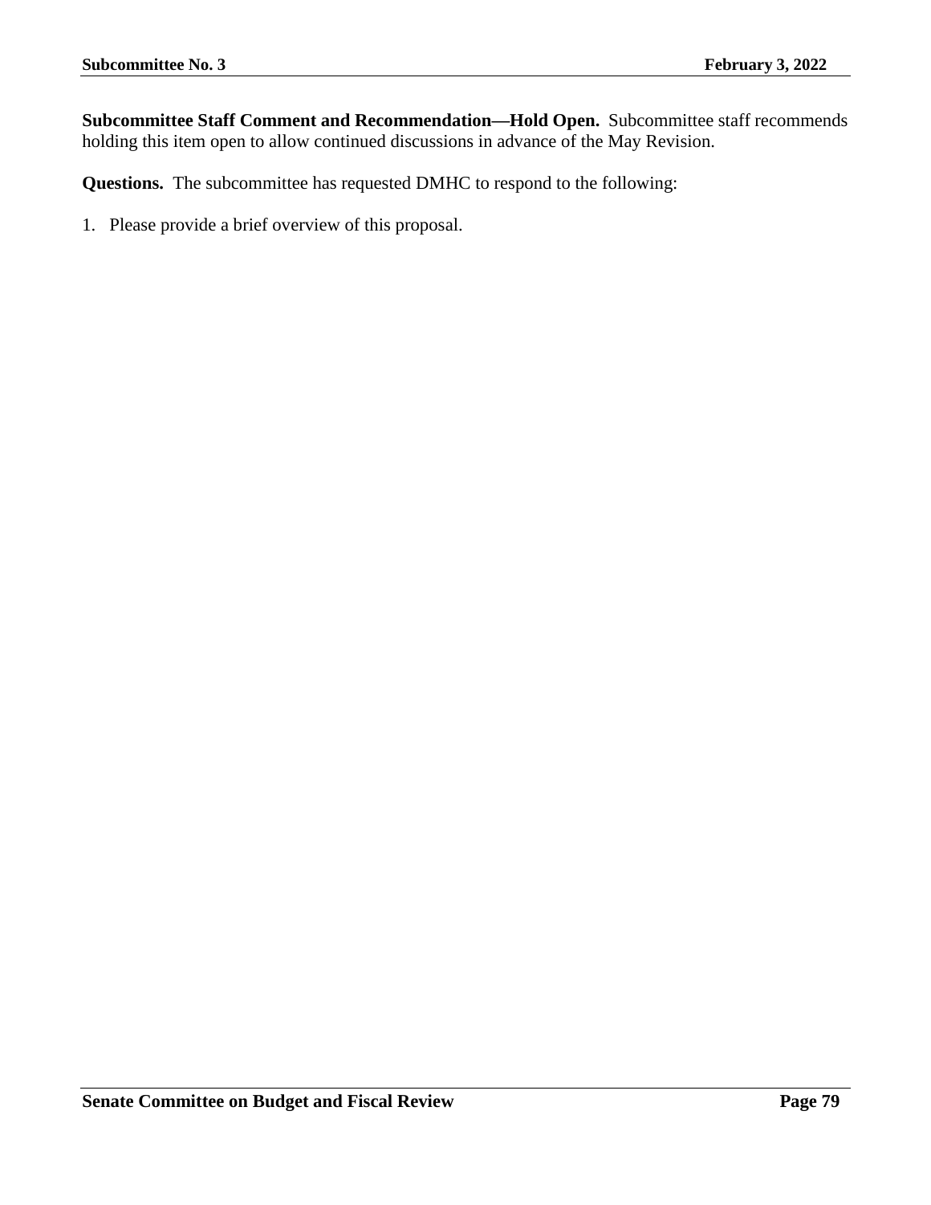**Subcommittee Staff Comment and Recommendation—Hold Open.** Subcommittee staff recommends holding this item open to allow continued discussions in advance of the May Revision.

**Questions.** The subcommittee has requested DMHC to respond to the following:

1. Please provide a brief overview of this proposal.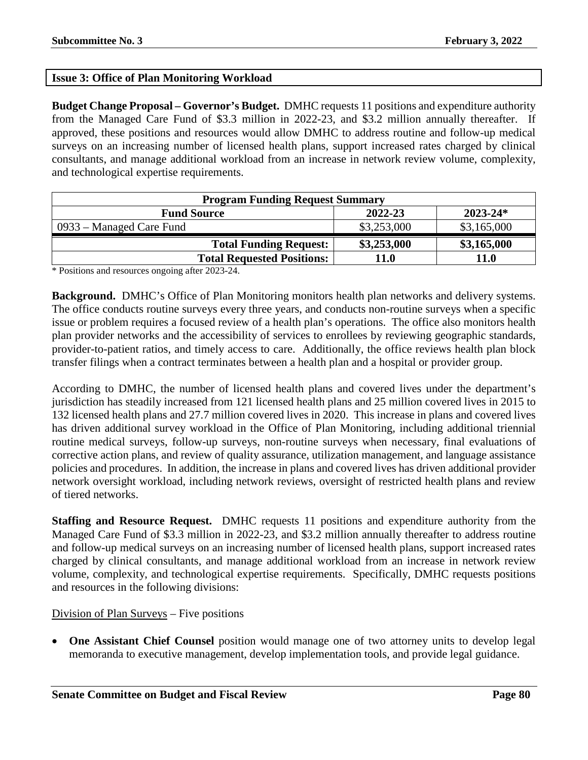## Issue 3: Office of Plan Monitoring Workload

**Budget Change Proposal – Governor's Budget.** DMHC requests 11 positions and expenditure authority from the Managed Care Fund of $3.3 million in 2022-23, and $3.2 million annually thereafter. If approved, these positions and resources would allow DMHC to address routine and follow-up medical surveys on an increasing number of licensed health plans, support increased rates charged by clinical consultants, and manage additional workload from an increase in network review volume, complexity, and technological expertise requirements.

| Program Funding Request Summary | | |
|---|---|---|
| **Fund Source** | **2022-23** | **2023-24*** |
| 0933 – Managed Care Fund | $3,253,000 | $3,165,000 |
| **Total Funding Request:** | **$3,253,000** | **$3,165,000** |
| **Total Requested Positions:** | **11.0** | **11.0** |

\* Positions and resources ongoing after 2023-24.

**Background.** DMHC's Office of Plan Monitoring monitors health plan networks and delivery systems. The office conducts routine surveys every three years, and conducts non-routine surveys when a specific issue or problem requires a focused review of a health plan's operations. The office also monitors health plan provider networks and the accessibility of services to enrollees by reviewing geographic standards, provider-to-patient ratios, and timely access to care. Additionally, the office reviews health plan block transfer filings when a contract terminates between a health plan and a hospital or provider group.

According to DMHC, the number of licensed health plans and covered lives under the department's jurisdiction has steadily increased from 121 licensed health plans and 25 million covered lives in 2015 to 132 licensed health plans and 27.7 million covered lives in 2020. This increase in plans and covered lives has driven additional survey workload in the Office of Plan Monitoring, including additional triennial routine medical surveys, follow-up surveys, non-routine surveys when necessary, final evaluations of corrective action plans, and review of quality assurance, utilization management, and language assistance policies and procedures. In addition, the increase in plans and covered lives has driven additional provider network oversight workload, including network reviews, oversight of restricted health plans and review of tiered networks.

**Staffing and Resource Request.** DMHC requests 11 positions and expenditure authority from the Managed Care Fund of $3.3 million in 2022-23, and $3.2 million annually thereafter to address routine and follow-up medical surveys on an increasing number of licensed health plans, support increased rates charged by clinical consultants, and manage additional workload from an increase in network review volume, complexity, and technological expertise requirements. Specifically, DMHC requests positions and resources in the following divisions:

<u>Division of Plan Surveys</u> – Five positions

- **One Assistant Chief Counsel** position would manage one of two attorney units to develop legal memoranda to executive management, develop implementation tools, and provide legal guidance.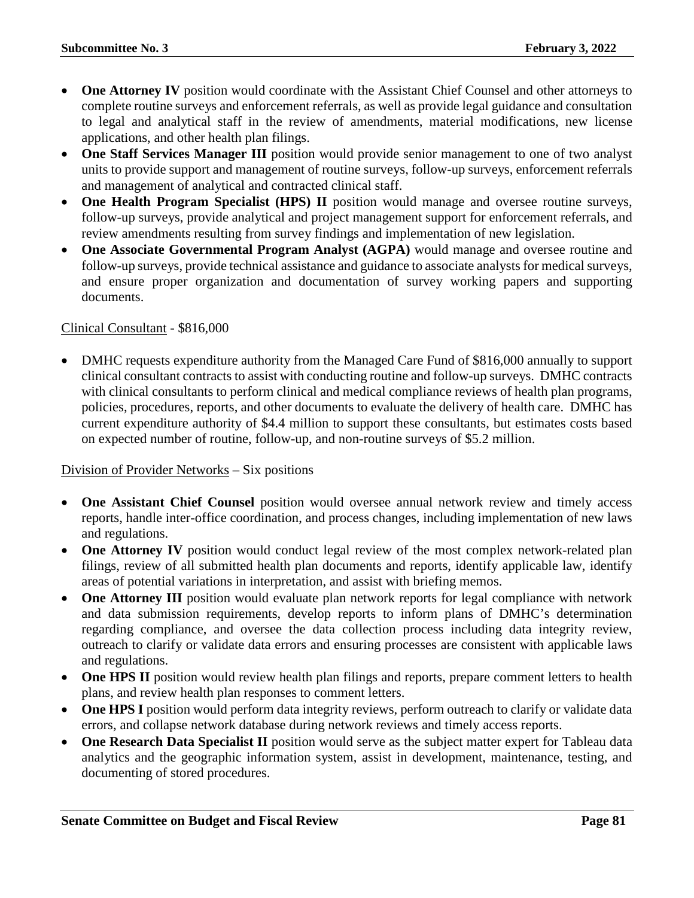- **One Attorney IV** position would coordinate with the Assistant Chief Counsel and other attorneys to complete routine surveys and enforcement referrals, as well as provide legal guidance and consultation to legal and analytical staff in the review of amendments, material modifications, new license applications, and other health plan filings.
- **One Staff Services Manager III** position would provide senior management to one of two analyst units to provide support and management of routine surveys, follow-up surveys, enforcement referrals and management of analytical and contracted clinical staff.
- **One Health Program Specialist (HPS) II** position would manage and oversee routine surveys, follow-up surveys, provide analytical and project management support for enforcement referrals, and review amendments resulting from survey findings and implementation of new legislation.
- **One Associate Governmental Program Analyst (AGPA)** would manage and oversee routine and follow-up surveys, provide technical assistance and guidance to associate analysts for medical surveys, and ensure proper organization and documentation of survey working papers and supporting documents.

<u>Clinical Consultant</u> - $816,000

- DMHC requests expenditure authority from the Managed Care Fund of $816,000 annually to support clinical consultant contracts to assist with conducting routine and follow-up surveys. DMHC contracts with clinical consultants to perform clinical and medical compliance reviews of health plan programs, policies, procedures, reports, and other documents to evaluate the delivery of health care. DMHC has current expenditure authority of $4.4 million to support these consultants, but estimates costs based on expected number of routine, follow-up, and non-routine surveys of $5.2 million.

<u>Division of Provider Networks</u> – Six positions

- **One Assistant Chief Counsel** position would oversee annual network review and timely access reports, handle inter-office coordination, and process changes, including implementation of new laws and regulations.
- **One Attorney IV** position would conduct legal review of the most complex network-related plan filings, review of all submitted health plan documents and reports, identify applicable law, identify areas of potential variations in interpretation, and assist with briefing memos.
- **One Attorney III** position would evaluate plan network reports for legal compliance with network and data submission requirements, develop reports to inform plans of DMHC's determination regarding compliance, and oversee the data collection process including data integrity review, outreach to clarify or validate data errors and ensuring processes are consistent with applicable laws and regulations.
- **One HPS II** position would review health plan filings and reports, prepare comment letters to health plans, and review health plan responses to comment letters.
- **One HPS I** position would perform data integrity reviews, perform outreach to clarify or validate data errors, and collapse network database during network reviews and timely access reports.
- **One Research Data Specialist II** position would serve as the subject matter expert for Tableau data analytics and the geographic information system, assist in development, maintenance, testing, and documenting of stored procedures.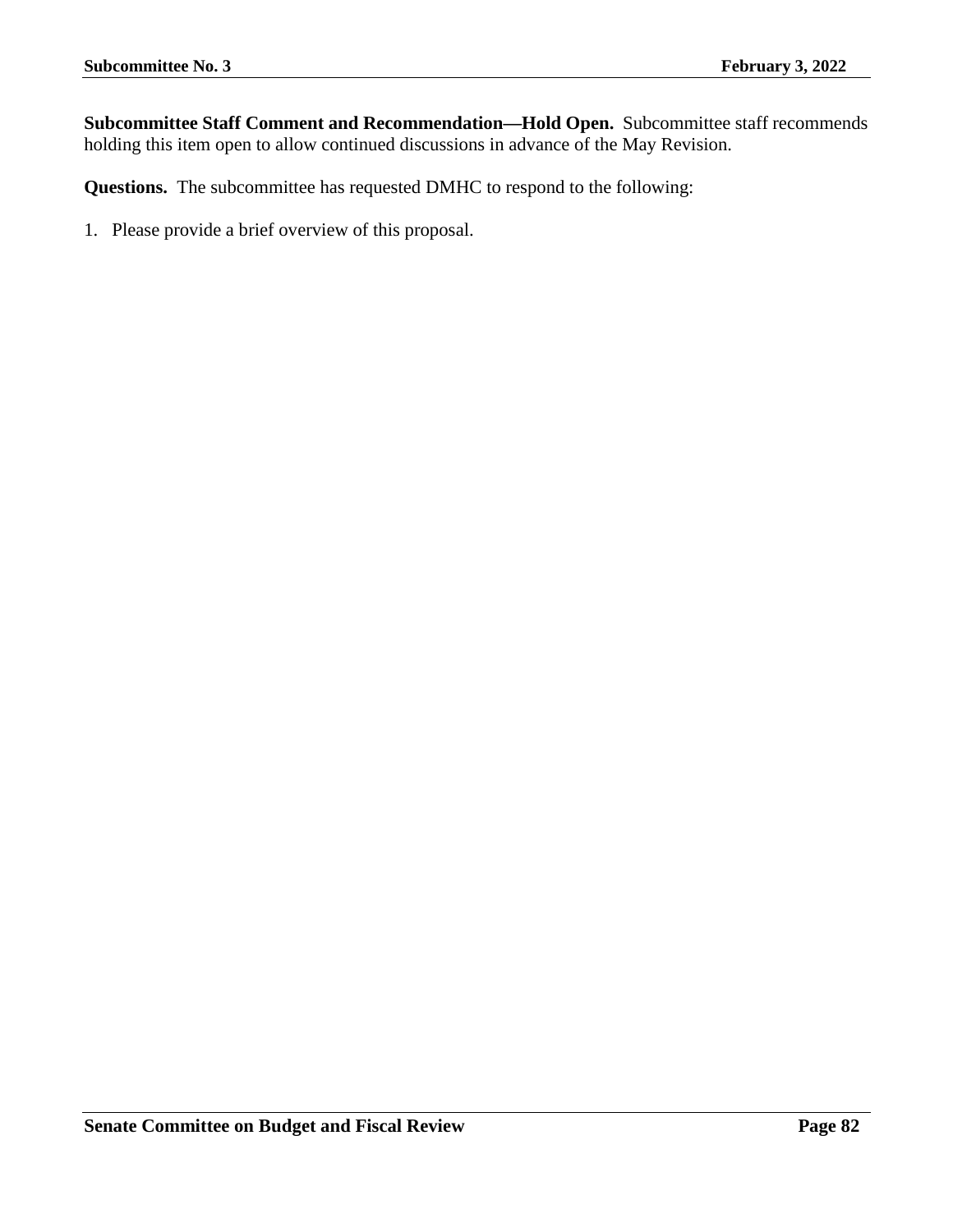**Subcommittee Staff Comment and Recommendation—Hold Open.** Subcommittee staff recommends holding this item open to allow continued discussions in advance of the May Revision.

**Questions.** The subcommittee has requested DMHC to respond to the following:

1. Please provide a brief overview of this proposal.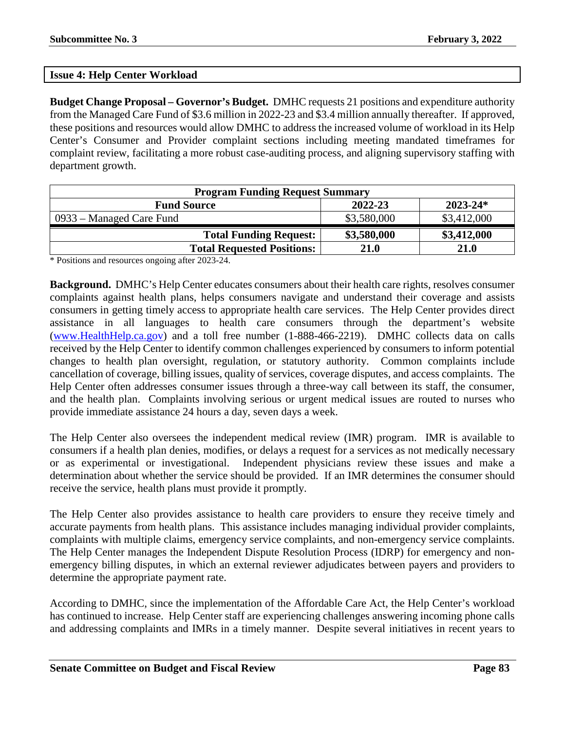## Issue 4: Help Center Workload

**Budget Change Proposal – Governor's Budget.** DMHC requests 21 positions and expenditure authority from the Managed Care Fund of $3.6 million in 2022-23 and $3.4 million annually thereafter. If approved, these positions and resources would allow DMHC to address the increased volume of workload in its Help Center's Consumer and Provider complaint sections including meeting mandated timeframes for complaint review, facilitating a more robust case-auditing process, and aligning supervisory staffing with department growth.

| Program Funding Request Summary | | |
|---|---|---|
| **Fund Source** | **2022-23** | **2023-24*** |
| 0933 – Managed Care Fund | $3,580,000 | $3,412,000 |
| **Total Funding Request:** | **$3,580,000** | **$3,412,000** |
| **Total Requested Positions:** | **21.0** | **21.0** |

\* Positions and resources ongoing after 2023-24.

**Background.** DMHC's Help Center educates consumers about their health care rights, resolves consumer complaints against health plans, helps consumers navigate and understand their coverage and assists consumers in getting timely access to appropriate health care services. The Help Center provides direct assistance in all languages to health care consumers through the department's website ([www.HealthHelp.ca.gov](www.HealthHelp.ca.gov)) and a toll free number (1-888-466-2219). DMHC collects data on calls received by the Help Center to identify common challenges experienced by consumers to inform potential changes to health plan oversight, regulation, or statutory authority. Common complaints include cancellation of coverage, billing issues, quality of services, coverage disputes, and access complaints. The Help Center often addresses consumer issues through a three-way call between its staff, the consumer, and the health plan. Complaints involving serious or urgent medical issues are routed to nurses who provide immediate assistance 24 hours a day, seven days a week.

The Help Center also oversees the independent medical review (IMR) program. IMR is available to consumers if a health plan denies, modifies, or delays a request for a services as not medically necessary or as experimental or investigational. Independent physicians review these issues and make a determination about whether the service should be provided. If an IMR determines the consumer should receive the service, health plans must provide it promptly.

The Help Center also provides assistance to health care providers to ensure they receive timely and accurate payments from health plans. This assistance includes managing individual provider complaints, complaints with multiple claims, emergency service complaints, and non-emergency service complaints. The Help Center manages the Independent Dispute Resolution Process (IDRP) for emergency and non-emergency billing disputes, in which an external reviewer adjudicates between payers and providers to determine the appropriate payment rate.

According to DMHC, since the implementation of the Affordable Care Act, the Help Center's workload has continued to increase. Help Center staff are experiencing challenges answering incoming phone calls and addressing complaints and IMRs in a timely manner. Despite several initiatives in recent years to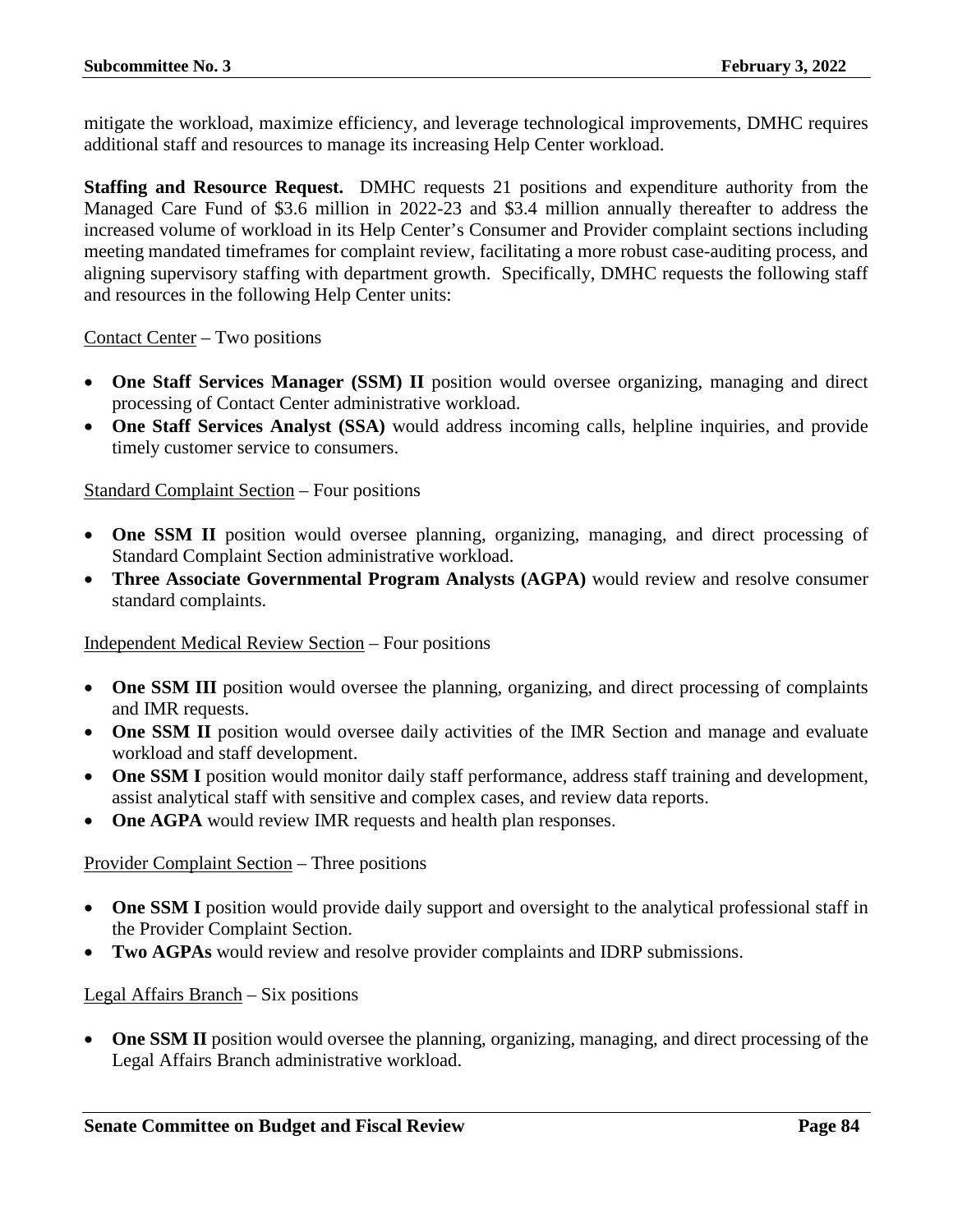mitigate the workload, maximize efficiency, and leverage technological improvements, DMHC requires additional staff and resources to manage its increasing Help Center workload.

**Staffing and Resource Request.** DMHC requests 21 positions and expenditure authority from the Managed Care Fund of $3.6 million in 2022-23 and $3.4 million annually thereafter to address the increased volume of workload in its Help Center's Consumer and Provider complaint sections including meeting mandated timeframes for complaint review, facilitating a more robust case-auditing process, and aligning supervisory staffing with department growth. Specifically, DMHC requests the following staff and resources in the following Help Center units:

<u>Contact Center</u> – Two positions

- **One Staff Services Manager (SSM) II** position would oversee organizing, managing and direct processing of Contact Center administrative workload.
- **One Staff Services Analyst (SSA)** would address incoming calls, helpline inquiries, and provide timely customer service to consumers.

<u>Standard Complaint Section</u> – Four positions

- **One SSM II** position would oversee planning, organizing, managing, and direct processing of Standard Complaint Section administrative workload.
- **Three Associate Governmental Program Analysts (AGPA)** would review and resolve consumer standard complaints.

<u>Independent Medical Review Section</u> – Four positions

- **One SSM III** position would oversee the planning, organizing, and direct processing of complaints and IMR requests.
- **One SSM II** position would oversee daily activities of the IMR Section and manage and evaluate workload and staff development.
- **One SSM I** position would monitor daily staff performance, address staff training and development, assist analytical staff with sensitive and complex cases, and review data reports.
- **One AGPA** would review IMR requests and health plan responses.

<u>Provider Complaint Section</u> – Three positions

- **One SSM I** position would provide daily support and oversight to the analytical professional staff in the Provider Complaint Section.
- **Two AGPAs** would review and resolve provider complaints and IDRP submissions.

<u>Legal Affairs Branch</u> – Six positions

- **One SSM II** position would oversee the planning, organizing, managing, and direct processing of the Legal Affairs Branch administrative workload.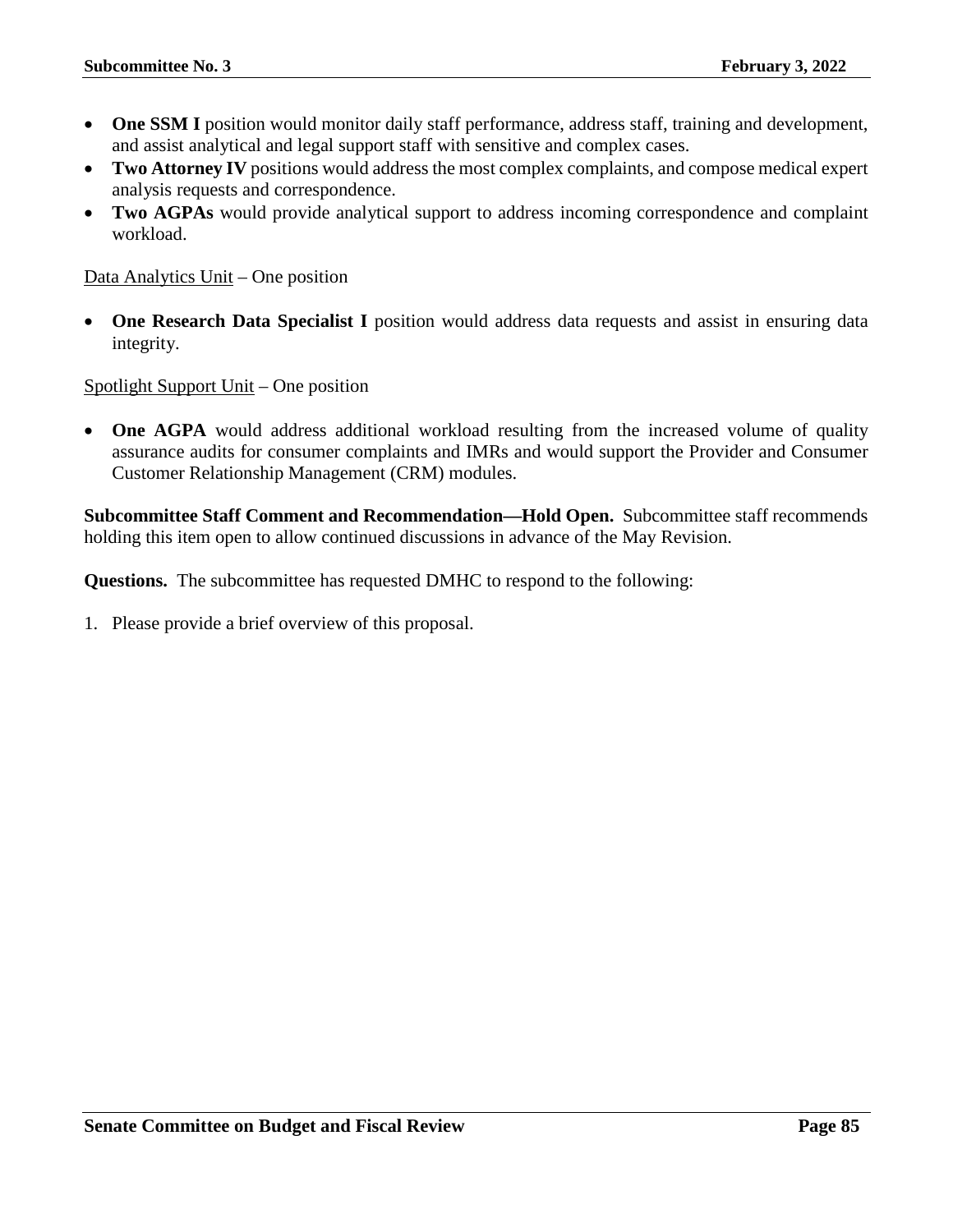- **One SSM I** position would monitor daily staff performance, address staff, training and development, and assist analytical and legal support staff with sensitive and complex cases.
- **Two Attorney IV** positions would address the most complex complaints, and compose medical expert analysis requests and correspondence.
- **Two AGPAs** would provide analytical support to address incoming correspondence and complaint workload.

<u>Data Analytics Unit</u> – One position

- **One Research Data Specialist I** position would address data requests and assist in ensuring data integrity.

<u>Spotlight Support Unit</u> – One position

- **One AGPA** would address additional workload resulting from the increased volume of quality assurance audits for consumer complaints and IMRs and would support the Provider and Consumer Customer Relationship Management (CRM) modules.

**Subcommittee Staff Comment and Recommendation—Hold Open.** Subcommittee staff recommends holding this item open to allow continued discussions in advance of the May Revision.

**Questions.** The subcommittee has requested DMHC to respond to the following:

1. Please provide a brief overview of this proposal.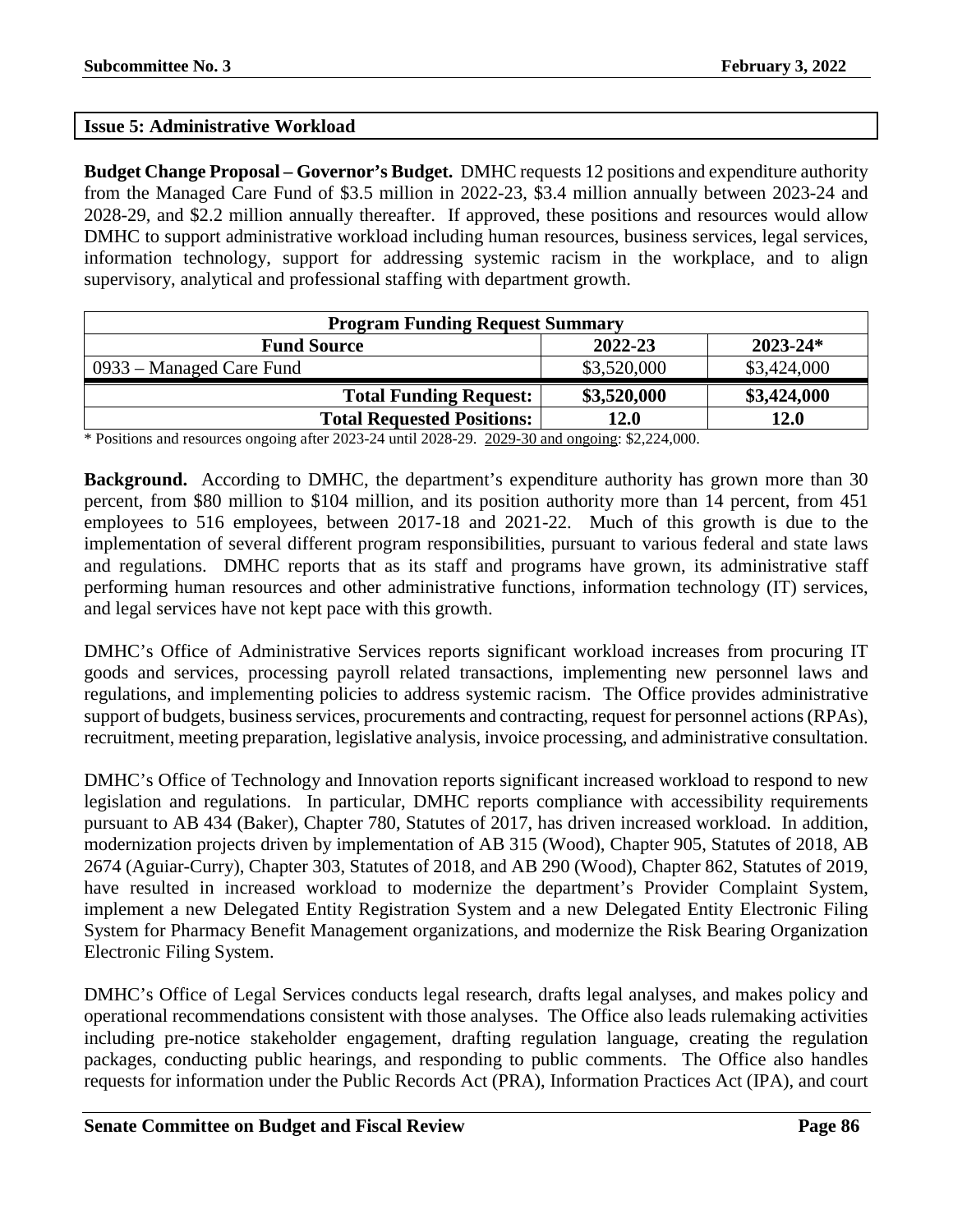## Issue 5: Administrative Workload

**Budget Change Proposal – Governor's Budget.** DMHC requests 12 positions and expenditure authority from the Managed Care Fund of $3.5 million in 2022-23, $3.4 million annually between 2023-24 and 2028-29, and $2.2 million annually thereafter. If approved, these positions and resources would allow DMHC to support administrative workload including human resources, business services, legal services, information technology, support for addressing systemic racism in the workplace, and to align supervisory, analytical and professional staffing with department growth.

| Program Funding Request Summary | | |
|---|---|---|
| **Fund Source** | **2022-23** | **2023-24*** |
| 0933 – Managed Care Fund | $3,520,000 | $3,424,000 |
| **Total Funding Request:** | **$3,520,000** | **$3,424,000** |
| **Total Requested Positions:** | **12.0** | **12.0** |

* Positions and resources ongoing after 2023-24 until 2028-29. 2029-30 and ongoing: $2,224,000.

**Background.** According to DMHC, the department's expenditure authority has grown more than 30 percent, from $80 million to $104 million, and its position authority more than 14 percent, from 451 employees to 516 employees, between 2017-18 and 2021-22. Much of this growth is due to the implementation of several different program responsibilities, pursuant to various federal and state laws and regulations. DMHC reports that as its staff and programs have grown, its administrative staff performing human resources and other administrative functions, information technology (IT) services, and legal services have not kept pace with this growth.

DMHC's Office of Administrative Services reports significant workload increases from procuring IT goods and services, processing payroll related transactions, implementing new personnel laws and regulations, and implementing policies to address systemic racism. The Office provides administrative support of budgets, business services, procurements and contracting, request for personnel actions (RPAs), recruitment, meeting preparation, legislative analysis, invoice processing, and administrative consultation.

DMHC's Office of Technology and Innovation reports significant increased workload to respond to new legislation and regulations. In particular, DMHC reports compliance with accessibility requirements pursuant to AB 434 (Baker), Chapter 780, Statutes of 2017, has driven increased workload. In addition, modernization projects driven by implementation of AB 315 (Wood), Chapter 905, Statutes of 2018, AB 2674 (Aguiar-Curry), Chapter 303, Statutes of 2018, and AB 290 (Wood), Chapter 862, Statutes of 2019, have resulted in increased workload to modernize the department's Provider Complaint System, implement a new Delegated Entity Registration System and a new Delegated Entity Electronic Filing System for Pharmacy Benefit Management organizations, and modernize the Risk Bearing Organization Electronic Filing System.

DMHC's Office of Legal Services conducts legal research, drafts legal analyses, and makes policy and operational recommendations consistent with those analyses. The Office also leads rulemaking activities including pre-notice stakeholder engagement, drafting regulation language, creating the regulation packages, conducting public hearings, and responding to public comments. The Office also handles requests for information under the Public Records Act (PRA), Information Practices Act (IPA), and court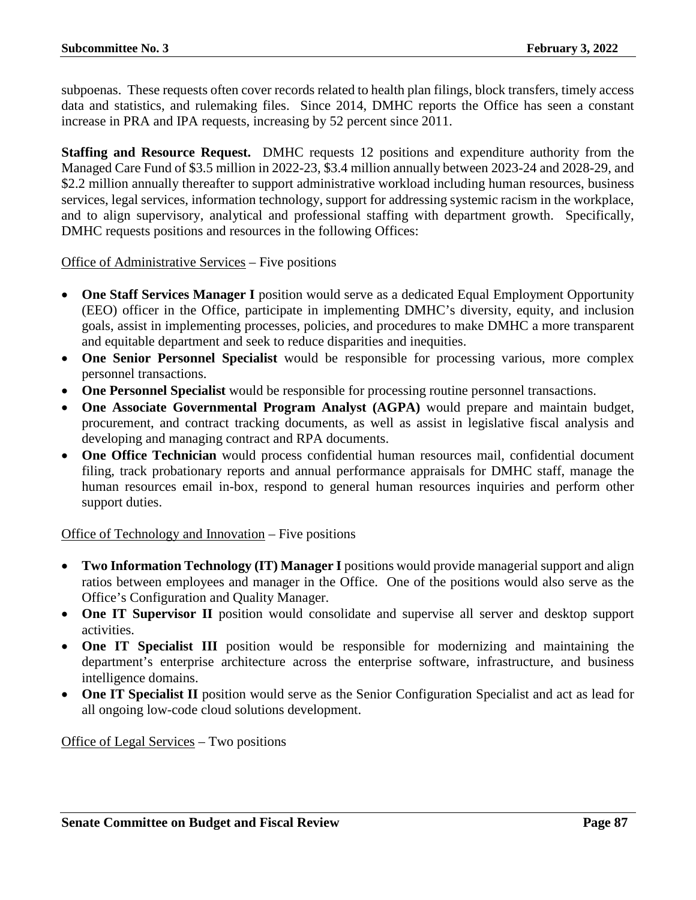subpoenas. These requests often cover records related to health plan filings, block transfers, timely access data and statistics, and rulemaking files. Since 2014, DMHC reports the Office has seen a constant increase in PRA and IPA requests, increasing by 52 percent since 2011.

**Staffing and Resource Request.** DMHC requests 12 positions and expenditure authority from the Managed Care Fund of $3.5 million in 2022-23, $3.4 million annually between 2023-24 and 2028-29, and $2.2 million annually thereafter to support administrative workload including human resources, business services, legal services, information technology, support for addressing systemic racism in the workplace, and to align supervisory, analytical and professional staffing with department growth. Specifically, DMHC requests positions and resources in the following Offices:

<u>Office of Administrative Services</u> – Five positions

- **One Staff Services Manager I** position would serve as a dedicated Equal Employment Opportunity (EEO) officer in the Office, participate in implementing DMHC's diversity, equity, and inclusion goals, assist in implementing processes, policies, and procedures to make DMHC a more transparent and equitable department and seek to reduce disparities and inequities.
- **One Senior Personnel Specialist** would be responsible for processing various, more complex personnel transactions.
- **One Personnel Specialist** would be responsible for processing routine personnel transactions.
- **One Associate Governmental Program Analyst (AGPA)** would prepare and maintain budget, procurement, and contract tracking documents, as well as assist in legislative fiscal analysis and developing and managing contract and RPA documents.
- **One Office Technician** would process confidential human resources mail, confidential document filing, track probationary reports and annual performance appraisals for DMHC staff, manage the human resources email in-box, respond to general human resources inquiries and perform other support duties.

<u>Office of Technology and Innovation</u> – Five positions

- **Two Information Technology (IT) Manager I** positions would provide managerial support and align ratios between employees and manager in the Office. One of the positions would also serve as the Office's Configuration and Quality Manager.
- **One IT Supervisor II** position would consolidate and supervise all server and desktop support activities.
- **One IT Specialist III** position would be responsible for modernizing and maintaining the department's enterprise architecture across the enterprise software, infrastructure, and business intelligence domains.
- **One IT Specialist II** position would serve as the Senior Configuration Specialist and act as lead for all ongoing low-code cloud solutions development.

<u>Office of Legal Services</u> – Two positions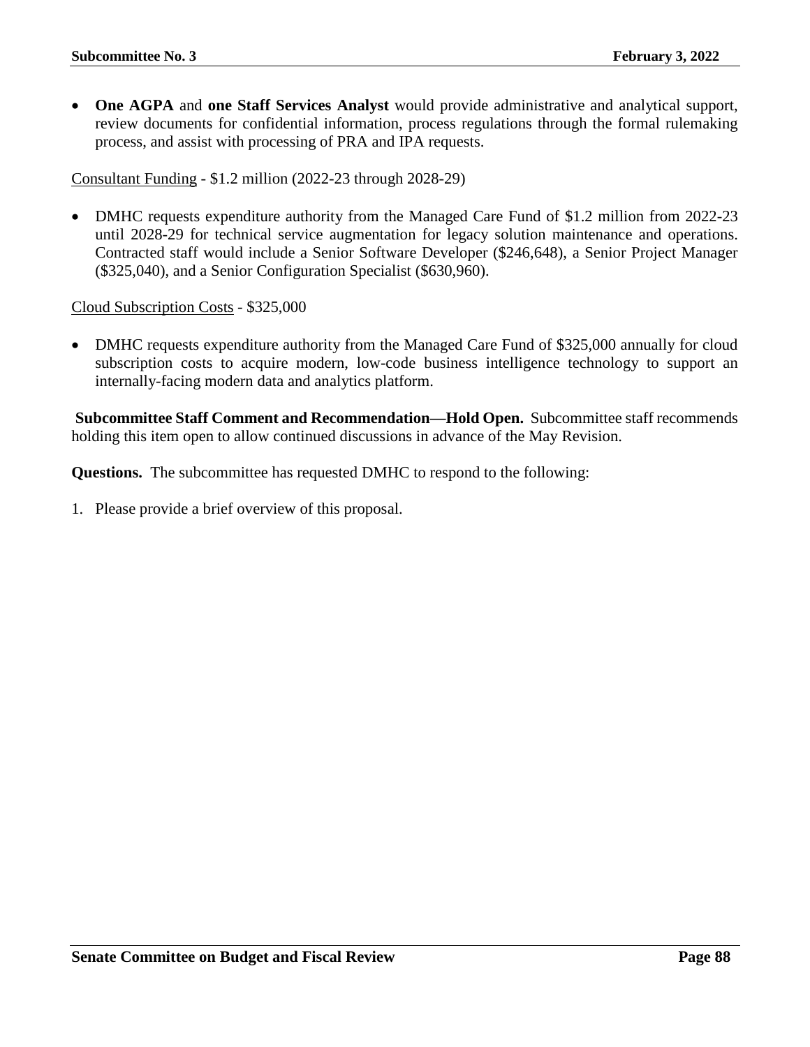- **One AGPA** and **one Staff Services Analyst** would provide administrative and analytical support, review documents for confidential information, process regulations through the formal rulemaking process, and assist with processing of PRA and IPA requests.

<u>Consultant Funding</u> - $1.2 million (2022-23 through 2028-29)

- DMHC requests expenditure authority from the Managed Care Fund of $1.2 million from 2022-23 until 2028-29 for technical service augmentation for legacy solution maintenance and operations. Contracted staff would include a Senior Software Developer ($246,648), a Senior Project Manager ($325,040), and a Senior Configuration Specialist ($630,960).

<u>Cloud Subscription Costs</u> - $325,000

- DMHC requests expenditure authority from the Managed Care Fund of $325,000 annually for cloud subscription costs to acquire modern, low-code business intelligence technology to support an internally-facing modern data and analytics platform.

**Subcommittee Staff Comment and Recommendation—Hold Open.** Subcommittee staff recommends holding this item open to allow continued discussions in advance of the May Revision.

**Questions.** The subcommittee has requested DMHC to respond to the following:

1. Please provide a brief overview of this proposal.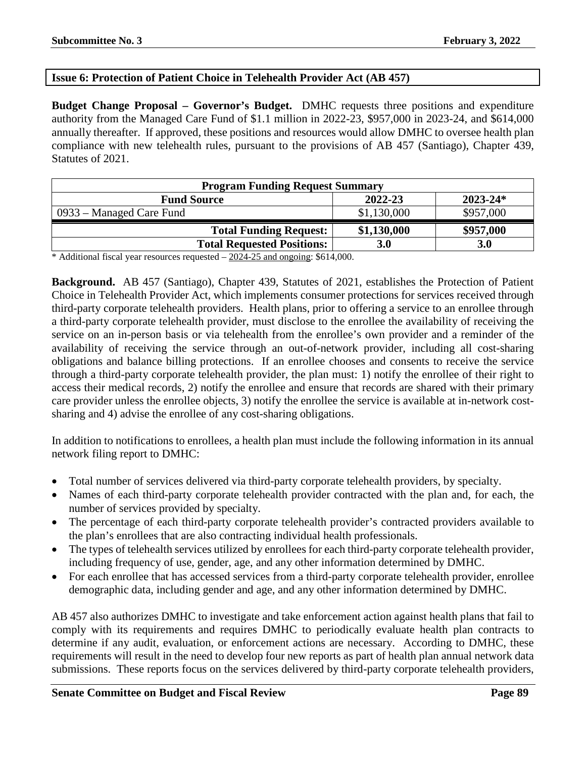## Issue 6: Protection of Patient Choice in Telehealth Provider Act (AB 457)

**Budget Change Proposal – Governor's Budget.** DMHC requests three positions and expenditure authority from the Managed Care Fund of $1.1 million in 2022-23, $957,000 in 2023-24, and $614,000 annually thereafter. If approved, these positions and resources would allow DMHC to oversee health plan compliance with new telehealth rules, pursuant to the provisions of AB 457 (Santiago), Chapter 439, Statutes of 2021.

| Program Funding Request Summary | | |
|---|---|---|
| **Fund Source** | **2022-23** | **2023-24*** |
| 0933 – Managed Care Fund | $1,130,000 | $957,000 |
| **Total Funding Request:** | **$1,130,000** | **$957,000** |
| **Total Requested Positions:** | **3.0** | **3.0** |

\* Additional fiscal year resources requested – 2024-25 and ongoing: $614,000.

**Background.** AB 457 (Santiago), Chapter 439, Statutes of 2021, establishes the Protection of Patient Choice in Telehealth Provider Act, which implements consumer protections for services received through third-party corporate telehealth providers. Health plans, prior to offering a service to an enrollee through a third-party corporate telehealth provider, must disclose to the enrollee the availability of receiving the service on an in-person basis or via telehealth from the enrollee's own provider and a reminder of the availability of receiving the service through an out-of-network provider, including all cost-sharing obligations and balance billing protections. If an enrollee chooses and consents to receive the service through a third-party corporate telehealth provider, the plan must: 1) notify the enrollee of their right to access their medical records, 2) notify the enrollee and ensure that records are shared with their primary care provider unless the enrollee objects, 3) notify the enrollee the service is available at in-network cost-sharing and 4) advise the enrollee of any cost-sharing obligations.

In addition to notifications to enrollees, a health plan must include the following information in its annual network filing report to DMHC:

- Total number of services delivered via third-party corporate telehealth providers, by specialty.
- Names of each third-party corporate telehealth provider contracted with the plan and, for each, the number of services provided by specialty.
- The percentage of each third-party corporate telehealth provider's contracted providers available to the plan's enrollees that are also contracting individual health professionals.
- The types of telehealth services utilized by enrollees for each third-party corporate telehealth provider, including frequency of use, gender, age, and any other information determined by DMHC.
- For each enrollee that has accessed services from a third-party corporate telehealth provider, enrollee demographic data, including gender and age, and any other information determined by DMHC.

AB 457 also authorizes DMHC to investigate and take enforcement action against health plans that fail to comply with its requirements and requires DMHC to periodically evaluate health plan contracts to determine if any audit, evaluation, or enforcement actions are necessary. According to DMHC, these requirements will result in the need to develop four new reports as part of health plan annual network data submissions. These reports focus on the services delivered by third-party corporate telehealth providers,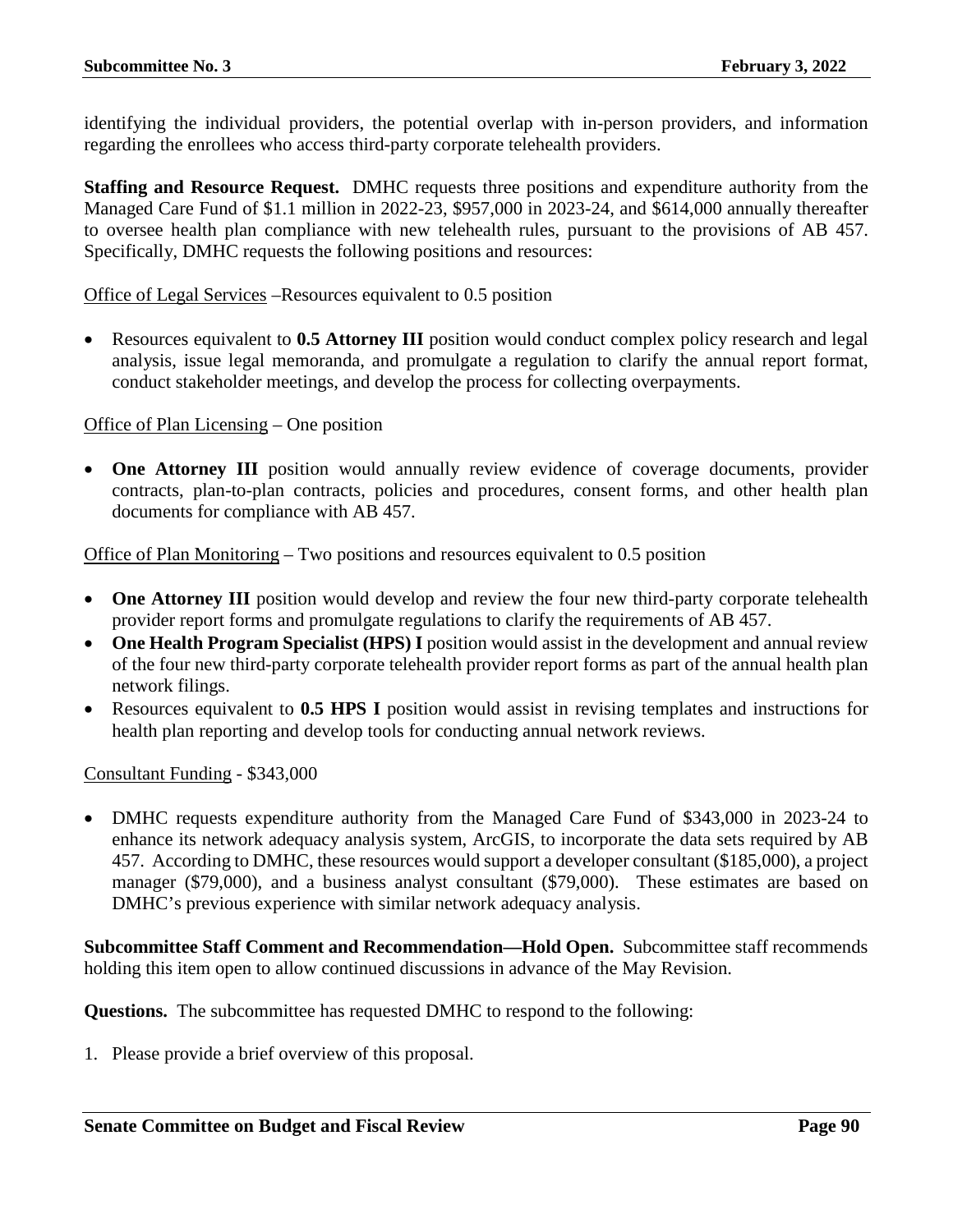identifying the individual providers, the potential overlap with in-person providers, and information regarding the enrollees who access third-party corporate telehealth providers.

**Staffing and Resource Request.** DMHC requests three positions and expenditure authority from the Managed Care Fund of $1.1 million in 2022-23, $957,000 in 2023-24, and $614,000 annually thereafter to oversee health plan compliance with new telehealth rules, pursuant to the provisions of AB 457. Specifically, DMHC requests the following positions and resources:

<u>Office of Legal Services</u> –Resources equivalent to 0.5 position

- Resources equivalent to **0.5 Attorney III** position would conduct complex policy research and legal analysis, issue legal memoranda, and promulgate a regulation to clarify the annual report format, conduct stakeholder meetings, and develop the process for collecting overpayments.

<u>Office of Plan Licensing</u> – One position

- **One Attorney III** position would annually review evidence of coverage documents, provider contracts, plan-to-plan contracts, policies and procedures, consent forms, and other health plan documents for compliance with AB 457.

<u>Office of Plan Monitoring</u> – Two positions and resources equivalent to 0.5 position

- **One Attorney III** position would develop and review the four new third-party corporate telehealth provider report forms and promulgate regulations to clarify the requirements of AB 457.
- **One Health Program Specialist (HPS) I** position would assist in the development and annual review of the four new third-party corporate telehealth provider report forms as part of the annual health plan network filings.
- Resources equivalent to **0.5 HPS I** position would assist in revising templates and instructions for health plan reporting and develop tools for conducting annual network reviews.

<u>Consultant Funding</u> - $343,000

- DMHC requests expenditure authority from the Managed Care Fund of $343,000 in 2023-24 to enhance its network adequacy analysis system, ArcGIS, to incorporate the data sets required by AB 457. According to DMHC, these resources would support a developer consultant ($185,000), a project manager ($79,000), and a business analyst consultant ($79,000). These estimates are based on DMHC's previous experience with similar network adequacy analysis.

**Subcommittee Staff Comment and Recommendation—Hold Open.** Subcommittee staff recommends holding this item open to allow continued discussions in advance of the May Revision.

**Questions.** The subcommittee has requested DMHC to respond to the following:

1. Please provide a brief overview of this proposal.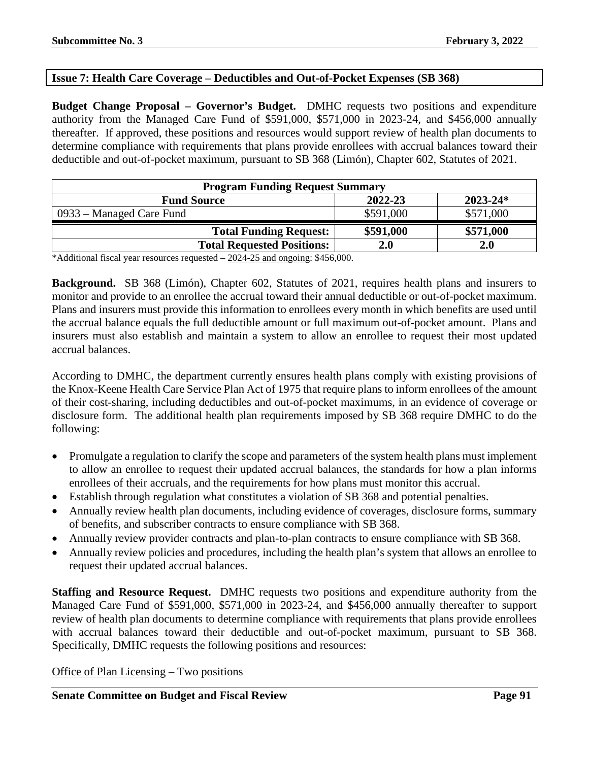## Issue 7: Health Care Coverage – Deductibles and Out-of-Pocket Expenses (SB 368)

**Budget Change Proposal – Governor's Budget.** DMHC requests two positions and expenditure authority from the Managed Care Fund of $591,000, $571,000 in 2023-24, and $456,000 annually thereafter. If approved, these positions and resources would support review of health plan documents to determine compliance with requirements that plans provide enrollees with accrual balances toward their deductible and out-of-pocket maximum, pursuant to SB 368 (Limón), Chapter 602, Statutes of 2021.

| Program Funding Request Summary | | |
|---|---|---|
| **Fund Source** | **2022-23** | **2023-24*** |
| 0933 – Managed Care Fund | $591,000 | $571,000 |
| **Total Funding Request:** | **$591,000** | **$571,000** |
| **Total Requested Positions:** | **2.0** | **2.0** |

*Additional fiscal year resources requested – 2024-25 and ongoing: $456,000.

**Background.** SB 368 (Limón), Chapter 602, Statutes of 2021, requires health plans and insurers to monitor and provide to an enrollee the accrual toward their annual deductible or out-of-pocket maximum. Plans and insurers must provide this information to enrollees every month in which benefits are used until the accrual balance equals the full deductible amount or full maximum out-of-pocket amount. Plans and insurers must also establish and maintain a system to allow an enrollee to request their most updated accrual balances.

According to DMHC, the department currently ensures health plans comply with existing provisions of the Knox-Keene Health Care Service Plan Act of 1975 that require plans to inform enrollees of the amount of their cost-sharing, including deductibles and out-of-pocket maximums, in an evidence of coverage or disclosure form. The additional health plan requirements imposed by SB 368 require DMHC to do the following:

- Promulgate a regulation to clarify the scope and parameters of the system health plans must implement to allow an enrollee to request their updated accrual balances, the standards for how a plan informs enrollees of their accruals, and the requirements for how plans must monitor this accrual.
- Establish through regulation what constitutes a violation of SB 368 and potential penalties.
- Annually review health plan documents, including evidence of coverages, disclosure forms, summary of benefits, and subscriber contracts to ensure compliance with SB 368.
- Annually review provider contracts and plan-to-plan contracts to ensure compliance with SB 368.
- Annually review policies and procedures, including the health plan's system that allows an enrollee to request their updated accrual balances.

**Staffing and Resource Request.** DMHC requests two positions and expenditure authority from the Managed Care Fund of $591,000, $571,000 in 2023-24, and $456,000 annually thereafter to support review of health plan documents to determine compliance with requirements that plans provide enrollees with accrual balances toward their deductible and out-of-pocket maximum, pursuant to SB 368. Specifically, DMHC requests the following positions and resources:

Office of Plan Licensing – Two positions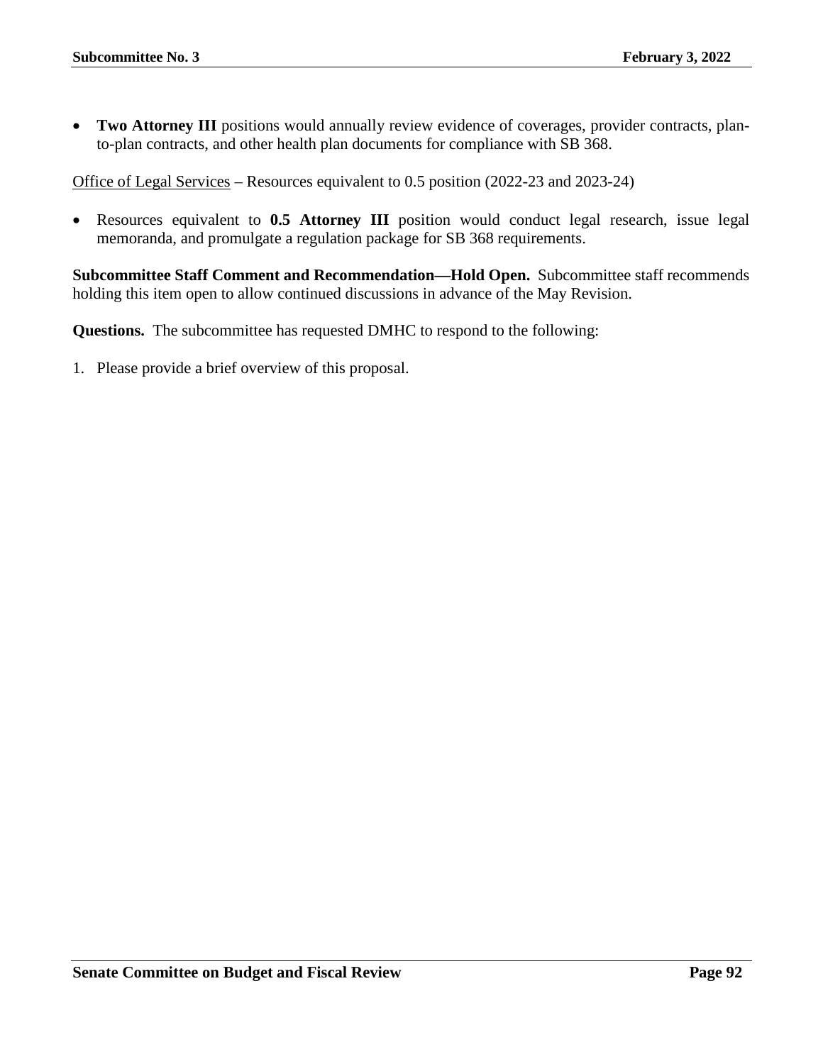- **Two Attorney III** positions would annually review evidence of coverages, provider contracts, plan-to-plan contracts, and other health plan documents for compliance with SB 368.

<u>Office of Legal Services</u> – Resources equivalent to 0.5 position (2022-23 and 2023-24)

- Resources equivalent to **0.5 Attorney III** position would conduct legal research, issue legal memoranda, and promulgate a regulation package for SB 368 requirements.

**Subcommittee Staff Comment and Recommendation—Hold Open.** Subcommittee staff recommends holding this item open to allow continued discussions in advance of the May Revision.

**Questions.** The subcommittee has requested DMHC to respond to the following:

1. Please provide a brief overview of this proposal.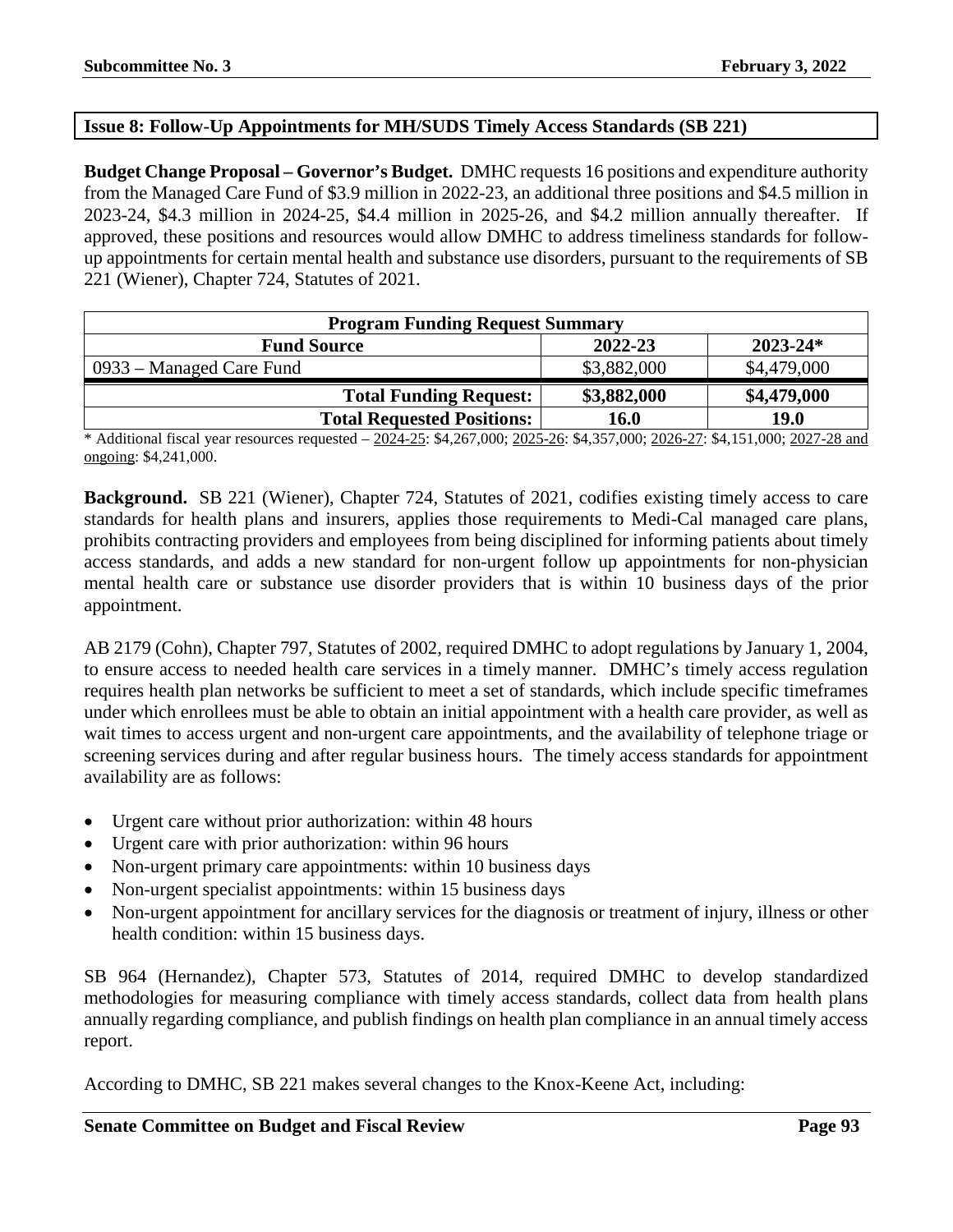**Issue 8: Follow-Up Appointments for MH/SUDS Timely Access Standards (SB 221)**

**Budget Change Proposal – Governor's Budget.** DMHC requests 16 positions and expenditure authority from the Managed Care Fund of $3.9 million in 2022-23, an additional three positions and $4.5 million in 2023-24, $4.3 million in 2024-25, $4.4 million in 2025-26, and $4.2 million annually thereafter. If approved, these positions and resources would allow DMHC to address timeliness standards for follow-up appointments for certain mental health and substance use disorders, pursuant to the requirements of SB 221 (Wiener), Chapter 724, Statutes of 2021.

| Program Funding Request Summary | | |
|---|---|---|
| **Fund Source** | **2022-23** | **2023-24*** |
| 0933 – Managed Care Fund | $3,882,000 | $4,479,000 |
| **Total Funding Request:** | **$3,882,000** | **$4,479,000** |
| **Total Requested Positions:** | **16.0** | **19.0** |

* Additional fiscal year resources requested – 2024-25: $4,267,000; 2025-26: $4,357,000; 2026-27: $4,151,000; 2027-28 and ongoing: $4,241,000.

**Background.** SB 221 (Wiener), Chapter 724, Statutes of 2021, codifies existing timely access to care standards for health plans and insurers, applies those requirements to Medi-Cal managed care plans, prohibits contracting providers and employees from being disciplined for informing patients about timely access standards, and adds a new standard for non-urgent follow up appointments for non-physician mental health care or substance use disorder providers that is within 10 business days of the prior appointment.

AB 2179 (Cohn), Chapter 797, Statutes of 2002, required DMHC to adopt regulations by January 1, 2004, to ensure access to needed health care services in a timely manner. DMHC's timely access regulation requires health plan networks be sufficient to meet a set of standards, which include specific timeframes under which enrollees must be able to obtain an initial appointment with a health care provider, as well as wait times to access urgent and non-urgent care appointments, and the availability of telephone triage or screening services during and after regular business hours. The timely access standards for appointment availability are as follows:

- Urgent care without prior authorization: within 48 hours
- Urgent care with prior authorization: within 96 hours
- Non-urgent primary care appointments: within 10 business days
- Non-urgent specialist appointments: within 15 business days
- Non-urgent appointment for ancillary services for the diagnosis or treatment of injury, illness or other health condition: within 15 business days.

SB 964 (Hernandez), Chapter 573, Statutes of 2014, required DMHC to develop standardized methodologies for measuring compliance with timely access standards, collect data from health plans annually regarding compliance, and publish findings on health plan compliance in an annual timely access report.

According to DMHC, SB 221 makes several changes to the Knox-Keene Act, including: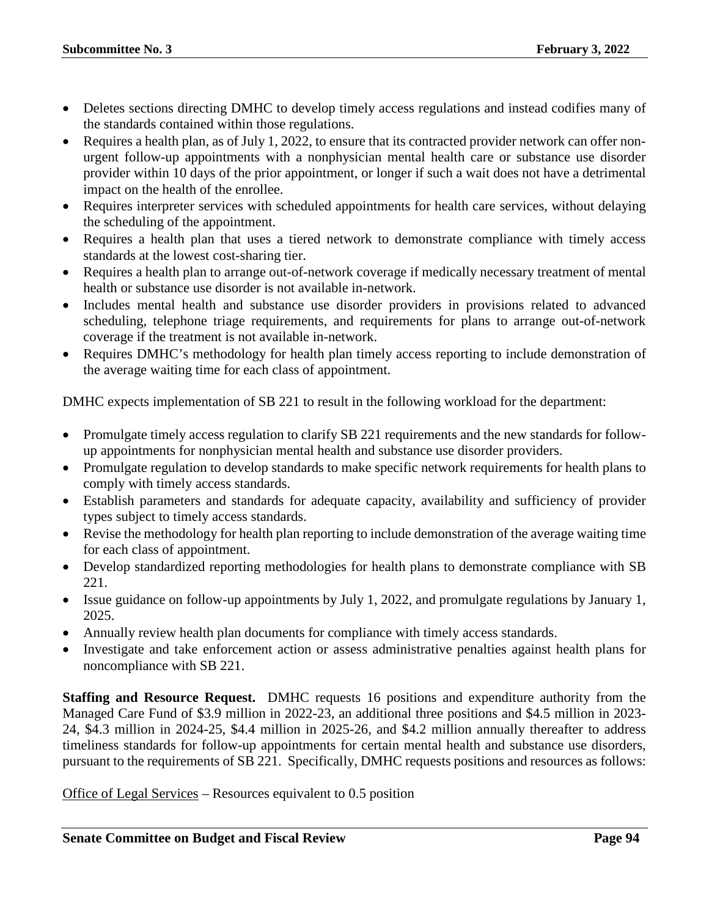- Deletes sections directing DMHC to develop timely access regulations and instead codifies many of the standards contained within those regulations.
- Requires a health plan, as of July 1, 2022, to ensure that its contracted provider network can offer non-urgent follow-up appointments with a nonphysician mental health care or substance use disorder provider within 10 days of the prior appointment, or longer if such a wait does not have a detrimental impact on the health of the enrollee.
- Requires interpreter services with scheduled appointments for health care services, without delaying the scheduling of the appointment.
- Requires a health plan that uses a tiered network to demonstrate compliance with timely access standards at the lowest cost-sharing tier.
- Requires a health plan to arrange out-of-network coverage if medically necessary treatment of mental health or substance use disorder is not available in-network.
- Includes mental health and substance use disorder providers in provisions related to advanced scheduling, telephone triage requirements, and requirements for plans to arrange out-of-network coverage if the treatment is not available in-network.
- Requires DMHC's methodology for health plan timely access reporting to include demonstration of the average waiting time for each class of appointment.

DMHC expects implementation of SB 221 to result in the following workload for the department:

- Promulgate timely access regulation to clarify SB 221 requirements and the new standards for follow-up appointments for nonphysician mental health and substance use disorder providers.
- Promulgate regulation to develop standards to make specific network requirements for health plans to comply with timely access standards.
- Establish parameters and standards for adequate capacity, availability and sufficiency of provider types subject to timely access standards.
- Revise the methodology for health plan reporting to include demonstration of the average waiting time for each class of appointment.
- Develop standardized reporting methodologies for health plans to demonstrate compliance with SB 221.
- Issue guidance on follow-up appointments by July 1, 2022, and promulgate regulations by January 1, 2025.
- Annually review health plan documents for compliance with timely access standards.
- Investigate and take enforcement action or assess administrative penalties against health plans for noncompliance with SB 221.

**Staffing and Resource Request.** DMHC requests 16 positions and expenditure authority from the Managed Care Fund of $3.9 million in 2022-23, an additional three positions and $4.5 million in 2023-24, $4.3 million in 2024-25, $4.4 million in 2025-26, and $4.2 million annually thereafter to address timeliness standards for follow-up appointments for certain mental health and substance use disorders, pursuant to the requirements of SB 221. Specifically, DMHC requests positions and resources as follows:

<u>Office of Legal Services</u> – Resources equivalent to 0.5 position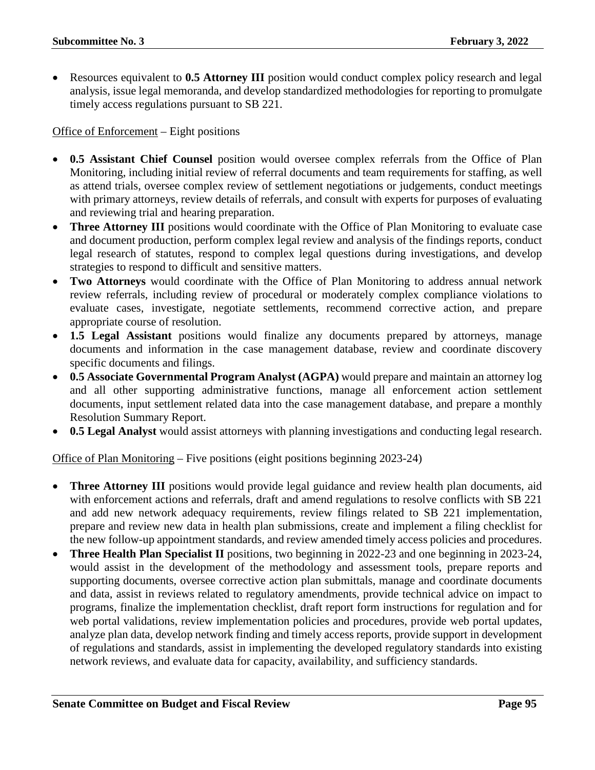- Resources equivalent to **0.5 Attorney III** position would conduct complex policy research and legal analysis, issue legal memoranda, and develop standardized methodologies for reporting to promulgate timely access regulations pursuant to SB 221.

<u>Office of Enforcement</u> – Eight positions

- **0.5 Assistant Chief Counsel** position would oversee complex referrals from the Office of Plan Monitoring, including initial review of referral documents and team requirements for staffing, as well as attend trials, oversee complex review of settlement negotiations or judgements, conduct meetings with primary attorneys, review details of referrals, and consult with experts for purposes of evaluating and reviewing trial and hearing preparation.
- **Three Attorney III** positions would coordinate with the Office of Plan Monitoring to evaluate case and document production, perform complex legal review and analysis of the findings reports, conduct legal research of statutes, respond to complex legal questions during investigations, and develop strategies to respond to difficult and sensitive matters.
- **Two Attorneys** would coordinate with the Office of Plan Monitoring to address annual network review referrals, including review of procedural or moderately complex compliance violations to evaluate cases, investigate, negotiate settlements, recommend corrective action, and prepare appropriate course of resolution.
- **1.5 Legal Assistant** positions would finalize any documents prepared by attorneys, manage documents and information in the case management database, review and coordinate discovery specific documents and filings.
- **0.5 Associate Governmental Program Analyst (AGPA)** would prepare and maintain an attorney log and all other supporting administrative functions, manage all enforcement action settlement documents, input settlement related data into the case management database, and prepare a monthly Resolution Summary Report.
- **0.5 Legal Analyst** would assist attorneys with planning investigations and conducting legal research.

<u>Office of Plan Monitoring</u> – Five positions (eight positions beginning 2023-24)

- **Three Attorney III** positions would provide legal guidance and review health plan documents, aid with enforcement actions and referrals, draft and amend regulations to resolve conflicts with SB 221 and add new network adequacy requirements, review filings related to SB 221 implementation, prepare and review new data in health plan submissions, create and implement a filing checklist for the new follow-up appointment standards, and review amended timely access policies and procedures.
- **Three Health Plan Specialist II** positions, two beginning in 2022-23 and one beginning in 2023-24, would assist in the development of the methodology and assessment tools, prepare reports and supporting documents, oversee corrective action plan submittals, manage and coordinate documents and data, assist in reviews related to regulatory amendments, provide technical advice on impact to programs, finalize the implementation checklist, draft report form instructions for regulation and for web portal validations, review implementation policies and procedures, provide web portal updates, analyze plan data, develop network finding and timely access reports, provide support in development of regulations and standards, assist in implementing the developed regulatory standards into existing network reviews, and evaluate data for capacity, availability, and sufficiency standards.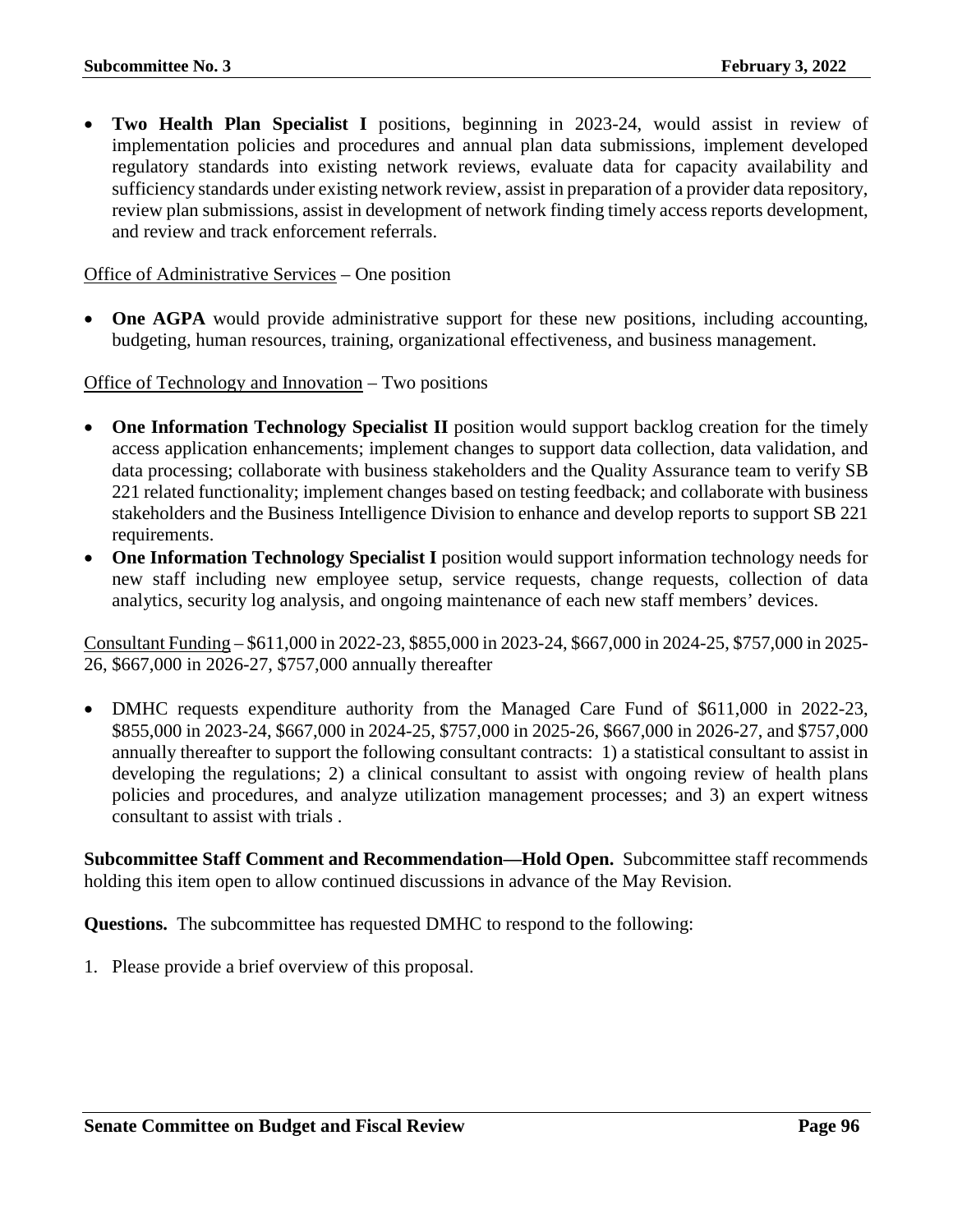- **Two Health Plan Specialist I** positions, beginning in 2023-24, would assist in review of implementation policies and procedures and annual plan data submissions, implement developed regulatory standards into existing network reviews, evaluate data for capacity availability and sufficiency standards under existing network review, assist in preparation of a provider data repository, review plan submissions, assist in development of network finding timely access reports development, and review and track enforcement referrals.

Office of Administrative Services – One position

- **One AGPA** would provide administrative support for these new positions, including accounting, budgeting, human resources, training, organizational effectiveness, and business management.

Office of Technology and Innovation – Two positions

- **One Information Technology Specialist II** position would support backlog creation for the timely access application enhancements; implement changes to support data collection, data validation, and data processing; collaborate with business stakeholders and the Quality Assurance team to verify SB 221 related functionality; implement changes based on testing feedback; and collaborate with business stakeholders and the Business Intelligence Division to enhance and develop reports to support SB 221 requirements.
- **One Information Technology Specialist I** position would support information technology needs for new staff including new employee setup, service requests, change requests, collection of data analytics, security log analysis, and ongoing maintenance of each new staff members' devices.

Consultant Funding – $611,000 in 2022-23, $855,000 in 2023-24, $667,000 in 2024-25, $757,000 in 2025-26, $667,000 in 2026-27, $757,000 annually thereafter

- DMHC requests expenditure authority from the Managed Care Fund of $611,000 in 2022-23, $855,000 in 2023-24, $667,000 in 2024-25, $757,000 in 2025-26, $667,000 in 2026-27, and $757,000 annually thereafter to support the following consultant contracts: 1) a statistical consultant to assist in developing the regulations; 2) a clinical consultant to assist with ongoing review of health plans policies and procedures, and analyze utilization management processes; and 3) an expert witness consultant to assist with trials .

**Subcommittee Staff Comment and Recommendation—Hold Open.** Subcommittee staff recommends holding this item open to allow continued discussions in advance of the May Revision.

**Questions.** The subcommittee has requested DMHC to respond to the following:

1. Please provide a brief overview of this proposal.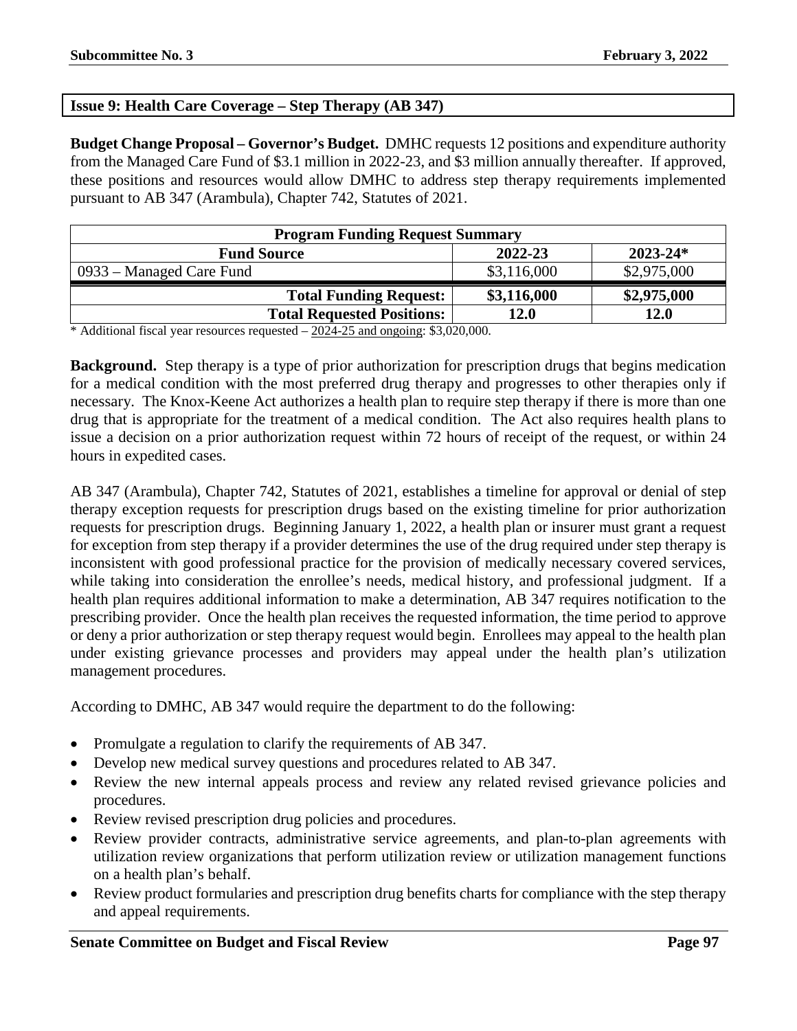## Issue 9: Health Care Coverage – Step Therapy (AB 347)

**Budget Change Proposal – Governor's Budget.** DMHC requests 12 positions and expenditure authority from the Managed Care Fund of $3.1 million in 2022-23, and $3 million annually thereafter. If approved, these positions and resources would allow DMHC to address step therapy requirements implemented pursuant to AB 347 (Arambula), Chapter 742, Statutes of 2021.

| Program Funding Request Summary | | |
|---|---|---|
| **Fund Source** | **2022-23** | **2023-24*** |
| 0933 – Managed Care Fund | $3,116,000 | $2,975,000 |
| **Total Funding Request:** | **$3,116,000** | **$2,975,000** |
| **Total Requested Positions:** | **12.0** | **12.0** |

* Additional fiscal year resources requested – 2024-25 and ongoing: $3,020,000.

**Background.** Step therapy is a type of prior authorization for prescription drugs that begins medication for a medical condition with the most preferred drug therapy and progresses to other therapies only if necessary. The Knox-Keene Act authorizes a health plan to require step therapy if there is more than one drug that is appropriate for the treatment of a medical condition. The Act also requires health plans to issue a decision on a prior authorization request within 72 hours of receipt of the request, or within 24 hours in expedited cases.

AB 347 (Arambula), Chapter 742, Statutes of 2021, establishes a timeline for approval or denial of step therapy exception requests for prescription drugs based on the existing timeline for prior authorization requests for prescription drugs. Beginning January 1, 2022, a health plan or insurer must grant a request for exception from step therapy if a provider determines the use of the drug required under step therapy is inconsistent with good professional practice for the provision of medically necessary covered services, while taking into consideration the enrollee's needs, medical history, and professional judgment. If a health plan requires additional information to make a determination, AB 347 requires notification to the prescribing provider. Once the health plan receives the requested information, the time period to approve or deny a prior authorization or step therapy request would begin. Enrollees may appeal to the health plan under existing grievance processes and providers may appeal under the health plan's utilization management procedures.

According to DMHC, AB 347 would require the department to do the following:

- Promulgate a regulation to clarify the requirements of AB 347.
- Develop new medical survey questions and procedures related to AB 347.
- Review the new internal appeals process and review any related revised grievance policies and procedures.
- Review revised prescription drug policies and procedures.
- Review provider contracts, administrative service agreements, and plan-to-plan agreements with utilization review organizations that perform utilization review or utilization management functions on a health plan's behalf.
- Review product formularies and prescription drug benefits charts for compliance with the step therapy and appeal requirements.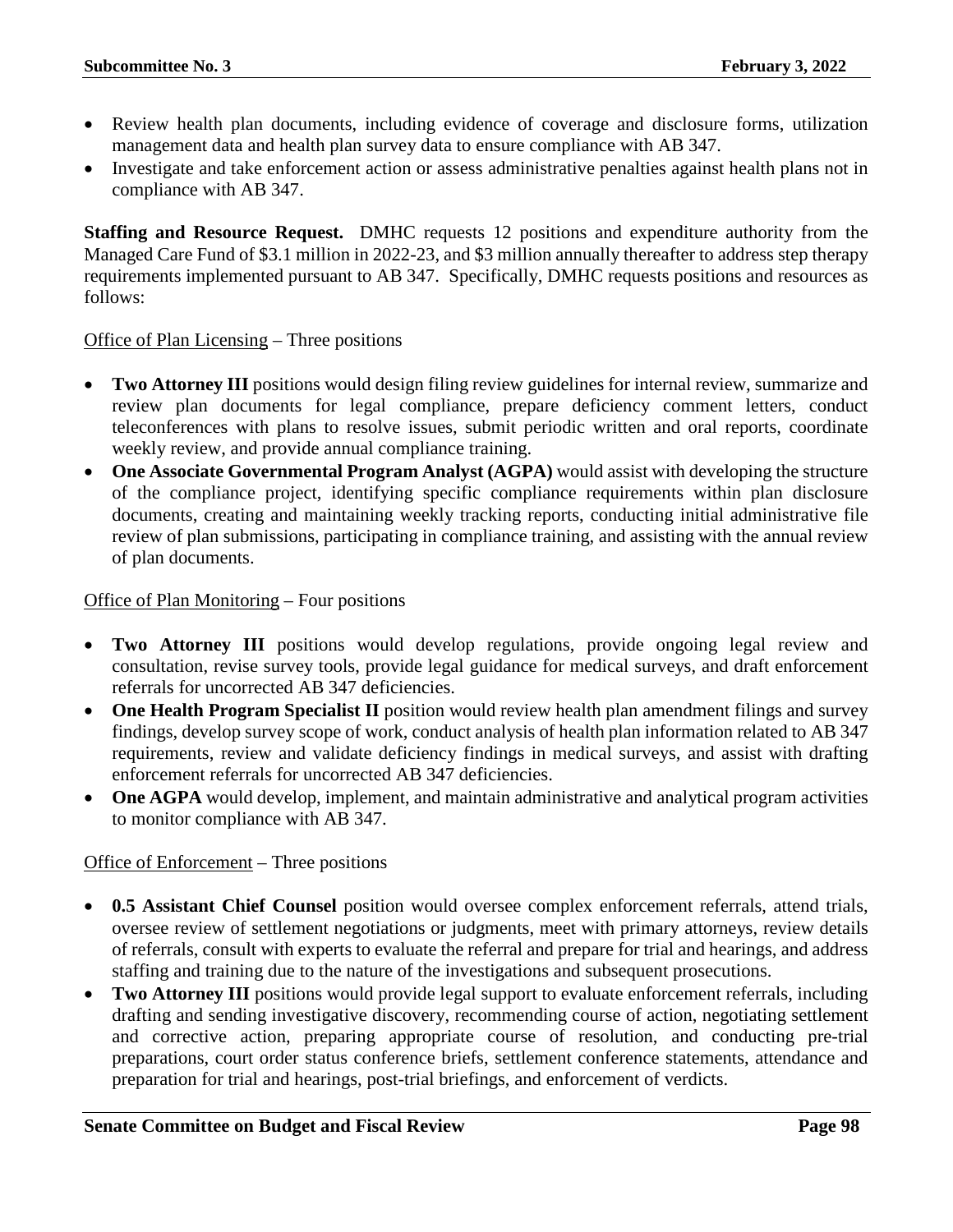- Review health plan documents, including evidence of coverage and disclosure forms, utilization management data and health plan survey data to ensure compliance with AB 347.
- Investigate and take enforcement action or assess administrative penalties against health plans not in compliance with AB 347.

**Staffing and Resource Request.** DMHC requests 12 positions and expenditure authority from the Managed Care Fund of $3.1 million in 2022-23, and $3 million annually thereafter to address step therapy requirements implemented pursuant to AB 347. Specifically, DMHC requests positions and resources as follows:

Office of Plan Licensing – Three positions

- **Two Attorney III** positions would design filing review guidelines for internal review, summarize and review plan documents for legal compliance, prepare deficiency comment letters, conduct teleconferences with plans to resolve issues, submit periodic written and oral reports, coordinate weekly review, and provide annual compliance training.
- **One Associate Governmental Program Analyst (AGPA)** would assist with developing the structure of the compliance project, identifying specific compliance requirements within plan disclosure documents, creating and maintaining weekly tracking reports, conducting initial administrative file review of plan submissions, participating in compliance training, and assisting with the annual review of plan documents.

Office of Plan Monitoring – Four positions

- **Two Attorney III** positions would develop regulations, provide ongoing legal review and consultation, revise survey tools, provide legal guidance for medical surveys, and draft enforcement referrals for uncorrected AB 347 deficiencies.
- **One Health Program Specialist II** position would review health plan amendment filings and survey findings, develop survey scope of work, conduct analysis of health plan information related to AB 347 requirements, review and validate deficiency findings in medical surveys, and assist with drafting enforcement referrals for uncorrected AB 347 deficiencies.
- **One AGPA** would develop, implement, and maintain administrative and analytical program activities to monitor compliance with AB 347.

Office of Enforcement – Three positions

- **0.5 Assistant Chief Counsel** position would oversee complex enforcement referrals, attend trials, oversee review of settlement negotiations or judgments, meet with primary attorneys, review details of referrals, consult with experts to evaluate the referral and prepare for trial and hearings, and address staffing and training due to the nature of the investigations and subsequent prosecutions.
- **Two Attorney III** positions would provide legal support to evaluate enforcement referrals, including drafting and sending investigative discovery, recommending course of action, negotiating settlement and corrective action, preparing appropriate course of resolution, and conducting pre-trial preparations, court order status conference briefs, settlement conference statements, attendance and preparation for trial and hearings, post-trial briefings, and enforcement of verdicts.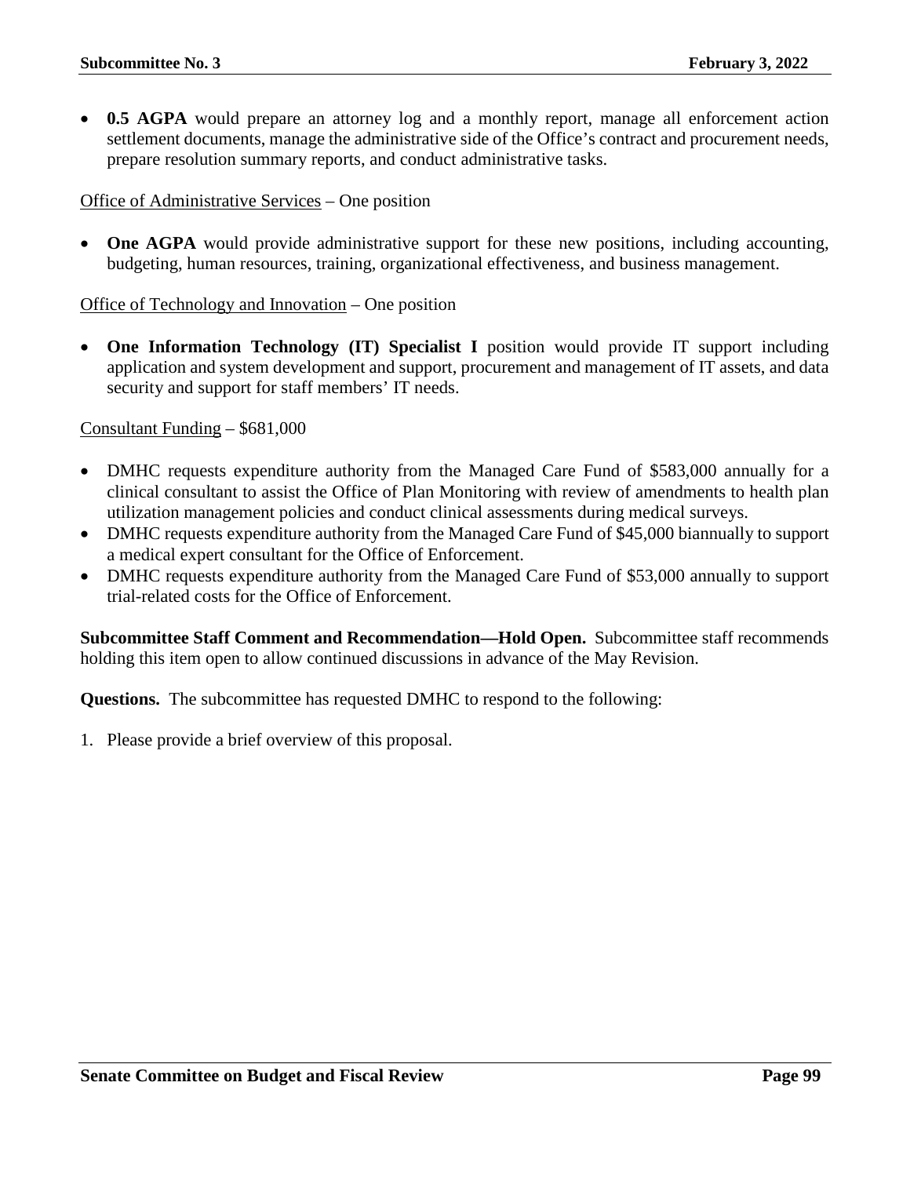- **0.5 AGPA** would prepare an attorney log and a monthly report, manage all enforcement action settlement documents, manage the administrative side of the Office's contract and procurement needs, prepare resolution summary reports, and conduct administrative tasks.

<u>Office of Administrative Services</u> – One position

- **One AGPA** would provide administrative support for these new positions, including accounting, budgeting, human resources, training, organizational effectiveness, and business management.

<u>Office of Technology and Innovation</u> – One position

- **One Information Technology (IT) Specialist I** position would provide IT support including application and system development and support, procurement and management of IT assets, and data security and support for staff members' IT needs.

<u>Consultant Funding</u> – $681,000

- DMHC requests expenditure authority from the Managed Care Fund of $583,000 annually for a clinical consultant to assist the Office of Plan Monitoring with review of amendments to health plan utilization management policies and conduct clinical assessments during medical surveys.
- DMHC requests expenditure authority from the Managed Care Fund of $45,000 biannually to support a medical expert consultant for the Office of Enforcement.
- DMHC requests expenditure authority from the Managed Care Fund of $53,000 annually to support trial-related costs for the Office of Enforcement.

**Subcommittee Staff Comment and Recommendation—Hold Open.** Subcommittee staff recommends holding this item open to allow continued discussions in advance of the May Revision.

**Questions.** The subcommittee has requested DMHC to respond to the following:

1. Please provide a brief overview of this proposal.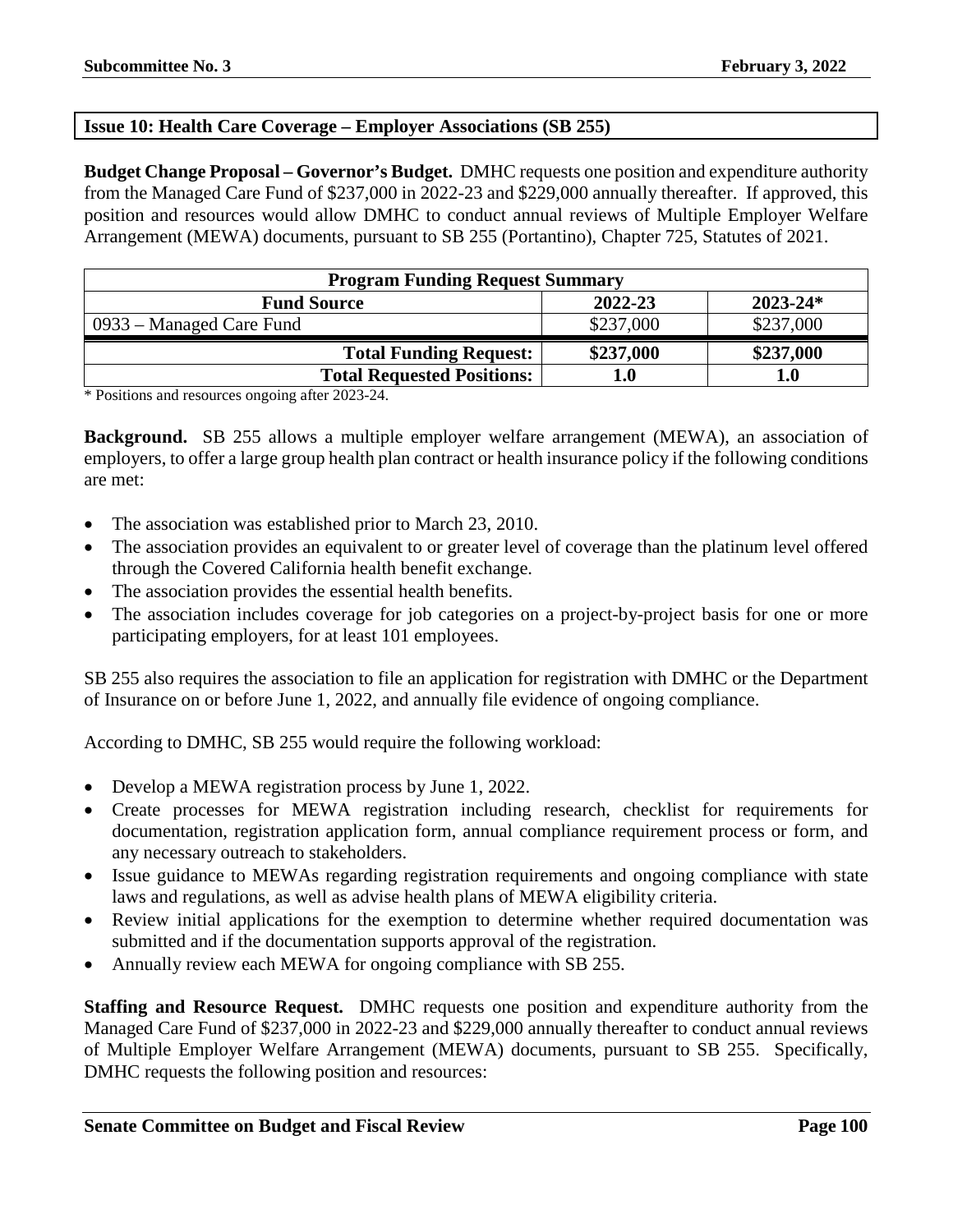**Issue 10: Health Care Coverage – Employer Associations (SB 255)**

**Budget Change Proposal – Governor's Budget.** DMHC requests one position and expenditure authority from the Managed Care Fund of $237,000 in 2022-23 and $229,000 annually thereafter. If approved, this position and resources would allow DMHC to conduct annual reviews of Multiple Employer Welfare Arrangement (MEWA) documents, pursuant to SB 255 (Portantino), Chapter 725, Statutes of 2021.

| Program Funding Request Summary | | |
|---|---|---|
| **Fund Source** | **2022-23** | **2023-24*** |
| 0933 – Managed Care Fund | $237,000 | $237,000 |
| **Total Funding Request:** | **$237,000** | **$237,000** |
| **Total Requested Positions:** | **1.0** | **1.0** |

* Positions and resources ongoing after 2023-24.

**Background.** SB 255 allows a multiple employer welfare arrangement (MEWA), an association of employers, to offer a large group health plan contract or health insurance policy if the following conditions are met:

- The association was established prior to March 23, 2010.
- The association provides an equivalent to or greater level of coverage than the platinum level offered through the Covered California health benefit exchange.
- The association provides the essential health benefits.
- The association includes coverage for job categories on a project-by-project basis for one or more participating employers, for at least 101 employees.

SB 255 also requires the association to file an application for registration with DMHC or the Department of Insurance on or before June 1, 2022, and annually file evidence of ongoing compliance.

According to DMHC, SB 255 would require the following workload:

- Develop a MEWA registration process by June 1, 2022.
- Create processes for MEWA registration including research, checklist for requirements for documentation, registration application form, annual compliance requirement process or form, and any necessary outreach to stakeholders.
- Issue guidance to MEWAs regarding registration requirements and ongoing compliance with state laws and regulations, as well as advise health plans of MEWA eligibility criteria.
- Review initial applications for the exemption to determine whether required documentation was submitted and if the documentation supports approval of the registration.
- Annually review each MEWA for ongoing compliance with SB 255.

**Staffing and Resource Request.** DMHC requests one position and expenditure authority from the Managed Care Fund of $237,000 in 2022-23 and $229,000 annually thereafter to conduct annual reviews of Multiple Employer Welfare Arrangement (MEWA) documents, pursuant to SB 255. Specifically, DMHC requests the following position and resources: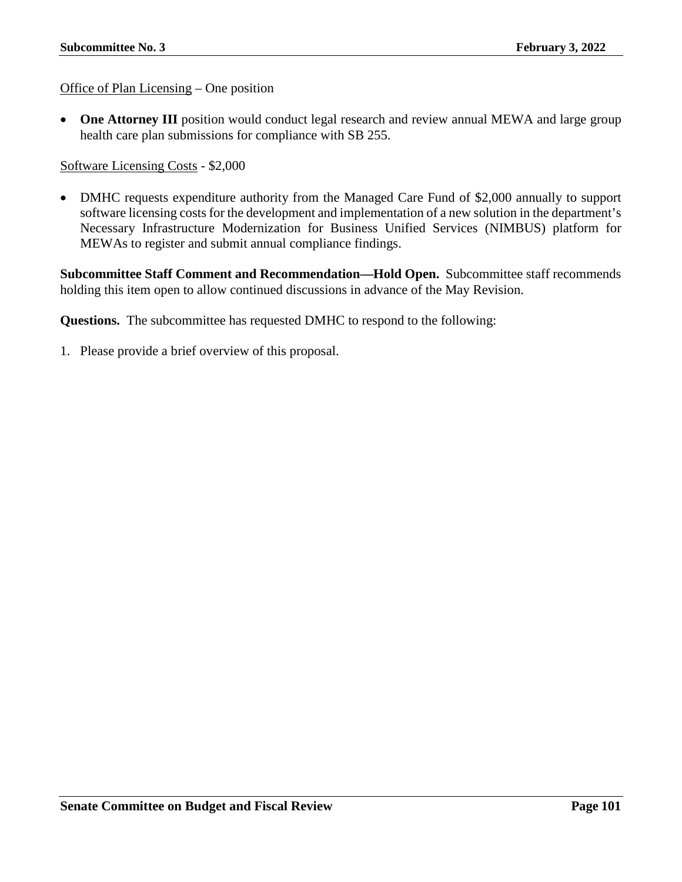<u>Office of Plan Licensing</u> – One position

- **One Attorney III** position would conduct legal research and review annual MEWA and large group health care plan submissions for compliance with SB 255.

<u>Software Licensing Costs</u> - $2,000

- DMHC requests expenditure authority from the Managed Care Fund of $2,000 annually to support software licensing costs for the development and implementation of a new solution in the department's Necessary Infrastructure Modernization for Business Unified Services (NIMBUS) platform for MEWAs to register and submit annual compliance findings.

**Subcommittee Staff Comment and Recommendation—Hold Open.** Subcommittee staff recommends holding this item open to allow continued discussions in advance of the May Revision.

**Questions.** The subcommittee has requested DMHC to respond to the following:

1. Please provide a brief overview of this proposal.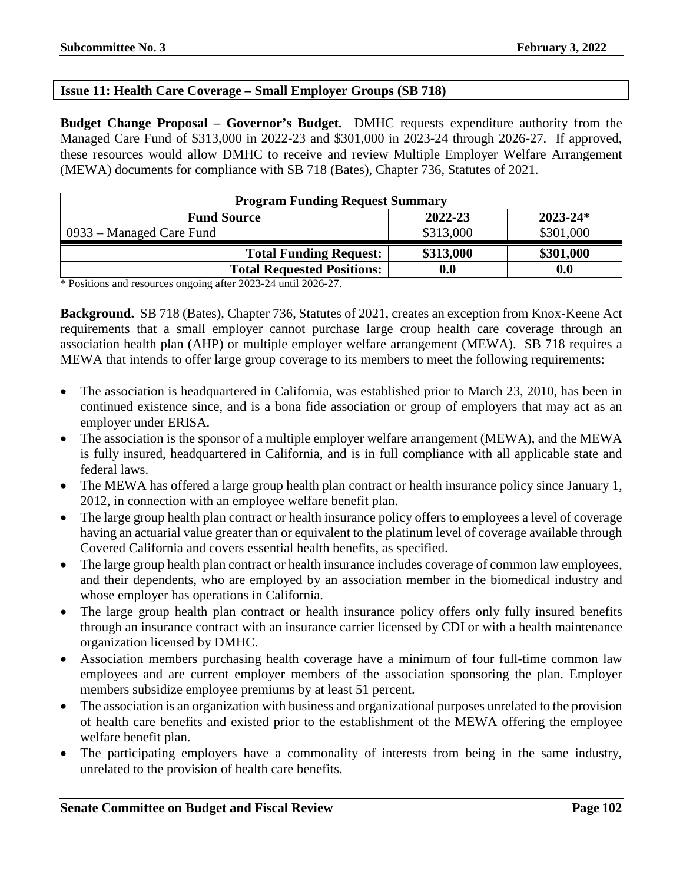## Issue 11: Health Care Coverage – Small Employer Groups (SB 718)

**Budget Change Proposal – Governor's Budget.** DMHC requests expenditure authority from the Managed Care Fund of $313,000 in 2022-23 and $301,000 in 2023-24 through 2026-27. If approved, these resources would allow DMHC to receive and review Multiple Employer Welfare Arrangement (MEWA) documents for compliance with SB 718 (Bates), Chapter 736, Statutes of 2021.

| Program Funding Request Summary | | |
|---|---|---|
| **Fund Source** | **2022-23** | **2023-24*** |
| 0933 – Managed Care Fund | $313,000 | $301,000 |
| **Total Funding Request:** | **$313,000** | **$301,000** |
| **Total Requested Positions:** | **0.0** | **0.0** |

* Positions and resources ongoing after 2023-24 until 2026-27.

**Background.** SB 718 (Bates), Chapter 736, Statutes of 2021, creates an exception from Knox-Keene Act requirements that a small employer cannot purchase large croup health care coverage through an association health plan (AHP) or multiple employer welfare arrangement (MEWA). SB 718 requires a MEWA that intends to offer large group coverage to its members to meet the following requirements:

- The association is headquartered in California, was established prior to March 23, 2010, has been in continued existence since, and is a bona fide association or group of employers that may act as an employer under ERISA.
- The association is the sponsor of a multiple employer welfare arrangement (MEWA), and the MEWA is fully insured, headquartered in California, and is in full compliance with all applicable state and federal laws.
- The MEWA has offered a large group health plan contract or health insurance policy since January 1, 2012, in connection with an employee welfare benefit plan.
- The large group health plan contract or health insurance policy offers to employees a level of coverage having an actuarial value greater than or equivalent to the platinum level of coverage available through Covered California and covers essential health benefits, as specified.
- The large group health plan contract or health insurance includes coverage of common law employees, and their dependents, who are employed by an association member in the biomedical industry and whose employer has operations in California.
- The large group health plan contract or health insurance policy offers only fully insured benefits through an insurance contract with an insurance carrier licensed by CDI or with a health maintenance organization licensed by DMHC.
- Association members purchasing health coverage have a minimum of four full-time common law employees and are current employer members of the association sponsoring the plan. Employer members subsidize employee premiums by at least 51 percent.
- The association is an organization with business and organizational purposes unrelated to the provision of health care benefits and existed prior to the establishment of the MEWA offering the employee welfare benefit plan.
- The participating employers have a commonality of interests from being in the same industry, unrelated to the provision of health care benefits.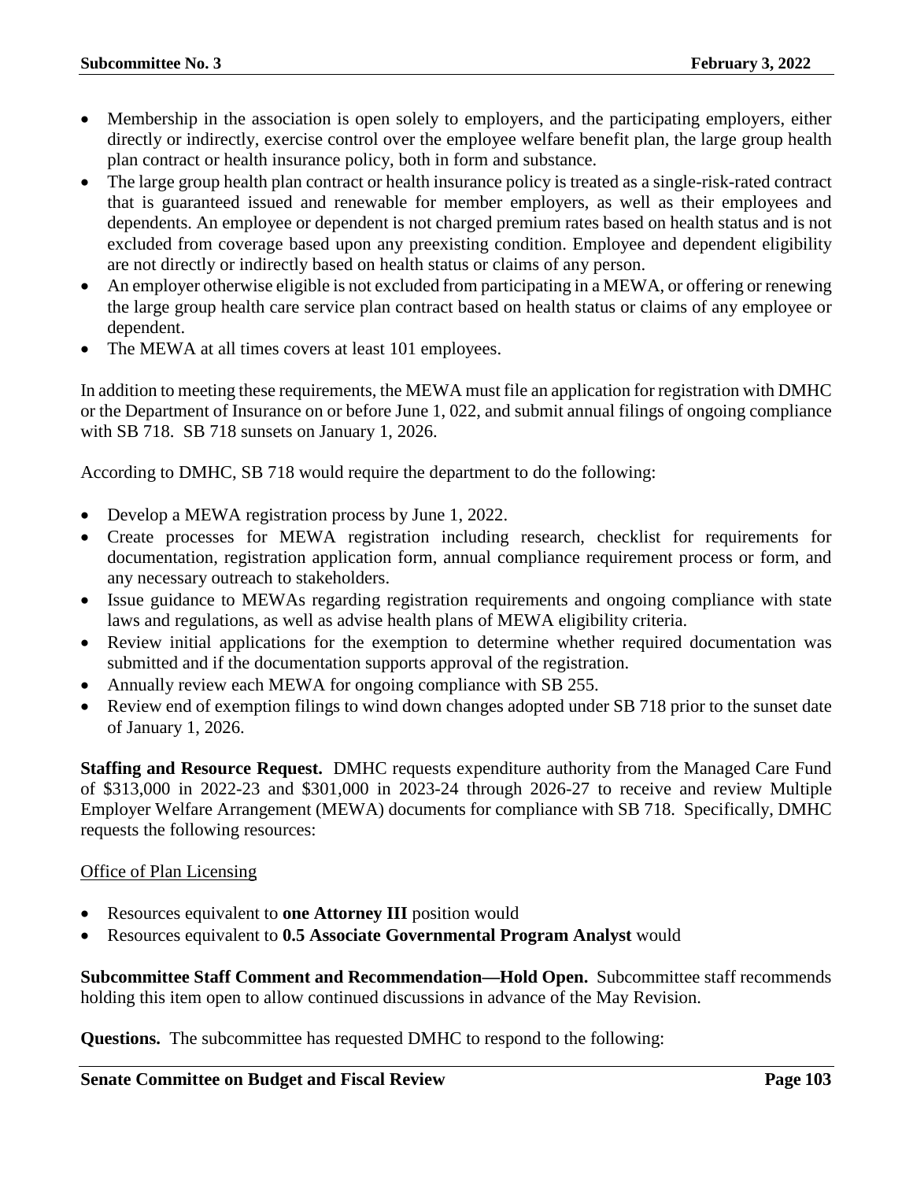- Membership in the association is open solely to employers, and the participating employers, either directly or indirectly, exercise control over the employee welfare benefit plan, the large group health plan contract or health insurance policy, both in form and substance.
- The large group health plan contract or health insurance policy is treated as a single-risk-rated contract that is guaranteed issued and renewable for member employers, as well as their employees and dependents. An employee or dependent is not charged premium rates based on health status and is not excluded from coverage based upon any preexisting condition. Employee and dependent eligibility are not directly or indirectly based on health status or claims of any person.
- An employer otherwise eligible is not excluded from participating in a MEWA, or offering or renewing the large group health care service plan contract based on health status or claims of any employee or dependent.
- The MEWA at all times covers at least 101 employees.

In addition to meeting these requirements, the MEWA must file an application for registration with DMHC or the Department of Insurance on or before June 1, 022, and submit annual filings of ongoing compliance with SB 718. SB 718 sunsets on January 1, 2026.

According to DMHC, SB 718 would require the department to do the following:

- Develop a MEWA registration process by June 1, 2022.
- Create processes for MEWA registration including research, checklist for requirements for documentation, registration application form, annual compliance requirement process or form, and any necessary outreach to stakeholders.
- Issue guidance to MEWAs regarding registration requirements and ongoing compliance with state laws and regulations, as well as advise health plans of MEWA eligibility criteria.
- Review initial applications for the exemption to determine whether required documentation was submitted and if the documentation supports approval of the registration.
- Annually review each MEWA for ongoing compliance with SB 255.
- Review end of exemption filings to wind down changes adopted under SB 718 prior to the sunset date of January 1, 2026.

**Staffing and Resource Request.** DMHC requests expenditure authority from the Managed Care Fund of $313,000 in 2022-23 and $301,000 in 2023-24 through 2026-27 to receive and review Multiple Employer Welfare Arrangement (MEWA) documents for compliance with SB 718. Specifically, DMHC requests the following resources:

Office of Plan Licensing

- Resources equivalent to **one Attorney III** position would
- Resources equivalent to **0.5 Associate Governmental Program Analyst** would

**Subcommittee Staff Comment and Recommendation—Hold Open.** Subcommittee staff recommends holding this item open to allow continued discussions in advance of the May Revision.

**Questions.** The subcommittee has requested DMHC to respond to the following: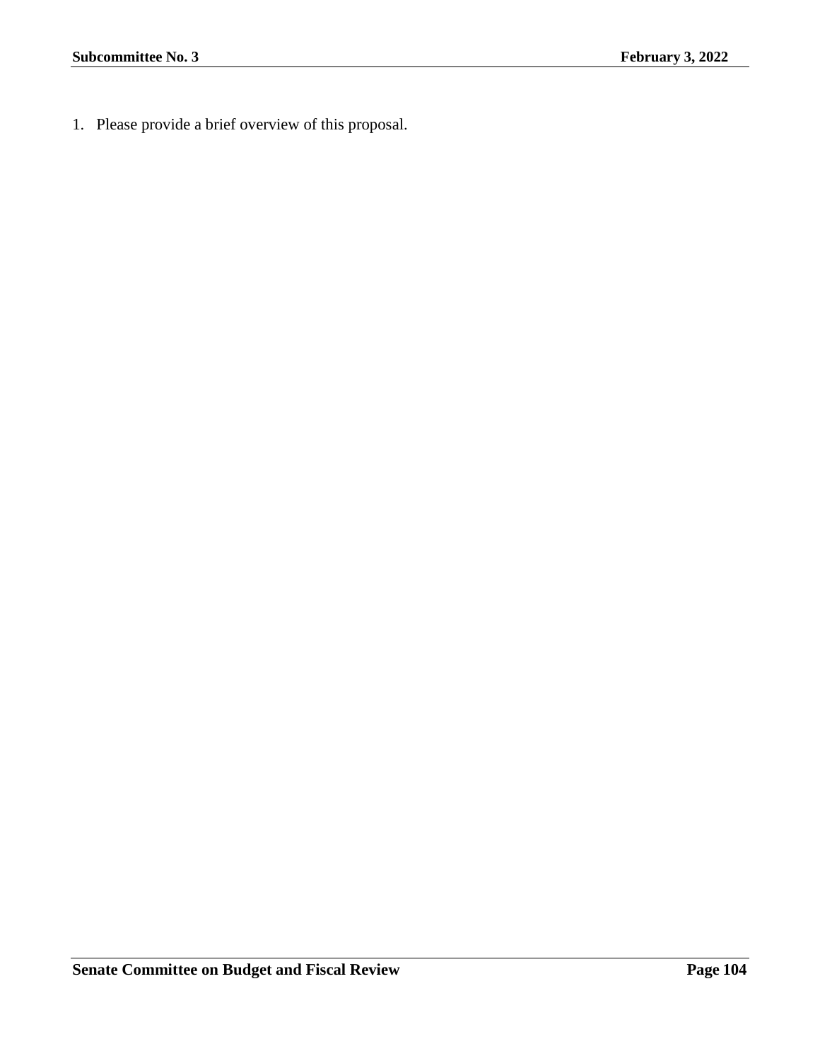1. Please provide a brief overview of this proposal.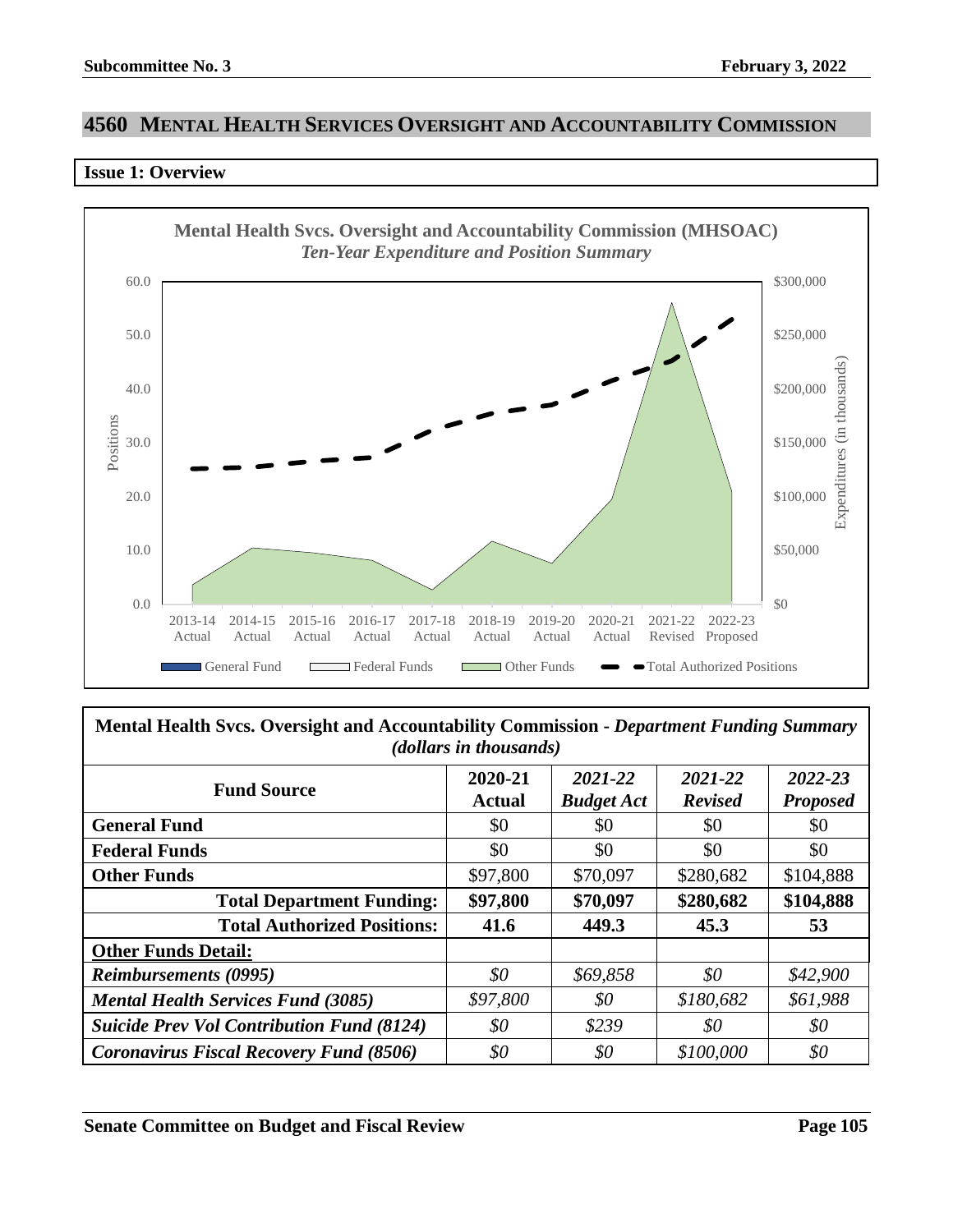# 4560 MENTAL HEALTH SERVICES OVERSIGHT AND ACCOUNTABILITY COMMISSION

## Issue 1: Overview

**Mental Health Svcs. Oversight and Accountability Commission (MHSOAC)**
*Ten-Year Expenditure and Position Summary*

| Mental Health Svcs. Oversight and Accountability Commission - *Department Funding Summary (dollars in thousands)* | | | | |
|---|---|---|---|---|
| **Fund Source** | **2020-21 Actual** | ***2021-22 Budget Act*** | ***2021-22 Revised*** | ***2022-23 Proposed*** |
| **General Fund** | $0 | $0 | $0 | $0 |
| **Federal Funds** | $0 | $0 | $0 | $0 |
| **Other Funds** | $97,800 | $70,097 | $280,682 | $104,888 |
| **Total Department Funding:** | **$97,800** | **$70,097** | **$280,682** | **$104,888** |
| **Total Authorized Positions:** | **41.6** | **449.3** | **45.3** | **53** |
| **Other Funds Detail:** | | | | |
| ***Reimbursements (0995)*** | *$0* | *$69,858* | *$0* | *$42,900* |
| ***Mental Health Services Fund (3085)*** | *$97,800* | *$0* | *$180,682* | *$61,988* |
| ***Suicide Prev Vol Contribution Fund (8124)*** | *$0* | *$239* | *$0* | *$0* |
| ***Coronavirus Fiscal Recovery Fund (8506)*** | *$0* | *$0* | *$100,000* | *$0* |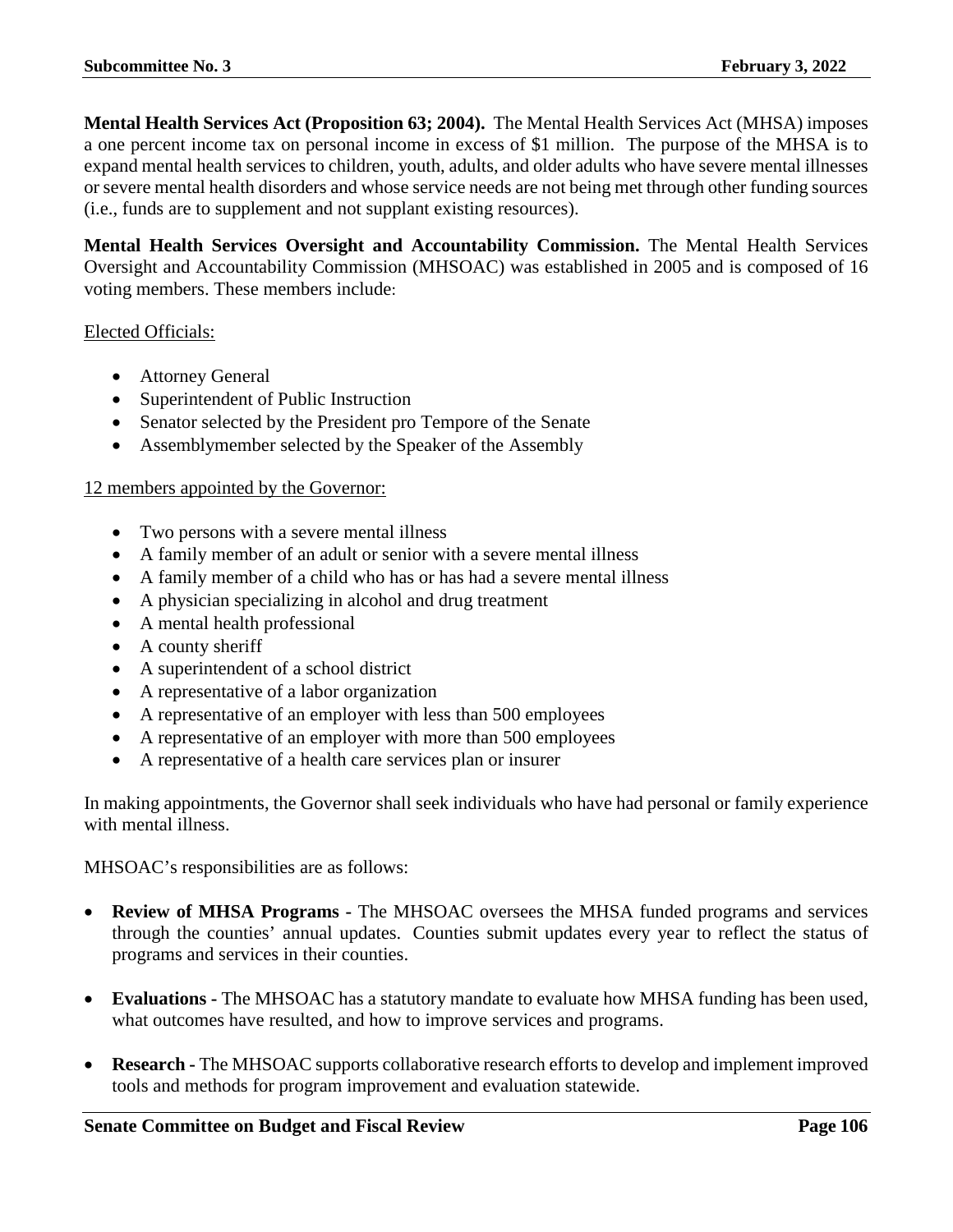**Mental Health Services Act (Proposition 63; 2004).** The Mental Health Services Act (MHSA) imposes a one percent income tax on personal income in excess of $1 million. The purpose of the MHSA is to expand mental health services to children, youth, adults, and older adults who have severe mental illnesses or severe mental health disorders and whose service needs are not being met through other funding sources (i.e., funds are to supplement and not supplant existing resources).

**Mental Health Services Oversight and Accountability Commission.** The Mental Health Services Oversight and Accountability Commission (MHSOAC) was established in 2005 and is composed of 16 voting members. These members include:

<u>Elected Officials:</u>

- Attorney General
- Superintendent of Public Instruction
- Senator selected by the President pro Tempore of the Senate
- Assemblymember selected by the Speaker of the Assembly

<u>12 members appointed by the Governor:</u>

- Two persons with a severe mental illness
- A family member of an adult or senior with a severe mental illness
- A family member of a child who has or has had a severe mental illness
- A physician specializing in alcohol and drug treatment
- A mental health professional
- A county sheriff
- A superintendent of a school district
- A representative of a labor organization
- A representative of an employer with less than 500 employees
- A representative of an employer with more than 500 employees
- A representative of a health care services plan or insurer

In making appointments, the Governor shall seek individuals who have had personal or family experience with mental illness.

MHSOAC's responsibilities are as follows:

- **Review of MHSA Programs -** The MHSOAC oversees the MHSA funded programs and services through the counties' annual updates. Counties submit updates every year to reflect the status of programs and services in their counties.

- **Evaluations -** The MHSOAC has a statutory mandate to evaluate how MHSA funding has been used, what outcomes have resulted, and how to improve services and programs.

- **Research -** The MHSOAC supports collaborative research efforts to develop and implement improved tools and methods for program improvement and evaluation statewide.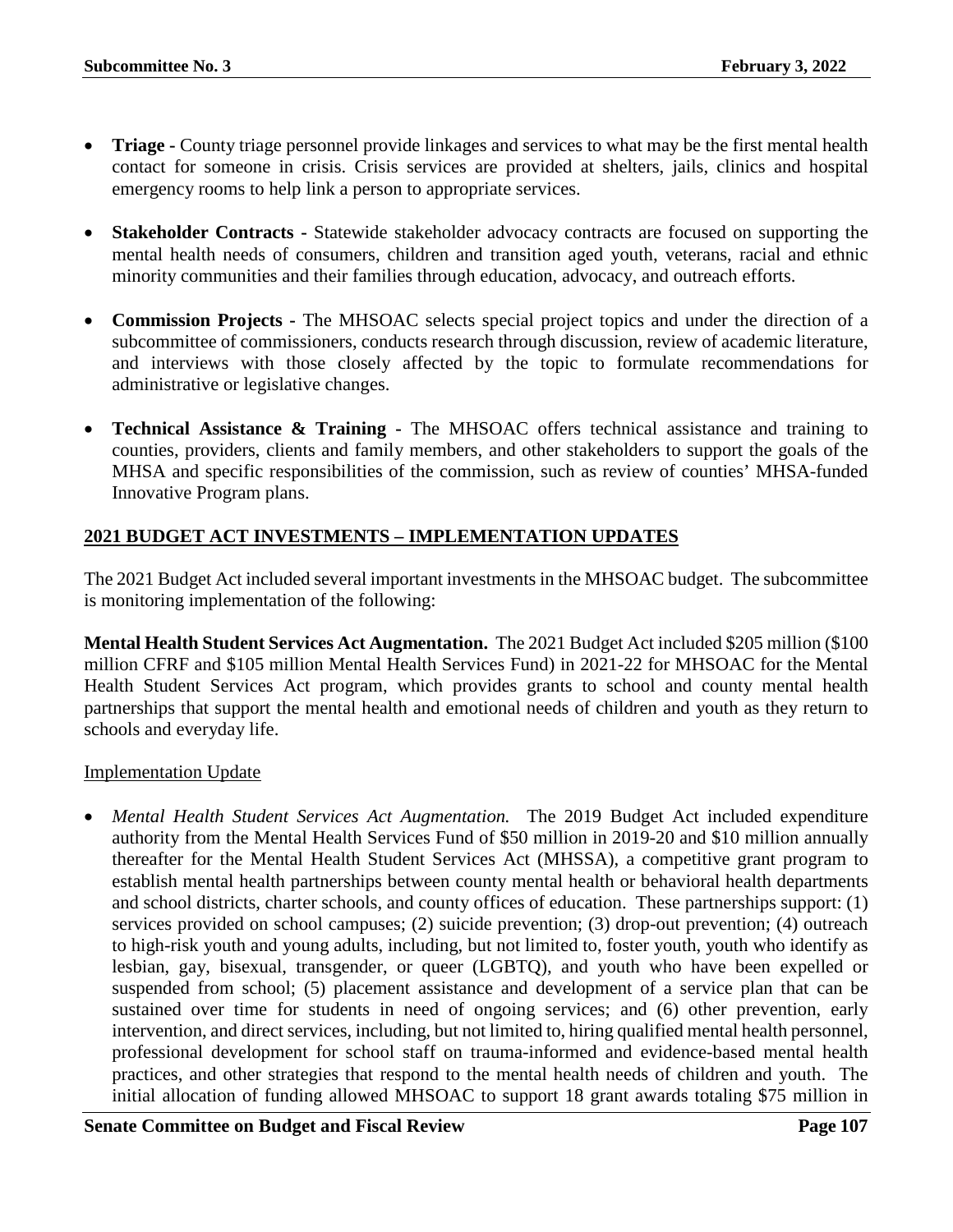- **Triage -** County triage personnel provide linkages and services to what may be the first mental health contact for someone in crisis. Crisis services are provided at shelters, jails, clinics and hospital emergency rooms to help link a person to appropriate services.

- **Stakeholder Contracts -** Statewide stakeholder advocacy contracts are focused on supporting the mental health needs of consumers, children and transition aged youth, veterans, racial and ethnic minority communities and their families through education, advocacy, and outreach efforts.

- **Commission Projects -** The MHSOAC selects special project topics and under the direction of a subcommittee of commissioners, conducts research through discussion, review of academic literature, and interviews with those closely affected by the topic to formulate recommendations for administrative or legislative changes.

- **Technical Assistance & Training -** The MHSOAC offers technical assistance and training to counties, providers, clients and family members, and other stakeholders to support the goals of the MHSA and specific responsibilities of the commission, such as review of counties' MHSA-funded Innovative Program plans.

## 2021 BUDGET ACT INVESTMENTS – IMPLEMENTATION UPDATES

The 2021 Budget Act included several important investments in the MHSOAC budget. The subcommittee is monitoring implementation of the following:

**Mental Health Student Services Act Augmentation.** The 2021 Budget Act included $205 million ($100 million CFRF and $105 million Mental Health Services Fund) in 2021-22 for MHSOAC for the Mental Health Student Services Act program, which provides grants to school and county mental health partnerships that support the mental health and emotional needs of children and youth as they return to schools and everyday life.

Implementation Update

- *Mental Health Student Services Act Augmentation.* The 2019 Budget Act included expenditure authority from the Mental Health Services Fund of $50 million in 2019-20 and $10 million annually thereafter for the Mental Health Student Services Act (MHSSA), a competitive grant program to establish mental health partnerships between county mental health or behavioral health departments and school districts, charter schools, and county offices of education. These partnerships support: (1) services provided on school campuses; (2) suicide prevention; (3) drop-out prevention; (4) outreach to high-risk youth and young adults, including, but not limited to, foster youth, youth who identify as lesbian, gay, bisexual, transgender, or queer (LGBTQ), and youth who have been expelled or suspended from school; (5) placement assistance and development of a service plan that can be sustained over time for students in need of ongoing services; and (6) other prevention, early intervention, and direct services, including, but not limited to, hiring qualified mental health personnel, professional development for school staff on trauma-informed and evidence-based mental health practices, and other strategies that respond to the mental health needs of children and youth. The initial allocation of funding allowed MHSOAC to support 18 grant awards totaling $75 million in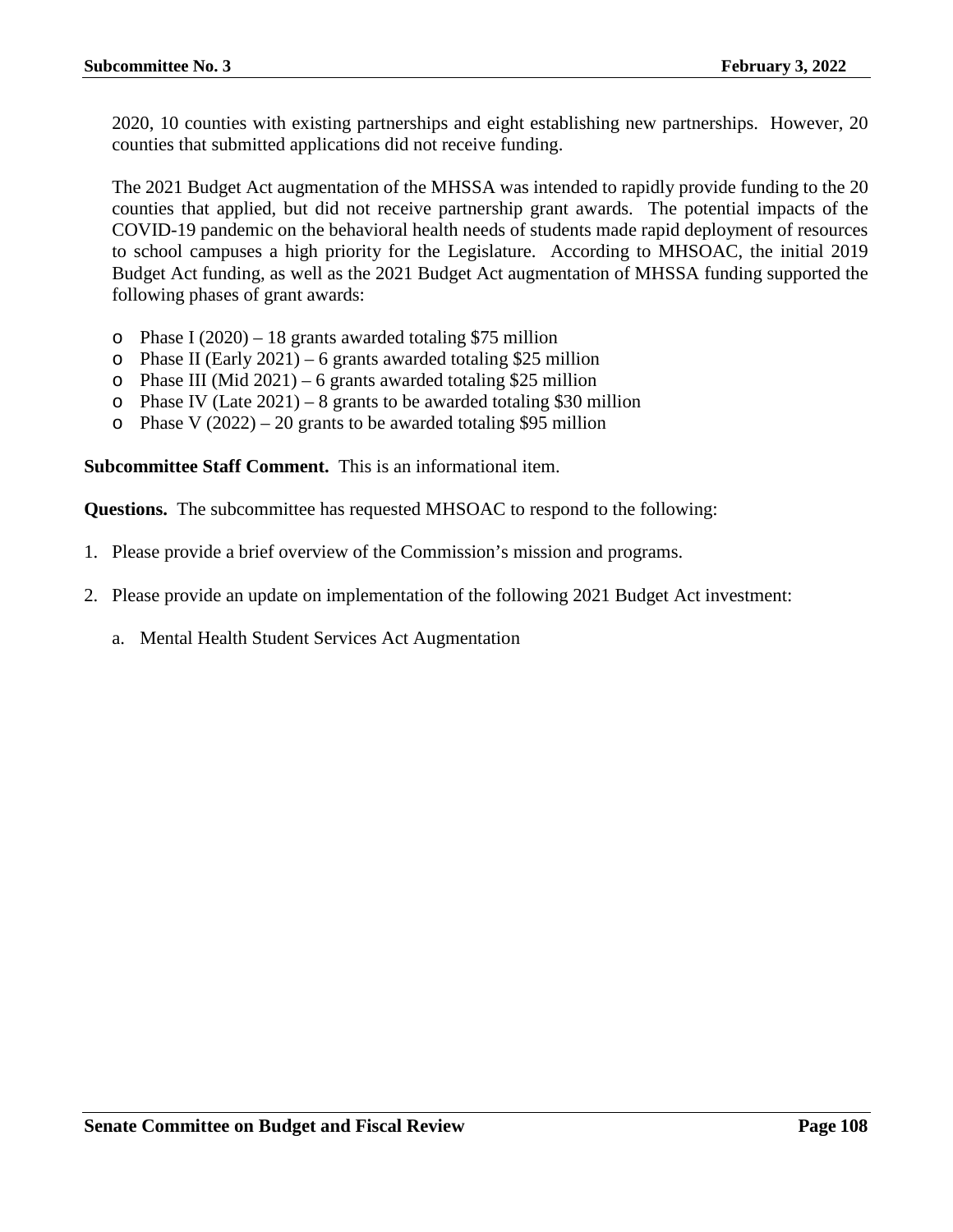2020, 10 counties with existing partnerships and eight establishing new partnerships. However, 20 counties that submitted applications did not receive funding.

The 2021 Budget Act augmentation of the MHSSA was intended to rapidly provide funding to the 20 counties that applied, but did not receive partnership grant awards. The potential impacts of the COVID-19 pandemic on the behavioral health needs of students made rapid deployment of resources to school campuses a high priority for the Legislature. According to MHSOAC, the initial 2019 Budget Act funding, as well as the 2021 Budget Act augmentation of MHSSA funding supported the following phases of grant awards:

- Phase I (2020) – 18 grants awarded totaling $75 million
- Phase II (Early 2021) – 6 grants awarded totaling $25 million
- Phase III (Mid 2021) – 6 grants awarded totaling $25 million
- Phase IV (Late 2021) – 8 grants to be awarded totaling $30 million
- Phase V (2022) – 20 grants to be awarded totaling $95 million

**Subcommittee Staff Comment.** This is an informational item.

**Questions.** The subcommittee has requested MHSOAC to respond to the following:

1. Please provide a brief overview of the Commission's mission and programs.
2. Please provide an update on implementation of the following 2021 Budget Act investment:
   a. Mental Health Student Services Act Augmentation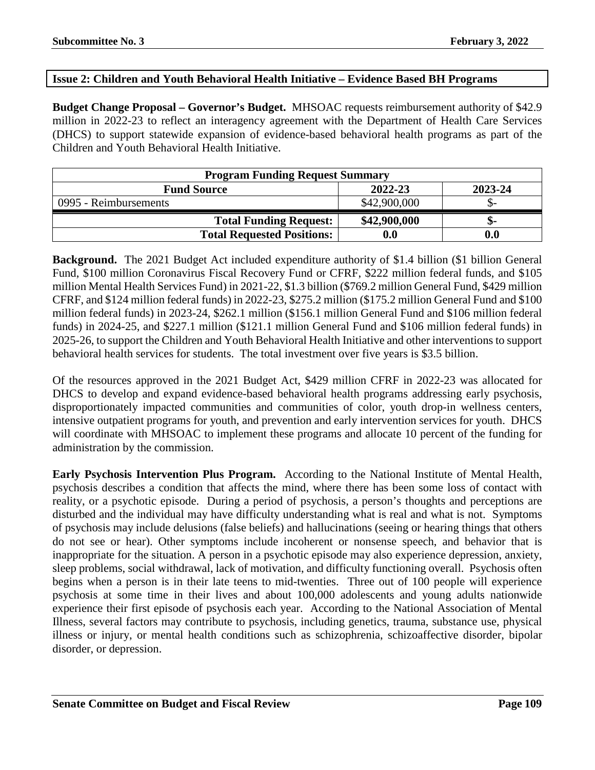## Issue 2: Children and Youth Behavioral Health Initiative – Evidence Based BH Programs

**Budget Change Proposal – Governor's Budget.** MHSOAC requests reimbursement authority of $42.9 million in 2022-23 to reflect an interagency agreement with the Department of Health Care Services (DHCS) to support statewide expansion of evidence-based behavioral health programs as part of the Children and Youth Behavioral Health Initiative.

| Program Funding Request Summary | | |
|---|---|---|
| **Fund Source** | **2022-23** | **2023-24** |
| 0995 - Reimbursements | $42,900,000 | $- |
| **Total Funding Request:** | **$42,900,000** | **$-** |
| **Total Requested Positions:** | **0.0** | **0.0** |

**Background.** The 2021 Budget Act included expenditure authority of $1.4 billion ($1 billion General Fund, $100 million Coronavirus Fiscal Recovery Fund or CFRF, $222 million federal funds, and $105 million Mental Health Services Fund) in 2021-22, $1.3 billion ($769.2 million General Fund, $429 million CFRF, and $124 million federal funds) in 2022-23, $275.2 million ($175.2 million General Fund and $100 million federal funds) in 2023-24, $262.1 million ($156.1 million General Fund and $106 million federal funds) in 2024-25, and $227.1 million ($121.1 million General Fund and $106 million federal funds) in 2025-26, to support the Children and Youth Behavioral Health Initiative and other interventions to support behavioral health services for students. The total investment over five years is $3.5 billion.

Of the resources approved in the 2021 Budget Act, $429 million CFRF in 2022-23 was allocated for DHCS to develop and expand evidence-based behavioral health programs addressing early psychosis, disproportionately impacted communities and communities of color, youth drop-in wellness centers, intensive outpatient programs for youth, and prevention and early intervention services for youth. DHCS will coordinate with MHSOAC to implement these programs and allocate 10 percent of the funding for administration by the commission.

**Early Psychosis Intervention Plus Program.** According to the National Institute of Mental Health, psychosis describes a condition that affects the mind, where there has been some loss of contact with reality, or a psychotic episode. During a period of psychosis, a person's thoughts and perceptions are disturbed and the individual may have difficulty understanding what is real and what is not. Symptoms of psychosis may include delusions (false beliefs) and hallucinations (seeing or hearing things that others do not see or hear). Other symptoms include incoherent or nonsense speech, and behavior that is inappropriate for the situation. A person in a psychotic episode may also experience depression, anxiety, sleep problems, social withdrawal, lack of motivation, and difficulty functioning overall. Psychosis often begins when a person is in their late teens to mid-twenties. Three out of 100 people will experience psychosis at some time in their lives and about 100,000 adolescents and young adults nationwide experience their first episode of psychosis each year. According to the National Association of Mental Illness, several factors may contribute to psychosis, including genetics, trauma, substance use, physical illness or injury, or mental health conditions such as schizophrenia, schizoaffective disorder, bipolar disorder, or depression.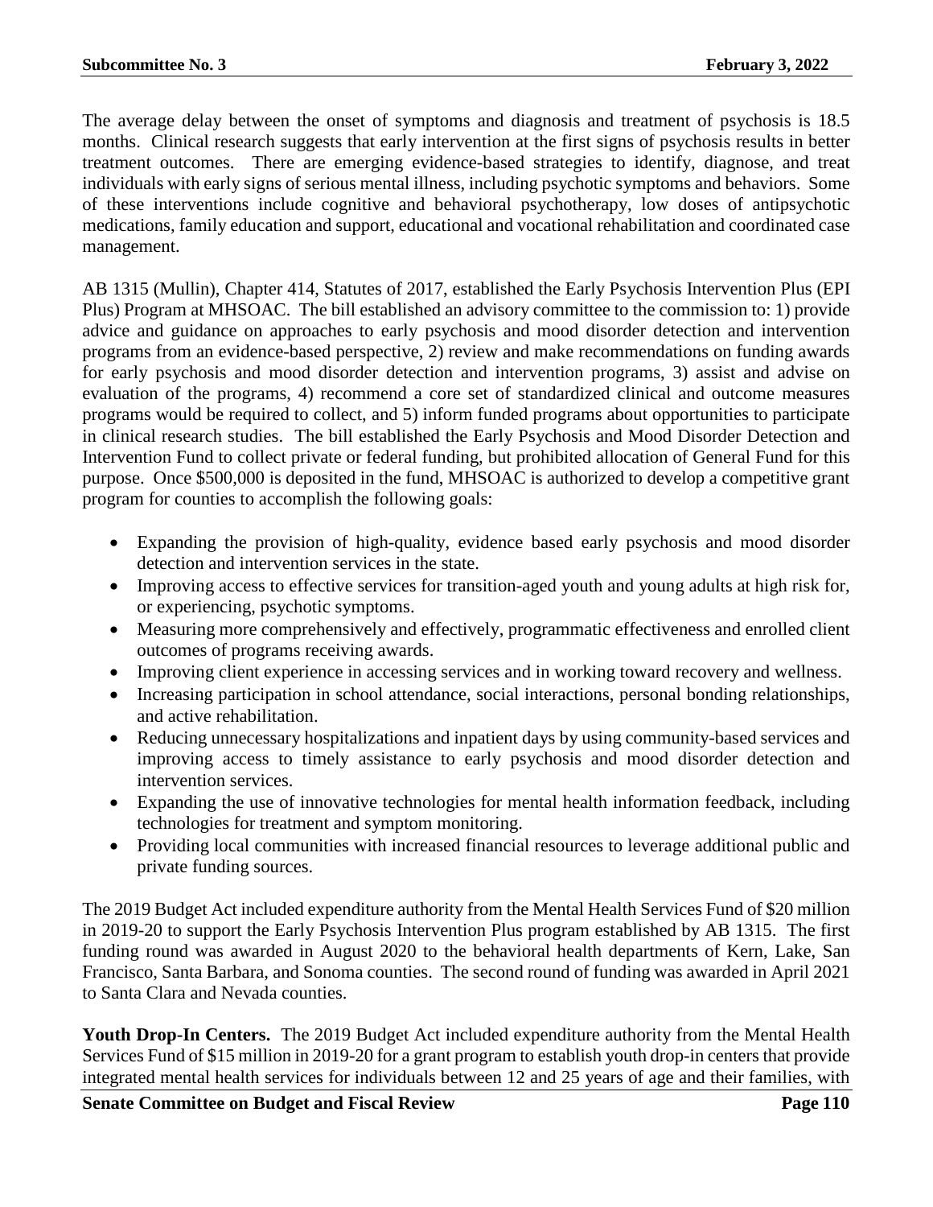The average delay between the onset of symptoms and diagnosis and treatment of psychosis is 18.5 months. Clinical research suggests that early intervention at the first signs of psychosis results in better treatment outcomes. There are emerging evidence-based strategies to identify, diagnose, and treat individuals with early signs of serious mental illness, including psychotic symptoms and behaviors. Some of these interventions include cognitive and behavioral psychotherapy, low doses of antipsychotic medications, family education and support, educational and vocational rehabilitation and coordinated case management.

AB 1315 (Mullin), Chapter 414, Statutes of 2017, established the Early Psychosis Intervention Plus (EPI Plus) Program at MHSOAC. The bill established an advisory committee to the commission to: 1) provide advice and guidance on approaches to early psychosis and mood disorder detection and intervention programs from an evidence-based perspective, 2) review and make recommendations on funding awards for early psychosis and mood disorder detection and intervention programs, 3) assist and advise on evaluation of the programs, 4) recommend a core set of standardized clinical and outcome measures programs would be required to collect, and 5) inform funded programs about opportunities to participate in clinical research studies. The bill established the Early Psychosis and Mood Disorder Detection and Intervention Fund to collect private or federal funding, but prohibited allocation of General Fund for this purpose. Once $500,000 is deposited in the fund, MHSOAC is authorized to develop a competitive grant program for counties to accomplish the following goals:

- Expanding the provision of high-quality, evidence based early psychosis and mood disorder detection and intervention services in the state.
- Improving access to effective services for transition-aged youth and young adults at high risk for, or experiencing, psychotic symptoms.
- Measuring more comprehensively and effectively, programmatic effectiveness and enrolled client outcomes of programs receiving awards.
- Improving client experience in accessing services and in working toward recovery and wellness.
- Increasing participation in school attendance, social interactions, personal bonding relationships, and active rehabilitation.
- Reducing unnecessary hospitalizations and inpatient days by using community-based services and improving access to timely assistance to early psychosis and mood disorder detection and intervention services.
- Expanding the use of innovative technologies for mental health information feedback, including technologies for treatment and symptom monitoring.
- Providing local communities with increased financial resources to leverage additional public and private funding sources.

The 2019 Budget Act included expenditure authority from the Mental Health Services Fund of $20 million in 2019-20 to support the Early Psychosis Intervention Plus program established by AB 1315. The first funding round was awarded in August 2020 to the behavioral health departments of Kern, Lake, San Francisco, Santa Barbara, and Sonoma counties. The second round of funding was awarded in April 2021 to Santa Clara and Nevada counties.

**Youth Drop-In Centers.** The 2019 Budget Act included expenditure authority from the Mental Health Services Fund of $15 million in 2019-20 for a grant program to establish youth drop-in centers that provide integrated mental health services for individuals between 12 and 25 years of age and their families, with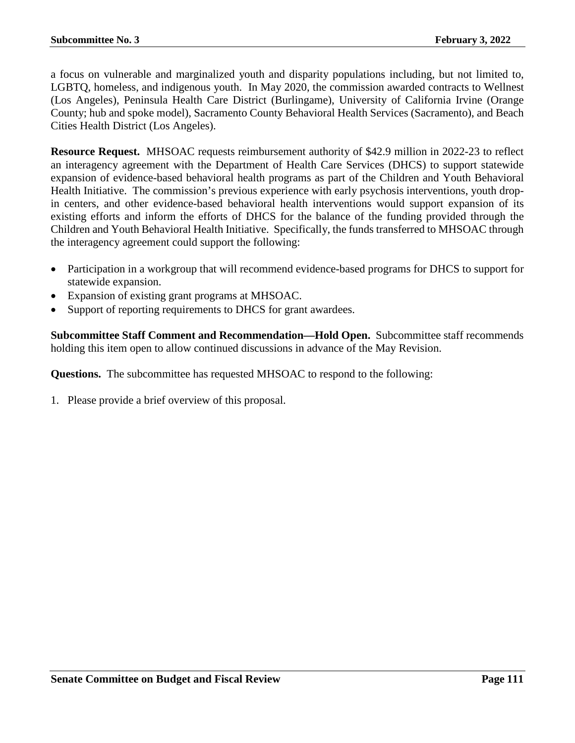a focus on vulnerable and marginalized youth and disparity populations including, but not limited to, LGBTQ, homeless, and indigenous youth. In May 2020, the commission awarded contracts to Wellnest (Los Angeles), Peninsula Health Care District (Burlingame), University of California Irvine (Orange County; hub and spoke model), Sacramento County Behavioral Health Services (Sacramento), and Beach Cities Health District (Los Angeles).

**Resource Request.** MHSOAC requests reimbursement authority of $42.9 million in 2022-23 to reflect an interagency agreement with the Department of Health Care Services (DHCS) to support statewide expansion of evidence-based behavioral health programs as part of the Children and Youth Behavioral Health Initiative. The commission's previous experience with early psychosis interventions, youth drop-in centers, and other evidence-based behavioral health interventions would support expansion of its existing efforts and inform the efforts of DHCS for the balance of the funding provided through the Children and Youth Behavioral Health Initiative. Specifically, the funds transferred to MHSOAC through the interagency agreement could support the following:

- Participation in a workgroup that will recommend evidence-based programs for DHCS to support for statewide expansion.
- Expansion of existing grant programs at MHSOAC.
- Support of reporting requirements to DHCS for grant awardees.

**Subcommittee Staff Comment and Recommendation—Hold Open.** Subcommittee staff recommends holding this item open to allow continued discussions in advance of the May Revision.

**Questions.** The subcommittee has requested MHSOAC to respond to the following:

1. Please provide a brief overview of this proposal.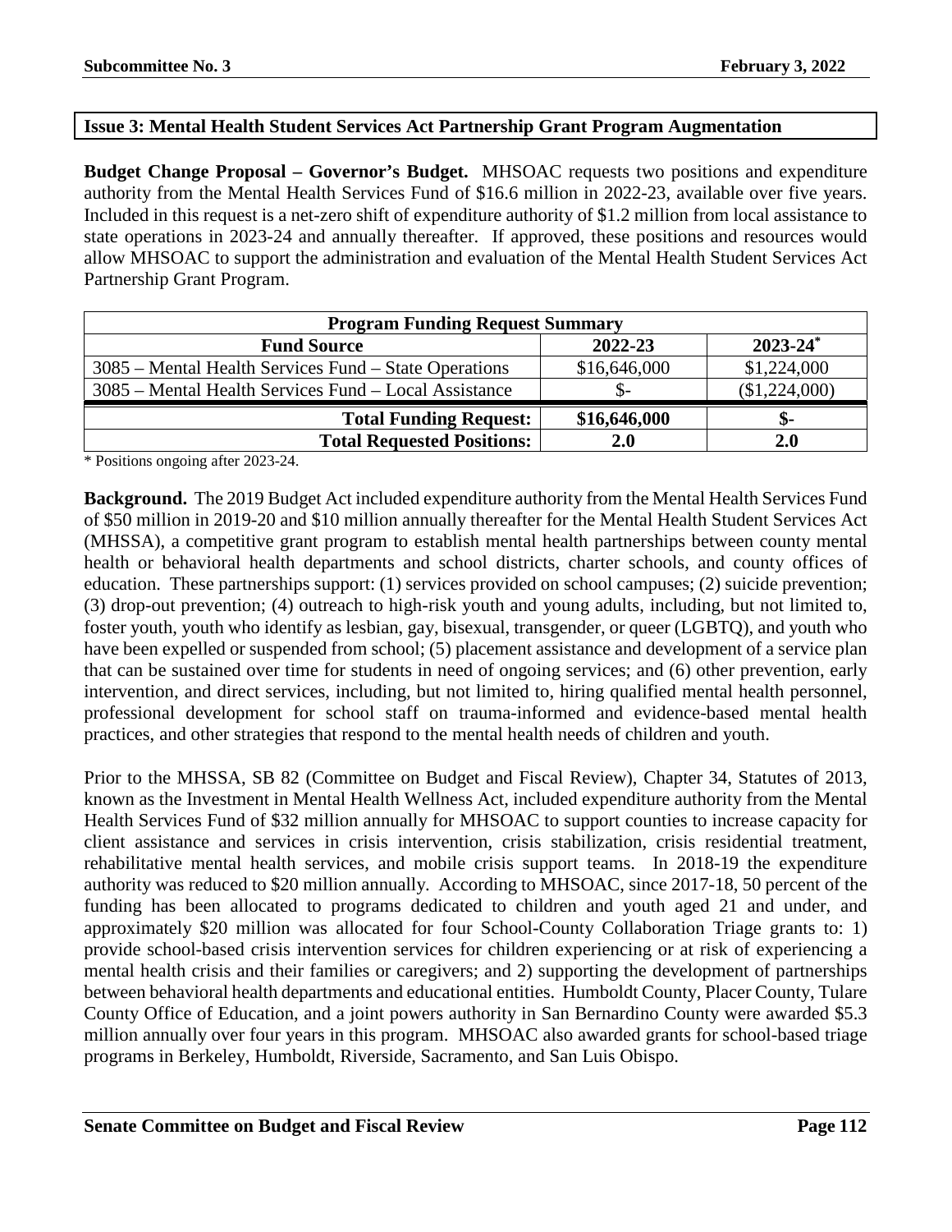## Issue 3: Mental Health Student Services Act Partnership Grant Program Augmentation

**Budget Change Proposal – Governor's Budget.** MHSOAC requests two positions and expenditure authority from the Mental Health Services Fund of $16.6 million in 2022-23, available over five years. Included in this request is a net-zero shift of expenditure authority of $1.2 million from local assistance to state operations in 2023-24 and annually thereafter. If approved, these positions and resources would allow MHSOAC to support the administration and evaluation of the Mental Health Student Services Act Partnership Grant Program.

| Program Funding Request Summary | | |
|---|---|---|
| **Fund Source** | **2022-23** | **2023-24*** |
| 3085 – Mental Health Services Fund – State Operations | $16,646,000 | $1,224,000 |
| 3085 – Mental Health Services Fund – Local Assistance | $- | ($1,224,000) |
| **Total Funding Request:** | **$16,646,000** | **$-** |
| **Total Requested Positions:** | **2.0** | **2.0** |

\* Positions ongoing after 2023-24.

**Background.** The 2019 Budget Act included expenditure authority from the Mental Health Services Fund of $50 million in 2019-20 and $10 million annually thereafter for the Mental Health Student Services Act (MHSSA), a competitive grant program to establish mental health partnerships between county mental health or behavioral health departments and school districts, charter schools, and county offices of education. These partnerships support: (1) services provided on school campuses; (2) suicide prevention; (3) drop-out prevention; (4) outreach to high-risk youth and young adults, including, but not limited to, foster youth, youth who identify as lesbian, gay, bisexual, transgender, or queer (LGBTQ), and youth who have been expelled or suspended from school; (5) placement assistance and development of a service plan that can be sustained over time for students in need of ongoing services; and (6) other prevention, early intervention, and direct services, including, but not limited to, hiring qualified mental health personnel, professional development for school staff on trauma-informed and evidence-based mental health practices, and other strategies that respond to the mental health needs of children and youth.

Prior to the MHSSA, SB 82 (Committee on Budget and Fiscal Review), Chapter 34, Statutes of 2013, known as the Investment in Mental Health Wellness Act, included expenditure authority from the Mental Health Services Fund of $32 million annually for MHSOAC to support counties to increase capacity for client assistance and services in crisis intervention, crisis stabilization, crisis residential treatment, rehabilitative mental health services, and mobile crisis support teams. In 2018-19 the expenditure authority was reduced to $20 million annually. According to MHSOAC, since 2017-18, 50 percent of the funding has been allocated to programs dedicated to children and youth aged 21 and under, and approximately $20 million was allocated for four School-County Collaboration Triage grants to: 1) provide school-based crisis intervention services for children experiencing or at risk of experiencing a mental health crisis and their families or caregivers; and 2) supporting the development of partnerships between behavioral health departments and educational entities. Humboldt County, Placer County, Tulare County Office of Education, and a joint powers authority in San Bernardino County were awarded $5.3 million annually over four years in this program. MHSOAC also awarded grants for school-based triage programs in Berkeley, Humboldt, Riverside, Sacramento, and San Luis Obispo.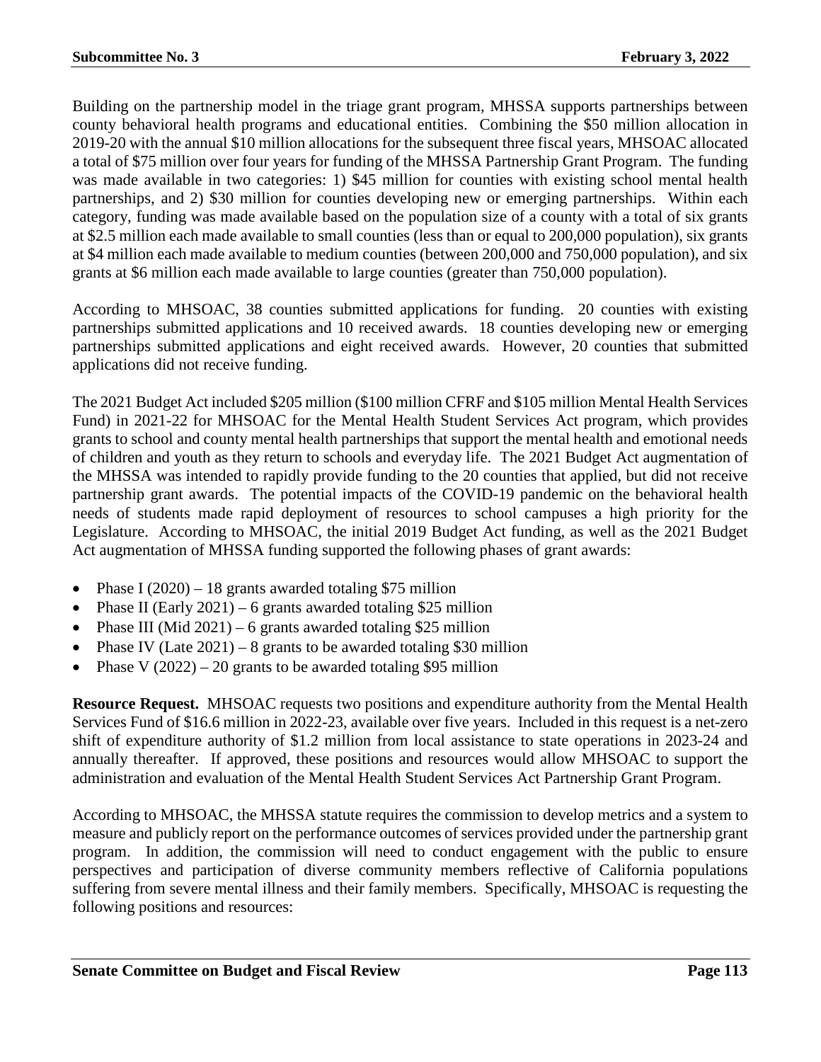Building on the partnership model in the triage grant program, MHSSA supports partnerships between county behavioral health programs and educational entities. Combining the $50 million allocation in 2019-20 with the annual $10 million allocations for the subsequent three fiscal years, MHSOAC allocated a total of $75 million over four years for funding of the MHSSA Partnership Grant Program. The funding was made available in two categories: 1) $45 million for counties with existing school mental health partnerships, and 2) $30 million for counties developing new or emerging partnerships. Within each category, funding was made available based on the population size of a county with a total of six grants at $2.5 million each made available to small counties (less than or equal to 200,000 population), six grants at $4 million each made available to medium counties (between 200,000 and 750,000 population), and six grants at $6 million each made available to large counties (greater than 750,000 population).

According to MHSOAC, 38 counties submitted applications for funding. 20 counties with existing partnerships submitted applications and 10 received awards. 18 counties developing new or emerging partnerships submitted applications and eight received awards. However, 20 counties that submitted applications did not receive funding.

The 2021 Budget Act included $205 million ($100 million CFRF and $105 million Mental Health Services Fund) in 2021-22 for MHSOAC for the Mental Health Student Services Act program, which provides grants to school and county mental health partnerships that support the mental health and emotional needs of children and youth as they return to schools and everyday life. The 2021 Budget Act augmentation of the MHSSA was intended to rapidly provide funding to the 20 counties that applied, but did not receive partnership grant awards. The potential impacts of the COVID-19 pandemic on the behavioral health needs of students made rapid deployment of resources to school campuses a high priority for the Legislature. According to MHSOAC, the initial 2019 Budget Act funding, as well as the 2021 Budget Act augmentation of MHSSA funding supported the following phases of grant awards:

- Phase I (2020) – 18 grants awarded totaling $75 million
- Phase II (Early 2021) – 6 grants awarded totaling $25 million
- Phase III (Mid 2021) – 6 grants awarded totaling $25 million
- Phase IV (Late 2021) – 8 grants to be awarded totaling $30 million
- Phase V (2022) – 20 grants to be awarded totaling $95 million

**Resource Request.** MHSOAC requests two positions and expenditure authority from the Mental Health Services Fund of $16.6 million in 2022-23, available over five years. Included in this request is a net-zero shift of expenditure authority of $1.2 million from local assistance to state operations in 2023-24 and annually thereafter. If approved, these positions and resources would allow MHSOAC to support the administration and evaluation of the Mental Health Student Services Act Partnership Grant Program.

According to MHSOAC, the MHSSA statute requires the commission to develop metrics and a system to measure and publicly report on the performance outcomes of services provided under the partnership grant program. In addition, the commission will need to conduct engagement with the public to ensure perspectives and participation of diverse community members reflective of California populations suffering from severe mental illness and their family members. Specifically, MHSOAC is requesting the following positions and resources: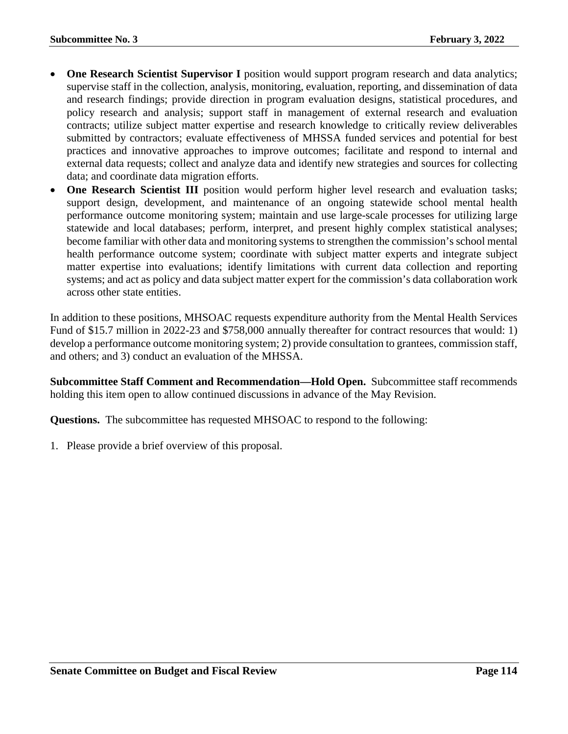- **One Research Scientist Supervisor I** position would support program research and data analytics; supervise staff in the collection, analysis, monitoring, evaluation, reporting, and dissemination of data and research findings; provide direction in program evaluation designs, statistical procedures, and policy research and analysis; support staff in management of external research and evaluation contracts; utilize subject matter expertise and research knowledge to critically review deliverables submitted by contractors; evaluate effectiveness of MHSSA funded services and potential for best practices and innovative approaches to improve outcomes; facilitate and respond to internal and external data requests; collect and analyze data and identify new strategies and sources for collecting data; and coordinate data migration efforts.
- **One Research Scientist III** position would perform higher level research and evaluation tasks; support design, development, and maintenance of an ongoing statewide school mental health performance outcome monitoring system; maintain and use large-scale processes for utilizing large statewide and local databases; perform, interpret, and present highly complex statistical analyses; become familiar with other data and monitoring systems to strengthen the commission's school mental health performance outcome system; coordinate with subject matter experts and integrate subject matter expertise into evaluations; identify limitations with current data collection and reporting systems; and act as policy and data subject matter expert for the commission's data collaboration work across other state entities.

In addition to these positions, MHSOAC requests expenditure authority from the Mental Health Services Fund of $15.7 million in 2022-23 and $758,000 annually thereafter for contract resources that would: 1) develop a performance outcome monitoring system; 2) provide consultation to grantees, commission staff, and others; and 3) conduct an evaluation of the MHSSA.

**Subcommittee Staff Comment and Recommendation—Hold Open.** Subcommittee staff recommends holding this item open to allow continued discussions in advance of the May Revision.

**Questions.** The subcommittee has requested MHSOAC to respond to the following:

1. Please provide a brief overview of this proposal.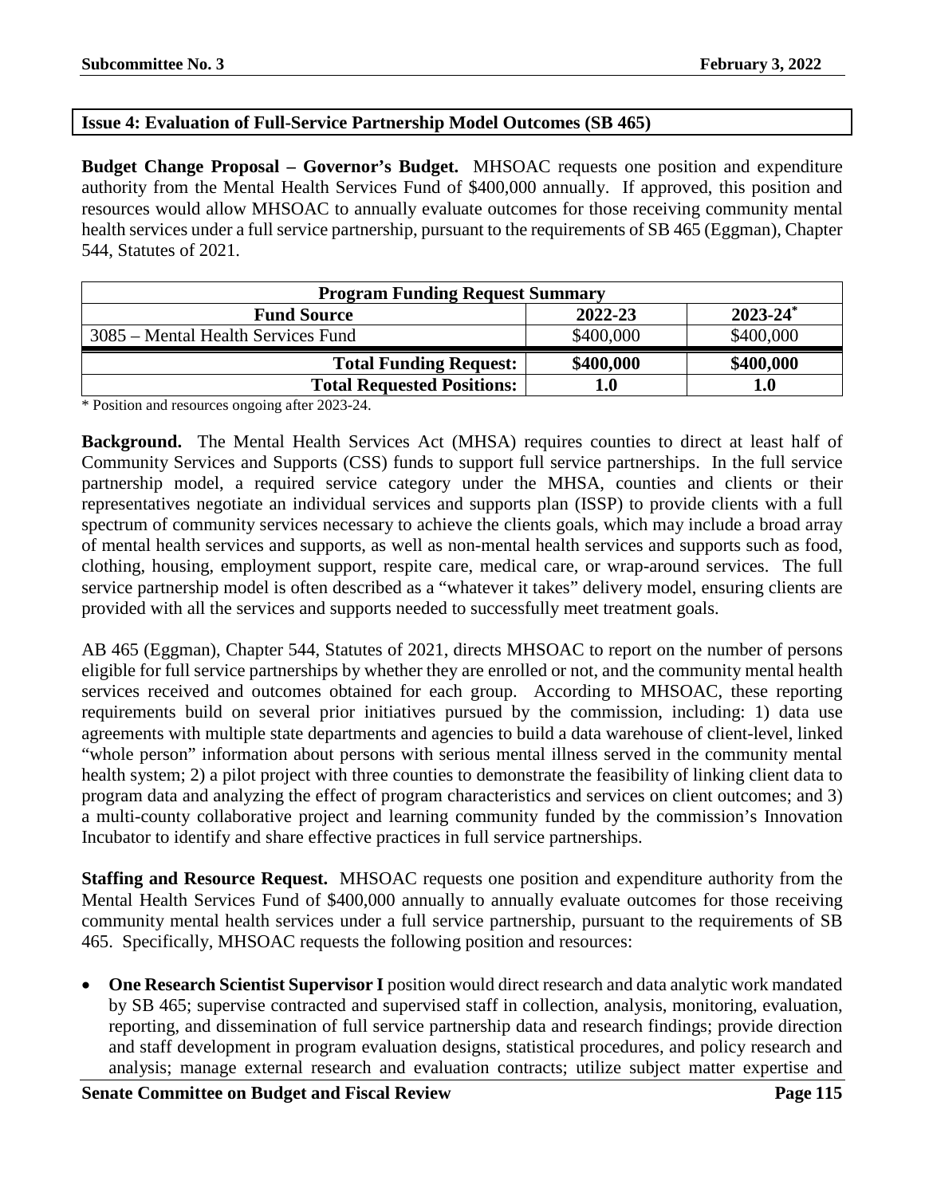## Issue 4: Evaluation of Full-Service Partnership Model Outcomes (SB 465)

**Budget Change Proposal – Governor's Budget.** MHSOAC requests one position and expenditure authority from the Mental Health Services Fund of $400,000 annually. If approved, this position and resources would allow MHSOAC to annually evaluate outcomes for those receiving community mental health services under a full service partnership, pursuant to the requirements of SB 465 (Eggman), Chapter 544, Statutes of 2021.

| Program Funding Request Summary | | |
|---|---|---|
| **Fund Source** | **2022-23** | **2023-24*** |
| 3085 – Mental Health Services Fund | $400,000 | $400,000 |
| **Total Funding Request:** | **$400,000** | **$400,000** |
| **Total Requested Positions:** | **1.0** | **1.0** |

* Position and resources ongoing after 2023-24.

**Background.** The Mental Health Services Act (MHSA) requires counties to direct at least half of Community Services and Supports (CSS) funds to support full service partnerships. In the full service partnership model, a required service category under the MHSA, counties and clients or their representatives negotiate an individual services and supports plan (ISSP) to provide clients with a full spectrum of community services necessary to achieve the clients goals, which may include a broad array of mental health services and supports, as well as non-mental health services and supports such as food, clothing, housing, employment support, respite care, medical care, or wrap-around services. The full service partnership model is often described as a "whatever it takes" delivery model, ensuring clients are provided with all the services and supports needed to successfully meet treatment goals.

AB 465 (Eggman), Chapter 544, Statutes of 2021, directs MHSOAC to report on the number of persons eligible for full service partnerships by whether they are enrolled or not, and the community mental health services received and outcomes obtained for each group. According to MHSOAC, these reporting requirements build on several prior initiatives pursued by the commission, including: 1) data use agreements with multiple state departments and agencies to build a data warehouse of client-level, linked "whole person" information about persons with serious mental illness served in the community mental health system; 2) a pilot project with three counties to demonstrate the feasibility of linking client data to program data and analyzing the effect of program characteristics and services on client outcomes; and 3) a multi-county collaborative project and learning community funded by the commission's Innovation Incubator to identify and share effective practices in full service partnerships.

**Staffing and Resource Request.** MHSOAC requests one position and expenditure authority from the Mental Health Services Fund of $400,000 annually to annually evaluate outcomes for those receiving community mental health services under a full service partnership, pursuant to the requirements of SB 465. Specifically, MHSOAC requests the following position and resources:

- **One Research Scientist Supervisor I** position would direct research and data analytic work mandated by SB 465; supervise contracted and supervised staff in collection, analysis, monitoring, evaluation, reporting, and dissemination of full service partnership data and research findings; provide direction and staff development in program evaluation designs, statistical procedures, and policy research and analysis; manage external research and evaluation contracts; utilize subject matter expertise and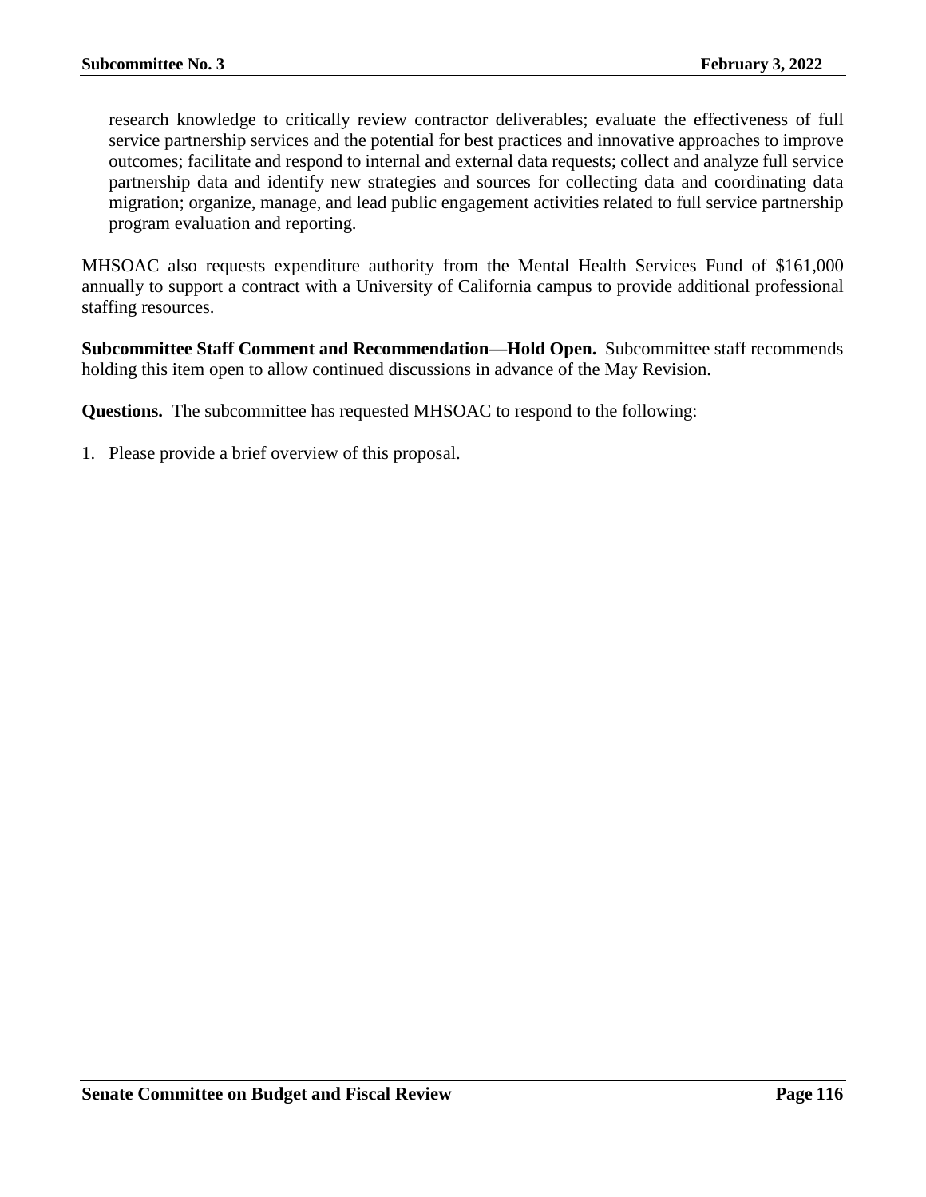research knowledge to critically review contractor deliverables; evaluate the effectiveness of full service partnership services and the potential for best practices and innovative approaches to improve outcomes; facilitate and respond to internal and external data requests; collect and analyze full service partnership data and identify new strategies and sources for collecting data and coordinating data migration; organize, manage, and lead public engagement activities related to full service partnership program evaluation and reporting.

MHSOAC also requests expenditure authority from the Mental Health Services Fund of $161,000 annually to support a contract with a University of California campus to provide additional professional staffing resources.

**Subcommittee Staff Comment and Recommendation—Hold Open.** Subcommittee staff recommends holding this item open to allow continued discussions in advance of the May Revision.

**Questions.** The subcommittee has requested MHSOAC to respond to the following:

1. Please provide a brief overview of this proposal.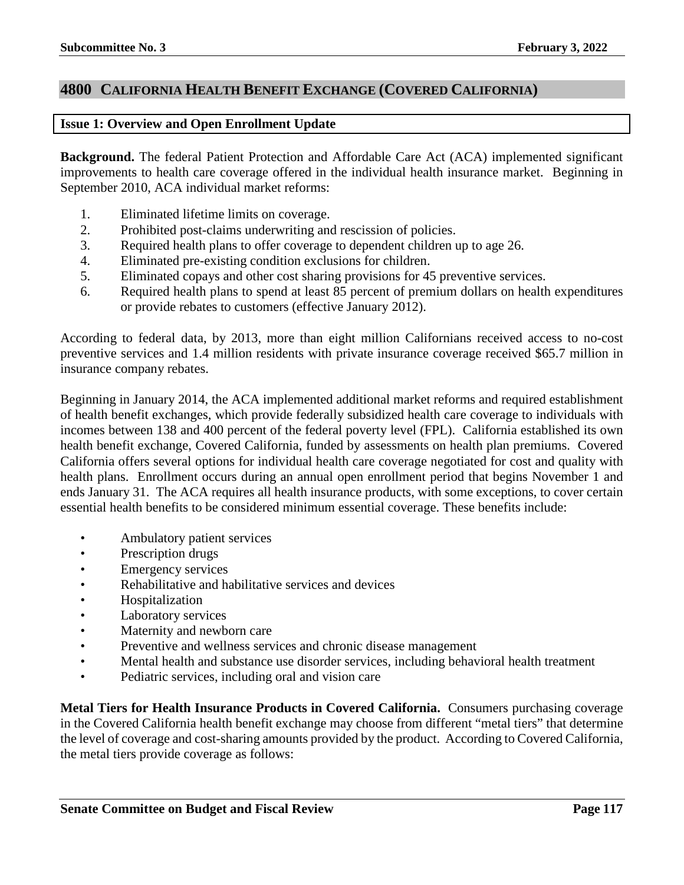## 4800 California Health Benefit Exchange (Covered California)

### Issue 1: Overview and Open Enrollment Update

**Background.** The federal Patient Protection and Affordable Care Act (ACA) implemented significant improvements to health care coverage offered in the individual health insurance market. Beginning in September 2010, ACA individual market reforms:

1. Eliminated lifetime limits on coverage.
2. Prohibited post-claims underwriting and rescission of policies.
3. Required health plans to offer coverage to dependent children up to age 26.
4. Eliminated pre-existing condition exclusions for children.
5. Eliminated copays and other cost sharing provisions for 45 preventive services.
6. Required health plans to spend at least 85 percent of premium dollars on health expenditures or provide rebates to customers (effective January 2012).

According to federal data, by 2013, more than eight million Californians received access to no-cost preventive services and 1.4 million residents with private insurance coverage received $65.7 million in insurance company rebates.

Beginning in January 2014, the ACA implemented additional market reforms and required establishment of health benefit exchanges, which provide federally subsidized health care coverage to individuals with incomes between 138 and 400 percent of the federal poverty level (FPL). California established its own health benefit exchange, Covered California, funded by assessments on health plan premiums. Covered California offers several options for individual health care coverage negotiated for cost and quality with health plans. Enrollment occurs during an annual open enrollment period that begins November 1 and ends January 31. The ACA requires all health insurance products, with some exceptions, to cover certain essential health benefits to be considered minimum essential coverage. These benefits include:

- Ambulatory patient services
- Prescription drugs
- Emergency services
- Rehabilitative and habilitative services and devices
- Hospitalization
- Laboratory services
- Maternity and newborn care
- Preventive and wellness services and chronic disease management
- Mental health and substance use disorder services, including behavioral health treatment
- Pediatric services, including oral and vision care

**Metal Tiers for Health Insurance Products in Covered California.** Consumers purchasing coverage in the Covered California health benefit exchange may choose from different "metal tiers" that determine the level of coverage and cost-sharing amounts provided by the product. According to Covered California, the metal tiers provide coverage as follows: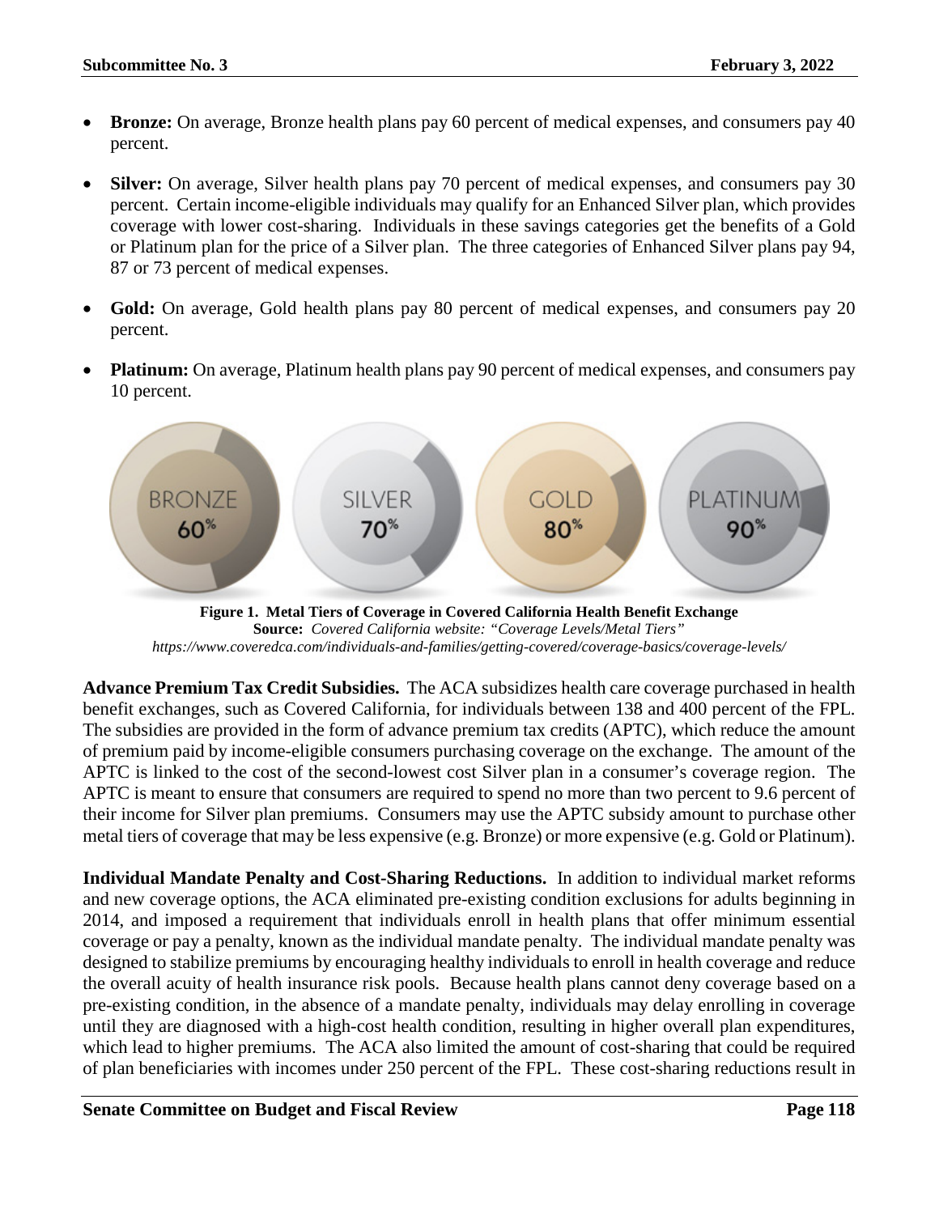- **Bronze:** On average, Bronze health plans pay 60 percent of medical expenses, and consumers pay 40 percent.

- **Silver:** On average, Silver health plans pay 70 percent of medical expenses, and consumers pay 30 percent. Certain income-eligible individuals may qualify for an Enhanced Silver plan, which provides coverage with lower cost-sharing. Individuals in these savings categories get the benefits of a Gold or Platinum plan for the price of a Silver plan. The three categories of Enhanced Silver plans pay 94, 87 or 73 percent of medical expenses.

- **Gold:** On average, Gold health plans pay 80 percent of medical expenses, and consumers pay 20 percent.

- **Platinum:** On average, Platinum health plans pay 90 percent of medical expenses, and consumers pay 10 percent.

BRONZE 60% | SILVER 70% | GOLD 80% | PLATINUM 90%

**Figure 1. Metal Tiers of Coverage in Covered California Health Benefit Exchange**
**Source:** *Covered California website: "Coverage Levels/Metal Tiers"*
*https://www.coveredca.com/individuals-and-families/getting-covered/coverage-basics/coverage-levels/*

**Advance Premium Tax Credit Subsidies.** The ACA subsidizes health care coverage purchased in health benefit exchanges, such as Covered California, for individuals between 138 and 400 percent of the FPL. The subsidies are provided in the form of advance premium tax credits (APTC), which reduce the amount of premium paid by income-eligible consumers purchasing coverage on the exchange. The amount of the APTC is linked to the cost of the second-lowest cost Silver plan in a consumer's coverage region. The APTC is meant to ensure that consumers are required to spend no more than two percent to 9.6 percent of their income for Silver plan premiums. Consumers may use the APTC subsidy amount to purchase other metal tiers of coverage that may be less expensive (e.g. Bronze) or more expensive (e.g. Gold or Platinum).

**Individual Mandate Penalty and Cost-Sharing Reductions.** In addition to individual market reforms and new coverage options, the ACA eliminated pre-existing condition exclusions for adults beginning in 2014, and imposed a requirement that individuals enroll in health plans that offer minimum essential coverage or pay a penalty, known as the individual mandate penalty. The individual mandate penalty was designed to stabilize premiums by encouraging healthy individuals to enroll in health coverage and reduce the overall acuity of health insurance risk pools. Because health plans cannot deny coverage based on a pre-existing condition, in the absence of a mandate penalty, individuals may delay enrolling in coverage until they are diagnosed with a high-cost health condition, resulting in higher overall plan expenditures, which lead to higher premiums. The ACA also limited the amount of cost-sharing that could be required of plan beneficiaries with incomes under 250 percent of the FPL. These cost-sharing reductions result in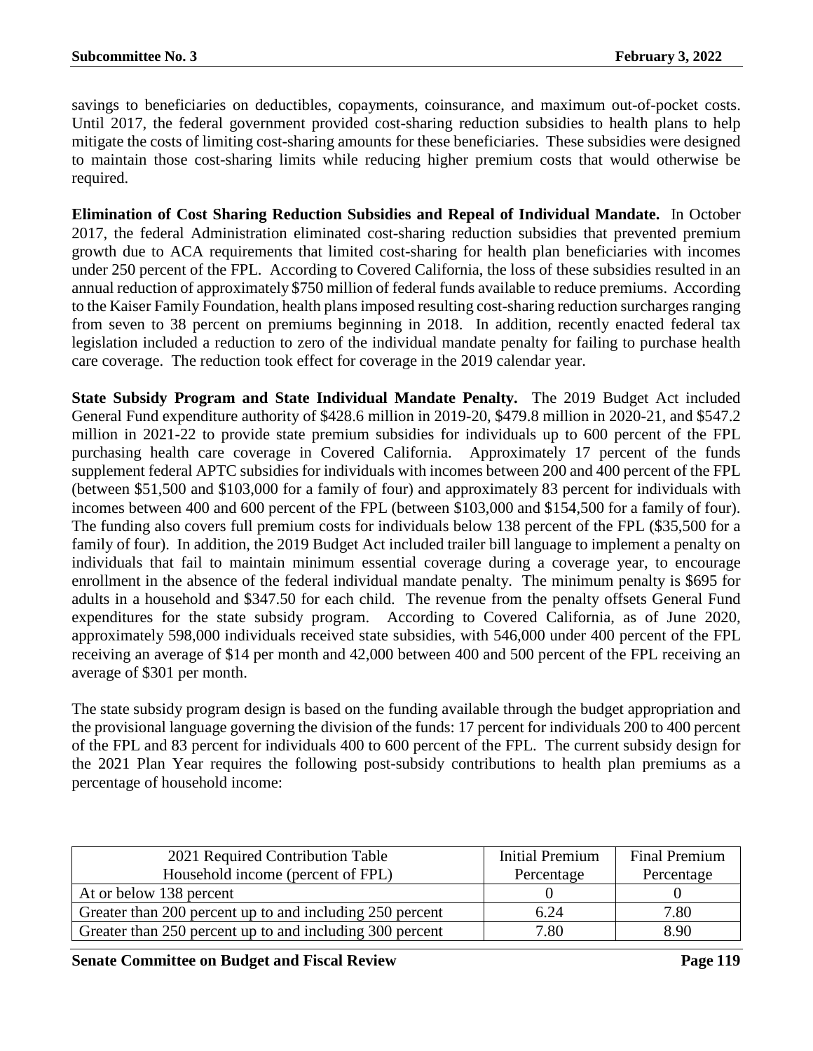savings to beneficiaries on deductibles, copayments, coinsurance, and maximum out-of-pocket costs. Until 2017, the federal government provided cost-sharing reduction subsidies to health plans to help mitigate the costs of limiting cost-sharing amounts for these beneficiaries. These subsidies were designed to maintain those cost-sharing limits while reducing higher premium costs that would otherwise be required.

**Elimination of Cost Sharing Reduction Subsidies and Repeal of Individual Mandate.** In October 2017, the federal Administration eliminated cost-sharing reduction subsidies that prevented premium growth due to ACA requirements that limited cost-sharing for health plan beneficiaries with incomes under 250 percent of the FPL. According to Covered California, the loss of these subsidies resulted in an annual reduction of approximately $750 million of federal funds available to reduce premiums. According to the Kaiser Family Foundation, health plans imposed resulting cost-sharing reduction surcharges ranging from seven to 38 percent on premiums beginning in 2018. In addition, recently enacted federal tax legislation included a reduction to zero of the individual mandate penalty for failing to purchase health care coverage. The reduction took effect for coverage in the 2019 calendar year.

**State Subsidy Program and State Individual Mandate Penalty.** The 2019 Budget Act included General Fund expenditure authority of $428.6 million in 2019-20, $479.8 million in 2020-21, and $547.2 million in 2021-22 to provide state premium subsidies for individuals up to 600 percent of the FPL purchasing health care coverage in Covered California. Approximately 17 percent of the funds supplement federal APTC subsidies for individuals with incomes between 200 and 400 percent of the FPL (between $51,500 and $103,000 for a family of four) and approximately 83 percent for individuals with incomes between 400 and 600 percent of the FPL (between $103,000 and $154,500 for a family of four). The funding also covers full premium costs for individuals below 138 percent of the FPL ($35,500 for a family of four). In addition, the 2019 Budget Act included trailer bill language to implement a penalty on individuals that fail to maintain minimum essential coverage during a coverage year, to encourage enrollment in the absence of the federal individual mandate penalty. The minimum penalty is $695 for adults in a household and $347.50 for each child. The revenue from the penalty offsets General Fund expenditures for the state subsidy program. According to Covered California, as of June 2020, approximately 598,000 individuals received state subsidies, with 546,000 under 400 percent of the FPL receiving an average of $14 per month and 42,000 between 400 and 500 percent of the FPL receiving an average of $301 per month.

The state subsidy program design is based on the funding available through the budget appropriation and the provisional language governing the division of the funds: 17 percent for individuals 200 to 400 percent of the FPL and 83 percent for individuals 400 to 600 percent of the FPL. The current subsidy design for the 2021 Plan Year requires the following post-subsidy contributions to health plan premiums as a percentage of household income:

| 2021 Required Contribution Table<br>Household income (percent of FPL) | Initial Premium Percentage | Final Premium Percentage |
|---|---|---|
| At or below 138 percent | 0 | 0 |
| Greater than 200 percent up to and including 250 percent | 6.24 | 7.80 |
| Greater than 250 percent up to and including 300 percent | 7.80 | 8.90 |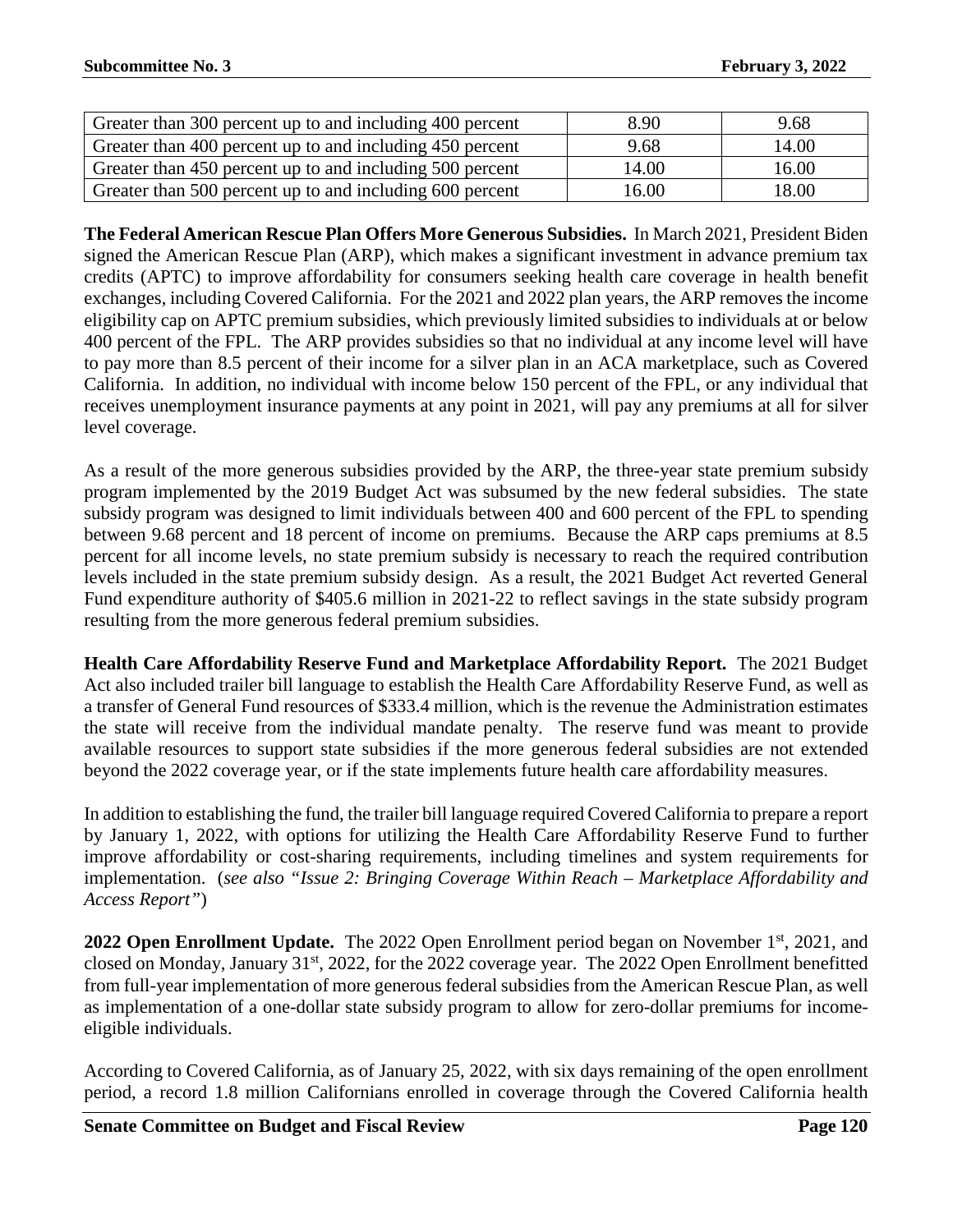| | | |
|---|---|---|
| Greater than 300 percent up to and including 400 percent | 8.90 | 9.68 |
| Greater than 400 percent up to and including 450 percent | 9.68 | 14.00 |
| Greater than 450 percent up to and including 500 percent | 14.00 | 16.00 |
| Greater than 500 percent up to and including 600 percent | 16.00 | 18.00 |

**The Federal American Rescue Plan Offers More Generous Subsidies.** In March 2021, President Biden signed the American Rescue Plan (ARP), which makes a significant investment in advance premium tax credits (APTC) to improve affordability for consumers seeking health care coverage in health benefit exchanges, including Covered California. For the 2021 and 2022 plan years, the ARP removes the income eligibility cap on APTC premium subsidies, which previously limited subsidies to individuals at or below 400 percent of the FPL. The ARP provides subsidies so that no individual at any income level will have to pay more than 8.5 percent of their income for a silver plan in an ACA marketplace, such as Covered California. In addition, no individual with income below 150 percent of the FPL, or any individual that receives unemployment insurance payments at any point in 2021, will pay any premiums at all for silver level coverage.

As a result of the more generous subsidies provided by the ARP, the three-year state premium subsidy program implemented by the 2019 Budget Act was subsumed by the new federal subsidies. The state subsidy program was designed to limit individuals between 400 and 600 percent of the FPL to spending between 9.68 percent and 18 percent of income on premiums. Because the ARP caps premiums at 8.5 percent for all income levels, no state premium subsidy is necessary to reach the required contribution levels included in the state premium subsidy design. As a result, the 2021 Budget Act reverted General Fund expenditure authority of $405.6 million in 2021-22 to reflect savings in the state subsidy program resulting from the more generous federal premium subsidies.

**Health Care Affordability Reserve Fund and Marketplace Affordability Report.** The 2021 Budget Act also included trailer bill language to establish the Health Care Affordability Reserve Fund, as well as a transfer of General Fund resources of $333.4 million, which is the revenue the Administration estimates the state will receive from the individual mandate penalty. The reserve fund was meant to provide available resources to support state subsidies if the more generous federal subsidies are not extended beyond the 2022 coverage year, or if the state implements future health care affordability measures.

In addition to establishing the fund, the trailer bill language required Covered California to prepare a report by January 1, 2022, with options for utilizing the Health Care Affordability Reserve Fund to further improve affordability or cost-sharing requirements, including timelines and system requirements for implementation. (*see also "Issue 2: Bringing Coverage Within Reach – Marketplace Affordability and Access Report"*)

**2022 Open Enrollment Update.** The 2022 Open Enrollment period began on November 1st, 2021, and closed on Monday, January 31st, 2022, for the 2022 coverage year. The 2022 Open Enrollment benefitted from full-year implementation of more generous federal subsidies from the American Rescue Plan, as well as implementation of a one-dollar state subsidy program to allow for zero-dollar premiums for income-eligible individuals.

According to Covered California, as of January 25, 2022, with six days remaining of the open enrollment period, a record 1.8 million Californians enrolled in coverage through the Covered California health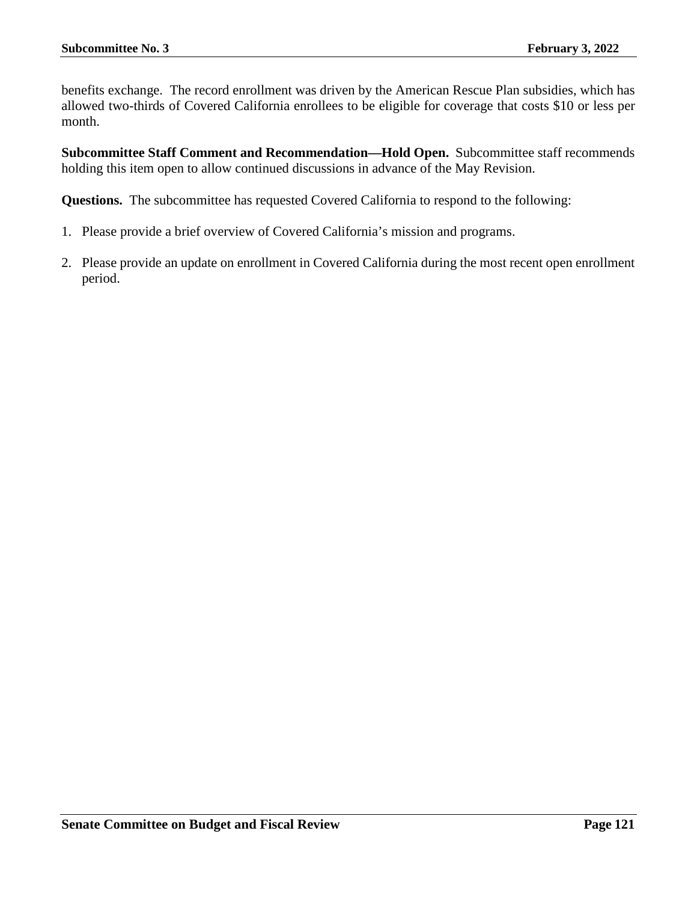benefits exchange. The record enrollment was driven by the American Rescue Plan subsidies, which has allowed two-thirds of Covered California enrollees to be eligible for coverage that costs $10 or less per month.

**Subcommittee Staff Comment and Recommendation—Hold Open.** Subcommittee staff recommends holding this item open to allow continued discussions in advance of the May Revision.

**Questions.** The subcommittee has requested Covered California to respond to the following:

1. Please provide a brief overview of Covered California's mission and programs.

2. Please provide an update on enrollment in Covered California during the most recent open enrollment period.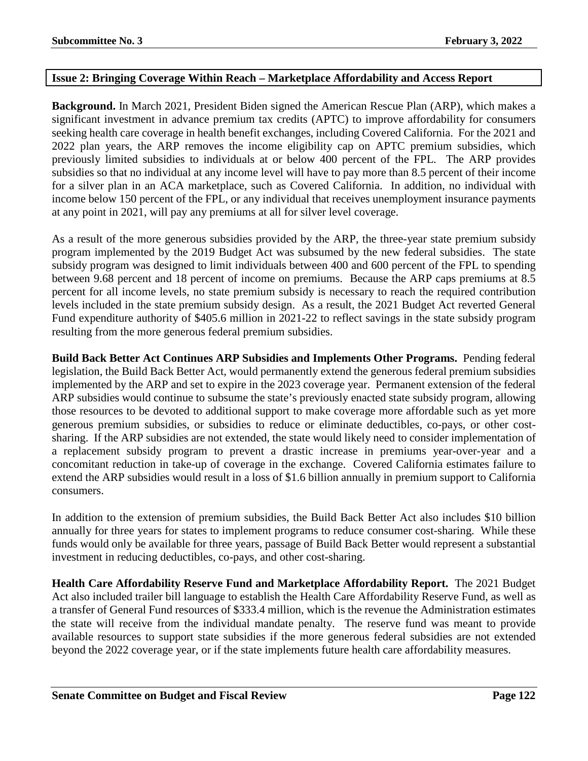## Issue 2: Bringing Coverage Within Reach – Marketplace Affordability and Access Report

**Background.** In March 2021, President Biden signed the American Rescue Plan (ARP), which makes a significant investment in advance premium tax credits (APTC) to improve affordability for consumers seeking health care coverage in health benefit exchanges, including Covered California. For the 2021 and 2022 plan years, the ARP removes the income eligibility cap on APTC premium subsidies, which previously limited subsidies to individuals at or below 400 percent of the FPL. The ARP provides subsidies so that no individual at any income level will have to pay more than 8.5 percent of their income for a silver plan in an ACA marketplace, such as Covered California. In addition, no individual with income below 150 percent of the FPL, or any individual that receives unemployment insurance payments at any point in 2021, will pay any premiums at all for silver level coverage.

As a result of the more generous subsidies provided by the ARP, the three-year state premium subsidy program implemented by the 2019 Budget Act was subsumed by the new federal subsidies. The state subsidy program was designed to limit individuals between 400 and 600 percent of the FPL to spending between 9.68 percent and 18 percent of income on premiums. Because the ARP caps premiums at 8.5 percent for all income levels, no state premium subsidy is necessary to reach the required contribution levels included in the state premium subsidy design. As a result, the 2021 Budget Act reverted General Fund expenditure authority of $405.6 million in 2021-22 to reflect savings in the state subsidy program resulting from the more generous federal premium subsidies.

**Build Back Better Act Continues ARP Subsidies and Implements Other Programs.** Pending federal legislation, the Build Back Better Act, would permanently extend the generous federal premium subsidies implemented by the ARP and set to expire in the 2023 coverage year. Permanent extension of the federal ARP subsidies would continue to subsume the state's previously enacted state subsidy program, allowing those resources to be devoted to additional support to make coverage more affordable such as yet more generous premium subsidies, or subsidies to reduce or eliminate deductibles, co-pays, or other cost-sharing. If the ARP subsidies are not extended, the state would likely need to consider implementation of a replacement subsidy program to prevent a drastic increase in premiums year-over-year and a concomitant reduction in take-up of coverage in the exchange. Covered California estimates failure to extend the ARP subsidies would result in a loss of $1.6 billion annually in premium support to California consumers.

In addition to the extension of premium subsidies, the Build Back Better Act also includes $10 billion annually for three years for states to implement programs to reduce consumer cost-sharing. While these funds would only be available for three years, passage of Build Back Better would represent a substantial investment in reducing deductibles, co-pays, and other cost-sharing.

**Health Care Affordability Reserve Fund and Marketplace Affordability Report.** The 2021 Budget Act also included trailer bill language to establish the Health Care Affordability Reserve Fund, as well as a transfer of General Fund resources of $333.4 million, which is the revenue the Administration estimates the state will receive from the individual mandate penalty. The reserve fund was meant to provide available resources to support state subsidies if the more generous federal subsidies are not extended beyond the 2022 coverage year, or if the state implements future health care affordability measures.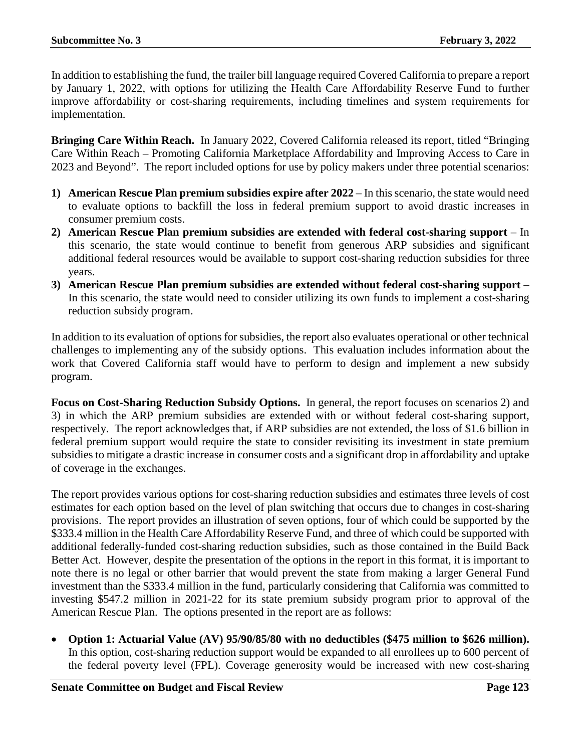In addition to establishing the fund, the trailer bill language required Covered California to prepare a report by January 1, 2022, with options for utilizing the Health Care Affordability Reserve Fund to further improve affordability or cost-sharing requirements, including timelines and system requirements for implementation.

**Bringing Care Within Reach.** In January 2022, Covered California released its report, titled "Bringing Care Within Reach – Promoting California Marketplace Affordability and Improving Access to Care in 2023 and Beyond". The report included options for use by policy makers under three potential scenarios:

1) **American Rescue Plan premium subsidies expire after 2022** – In this scenario, the state would need to evaluate options to backfill the loss in federal premium support to avoid drastic increases in consumer premium costs.
2) **American Rescue Plan premium subsidies are extended with federal cost-sharing support** – In this scenario, the state would continue to benefit from generous ARP subsidies and significant additional federal resources would be available to support cost-sharing reduction subsidies for three years.
3) **American Rescue Plan premium subsidies are extended without federal cost-sharing support** – In this scenario, the state would need to consider utilizing its own funds to implement a cost-sharing reduction subsidy program.

In addition to its evaluation of options for subsidies, the report also evaluates operational or other technical challenges to implementing any of the subsidy options. This evaluation includes information about the work that Covered California staff would have to perform to design and implement a new subsidy program.

**Focus on Cost-Sharing Reduction Subsidy Options.** In general, the report focuses on scenarios 2) and 3) in which the ARP premium subsidies are extended with or without federal cost-sharing support, respectively. The report acknowledges that, if ARP subsidies are not extended, the loss of $1.6 billion in federal premium support would require the state to consider revisiting its investment in state premium subsidies to mitigate a drastic increase in consumer costs and a significant drop in affordability and uptake of coverage in the exchanges.

The report provides various options for cost-sharing reduction subsidies and estimates three levels of cost estimates for each option based on the level of plan switching that occurs due to changes in cost-sharing provisions. The report provides an illustration of seven options, four of which could be supported by the $333.4 million in the Health Care Affordability Reserve Fund, and three of which could be supported with additional federally-funded cost-sharing reduction subsidies, such as those contained in the Build Back Better Act. However, despite the presentation of the options in the report in this format, it is important to note there is no legal or other barrier that would prevent the state from making a larger General Fund investment than the $333.4 million in the fund, particularly considering that California was committed to investing $547.2 million in 2021-22 for its state premium subsidy program prior to approval of the American Rescue Plan. The options presented in the report are as follows:

- **Option 1: Actuarial Value (AV) 95/90/85/80 with no deductibles ($475 million to $626 million).** In this option, cost-sharing reduction support would be expanded to all enrollees up to 600 percent of the federal poverty level (FPL). Coverage generosity would be increased with new cost-sharing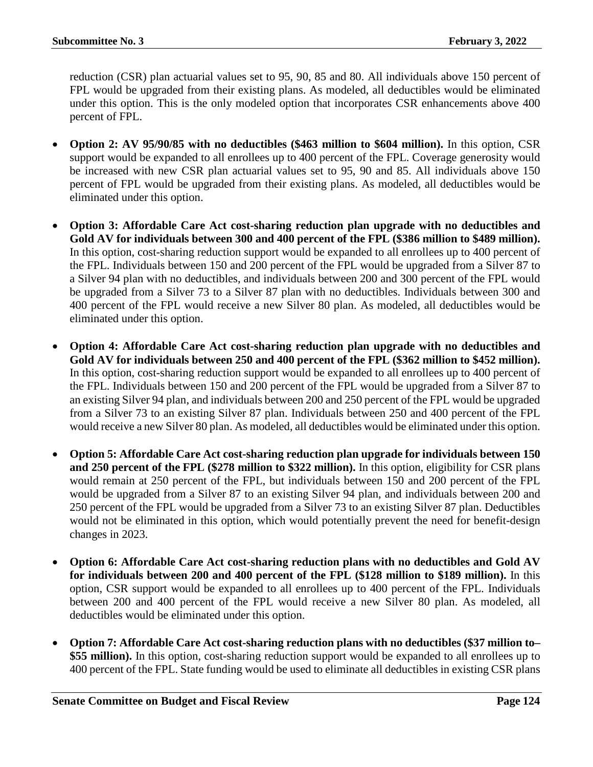reduction (CSR) plan actuarial values set to 95, 90, 85 and 80. All individuals above 150 percent of FPL would be upgraded from their existing plans. As modeled, all deductibles would be eliminated under this option. This is the only modeled option that incorporates CSR enhancements above 400 percent of FPL.

- **Option 2: AV 95/90/85 with no deductibles ($463 million to $604 million).** In this option, CSR support would be expanded to all enrollees up to 400 percent of the FPL. Coverage generosity would be increased with new CSR plan actuarial values set to 95, 90 and 85. All individuals above 150 percent of FPL would be upgraded from their existing plans. As modeled, all deductibles would be eliminated under this option.

- **Option 3: Affordable Care Act cost-sharing reduction plan upgrade with no deductibles and Gold AV for individuals between 300 and 400 percent of the FPL ($386 million to $489 million).** In this option, cost-sharing reduction support would be expanded to all enrollees up to 400 percent of the FPL. Individuals between 150 and 200 percent of the FPL would be upgraded from a Silver 87 to a Silver 94 plan with no deductibles, and individuals between 200 and 300 percent of the FPL would be upgraded from a Silver 73 to a Silver 87 plan with no deductibles. Individuals between 300 and 400 percent of the FPL would receive a new Silver 80 plan. As modeled, all deductibles would be eliminated under this option.

- **Option 4: Affordable Care Act cost-sharing reduction plan upgrade with no deductibles and Gold AV for individuals between 250 and 400 percent of the FPL ($362 million to $452 million).** In this option, cost-sharing reduction support would be expanded to all enrollees up to 400 percent of the FPL. Individuals between 150 and 200 percent of the FPL would be upgraded from a Silver 87 to an existing Silver 94 plan, and individuals between 200 and 250 percent of the FPL would be upgraded from a Silver 73 to an existing Silver 87 plan. Individuals between 250 and 400 percent of the FPL would receive a new Silver 80 plan. As modeled, all deductibles would be eliminated under this option.

- **Option 5: Affordable Care Act cost-sharing reduction plan upgrade for individuals between 150 and 250 percent of the FPL ($278 million to $322 million).** In this option, eligibility for CSR plans would remain at 250 percent of the FPL, but individuals between 150 and 200 percent of the FPL would be upgraded from a Silver 87 to an existing Silver 94 plan, and individuals between 200 and 250 percent of the FPL would be upgraded from a Silver 73 to an existing Silver 87 plan. Deductibles would not be eliminated in this option, which would potentially prevent the need for benefit-design changes in 2023.

- **Option 6: Affordable Care Act cost-sharing reduction plans with no deductibles and Gold AV for individuals between 200 and 400 percent of the FPL ($128 million to $189 million).** In this option, CSR support would be expanded to all enrollees up to 400 percent of the FPL. Individuals between 200 and 400 percent of the FPL would receive a new Silver 80 plan. As modeled, all deductibles would be eliminated under this option.

- **Option 7: Affordable Care Act cost-sharing reduction plans with no deductibles ($37 million to– $55 million).** In this option, cost-sharing reduction support would be expanded to all enrollees up to 400 percent of the FPL. State funding would be used to eliminate all deductibles in existing CSR plans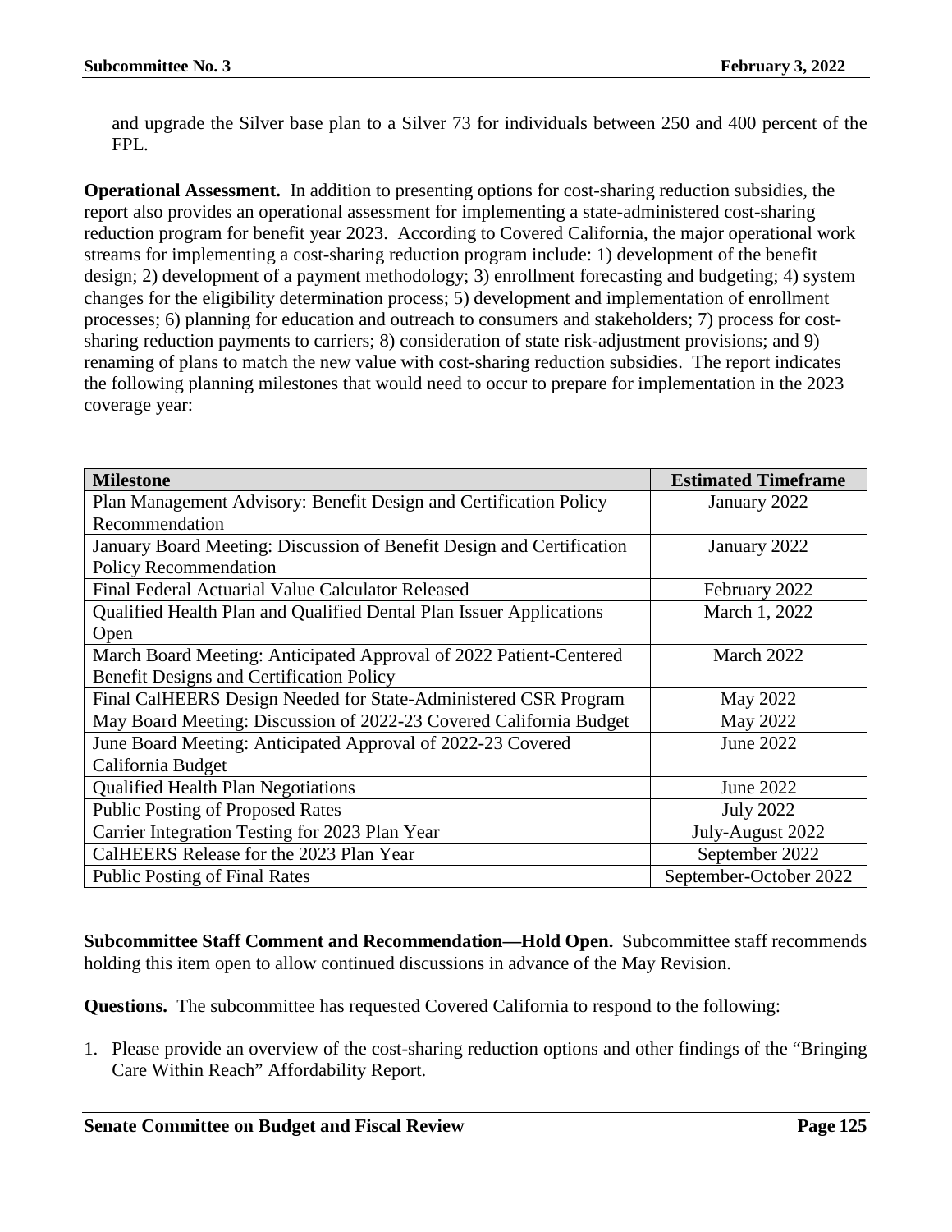and upgrade the Silver base plan to a Silver 73 for individuals between 250 and 400 percent of the FPL.

**Operational Assessment.** In addition to presenting options for cost-sharing reduction subsidies, the report also provides an operational assessment for implementing a state-administered cost-sharing reduction program for benefit year 2023. According to Covered California, the major operational work streams for implementing a cost-sharing reduction program include: 1) development of the benefit design; 2) development of a payment methodology; 3) enrollment forecasting and budgeting; 4) system changes for the eligibility determination process; 5) development and implementation of enrollment processes; 6) planning for education and outreach to consumers and stakeholders; 7) process for cost-sharing reduction payments to carriers; 8) consideration of state risk-adjustment provisions; and 9) renaming of plans to match the new value with cost-sharing reduction subsidies. The report indicates the following planning milestones that would need to occur to prepare for implementation in the 2023 coverage year:

| Milestone | Estimated Timeframe |
|---|---|
| Plan Management Advisory: Benefit Design and Certification Policy Recommendation | January 2022 |
| January Board Meeting: Discussion of Benefit Design and Certification Policy Recommendation | January 2022 |
| Final Federal Actuarial Value Calculator Released | February 2022 |
| Qualified Health Plan and Qualified Dental Plan Issuer Applications Open | March 1, 2022 |
| March Board Meeting: Anticipated Approval of 2022 Patient-Centered Benefit Designs and Certification Policy | March 2022 |
| Final CalHEERS Design Needed for State-Administered CSR Program | May 2022 |
| May Board Meeting: Discussion of 2022-23 Covered California Budget | May 2022 |
| June Board Meeting: Anticipated Approval of 2022-23 Covered California Budget | June 2022 |
| Qualified Health Plan Negotiations | June 2022 |
| Public Posting of Proposed Rates | July 2022 |
| Carrier Integration Testing for 2023 Plan Year | July-August 2022 |
| CalHEERS Release for the 2023 Plan Year | September 2022 |
| Public Posting of Final Rates | September-October 2022 |

**Subcommittee Staff Comment and Recommendation—Hold Open.** Subcommittee staff recommends holding this item open to allow continued discussions in advance of the May Revision.

**Questions.** The subcommittee has requested Covered California to respond to the following:

1. Please provide an overview of the cost-sharing reduction options and other findings of the "Bringing Care Within Reach" Affordability Report.